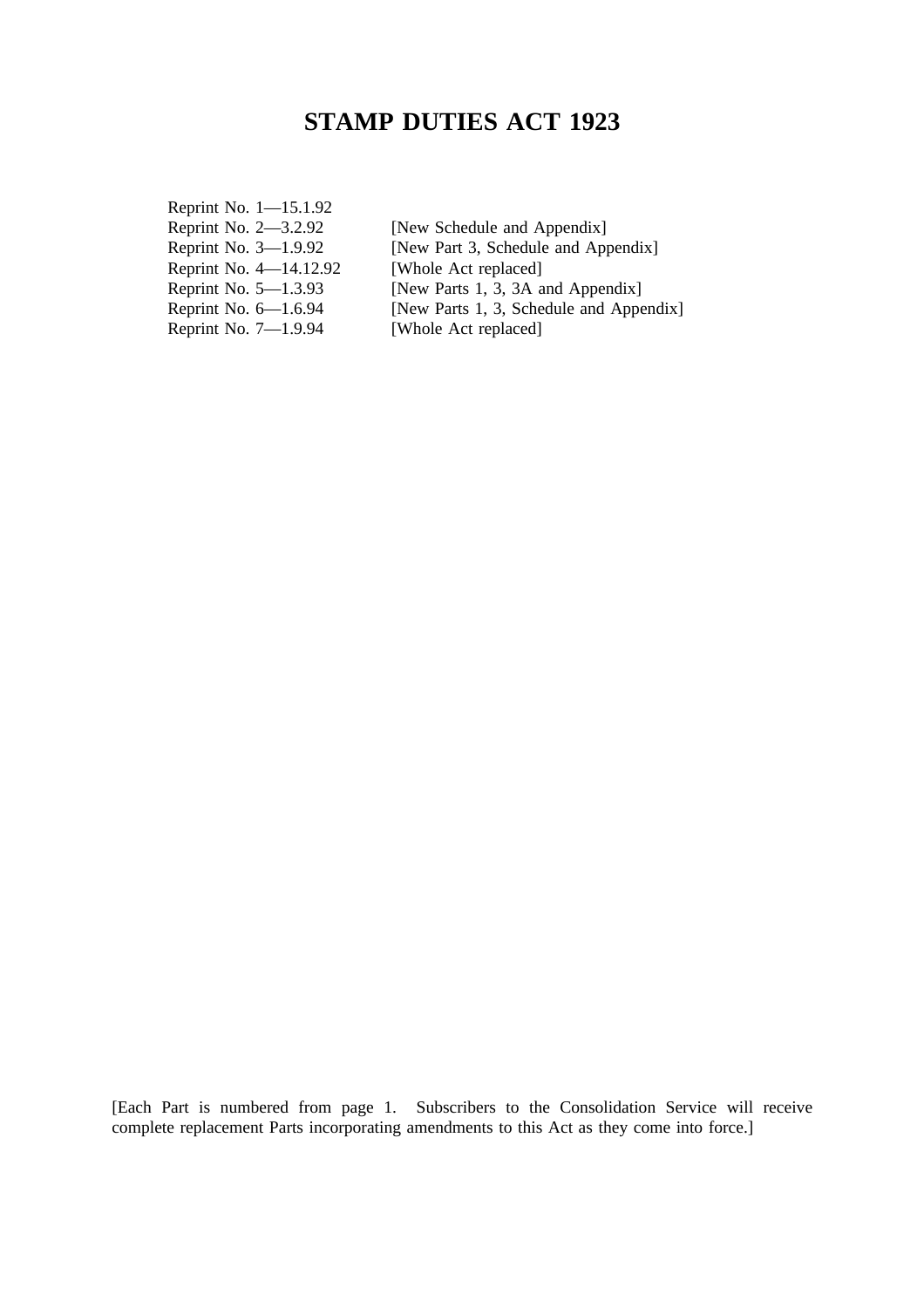# STAMP DUTIES ACT 1923

| | |
|---|---|
| Reprint No. 1—15.1.92 | |
| Reprint No. 2—3.2.92 | [New Schedule and Appendix] |
| Reprint No. 3—1.9.92 | [New Part 3, Schedule and Appendix] |
| Reprint No. 4—14.12.92 | [Whole Act replaced] |
| Reprint No. 5—1.3.93 | [New Parts 1, 3, 3A and Appendix] |
| Reprint No. 6—1.6.94 | [New Parts 1, 3, Schedule and Appendix] |
| Reprint No. 7—1.9.94 | [Whole Act replaced] |

[Each Part is numbered from page 1. Subscribers to the Consolidation Service will receive complete replacement Parts incorporating amendments to this Act as they come into force.]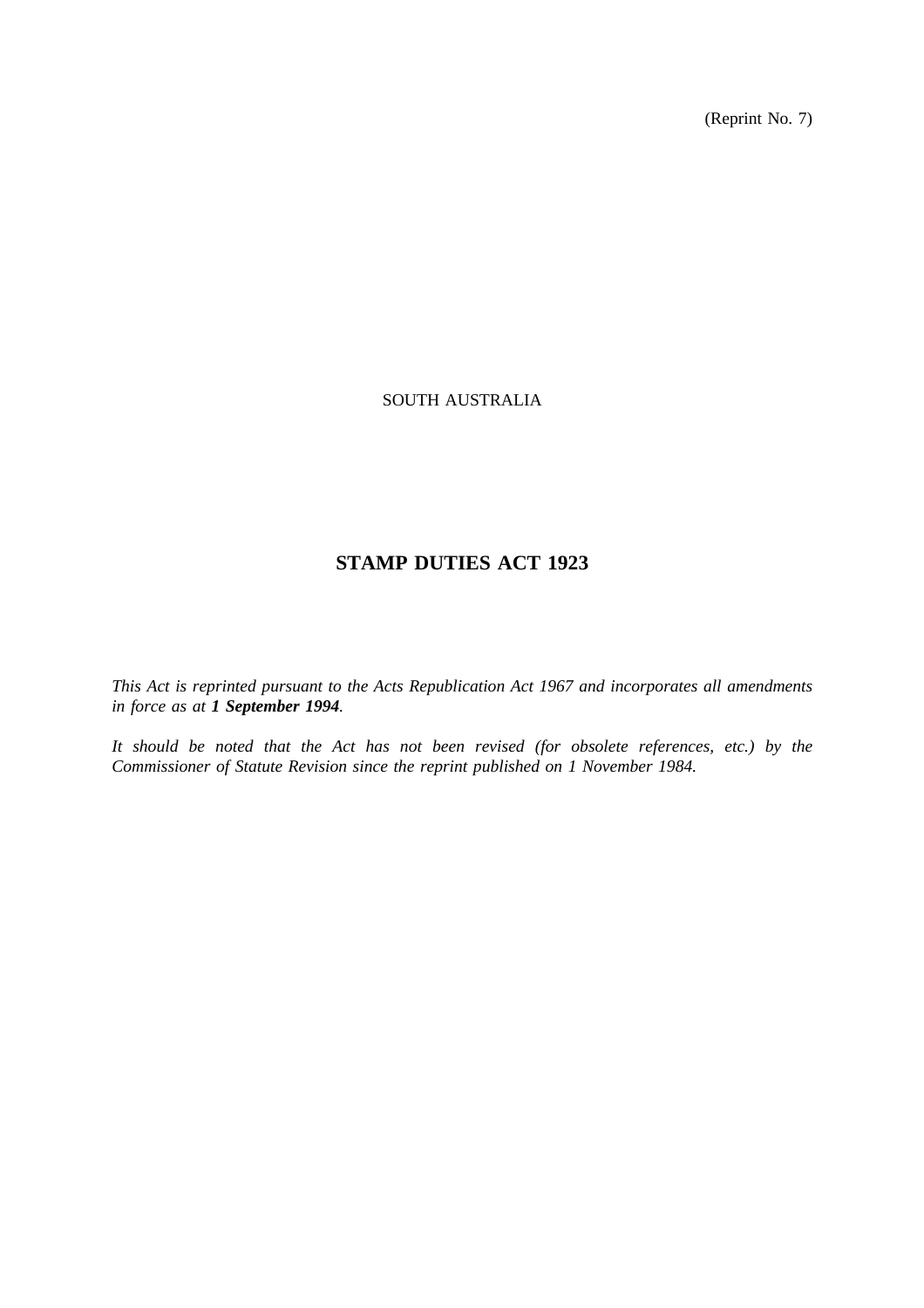(Reprint No. 7)

SOUTH AUSTRALIA

# STAMP DUTIES ACT 1923

*This Act is reprinted pursuant to the Acts Republication Act 1967 and incorporates all amendments in force as at **1 September 1994**.*

*It should be noted that the Act has not been revised (for obsolete references, etc.) by the Commissioner of Statute Revision since the reprint published on 1 November 1984.*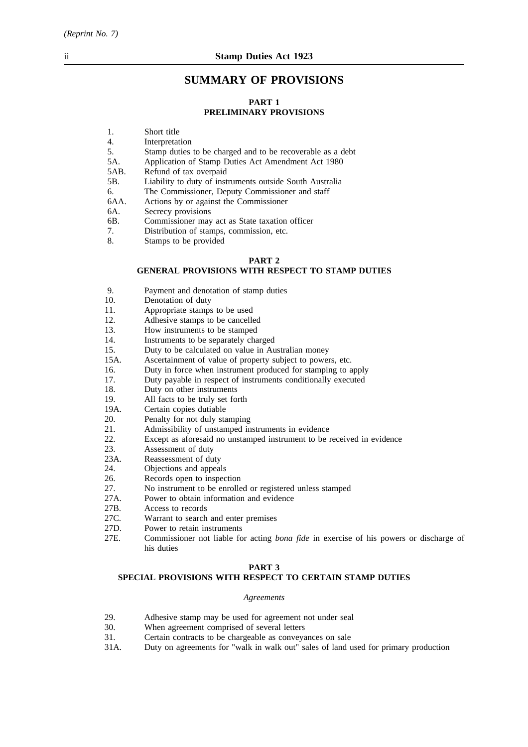## SUMMARY OF PROVISIONS

### PART 1
### PRELIMINARY PROVISIONS

1. Short title
4. Interpretation
5. Stamp duties to be charged and to be recoverable as a debt
5A. Application of Stamp Duties Act Amendment Act 1980
5AB. Refund of tax overpaid
5B. Liability to duty of instruments outside South Australia
6. The Commissioner, Deputy Commissioner and staff
6AA. Actions by or against the Commissioner
6A. Secrecy provisions
6B. Commissioner may act as State taxation officer
7. Distribution of stamps, commission, etc.
8. Stamps to be provided

### PART 2
### GENERAL PROVISIONS WITH RESPECT TO STAMP DUTIES

9. Payment and denotation of stamp duties
10. Denotation of duty
11. Appropriate stamps to be used
12. Adhesive stamps to be cancelled
13. How instruments to be stamped
14. Instruments to be separately charged
15. Duty to be calculated on value in Australian money
15A. Ascertainment of value of property subject to powers, etc.
16. Duty in force when instrument produced for stamping to apply
17. Duty payable in respect of instruments conditionally executed
18. Duty on other instruments
19. All facts to be truly set forth
19A. Certain copies dutiable
20. Penalty for not duly stamping
21. Admissibility of unstamped instruments in evidence
22. Except as aforesaid no unstamped instrument to be received in evidence
23. Assessment of duty
23A. Reassessment of duty
24. Objections and appeals
26. Records open to inspection
27. No instrument to be enrolled or registered unless stamped
27A. Power to obtain information and evidence
27B. Access to records
27C. Warrant to search and enter premises
27D. Power to retain instruments
27E. Commissioner not liable for acting *bona fide* in exercise of his powers or discharge of his duties

### PART 3
### SPECIAL PROVISIONS WITH RESPECT TO CERTAIN STAMP DUTIES

*Agreements*

29. Adhesive stamp may be used for agreement not under seal
30. When agreement comprised of several letters
31. Certain contracts to be chargeable as conveyances on sale
31A. Duty on agreements for "walk in walk out" sales of land used for primary production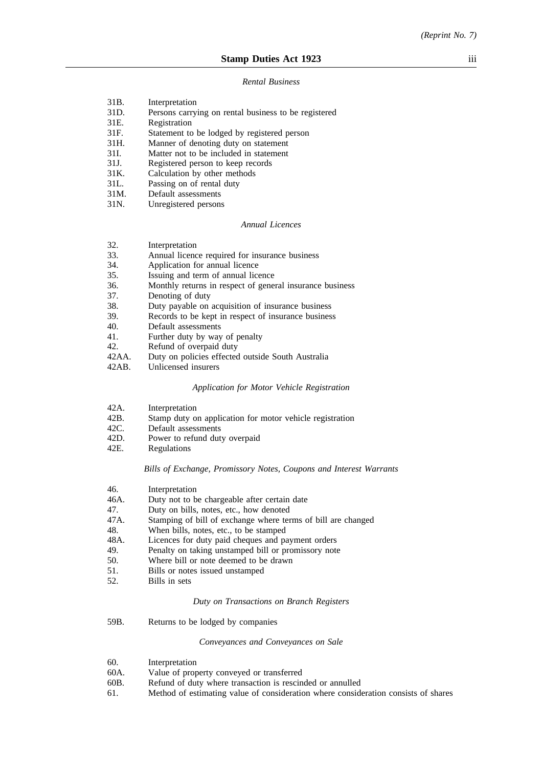*Rental Business*

| | |
|---|---|
| 31B. | Interpretation |
| 31D. | Persons carrying on rental business to be registered |
| 31E. | Registration |
| 31F. | Statement to be lodged by registered person |
| 31H. | Manner of denoting duty on statement |
| 31I. | Matter not to be included in statement |
| 31J. | Registered person to keep records |
| 31K. | Calculation by other methods |
| 31L. | Passing on of rental duty |
| 31M. | Default assessments |
| 31N. | Unregistered persons |

*Annual Licences*

| | |
|---|---|
| 32. | Interpretation |
| 33. | Annual licence required for insurance business |
| 34. | Application for annual licence |
| 35. | Issuing and term of annual licence |
| 36. | Monthly returns in respect of general insurance business |
| 37. | Denoting of duty |
| 38. | Duty payable on acquisition of insurance business |
| 39. | Records to be kept in respect of insurance business |
| 40. | Default assessments |
| 41. | Further duty by way of penalty |
| 42. | Refund of overpaid duty |
| 42AA. | Duty on policies effected outside South Australia |
| 42AB. | Unlicensed insurers |

*Application for Motor Vehicle Registration*

| | |
|---|---|
| 42A. | Interpretation |
| 42B. | Stamp duty on application for motor vehicle registration |
| 42C. | Default assessments |
| 42D. | Power to refund duty overpaid |
| 42E. | Regulations |

*Bills of Exchange, Promissory Notes, Coupons and Interest Warrants*

| | |
|---|---|
| 46. | Interpretation |
| 46A. | Duty not to be chargeable after certain date |
| 47. | Duty on bills, notes, etc., how denoted |
| 47A. | Stamping of bill of exchange where terms of bill are changed |
| 48. | When bills, notes, etc., to be stamped |
| 48A. | Licences for duty paid cheques and payment orders |
| 49. | Penalty on taking unstamped bill or promissory note |
| 50. | Where bill or note deemed to be drawn |
| 51. | Bills or notes issued unstamped |
| 52. | Bills in sets |

*Duty on Transactions on Branch Registers*

| | |
|---|---|
| 59B. | Returns to be lodged by companies |

*Conveyances and Conveyances on Sale*

| | |
|---|---|
| 60. | Interpretation |
| 60A. | Value of property conveyed or transferred |
| 60B. | Refund of duty where transaction is rescinded or annulled |
| 61. | Method of estimating value of consideration where consideration consists of shares |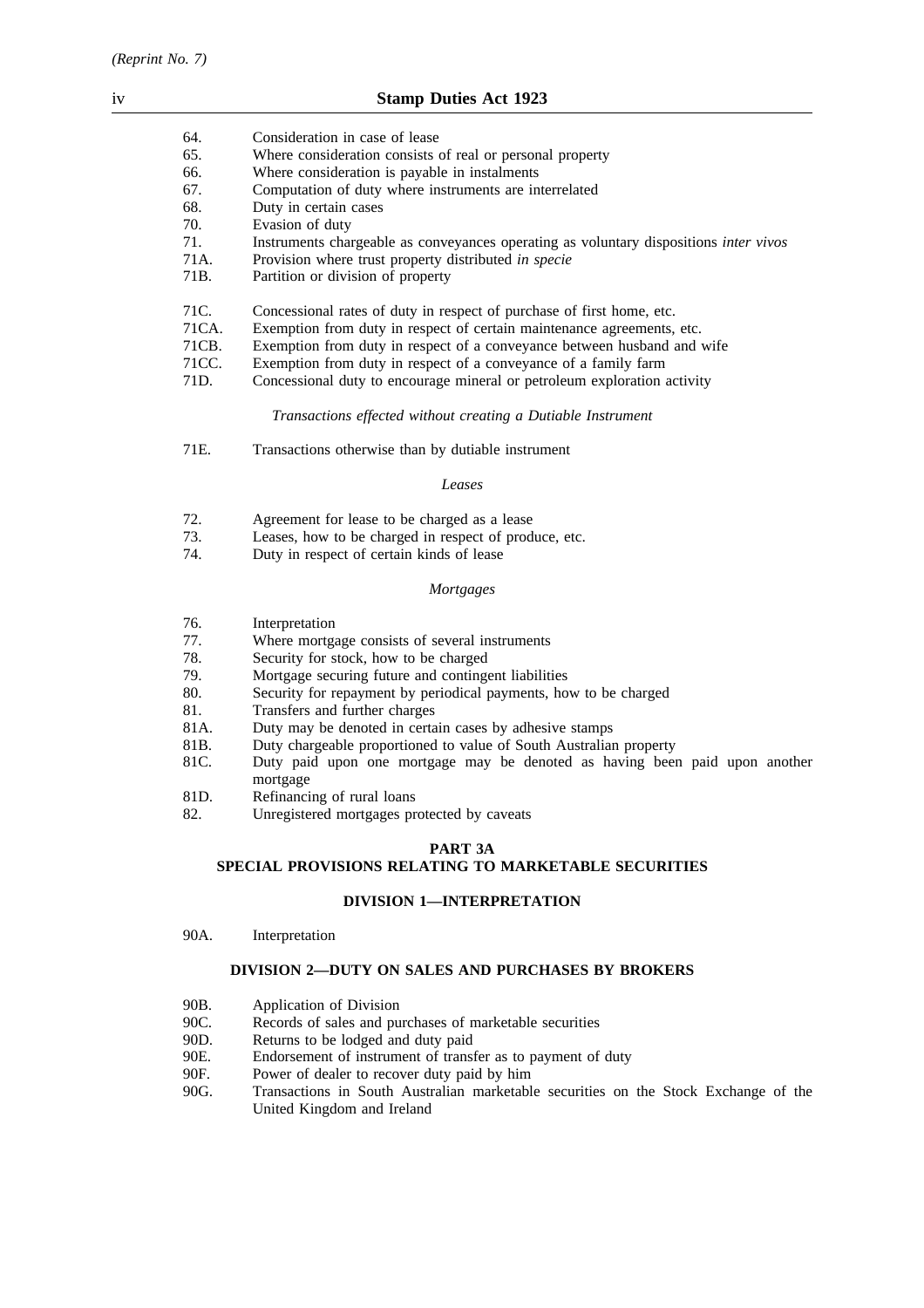64. Consideration in case of lease
65. Where consideration consists of real or personal property
66. Where consideration is payable in instalments
67. Computation of duty where instruments are interrelated
68. Duty in certain cases
70. Evasion of duty
71. Instruments chargeable as conveyances operating as voluntary dispositions *inter vivos*
71A. Provision where trust property distributed *in specie*
71B. Partition or division of property

71C. Concessional rates of duty in respect of purchase of first home, etc.
71CA. Exemption from duty in respect of certain maintenance agreements, etc.
71CB. Exemption from duty in respect of a conveyance between husband and wife
71CC. Exemption from duty in respect of a conveyance of a family farm
71D. Concessional duty to encourage mineral or petroleum exploration activity

*Transactions effected without creating a Dutiable Instrument*

71E. Transactions otherwise than by dutiable instrument

*Leases*

72. Agreement for lease to be charged as a lease
73. Leases, how to be charged in respect of produce, etc.
74. Duty in respect of certain kinds of lease

*Mortgages*

76. Interpretation
77. Where mortgage consists of several instruments
78. Security for stock, how to be charged
79. Mortgage securing future and contingent liabilities
80. Security for repayment by periodical payments, how to be charged
81. Transfers and further charges
81A. Duty may be denoted in certain cases by adhesive stamps
81B. Duty chargeable proportioned to value of South Australian property
81C. Duty paid upon one mortgage may be denoted as having been paid upon another mortgage
81D. Refinancing of rural loans
82. Unregistered mortgages protected by caveats

**PART 3A**
**SPECIAL PROVISIONS RELATING TO MARKETABLE SECURITIES**

**DIVISION 1—INTERPRETATION**

90A. Interpretation

**DIVISION 2—DUTY ON SALES AND PURCHASES BY BROKERS**

90B. Application of Division
90C. Records of sales and purchases of marketable securities
90D. Returns to be lodged and duty paid
90E. Endorsement of instrument of transfer as to payment of duty
90F. Power of dealer to recover duty paid by him
90G. Transactions in South Australian marketable securities on the Stock Exchange of the United Kingdom and Ireland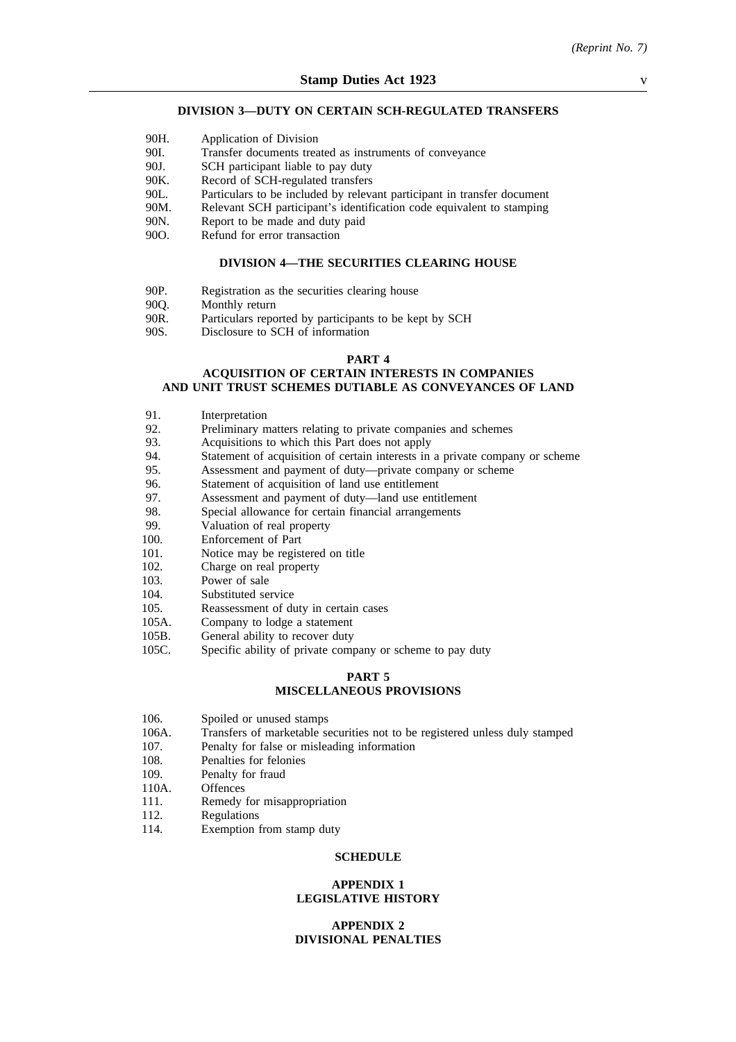#### DIVISION 3—DUTY ON CERTAIN SCH-REGULATED TRANSFERS

90H. Application of Division
90I. Transfer documents treated as instruments of conveyance
90J. SCH participant liable to pay duty
90K. Record of SCH-regulated transfers
90L. Particulars to be included by relevant participant in transfer document
90M. Relevant SCH participant's identification code equivalent to stamping
90N. Report to be made and duty paid
90O. Refund for error transaction

#### DIVISION 4—THE SECURITIES CLEARING HOUSE

90P. Registration as the securities clearing house
90Q. Monthly return
90R. Particulars reported by participants to be kept by SCH
90S. Disclosure to SCH of information

### PART 4
### ACQUISITION OF CERTAIN INTERESTS IN COMPANIES AND UNIT TRUST SCHEMES DUTIABLE AS CONVEYANCES OF LAND

91. Interpretation
92. Preliminary matters relating to private companies and schemes
93. Acquisitions to which this Part does not apply
94. Statement of acquisition of certain interests in a private company or scheme
95. Assessment and payment of duty—private company or scheme
96. Statement of acquisition of land use entitlement
97. Assessment and payment of duty—land use entitlement
98. Special allowance for certain financial arrangements
99. Valuation of real property
100. Enforcement of Part
101. Notice may be registered on title
102. Charge on real property
103. Power of sale
104. Substituted service
105. Reassessment of duty in certain cases
105A. Company to lodge a statement
105B. General ability to recover duty
105C. Specific ability of private company or scheme to pay duty

### PART 5
### MISCELLANEOUS PROVISIONS

106. Spoiled or unused stamps
106A. Transfers of marketable securities not to be registered unless duly stamped
107. Penalty for false or misleading information
108. Penalties for felonies
109. Penalty for fraud
110A. Offences
111. Remedy for misappropriation
112. Regulations
114. Exemption from stamp duty

### SCHEDULE

### APPENDIX 1
### LEGISLATIVE HISTORY

### APPENDIX 2
### DIVISIONAL PENALTIES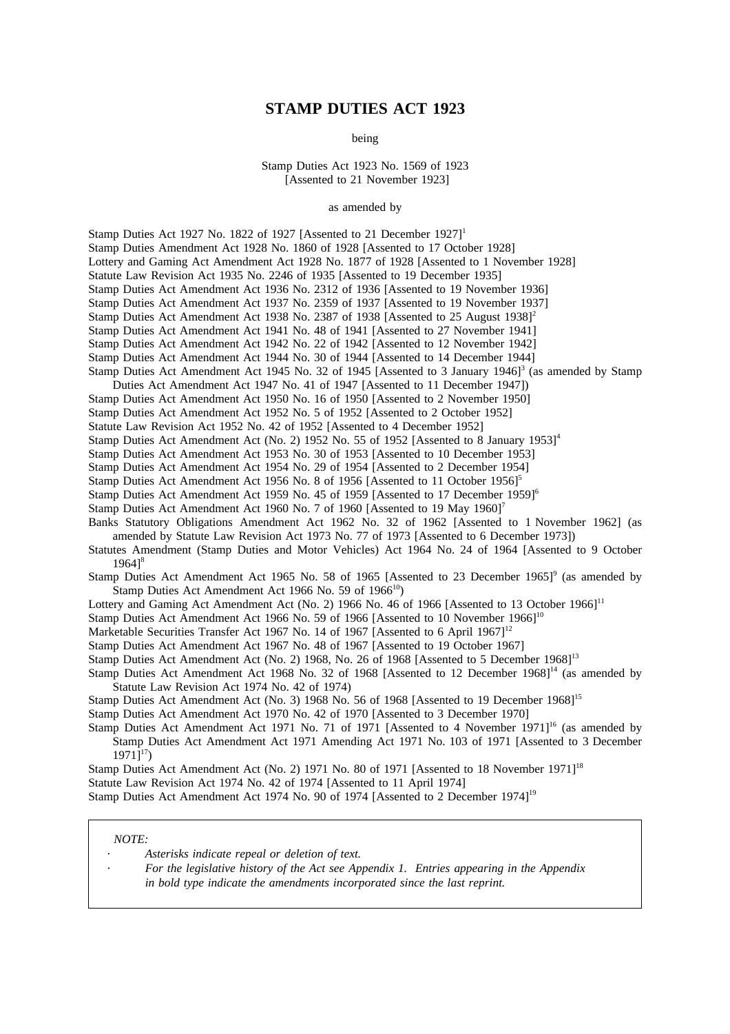# STAMP DUTIES ACT 1923

being

Stamp Duties Act 1923 No. 1569 of 1923
[Assented to 21 November 1923]

as amended by

Stamp Duties Act 1927 No. 1822 of 1927 [Assented to 21 December 1927][1]
Stamp Duties Amendment Act 1928 No. 1860 of 1928 [Assented to 17 October 1928]
Lottery and Gaming Act Amendment Act 1928 No. 1877 of 1928 [Assented to 1 November 1928]
Statute Law Revision Act 1935 No. 2246 of 1935 [Assented to 19 December 1935]
Stamp Duties Act Amendment Act 1936 No. 2312 of 1936 [Assented to 19 November 1936]
Stamp Duties Act Amendment Act 1937 No. 2359 of 1937 [Assented to 19 November 1937]
Stamp Duties Act Amendment Act 1938 No. 2387 of 1938 [Assented to 25 August 1938][2]
Stamp Duties Act Amendment Act 1941 No. 48 of 1941 [Assented to 27 November 1941]
Stamp Duties Act Amendment Act 1942 No. 22 of 1942 [Assented to 12 November 1942]
Stamp Duties Act Amendment Act 1944 No. 30 of 1944 [Assented to 14 December 1944]
Stamp Duties Act Amendment Act 1945 No. 32 of 1945 [Assented to 3 January 1946][3] (as amended by Stamp Duties Act Amendment Act 1947 No. 41 of 1947 [Assented to 11 December 1947])
Stamp Duties Act Amendment Act 1950 No. 16 of 1950 [Assented to 2 November 1950]
Stamp Duties Act Amendment Act 1952 No. 5 of 1952 [Assented to 2 October 1952]
Statute Law Revision Act 1952 No. 42 of 1952 [Assented to 4 December 1952]
Stamp Duties Act Amendment Act (No. 2) 1952 No. 55 of 1952 [Assented to 8 January 1953][4]
Stamp Duties Act Amendment Act 1953 No. 30 of 1953 [Assented to 10 December 1953]
Stamp Duties Act Amendment Act 1954 No. 29 of 1954 [Assented to 2 December 1954]
Stamp Duties Act Amendment Act 1956 No. 8 of 1956 [Assented to 11 October 1956][5]
Stamp Duties Act Amendment Act 1959 No. 45 of 1959 [Assented to 17 December 1959][6]
Stamp Duties Act Amendment Act 1960 No. 7 of 1960 [Assented to 19 May 1960][7]
Banks Statutory Obligations Amendment Act 1962 No. 32 of 1962 [Assented to 1 November 1962] (as amended by Statute Law Revision Act 1973 No. 77 of 1973 [Assented to 6 December 1973])
Statutes Amendment (Stamp Duties and Motor Vehicles) Act 1964 No. 24 of 1964 [Assented to 9 October 1964][8]
Stamp Duties Act Amendment Act 1965 No. 58 of 1965 [Assented to 23 December 1965][9] (as amended by Stamp Duties Act Amendment Act 1966 No. 59 of 1966[10])
Lottery and Gaming Act Amendment Act (No. 2) 1966 No. 46 of 1966 [Assented to 13 October 1966][11]
Stamp Duties Act Amendment Act 1966 No. 59 of 1966 [Assented to 10 November 1966][10]
Marketable Securities Transfer Act 1967 No. 14 of 1967 [Assented to 6 April 1967][12]
Stamp Duties Act Amendment Act 1967 No. 48 of 1967 [Assented to 19 October 1967]
Stamp Duties Act Amendment Act (No. 2) 1968, No. 26 of 1968 [Assented to 5 December 1968][13]
Stamp Duties Act Amendment Act 1968 No. 32 of 1968 [Assented to 12 December 1968][14] (as amended by Statute Law Revision Act 1974 No. 42 of 1974)
Stamp Duties Act Amendment Act (No. 3) 1968 No. 56 of 1968 [Assented to 19 December 1968][15]
Stamp Duties Act Amendment Act 1970 No. 42 of 1970 [Assented to 3 December 1970]
Stamp Duties Act Amendment Act 1971 No. 71 of 1971 [Assented to 4 November 1971][16] (as amended by Stamp Duties Act Amendment Act 1971 Amending Act 1971 No. 103 of 1971 [Assented to 3 December 1971][17])
Stamp Duties Act Amendment Act (No. 2) 1971 No. 80 of 1971 [Assented to 18 November 1971][18]
Statute Law Revision Act 1974 No. 42 of 1974 [Assented to 11 April 1974]
Stamp Duties Act Amendment Act 1974 No. 90 of 1974 [Assented to 2 December 1974][19]

*NOTE:*

- *Asterisks indicate repeal or deletion of text.*
- *For the legislative history of the Act see Appendix 1. Entries appearing in the Appendix in bold type indicate the amendments incorporated since the last reprint.*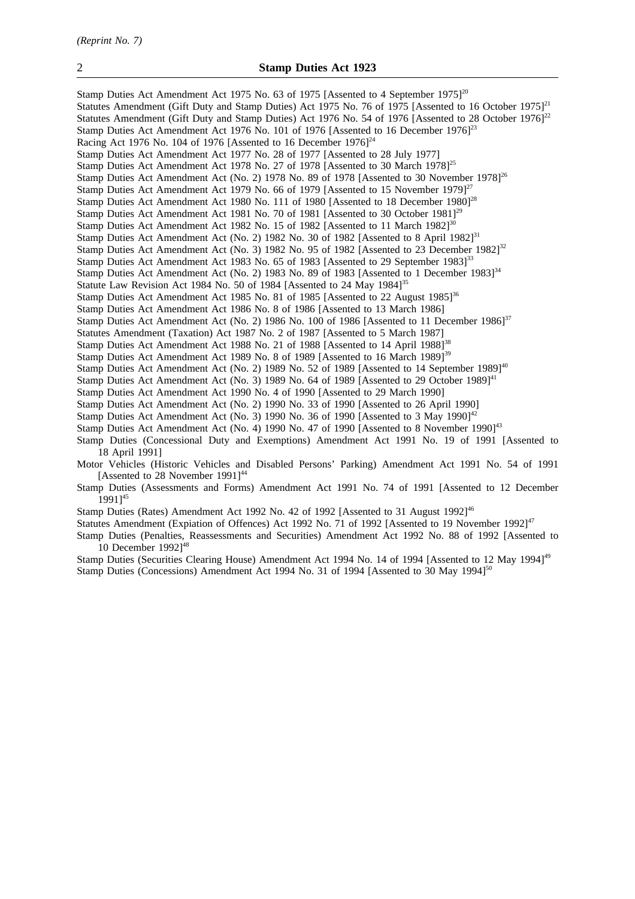Stamp Duties Act Amendment Act 1975 No. 63 of 1975 [Assented to 4 September 1975][20]
Statutes Amendment (Gift Duty and Stamp Duties) Act 1975 No. 76 of 1975 [Assented to 16 October 1975][21]
Statutes Amendment (Gift Duty and Stamp Duties) Act 1976 No. 54 of 1976 [Assented to 28 October 1976][22]
Stamp Duties Act Amendment Act 1976 No. 101 of 1976 [Assented to 16 December 1976][23]
Racing Act 1976 No. 104 of 1976 [Assented to 16 December 1976][24]
Stamp Duties Act Amendment Act 1977 No. 28 of 1977 [Assented to 28 July 1977]
Stamp Duties Act Amendment Act 1978 No. 27 of 1978 [Assented to 30 March 1978][25]
Stamp Duties Act Amendment Act (No. 2) 1978 No. 89 of 1978 [Assented to 30 November 1978][26]
Stamp Duties Act Amendment Act 1979 No. 66 of 1979 [Assented to 15 November 1979][27]
Stamp Duties Act Amendment Act 1980 No. 111 of 1980 [Assented to 18 December 1980][28]
Stamp Duties Act Amendment Act 1981 No. 70 of 1981 [Assented to 30 October 1981][29]
Stamp Duties Act Amendment Act 1982 No. 15 of 1982 [Assented to 11 March 1982][30]
Stamp Duties Act Amendment Act (No. 2) 1982 No. 30 of 1982 [Assented to 8 April 1982][31]
Stamp Duties Act Amendment Act (No. 3) 1982 No. 95 of 1982 [Assented to 23 December 1982][32]
Stamp Duties Act Amendment Act 1983 No. 65 of 1983 [Assented to 29 September 1983][33]
Stamp Duties Act Amendment Act (No. 2) 1983 No. 89 of 1983 [Assented to 1 December 1983][34]
Statute Law Revision Act 1984 No. 50 of 1984 [Assented to 24 May 1984][35]
Stamp Duties Act Amendment Act 1985 No. 81 of 1985 [Assented to 22 August 1985][36]
Stamp Duties Act Amendment Act 1986 No. 8 of 1986 [Assented to 13 March 1986]
Stamp Duties Act Amendment Act (No. 2) 1986 No. 100 of 1986 [Assented to 11 December 1986][37]
Statutes Amendment (Taxation) Act 1987 No. 2 of 1987 [Assented to 5 March 1987]
Stamp Duties Act Amendment Act 1988 No. 21 of 1988 [Assented to 14 April 1988][38]
Stamp Duties Act Amendment Act 1989 No. 8 of 1989 [Assented to 16 March 1989][39]
Stamp Duties Act Amendment Act (No. 2) 1989 No. 52 of 1989 [Assented to 14 September 1989][40]
Stamp Duties Act Amendment Act (No. 3) 1989 No. 64 of 1989 [Assented to 29 October 1989][41]
Stamp Duties Act Amendment Act 1990 No. 4 of 1990 [Assented to 29 March 1990]
Stamp Duties Act Amendment Act (No. 2) 1990 No. 33 of 1990 [Assented to 26 April 1990]
Stamp Duties Act Amendment Act (No. 3) 1990 No. 36 of 1990 [Assented to 3 May 1990][42]
Stamp Duties Act Amendment Act (No. 4) 1990 No. 47 of 1990 [Assented to 8 November 1990][43]
Stamp Duties (Concessional Duty and Exemptions) Amendment Act 1991 No. 19 of 1991 [Assented to 18 April 1991]
Motor Vehicles (Historic Vehicles and Disabled Persons' Parking) Amendment Act 1991 No. 54 of 1991 [Assented to 28 November 1991][44]
Stamp Duties (Assessments and Forms) Amendment Act 1991 No. 74 of 1991 [Assented to 12 December 1991][45]
Stamp Duties (Rates) Amendment Act 1992 No. 42 of 1992 [Assented to 31 August 1992][46]
Statutes Amendment (Expiation of Offences) Act 1992 No. 71 of 1992 [Assented to 19 November 1992][47]
Stamp Duties (Penalties, Reassessments and Securities) Amendment Act 1992 No. 88 of 1992 [Assented to 10 December 1992][48]
Stamp Duties (Securities Clearing House) Amendment Act 1994 No. 14 of 1994 [Assented to 12 May 1994][49]
Stamp Duties (Concessions) Amendment Act 1994 No. 31 of 1994 [Assented to 30 May 1994][50]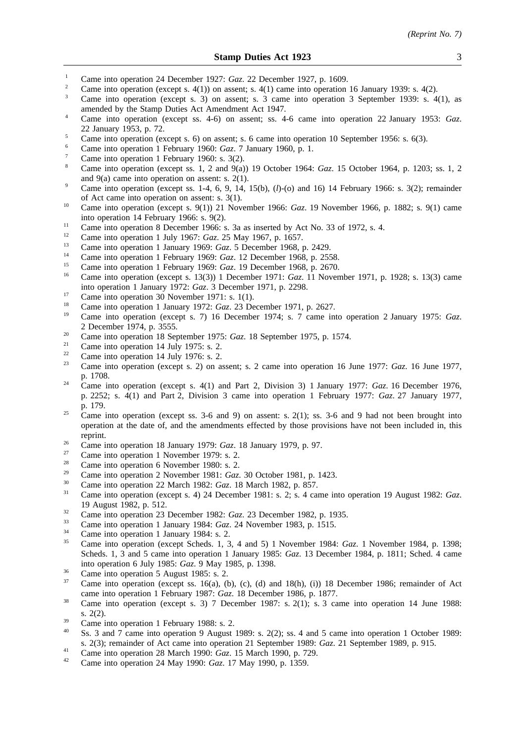1. Came into operation 24 December 1927: *Gaz*. 22 December 1927, p. 1609.
2. Came into operation (except s. 4(1)) on assent; s. 4(1) came into operation 16 January 1939: s. 4(2).
3. Came into operation (except s. 3) on assent; s. 3 came into operation 3 September 1939: s. 4(1), as amended by the Stamp Duties Act Amendment Act 1947.
4. Came into operation (except ss. 4-6) on assent; ss. 4-6 came into operation 22 January 1953: *Gaz*. 22 January 1953, p. 72.
5. Came into operation (except s. 6) on assent; s. 6 came into operation 10 September 1956: s. 6(3).
6. Came into operation 1 February 1960: *Gaz*. 7 January 1960, p. 1.
7. Came into operation 1 February 1960: s. 3(2).
8. Came into operation (except ss. 1, 2 and 9(a)) 19 October 1964: *Gaz*. 15 October 1964, p. 1203; ss. 1, 2 and 9(a) came into operation on assent: s. 2(1).
9. Came into operation (except ss. 1-4, 6, 9, 14, 15(b), (*l*)-(o) and 16) 14 February 1966: s. 3(2); remainder of Act came into operation on assent: s. 3(1).
10. Came into operation (except s. 9(1)) 21 November 1966: *Gaz*. 19 November 1966, p. 1882; s. 9(1) came into operation 14 February 1966: s. 9(2).
11. Came into operation 8 December 1966: s. 3a as inserted by Act No. 33 of 1972, s. 4.
12. Came into operation 1 July 1967: *Gaz*. 25 May 1967, p. 1657.
13. Came into operation 1 January 1969: *Gaz*. 5 December 1968, p. 2429.
14. Came into operation 1 February 1969: *Gaz*. 12 December 1968, p. 2558.
15. Came into operation 1 February 1969: *Gaz*. 19 December 1968, p. 2670.
16. Came into operation (except s. 13(3)) 1 December 1971: *Gaz*. 11 November 1971, p. 1928; s. 13(3) came into operation 1 January 1972: *Gaz*. 3 December 1971, p. 2298.
17. Came into operation 30 November 1971: s. 1(1).
18. Came into operation 1 January 1972: *Gaz*. 23 December 1971, p. 2627.
19. Came into operation (except s. 7) 16 December 1974; s. 7 came into operation 2 January 1975: *Gaz*. 2 December 1974, p. 3555.
20. Came into operation 18 September 1975: *Gaz*. 18 September 1975, p. 1574.
21. Came into operation 14 July 1975: s. 2.
22. Came into operation 14 July 1976: s. 2.
23. Came into operation (except s. 2) on assent; s. 2 came into operation 16 June 1977: *Gaz*. 16 June 1977, p. 1708.
24. Came into operation (except s. 4(1) and Part 2, Division 3) 1 January 1977: *Gaz*. 16 December 1976, p. 2252; s. 4(1) and Part 2, Division 3 came into operation 1 February 1977: *Gaz*. 27 January 1977, p. 179.
25. Came into operation (except ss. 3-6 and 9) on assent: s. 2(1); ss. 3-6 and 9 had not been brought into operation at the date of, and the amendments effected by those provisions have not been included in, this reprint.
26. Came into operation 18 January 1979: *Gaz*. 18 January 1979, p. 97.
27. Came into operation 1 November 1979: s. 2.
28. Came into operation 6 November 1980: s. 2.
29. Came into operation 2 November 1981: *Gaz*. 30 October 1981, p. 1423.
30. Came into operation 22 March 1982: *Gaz*. 18 March 1982, p. 857.
31. Came into operation (except s. 4) 24 December 1981: s. 2; s. 4 came into operation 19 August 1982: *Gaz*. 19 August 1982, p. 512.
32. Came into operation 23 December 1982: *Gaz*. 23 December 1982, p. 1935.
33. Came into operation 1 January 1984: *Gaz*. 24 November 1983, p. 1515.
34. Came into operation 1 January 1984: s. 2.
35. Came into operation (except Scheds. 1, 3, 4 and 5) 1 November 1984: *Gaz*. 1 November 1984, p. 1398; Scheds. 1, 3 and 5 came into operation 1 January 1985: *Gaz*. 13 December 1984, p. 1811; Sched. 4 came into operation 6 July 1985: *Gaz*. 9 May 1985, p. 1398.
36. Came into operation 5 August 1985: s. 2.
37. Came into operation (except ss. 16(a), (b), (c), (d) and 18(h), (i)) 18 December 1986; remainder of Act came into operation 1 February 1987: *Gaz*. 18 December 1986, p. 1877.
38. Came into operation (except s. 3) 7 December 1987: s. 2(1); s. 3 came into operation 14 June 1988: s. 2(2).
39. Came into operation 1 February 1988: s. 2.
40. Ss. 3 and 7 came into operation 9 August 1989: s. 2(2); ss. 4 and 5 came into operation 1 October 1989: s. 2(3); remainder of Act came into operation 21 September 1989: *Gaz*. 21 September 1989, p. 915.
41. Came into operation 28 March 1990: *Gaz*. 15 March 1990, p. 729.
42. Came into operation 24 May 1990: *Gaz*. 17 May 1990, p. 1359.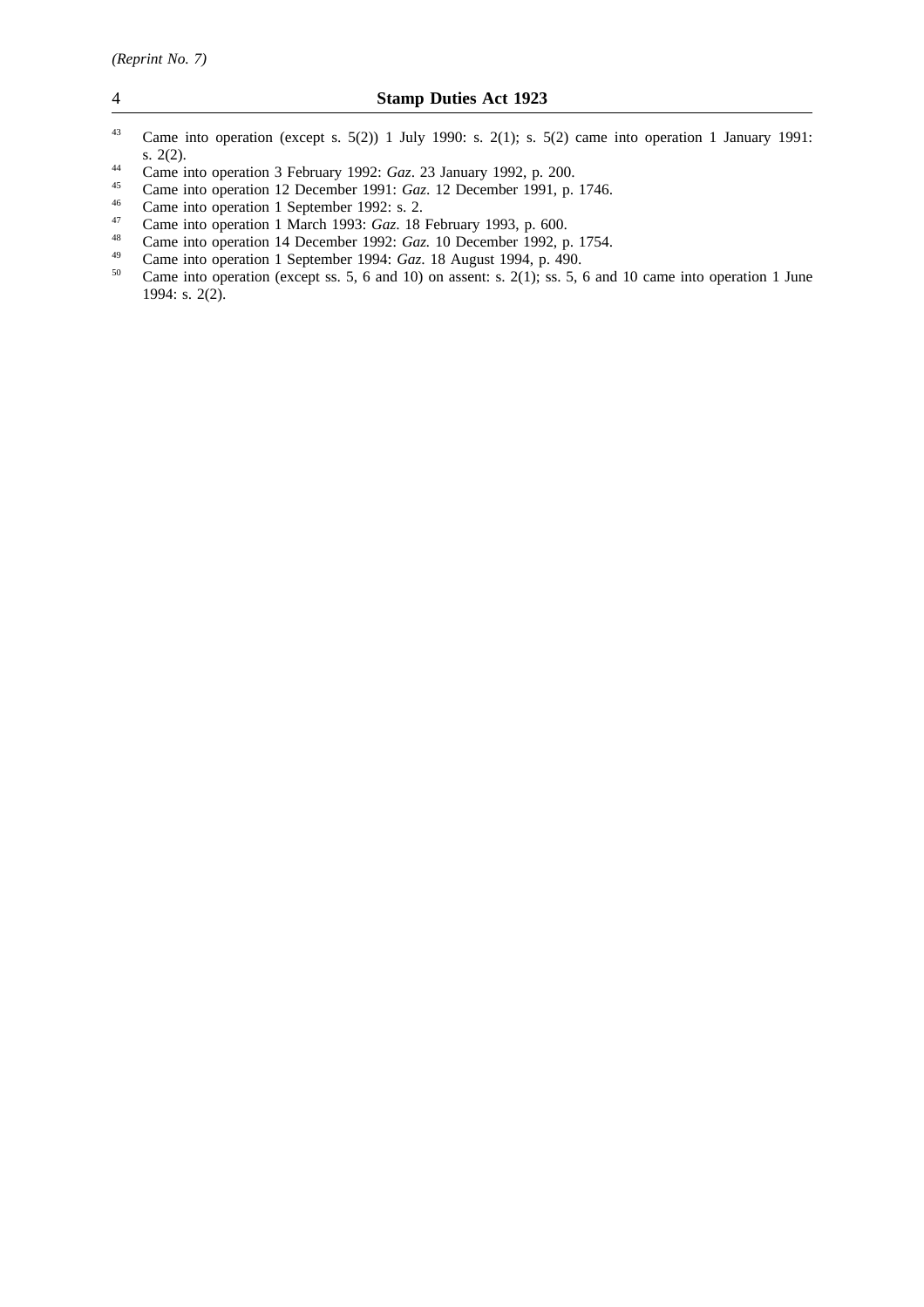[43] Came into operation (except s. 5(2)) 1 July 1990: s. 2(1); s. 5(2) came into operation 1 January 1991: s. 2(2).

[44] Came into operation 3 February 1992: *Gaz*. 23 January 1992, p. 200.

[45] Came into operation 12 December 1991: *Gaz*. 12 December 1991, p. 1746.

[46] Came into operation 1 September 1992: s. 2.

[47] Came into operation 1 March 1993: *Gaz*. 18 February 1993, p. 600.

[48] Came into operation 14 December 1992: *Gaz.* 10 December 1992, p. 1754.

[49] Came into operation 1 September 1994: *Gaz*. 18 August 1994, p. 490.

[50] Came into operation (except ss. 5, 6 and 10) on assent: s. 2(1); ss. 5, 6 and 10 came into operation 1 June 1994: s. 2(2).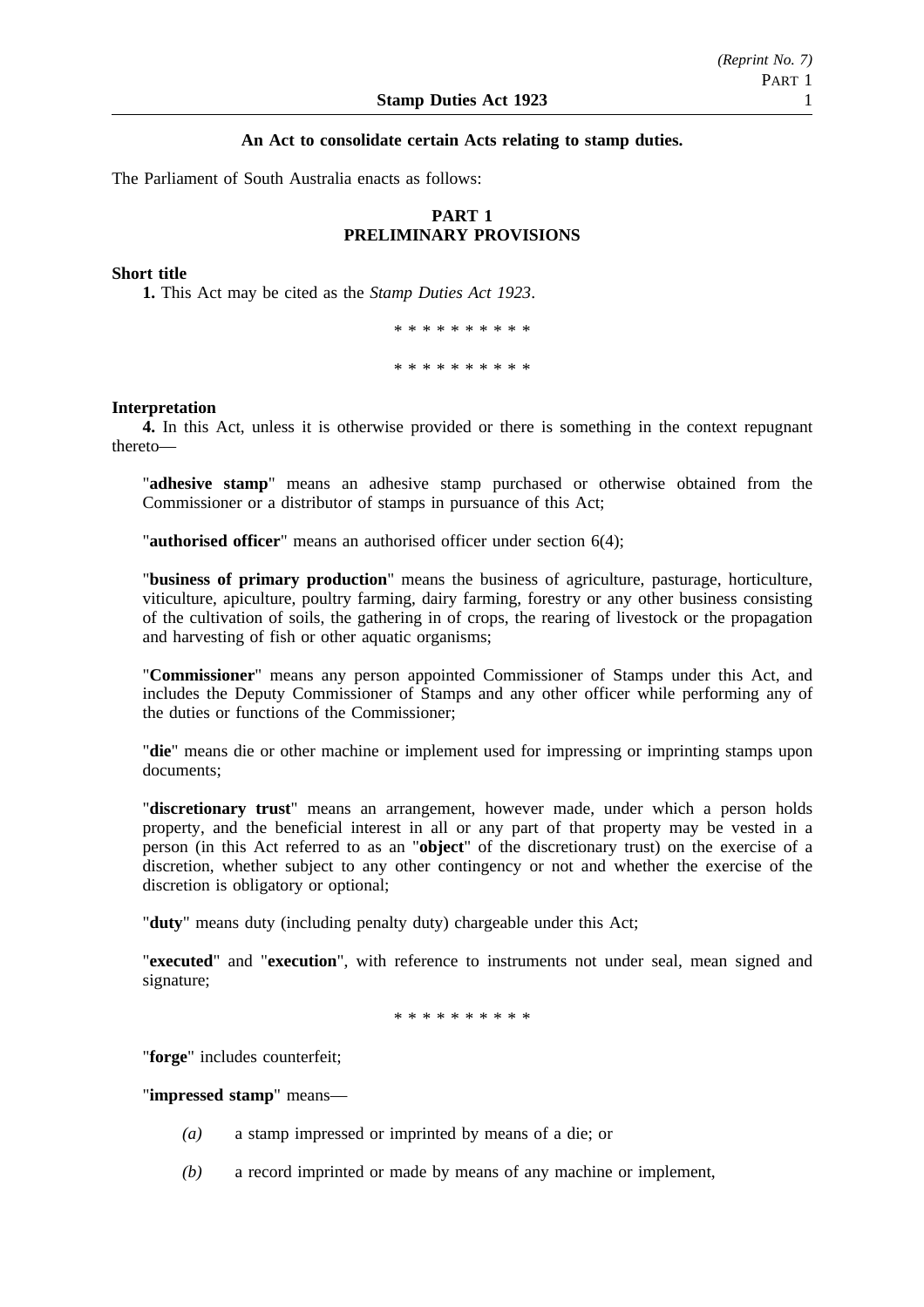**An Act to consolidate certain Acts relating to stamp duties.**

The Parliament of South Australia enacts as follows:

## PART 1
## PRELIMINARY PROVISIONS

**Short title**

**1.** This Act may be cited as the *Stamp Duties Act 1923*.

\* \* \* \* \* \* \* \* \* \*

\* \* \* \* \* \* \* \* \* \*

**Interpretation**

**4.** In this Act, unless it is otherwise provided or there is something in the context repugnant thereto—

"**adhesive stamp**" means an adhesive stamp purchased or otherwise obtained from the Commissioner or a distributor of stamps in pursuance of this Act;

"**authorised officer**" means an authorised officer under section 6(4);

"**business of primary production**" means the business of agriculture, pasturage, horticulture, viticulture, apiculture, poultry farming, dairy farming, forestry or any other business consisting of the cultivation of soils, the gathering in of crops, the rearing of livestock or the propagation and harvesting of fish or other aquatic organisms;

"**Commissioner**" means any person appointed Commissioner of Stamps under this Act, and includes the Deputy Commissioner of Stamps and any other officer while performing any of the duties or functions of the Commissioner;

"**die**" means die or other machine or implement used for impressing or imprinting stamps upon documents;

"**discretionary trust**" means an arrangement, however made, under which a person holds property, and the beneficial interest in all or any part of that property may be vested in a person (in this Act referred to as an "**object**" of the discretionary trust) on the exercise of a discretion, whether subject to any other contingency or not and whether the exercise of the discretion is obligatory or optional;

"**duty**" means duty (including penalty duty) chargeable under this Act;

"**executed**" and "**execution**", with reference to instruments not under seal, mean signed and signature;

\* \* \* \* \* \* \* \* \* \*

"**forge**" includes counterfeit;

"**impressed stamp**" means—

*(a)* a stamp impressed or imprinted by means of a die; or

*(b)* a record imprinted or made by means of any machine or implement,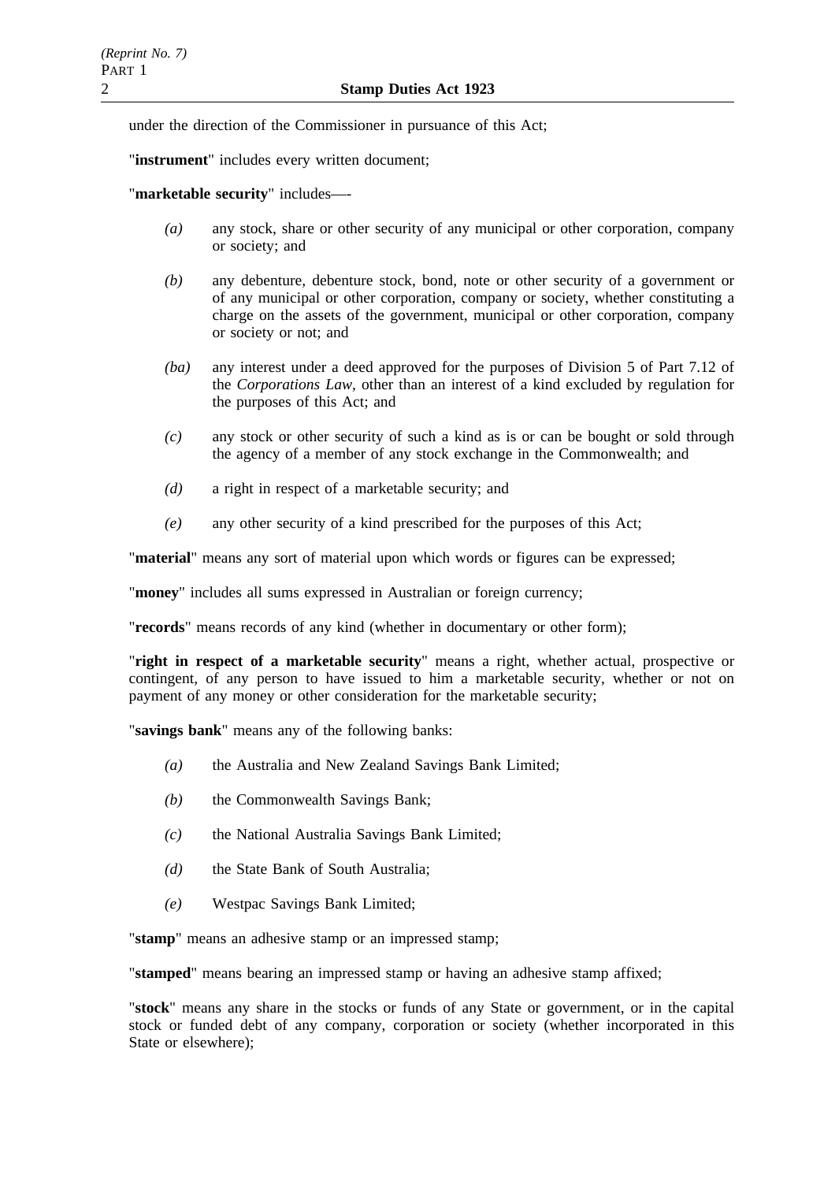under the direction of the Commissioner in pursuance of this Act;

"**instrument**" includes every written document;

"**marketable security**" includes—-

- *(a)* any stock, share or other security of any municipal or other corporation, company or society; and
- *(b)* any debenture, debenture stock, bond, note or other security of a government or of any municipal or other corporation, company or society, whether constituting a charge on the assets of the government, municipal or other corporation, company or society or not; and
- *(ba)* any interest under a deed approved for the purposes of Division 5 of Part 7.12 of the *Corporations Law*, other than an interest of a kind excluded by regulation for the purposes of this Act; and
- *(c)* any stock or other security of such a kind as is or can be bought or sold through the agency of a member of any stock exchange in the Commonwealth; and
- *(d)* a right in respect of a marketable security; and
- *(e)* any other security of a kind prescribed for the purposes of this Act;

"**material**" means any sort of material upon which words or figures can be expressed;

"**money**" includes all sums expressed in Australian or foreign currency;

"**records**" means records of any kind (whether in documentary or other form);

"**right in respect of a marketable security**" means a right, whether actual, prospective or contingent, of any person to have issued to him a marketable security, whether or not on payment of any money or other consideration for the marketable security;

"**savings bank**" means any of the following banks:

- *(a)* the Australia and New Zealand Savings Bank Limited;
- *(b)* the Commonwealth Savings Bank;
- *(c)* the National Australia Savings Bank Limited;
- *(d)* the State Bank of South Australia;
- *(e)* Westpac Savings Bank Limited;

"**stamp**" means an adhesive stamp or an impressed stamp;

"**stamped**" means bearing an impressed stamp or having an adhesive stamp affixed;

"**stock**" means any share in the stocks or funds of any State or government, or in the capital stock or funded debt of any company, corporation or society (whether incorporated in this State or elsewhere);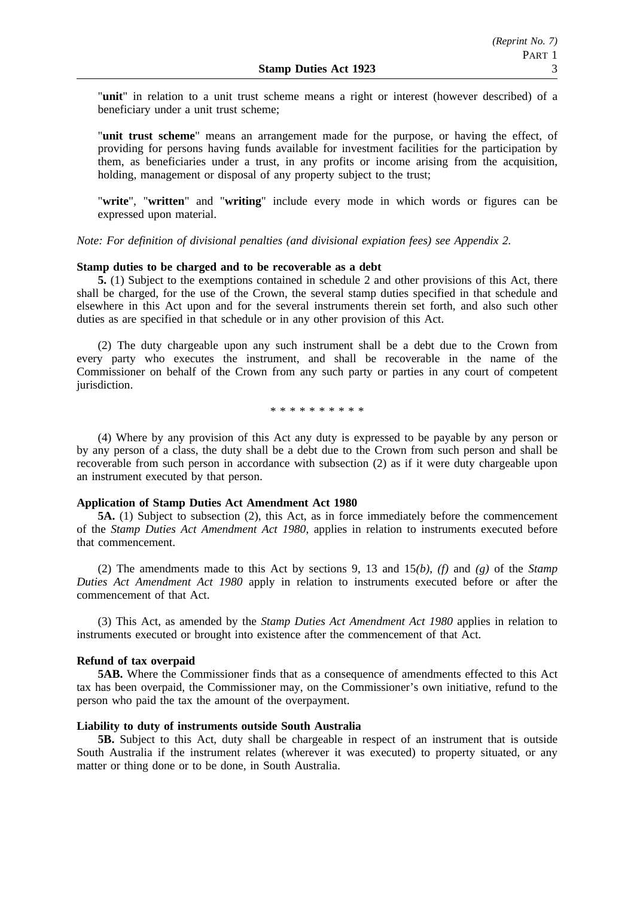"**unit**" in relation to a unit trust scheme means a right or interest (however described) of a beneficiary under a unit trust scheme;

"**unit trust scheme**" means an arrangement made for the purpose, or having the effect, of providing for persons having funds available for investment facilities for the participation by them, as beneficiaries under a trust, in any profits or income arising from the acquisition, holding, management or disposal of any property subject to the trust;

"**write**", "**written**" and "**writing**" include every mode in which words or figures can be expressed upon material.

*Note: For definition of divisional penalties (and divisional expiation fees) see Appendix 2.*

**Stamp duties to be charged and to be recoverable as a debt**

**5.** (1) Subject to the exemptions contained in schedule 2 and other provisions of this Act, there shall be charged, for the use of the Crown, the several stamp duties specified in that schedule and elsewhere in this Act upon and for the several instruments therein set forth, and also such other duties as are specified in that schedule or in any other provision of this Act.

(2) The duty chargeable upon any such instrument shall be a debt due to the Crown from every party who executes the instrument, and shall be recoverable in the name of the Commissioner on behalf of the Crown from any such party or parties in any court of competent jurisdiction.

\* \* \* \* \* \* \* \* \* \*

(4) Where by any provision of this Act any duty is expressed to be payable by any person or by any person of a class, the duty shall be a debt due to the Crown from such person and shall be recoverable from such person in accordance with subsection (2) as if it were duty chargeable upon an instrument executed by that person.

**Application of Stamp Duties Act Amendment Act 1980**

**5A.** (1) Subject to subsection (2), this Act, as in force immediately before the commencement of the *Stamp Duties Act Amendment Act 1980*, applies in relation to instruments executed before that commencement.

(2) The amendments made to this Act by sections 9, 13 and 15*(b)*, *(f)* and *(g)* of the *Stamp Duties Act Amendment Act 1980* apply in relation to instruments executed before or after the commencement of that Act.

(3) This Act, as amended by the *Stamp Duties Act Amendment Act 1980* applies in relation to instruments executed or brought into existence after the commencement of that Act.

**Refund of tax overpaid**

**5AB.** Where the Commissioner finds that as a consequence of amendments effected to this Act tax has been overpaid, the Commissioner may, on the Commissioner's own initiative, refund to the person who paid the tax the amount of the overpayment.

**Liability to duty of instruments outside South Australia**

**5B.** Subject to this Act, duty shall be chargeable in respect of an instrument that is outside South Australia if the instrument relates (wherever it was executed) to property situated, or any matter or thing done or to be done, in South Australia.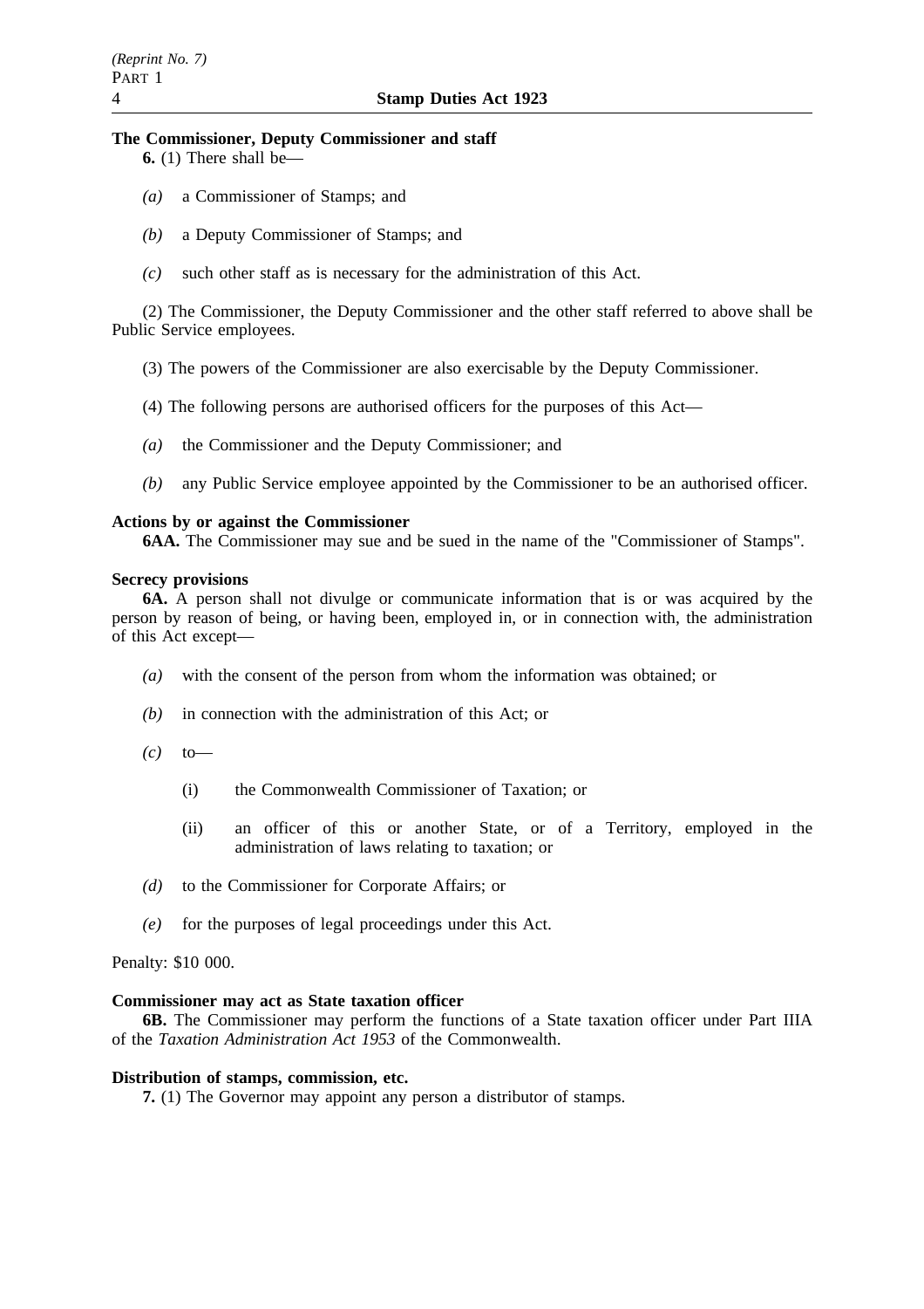**The Commissioner, Deputy Commissioner and staff**

**6.** (1) There shall be—

*(a)* a Commissioner of Stamps; and

*(b)* a Deputy Commissioner of Stamps; and

*(c)* such other staff as is necessary for the administration of this Act.

(2) The Commissioner, the Deputy Commissioner and the other staff referred to above shall be Public Service employees.

(3) The powers of the Commissioner are also exercisable by the Deputy Commissioner.

(4) The following persons are authorised officers for the purposes of this Act—

*(a)* the Commissioner and the Deputy Commissioner; and

*(b)* any Public Service employee appointed by the Commissioner to be an authorised officer.

**Actions by or against the Commissioner**

**6AA.** The Commissioner may sue and be sued in the name of the "Commissioner of Stamps".

**Secrecy provisions**

**6A.** A person shall not divulge or communicate information that is or was acquired by the person by reason of being, or having been, employed in, or in connection with, the administration of this Act except—

*(a)* with the consent of the person from whom the information was obtained; or

*(b)* in connection with the administration of this Act; or

*(c)* to—

(i) the Commonwealth Commissioner of Taxation; or

(ii) an officer of this or another State, or of a Territory, employed in the administration of laws relating to taxation; or

*(d)* to the Commissioner for Corporate Affairs; or

*(e)* for the purposes of legal proceedings under this Act.

Penalty: $10 000.

**Commissioner may act as State taxation officer**

**6B.** The Commissioner may perform the functions of a State taxation officer under Part IIIA of the *Taxation Administration Act 1953* of the Commonwealth.

**Distribution of stamps, commission, etc.**

**7.** (1) The Governor may appoint any person a distributor of stamps.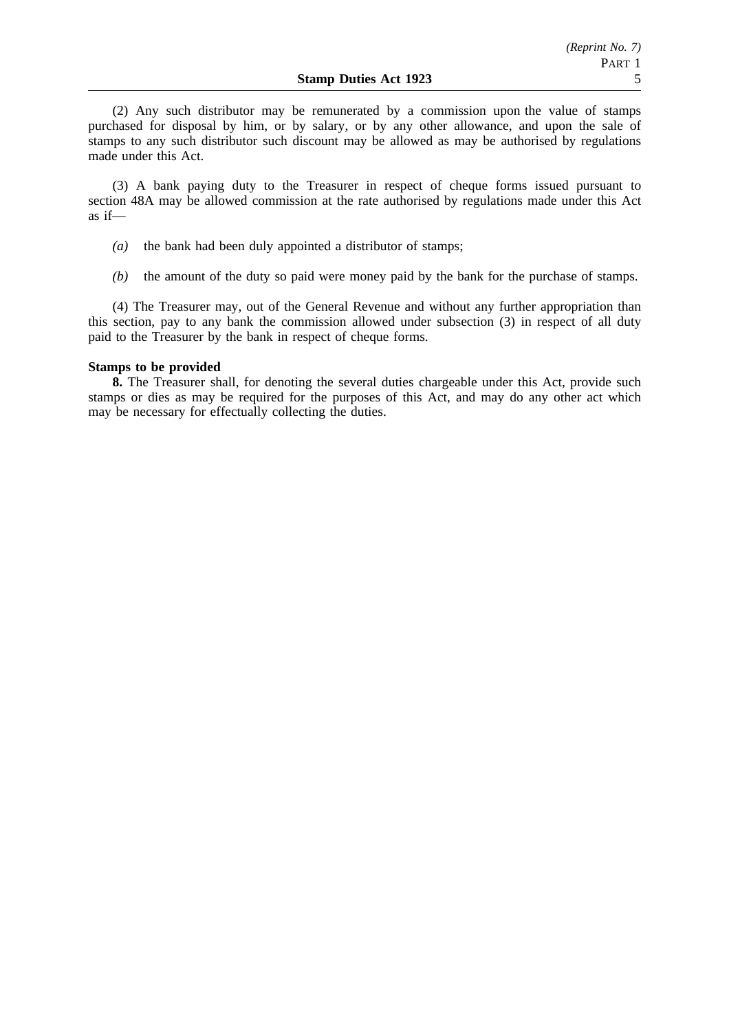(2) Any such distributor may be remunerated by a commission upon the value of stamps purchased for disposal by him, or by salary, or by any other allowance, and upon the sale of stamps to any such distributor such discount may be allowed as may be authorised by regulations made under this Act.

(3) A bank paying duty to the Treasurer in respect of cheque forms issued pursuant to section 48A may be allowed commission at the rate authorised by regulations made under this Act as if—

*(a)* the bank had been duly appointed a distributor of stamps;

*(b)* the amount of the duty so paid were money paid by the bank for the purchase of stamps.

(4) The Treasurer may, out of the General Revenue and without any further appropriation than this section, pay to any bank the commission allowed under subsection (3) in respect of all duty paid to the Treasurer by the bank in respect of cheque forms.

**Stamps to be provided**

**8.** The Treasurer shall, for denoting the several duties chargeable under this Act, provide such stamps or dies as may be required for the purposes of this Act, and may do any other act which may be necessary for effectually collecting the duties.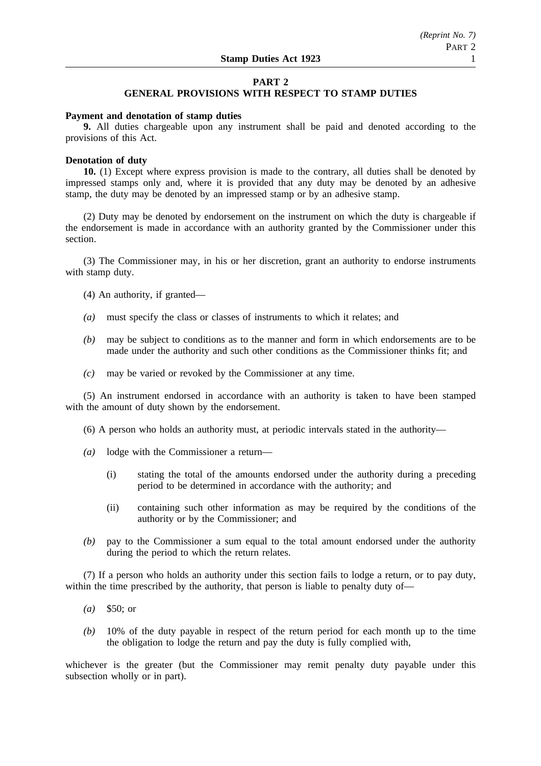## PART 2
## GENERAL PROVISIONS WITH RESPECT TO STAMP DUTIES

**Payment and denotation of stamp duties**

**9.** All duties chargeable upon any instrument shall be paid and denoted according to the provisions of this Act.

**Denotation of duty**

**10.** (1) Except where express provision is made to the contrary, all duties shall be denoted by impressed stamps only and, where it is provided that any duty may be denoted by an adhesive stamp, the duty may be denoted by an impressed stamp or by an adhesive stamp.

(2) Duty may be denoted by endorsement on the instrument on which the duty is chargeable if the endorsement is made in accordance with an authority granted by the Commissioner under this section.

(3) The Commissioner may, in his or her discretion, grant an authority to endorse instruments with stamp duty.

(4) An authority, if granted—

*(a)* must specify the class or classes of instruments to which it relates; and

*(b)* may be subject to conditions as to the manner and form in which endorsements are to be made under the authority and such other conditions as the Commissioner thinks fit; and

*(c)* may be varied or revoked by the Commissioner at any time.

(5) An instrument endorsed in accordance with an authority is taken to have been stamped with the amount of duty shown by the endorsement.

(6) A person who holds an authority must, at periodic intervals stated in the authority—

*(a)* lodge with the Commissioner a return—

(i) stating the total of the amounts endorsed under the authority during a preceding period to be determined in accordance with the authority; and

(ii) containing such other information as may be required by the conditions of the authority or by the Commissioner; and

*(b)* pay to the Commissioner a sum equal to the total amount endorsed under the authority during the period to which the return relates.

(7) If a person who holds an authority under this section fails to lodge a return, or to pay duty, within the time prescribed by the authority, that person is liable to penalty duty of—

*(a)* $50; or

*(b)* 10% of the duty payable in respect of the return period for each month up to the time the obligation to lodge the return and pay the duty is fully complied with,

whichever is the greater (but the Commissioner may remit penalty duty payable under this subsection wholly or in part).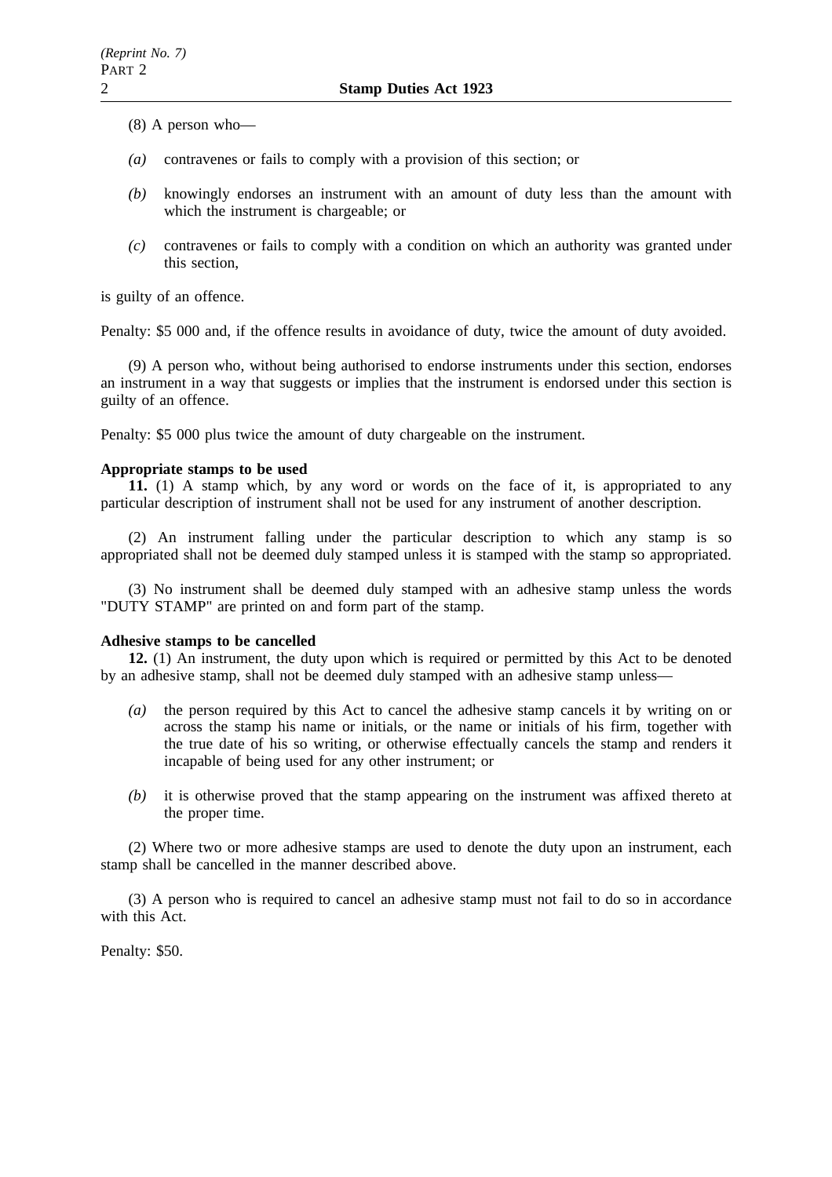(8) A person who—

*(a)* contravenes or fails to comply with a provision of this section; or

*(b)* knowingly endorses an instrument with an amount of duty less than the amount with which the instrument is chargeable; or

*(c)* contravenes or fails to comply with a condition on which an authority was granted under this section,

is guilty of an offence.

Penalty: $5 000 and, if the offence results in avoidance of duty, twice the amount of duty avoided.

(9) A person who, without being authorised to endorse instruments under this section, endorses an instrument in a way that suggests or implies that the instrument is endorsed under this section is guilty of an offence.

Penalty: $5 000 plus twice the amount of duty chargeable on the instrument.

**Appropriate stamps to be used**

**11.** (1) A stamp which, by any word or words on the face of it, is appropriated to any particular description of instrument shall not be used for any instrument of another description.

(2) An instrument falling under the particular description to which any stamp is so appropriated shall not be deemed duly stamped unless it is stamped with the stamp so appropriated.

(3) No instrument shall be deemed duly stamped with an adhesive stamp unless the words "DUTY STAMP" are printed on and form part of the stamp.

**Adhesive stamps to be cancelled**

**12.** (1) An instrument, the duty upon which is required or permitted by this Act to be denoted by an adhesive stamp, shall not be deemed duly stamped with an adhesive stamp unless—

*(a)* the person required by this Act to cancel the adhesive stamp cancels it by writing on or across the stamp his name or initials, or the name or initials of his firm, together with the true date of his so writing, or otherwise effectually cancels the stamp and renders it incapable of being used for any other instrument; or

*(b)* it is otherwise proved that the stamp appearing on the instrument was affixed thereto at the proper time.

(2) Where two or more adhesive stamps are used to denote the duty upon an instrument, each stamp shall be cancelled in the manner described above.

(3) A person who is required to cancel an adhesive stamp must not fail to do so in accordance with this Act.

Penalty: $50.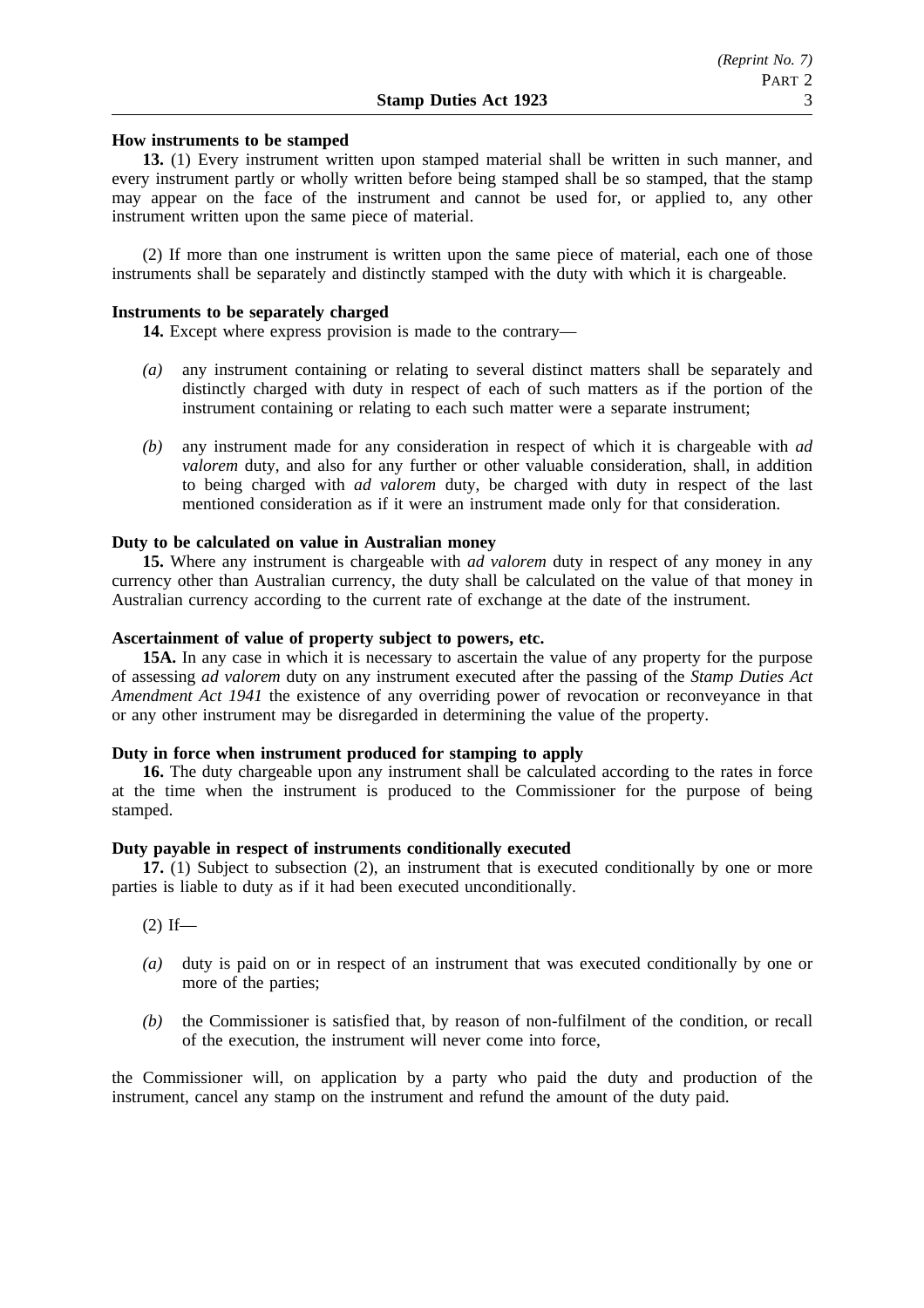**How instruments to be stamped**

**13.** (1) Every instrument written upon stamped material shall be written in such manner, and every instrument partly or wholly written before being stamped shall be so stamped, that the stamp may appear on the face of the instrument and cannot be used for, or applied to, any other instrument written upon the same piece of material.

(2) If more than one instrument is written upon the same piece of material, each one of those instruments shall be separately and distinctly stamped with the duty with which it is chargeable.

**Instruments to be separately charged**

**14.** Except where express provision is made to the contrary—

*(a)* any instrument containing or relating to several distinct matters shall be separately and distinctly charged with duty in respect of each of such matters as if the portion of the instrument containing or relating to each such matter were a separate instrument;

*(b)* any instrument made for any consideration in respect of which it is chargeable with *ad valorem* duty, and also for any further or other valuable consideration, shall, in addition to being charged with *ad valorem* duty, be charged with duty in respect of the last mentioned consideration as if it were an instrument made only for that consideration.

**Duty to be calculated on value in Australian money**

**15.** Where any instrument is chargeable with *ad valorem* duty in respect of any money in any currency other than Australian currency, the duty shall be calculated on the value of that money in Australian currency according to the current rate of exchange at the date of the instrument.

**Ascertainment of value of property subject to powers, etc.**

**15A.** In any case in which it is necessary to ascertain the value of any property for the purpose of assessing *ad valorem* duty on any instrument executed after the passing of the *Stamp Duties Act Amendment Act 1941* the existence of any overriding power of revocation or reconveyance in that or any other instrument may be disregarded in determining the value of the property.

**Duty in force when instrument produced for stamping to apply**

**16.** The duty chargeable upon any instrument shall be calculated according to the rates in force at the time when the instrument is produced to the Commissioner for the purpose of being stamped.

**Duty payable in respect of instruments conditionally executed**

**17.** (1) Subject to subsection (2), an instrument that is executed conditionally by one or more parties is liable to duty as if it had been executed unconditionally.

(2) If—

*(a)* duty is paid on or in respect of an instrument that was executed conditionally by one or more of the parties;

*(b)* the Commissioner is satisfied that, by reason of non-fulfilment of the condition, or recall of the execution, the instrument will never come into force,

the Commissioner will, on application by a party who paid the duty and production of the instrument, cancel any stamp on the instrument and refund the amount of the duty paid.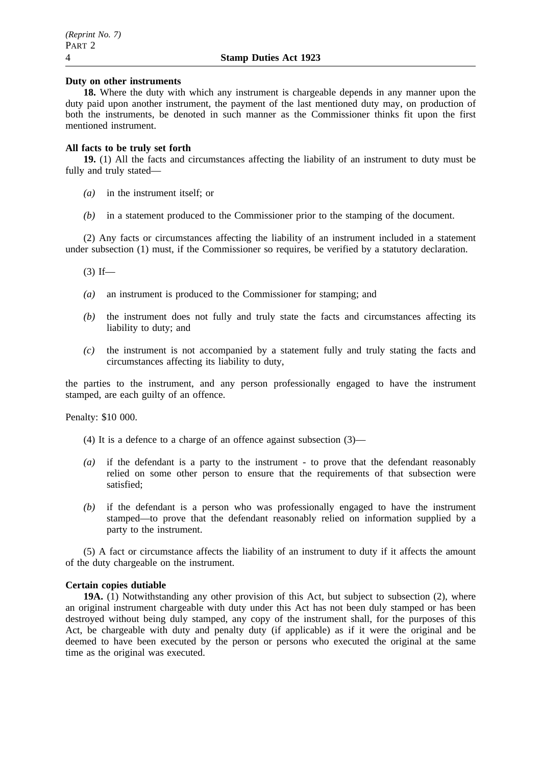**Duty on other instruments**

**18.** Where the duty with which any instrument is chargeable depends in any manner upon the duty paid upon another instrument, the payment of the last mentioned duty may, on production of both the instruments, be denoted in such manner as the Commissioner thinks fit upon the first mentioned instrument.

**All facts to be truly set forth**

**19.** (1) All the facts and circumstances affecting the liability of an instrument to duty must be fully and truly stated—

*(a)* in the instrument itself; or

*(b)* in a statement produced to the Commissioner prior to the stamping of the document.

(2) Any facts or circumstances affecting the liability of an instrument included in a statement under subsection (1) must, if the Commissioner so requires, be verified by a statutory declaration.

(3) If—

*(a)* an instrument is produced to the Commissioner for stamping; and

*(b)* the instrument does not fully and truly state the facts and circumstances affecting its liability to duty; and

*(c)* the instrument is not accompanied by a statement fully and truly stating the facts and circumstances affecting its liability to duty,

the parties to the instrument, and any person professionally engaged to have the instrument stamped, are each guilty of an offence.

Penalty: $10 000.

(4) It is a defence to a charge of an offence against subsection (3)—

*(a)* if the defendant is a party to the instrument - to prove that the defendant reasonably relied on some other person to ensure that the requirements of that subsection were satisfied;

*(b)* if the defendant is a person who was professionally engaged to have the instrument stamped—to prove that the defendant reasonably relied on information supplied by a party to the instrument.

(5) A fact or circumstance affects the liability of an instrument to duty if it affects the amount of the duty chargeable on the instrument.

**Certain copies dutiable**

**19A.** (1) Notwithstanding any other provision of this Act, but subject to subsection (2), where an original instrument chargeable with duty under this Act has not been duly stamped or has been destroyed without being duly stamped, any copy of the instrument shall, for the purposes of this Act, be chargeable with duty and penalty duty (if applicable) as if it were the original and be deemed to have been executed by the person or persons who executed the original at the same time as the original was executed.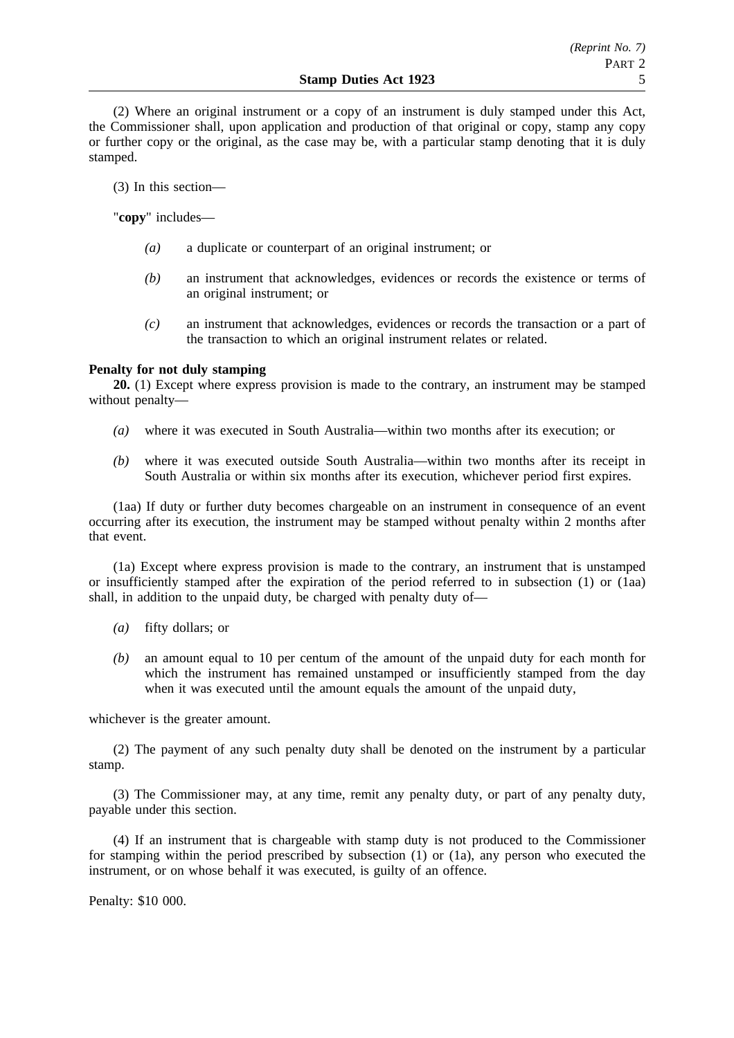(2) Where an original instrument or a copy of an instrument is duly stamped under this Act, the Commissioner shall, upon application and production of that original or copy, stamp any copy or further copy or the original, as the case may be, with a particular stamp denoting that it is duly stamped.

(3) In this section—

"**copy**" includes—

- *(a)* a duplicate or counterpart of an original instrument; or
- *(b)* an instrument that acknowledges, evidences or records the existence or terms of an original instrument; or
- *(c)* an instrument that acknowledges, evidences or records the transaction or a part of the transaction to which an original instrument relates or related.

**Penalty for not duly stamping**

**20.** (1) Except where express provision is made to the contrary, an instrument may be stamped without penalty—

- *(a)* where it was executed in South Australia—within two months after its execution; or
- *(b)* where it was executed outside South Australia—within two months after its receipt in South Australia or within six months after its execution, whichever period first expires.

(1aa) If duty or further duty becomes chargeable on an instrument in consequence of an event occurring after its execution, the instrument may be stamped without penalty within 2 months after that event.

(1a) Except where express provision is made to the contrary, an instrument that is unstamped or insufficiently stamped after the expiration of the period referred to in subsection (1) or (1aa) shall, in addition to the unpaid duty, be charged with penalty duty of—

- *(a)* fifty dollars; or
- *(b)* an amount equal to 10 per centum of the amount of the unpaid duty for each month for which the instrument has remained unstamped or insufficiently stamped from the day when it was executed until the amount equals the amount of the unpaid duty,

whichever is the greater amount.

(2) The payment of any such penalty duty shall be denoted on the instrument by a particular stamp.

(3) The Commissioner may, at any time, remit any penalty duty, or part of any penalty duty, payable under this section.

(4) If an instrument that is chargeable with stamp duty is not produced to the Commissioner for stamping within the period prescribed by subsection (1) or (1a), any person who executed the instrument, or on whose behalf it was executed, is guilty of an offence.

Penalty: $10 000.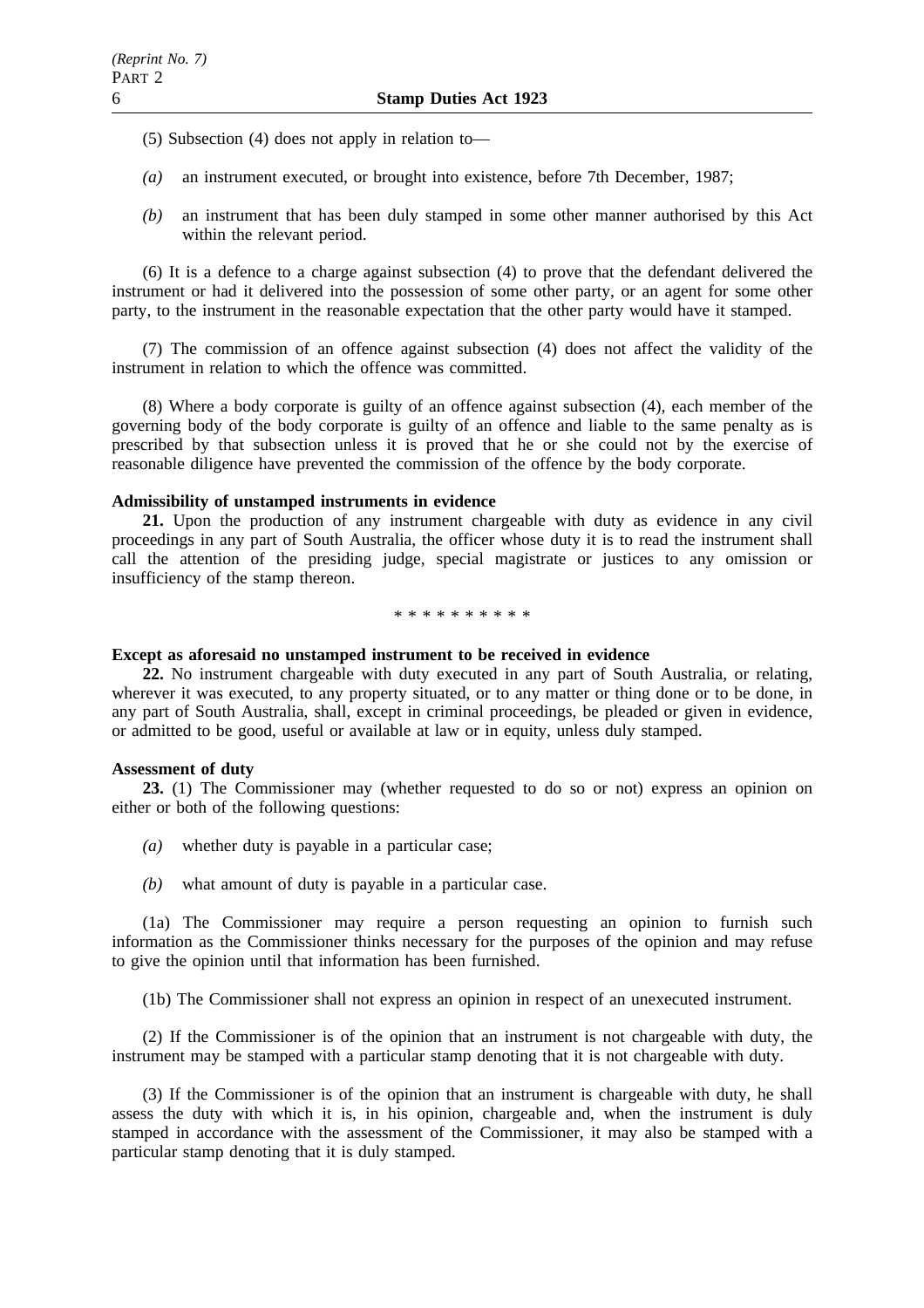(5) Subsection (4) does not apply in relation to—

*(a)* an instrument executed, or brought into existence, before 7th December, 1987;

*(b)* an instrument that has been duly stamped in some other manner authorised by this Act within the relevant period.

(6) It is a defence to a charge against subsection (4) to prove that the defendant delivered the instrument or had it delivered into the possession of some other party, or an agent for some other party, to the instrument in the reasonable expectation that the other party would have it stamped.

(7) The commission of an offence against subsection (4) does not affect the validity of the instrument in relation to which the offence was committed.

(8) Where a body corporate is guilty of an offence against subsection (4), each member of the governing body of the body corporate is guilty of an offence and liable to the same penalty as is prescribed by that subsection unless it is proved that he or she could not by the exercise of reasonable diligence have prevented the commission of the offence by the body corporate.

**Admissibility of unstamped instruments in evidence**

**21.** Upon the production of any instrument chargeable with duty as evidence in any civil proceedings in any part of South Australia, the officer whose duty it is to read the instrument shall call the attention of the presiding judge, special magistrate or justices to any omission or insufficiency of the stamp thereon.

* * * * * * * * * *

**Except as aforesaid no unstamped instrument to be received in evidence**

**22.** No instrument chargeable with duty executed in any part of South Australia, or relating, wherever it was executed, to any property situated, or to any matter or thing done or to be done, in any part of South Australia, shall, except in criminal proceedings, be pleaded or given in evidence, or admitted to be good, useful or available at law or in equity, unless duly stamped.

**Assessment of duty**

**23.** (1) The Commissioner may (whether requested to do so or not) express an opinion on either or both of the following questions:

*(a)* whether duty is payable in a particular case;

*(b)* what amount of duty is payable in a particular case.

(1a) The Commissioner may require a person requesting an opinion to furnish such information as the Commissioner thinks necessary for the purposes of the opinion and may refuse to give the opinion until that information has been furnished.

(1b) The Commissioner shall not express an opinion in respect of an unexecuted instrument.

(2) If the Commissioner is of the opinion that an instrument is not chargeable with duty, the instrument may be stamped with a particular stamp denoting that it is not chargeable with duty.

(3) If the Commissioner is of the opinion that an instrument is chargeable with duty, he shall assess the duty with which it is, in his opinion, chargeable and, when the instrument is duly stamped in accordance with the assessment of the Commissioner, it may also be stamped with a particular stamp denoting that it is duly stamped.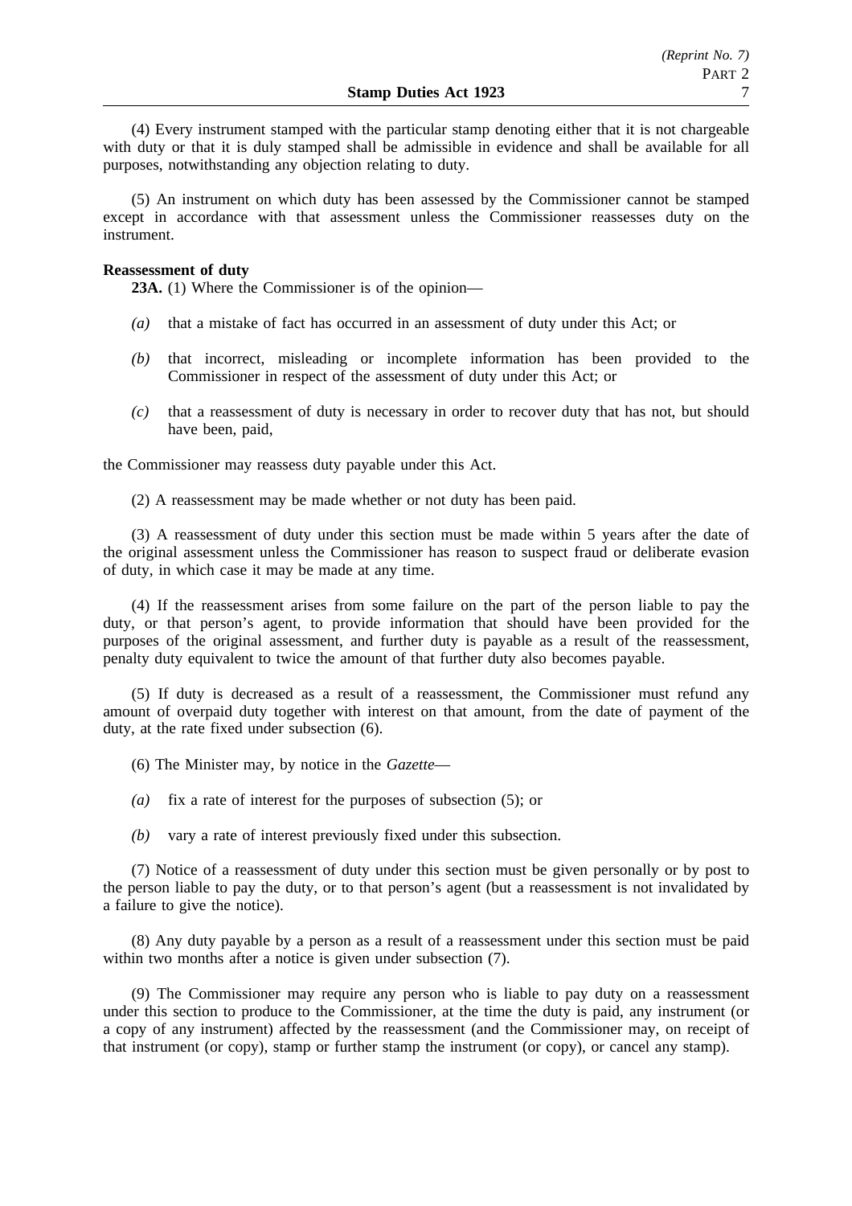(4) Every instrument stamped with the particular stamp denoting either that it is not chargeable with duty or that it is duly stamped shall be admissible in evidence and shall be available for all purposes, notwithstanding any objection relating to duty.

(5) An instrument on which duty has been assessed by the Commissioner cannot be stamped except in accordance with that assessment unless the Commissioner reassesses duty on the instrument.

**Reassessment of duty**

**23A.** (1) Where the Commissioner is of the opinion—

*(a)* that a mistake of fact has occurred in an assessment of duty under this Act; or

*(b)* that incorrect, misleading or incomplete information has been provided to the Commissioner in respect of the assessment of duty under this Act; or

*(c)* that a reassessment of duty is necessary in order to recover duty that has not, but should have been, paid,

the Commissioner may reassess duty payable under this Act.

(2) A reassessment may be made whether or not duty has been paid.

(3) A reassessment of duty under this section must be made within 5 years after the date of the original assessment unless the Commissioner has reason to suspect fraud or deliberate evasion of duty, in which case it may be made at any time.

(4) If the reassessment arises from some failure on the part of the person liable to pay the duty, or that person's agent, to provide information that should have been provided for the purposes of the original assessment, and further duty is payable as a result of the reassessment, penalty duty equivalent to twice the amount of that further duty also becomes payable.

(5) If duty is decreased as a result of a reassessment, the Commissioner must refund any amount of overpaid duty together with interest on that amount, from the date of payment of the duty, at the rate fixed under subsection (6).

(6) The Minister may, by notice in the *Gazette*—

*(a)* fix a rate of interest for the purposes of subsection (5); or

*(b)* vary a rate of interest previously fixed under this subsection.

(7) Notice of a reassessment of duty under this section must be given personally or by post to the person liable to pay the duty, or to that person's agent (but a reassessment is not invalidated by a failure to give the notice).

(8) Any duty payable by a person as a result of a reassessment under this section must be paid within two months after a notice is given under subsection (7).

(9) The Commissioner may require any person who is liable to pay duty on a reassessment under this section to produce to the Commissioner, at the time the duty is paid, any instrument (or a copy of any instrument) affected by the reassessment (and the Commissioner may, on receipt of that instrument (or copy), stamp or further stamp the instrument (or copy), or cancel any stamp).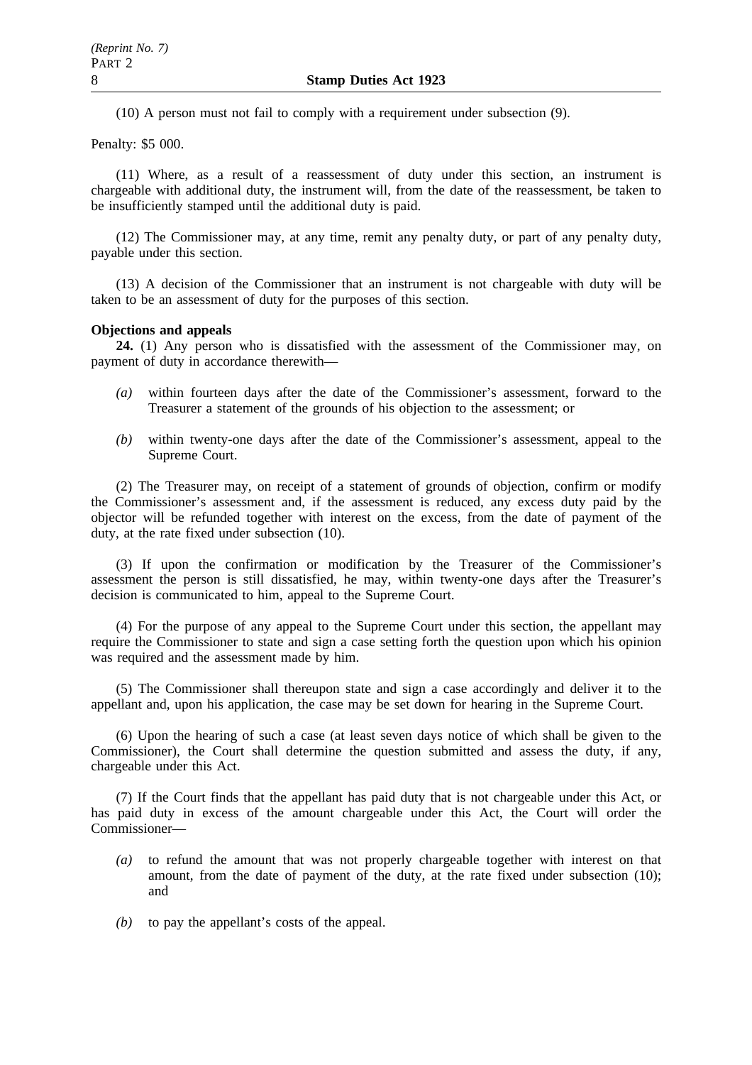(10) A person must not fail to comply with a requirement under subsection (9).

Penalty: $5 000.

(11) Where, as a result of a reassessment of duty under this section, an instrument is chargeable with additional duty, the instrument will, from the date of the reassessment, be taken to be insufficiently stamped until the additional duty is paid.

(12) The Commissioner may, at any time, remit any penalty duty, or part of any penalty duty, payable under this section.

(13) A decision of the Commissioner that an instrument is not chargeable with duty will be taken to be an assessment of duty for the purposes of this section.

**Objections and appeals**

**24.** (1) Any person who is dissatisfied with the assessment of the Commissioner may, on payment of duty in accordance therewith—

*(a)* within fourteen days after the date of the Commissioner's assessment, forward to the Treasurer a statement of the grounds of his objection to the assessment; or

*(b)* within twenty-one days after the date of the Commissioner's assessment, appeal to the Supreme Court.

(2) The Treasurer may, on receipt of a statement of grounds of objection, confirm or modify the Commissioner's assessment and, if the assessment is reduced, any excess duty paid by the objector will be refunded together with interest on the excess, from the date of payment of the duty, at the rate fixed under subsection (10).

(3) If upon the confirmation or modification by the Treasurer of the Commissioner's assessment the person is still dissatisfied, he may, within twenty-one days after the Treasurer's decision is communicated to him, appeal to the Supreme Court.

(4) For the purpose of any appeal to the Supreme Court under this section, the appellant may require the Commissioner to state and sign a case setting forth the question upon which his opinion was required and the assessment made by him.

(5) The Commissioner shall thereupon state and sign a case accordingly and deliver it to the appellant and, upon his application, the case may be set down for hearing in the Supreme Court.

(6) Upon the hearing of such a case (at least seven days notice of which shall be given to the Commissioner), the Court shall determine the question submitted and assess the duty, if any, chargeable under this Act.

(7) If the Court finds that the appellant has paid duty that is not chargeable under this Act, or has paid duty in excess of the amount chargeable under this Act, the Court will order the Commissioner—

*(a)* to refund the amount that was not properly chargeable together with interest on that amount, from the date of payment of the duty, at the rate fixed under subsection (10); and

*(b)* to pay the appellant's costs of the appeal.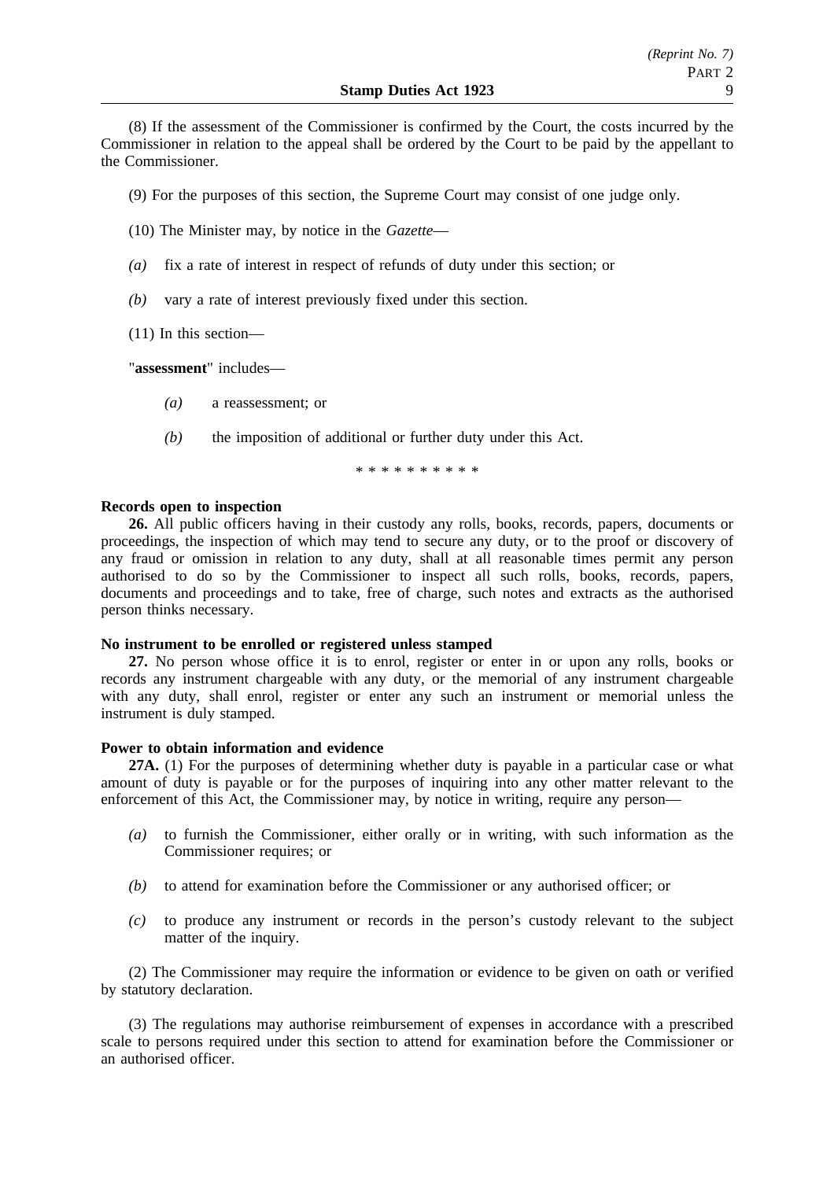(8) If the assessment of the Commissioner is confirmed by the Court, the costs incurred by the Commissioner in relation to the appeal shall be ordered by the Court to be paid by the appellant to the Commissioner.

(9) For the purposes of this section, the Supreme Court may consist of one judge only.

(10) The Minister may, by notice in the *Gazette*—

*(a)* fix a rate of interest in respect of refunds of duty under this section; or

*(b)* vary a rate of interest previously fixed under this section.

(11) In this section—

"**assessment**" includes—

*(a)* a reassessment; or

*(b)* the imposition of additional or further duty under this Act.

\* \* \* \* \* \* \* \* \* \*

**Records open to inspection**

**26.** All public officers having in their custody any rolls, books, records, papers, documents or proceedings, the inspection of which may tend to secure any duty, or to the proof or discovery of any fraud or omission in relation to any duty, shall at all reasonable times permit any person authorised to do so by the Commissioner to inspect all such rolls, books, records, papers, documents and proceedings and to take, free of charge, such notes and extracts as the authorised person thinks necessary.

**No instrument to be enrolled or registered unless stamped**

**27.** No person whose office it is to enrol, register or enter in or upon any rolls, books or records any instrument chargeable with any duty, or the memorial of any instrument chargeable with any duty, shall enrol, register or enter any such an instrument or memorial unless the instrument is duly stamped.

**Power to obtain information and evidence**

**27A.** (1) For the purposes of determining whether duty is payable in a particular case or what amount of duty is payable or for the purposes of inquiring into any other matter relevant to the enforcement of this Act, the Commissioner may, by notice in writing, require any person—

*(a)* to furnish the Commissioner, either orally or in writing, with such information as the Commissioner requires; or

*(b)* to attend for examination before the Commissioner or any authorised officer; or

*(c)* to produce any instrument or records in the person's custody relevant to the subject matter of the inquiry.

(2) The Commissioner may require the information or evidence to be given on oath or verified by statutory declaration.

(3) The regulations may authorise reimbursement of expenses in accordance with a prescribed scale to persons required under this section to attend for examination before the Commissioner or an authorised officer.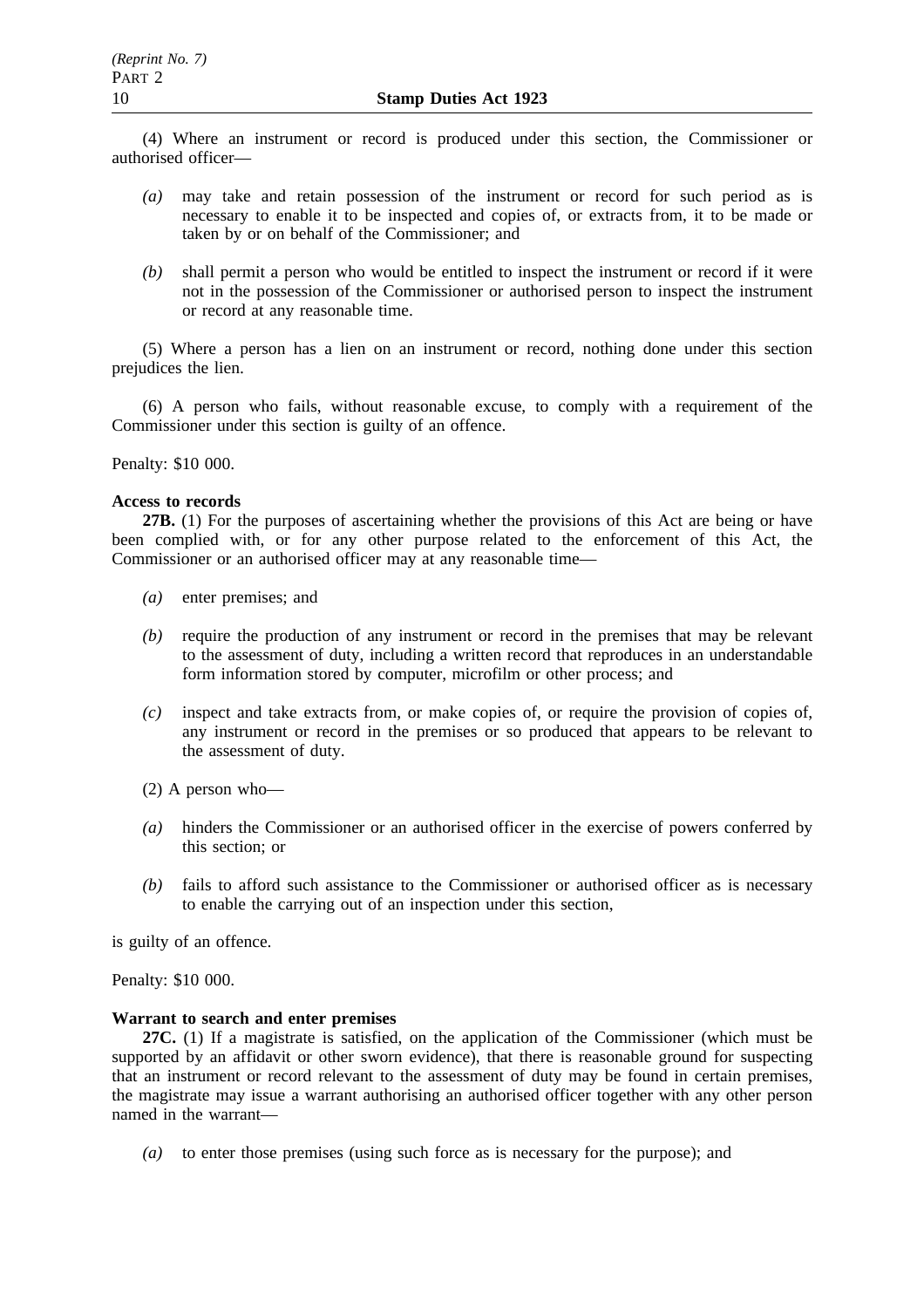(4) Where an instrument or record is produced under this section, the Commissioner or authorised officer—

*(a)* may take and retain possession of the instrument or record for such period as is necessary to enable it to be inspected and copies of, or extracts from, it to be made or taken by or on behalf of the Commissioner; and

*(b)* shall permit a person who would be entitled to inspect the instrument or record if it were not in the possession of the Commissioner or authorised person to inspect the instrument or record at any reasonable time.

(5) Where a person has a lien on an instrument or record, nothing done under this section prejudices the lien.

(6) A person who fails, without reasonable excuse, to comply with a requirement of the Commissioner under this section is guilty of an offence.

Penalty: $10 000.

**Access to records**

**27B.** (1) For the purposes of ascertaining whether the provisions of this Act are being or have been complied with, or for any other purpose related to the enforcement of this Act, the Commissioner or an authorised officer may at any reasonable time—

*(a)* enter premises; and

*(b)* require the production of any instrument or record in the premises that may be relevant to the assessment of duty, including a written record that reproduces in an understandable form information stored by computer, microfilm or other process; and

*(c)* inspect and take extracts from, or make copies of, or require the provision of copies of, any instrument or record in the premises or so produced that appears to be relevant to the assessment of duty.

(2) A person who—

*(a)* hinders the Commissioner or an authorised officer in the exercise of powers conferred by this section; or

*(b)* fails to afford such assistance to the Commissioner or authorised officer as is necessary to enable the carrying out of an inspection under this section,

is guilty of an offence.

Penalty: $10 000.

**Warrant to search and enter premises**

**27C.** (1) If a magistrate is satisfied, on the application of the Commissioner (which must be supported by an affidavit or other sworn evidence), that there is reasonable ground for suspecting that an instrument or record relevant to the assessment of duty may be found in certain premises, the magistrate may issue a warrant authorising an authorised officer together with any other person named in the warrant—

*(a)* to enter those premises (using such force as is necessary for the purpose); and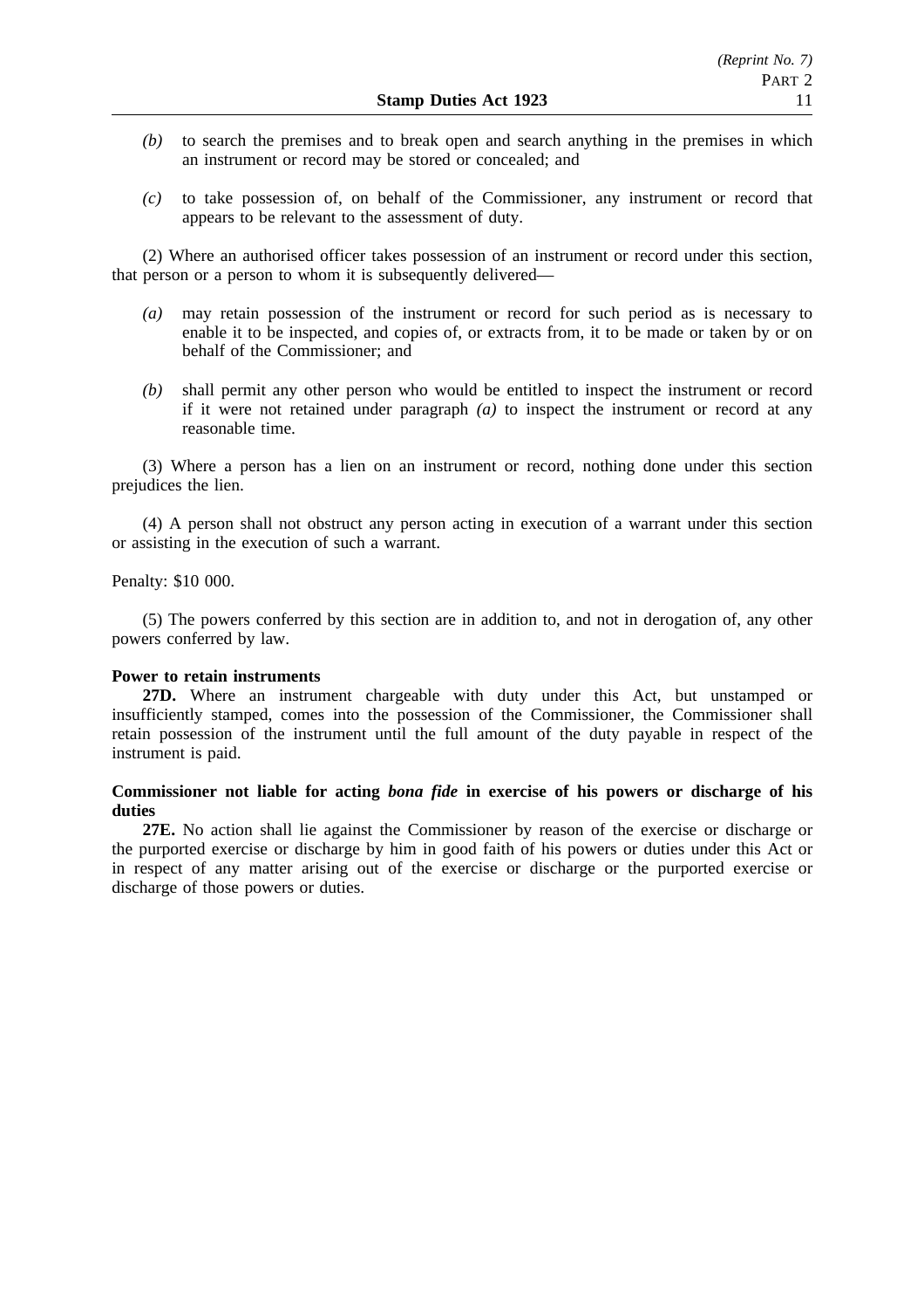*(b)* to search the premises and to break open and search anything in the premises in which an instrument or record may be stored or concealed; and

*(c)* to take possession of, on behalf of the Commissioner, any instrument or record that appears to be relevant to the assessment of duty.

(2) Where an authorised officer takes possession of an instrument or record under this section, that person or a person to whom it is subsequently delivered—

*(a)* may retain possession of the instrument or record for such period as is necessary to enable it to be inspected, and copies of, or extracts from, it to be made or taken by or on behalf of the Commissioner; and

*(b)* shall permit any other person who would be entitled to inspect the instrument or record if it were not retained under paragraph *(a)* to inspect the instrument or record at any reasonable time.

(3) Where a person has a lien on an instrument or record, nothing done under this section prejudices the lien.

(4) A person shall not obstruct any person acting in execution of a warrant under this section or assisting in the execution of such a warrant.

Penalty: $10 000.

(5) The powers conferred by this section are in addition to, and not in derogation of, any other powers conferred by law.

**Power to retain instruments**

**27D.** Where an instrument chargeable with duty under this Act, but unstamped or insufficiently stamped, comes into the possession of the Commissioner, the Commissioner shall retain possession of the instrument until the full amount of the duty payable in respect of the instrument is paid.

**Commissioner not liable for acting *bona fide* in exercise of his powers or discharge of his duties**

**27E.** No action shall lie against the Commissioner by reason of the exercise or discharge or the purported exercise or discharge by him in good faith of his powers or duties under this Act or in respect of any matter arising out of the exercise or discharge or the purported exercise or discharge of those powers or duties.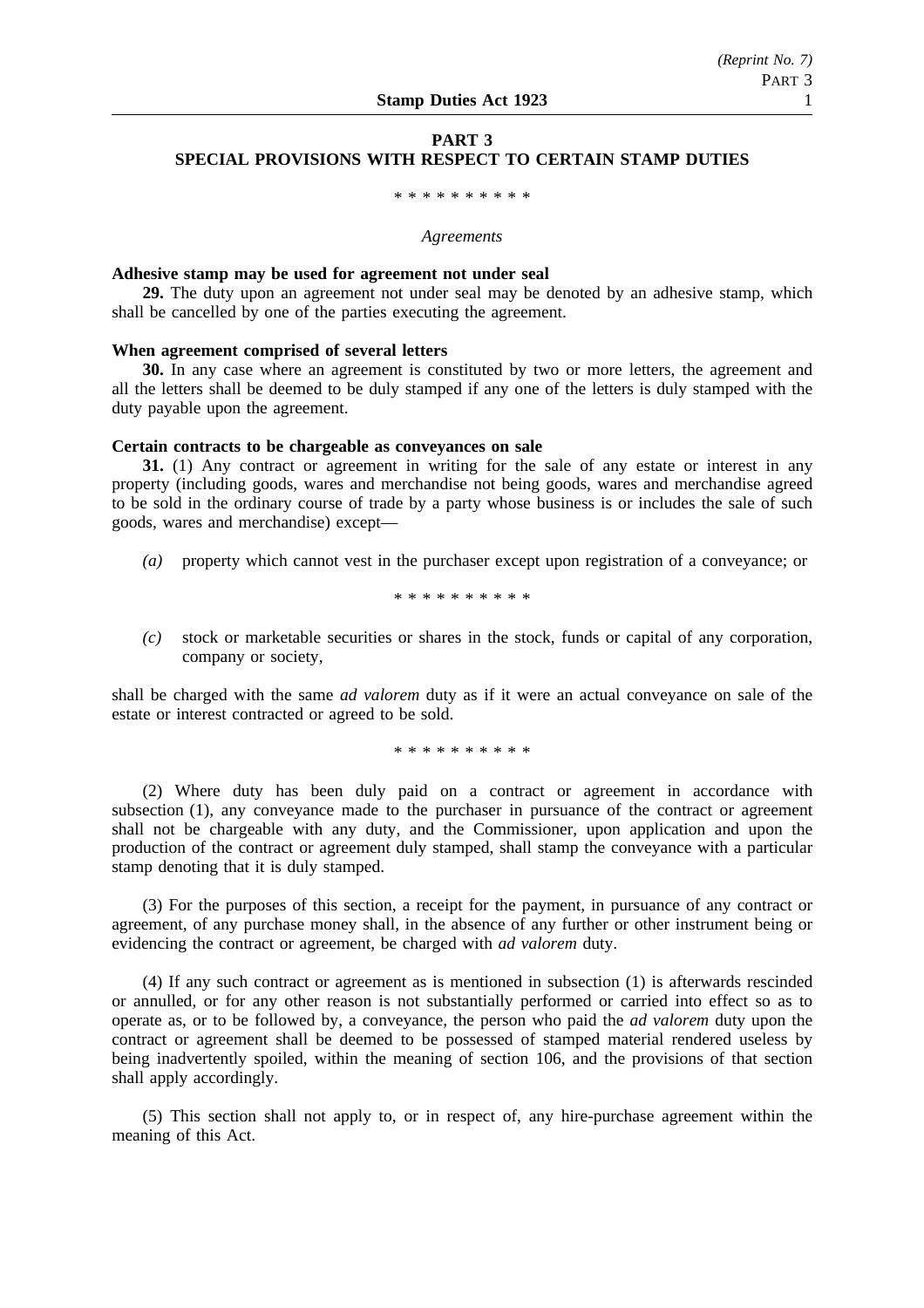## PART 3
## SPECIAL PROVISIONS WITH RESPECT TO CERTAIN STAMP DUTIES

\* \* \* \* \* \* \* \* \* \*

*Agreements*

**Adhesive stamp may be used for agreement not under seal**

**29.** The duty upon an agreement not under seal may be denoted by an adhesive stamp, which shall be cancelled by one of the parties executing the agreement.

**When agreement comprised of several letters**

**30.** In any case where an agreement is constituted by two or more letters, the agreement and all the letters shall be deemed to be duly stamped if any one of the letters is duly stamped with the duty payable upon the agreement.

**Certain contracts to be chargeable as conveyances on sale**

**31.** (1) Any contract or agreement in writing for the sale of any estate or interest in any property (including goods, wares and merchandise not being goods, wares and merchandise agreed to be sold in the ordinary course of trade by a party whose business is or includes the sale of such goods, wares and merchandise) except—

*(a)* property which cannot vest in the purchaser except upon registration of a conveyance; or

\* \* \* \* \* \* \* \* \* \*

*(c)* stock or marketable securities or shares in the stock, funds or capital of any corporation, company or society,

shall be charged with the same *ad valorem* duty as if it were an actual conveyance on sale of the estate or interest contracted or agreed to be sold.

\* \* \* \* \* \* \* \* \* \*

(2) Where duty has been duly paid on a contract or agreement in accordance with subsection (1), any conveyance made to the purchaser in pursuance of the contract or agreement shall not be chargeable with any duty, and the Commissioner, upon application and upon the production of the contract or agreement duly stamped, shall stamp the conveyance with a particular stamp denoting that it is duly stamped.

(3) For the purposes of this section, a receipt for the payment, in pursuance of any contract or agreement, of any purchase money shall, in the absence of any further or other instrument being or evidencing the contract or agreement, be charged with *ad valorem* duty.

(4) If any such contract or agreement as is mentioned in subsection (1) is afterwards rescinded or annulled, or for any other reason is not substantially performed or carried into effect so as to operate as, or to be followed by, a conveyance, the person who paid the *ad valorem* duty upon the contract or agreement shall be deemed to be possessed of stamped material rendered useless by being inadvertently spoiled, within the meaning of section 106, and the provisions of that section shall apply accordingly.

(5) This section shall not apply to, or in respect of, any hire-purchase agreement within the meaning of this Act.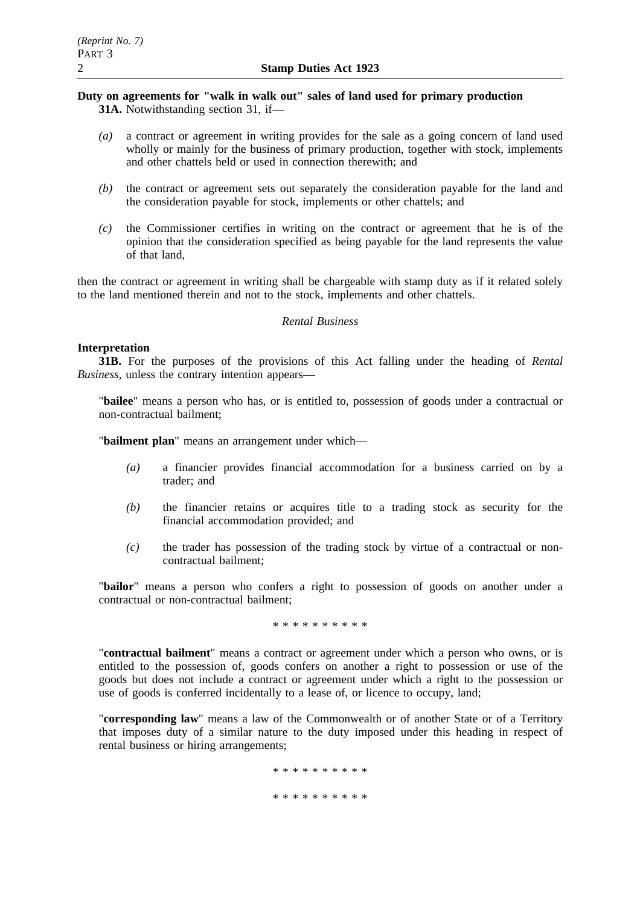**Duty on agreements for "walk in walk out" sales of land used for primary production**

**31A.** Notwithstanding section 31, if—

*(a)* a contract or agreement in writing provides for the sale as a going concern of land used wholly or mainly for the business of primary production, together with stock, implements and other chattels held or used in connection therewith; and

*(b)* the contract or agreement sets out separately the consideration payable for the land and the consideration payable for stock, implements or other chattels; and

*(c)* the Commissioner certifies in writing on the contract or agreement that he is of the opinion that the consideration specified as being payable for the land represents the value of that land,

then the contract or agreement in writing shall be chargeable with stamp duty as if it related solely to the land mentioned therein and not to the stock, implements and other chattels.

*Rental Business*

**Interpretation**

**31B.** For the purposes of the provisions of this Act falling under the heading of *Rental Business*, unless the contrary intention appears—

"**bailee**" means a person who has, or is entitled to, possession of goods under a contractual or non-contractual bailment;

"**bailment plan**" means an arrangement under which—

*(a)* a financier provides financial accommodation for a business carried on by a trader; and

*(b)* the financier retains or acquires title to a trading stock as security for the financial accommodation provided; and

*(c)* the trader has possession of the trading stock by virtue of a contractual or non-contractual bailment;

"**bailor**" means a person who confers a right to possession of goods on another under a contractual or non-contractual bailment;

\* \* \* \* \* \* \* \* \* \*

"**contractual bailment**" means a contract or agreement under which a person who owns, or is entitled to the possession of, goods confers on another a right to possession or use of the goods but does not include a contract or agreement under which a right to the possession or use of goods is conferred incidentally to a lease of, or licence to occupy, land;

"**corresponding law**" means a law of the Commonwealth or of another State or of a Territory that imposes duty of a similar nature to the duty imposed under this heading in respect of rental business or hiring arrangements;

\* \* \* \* \* \* \* \* \* \*

\* \* \* \* \* \* \* \* \* \*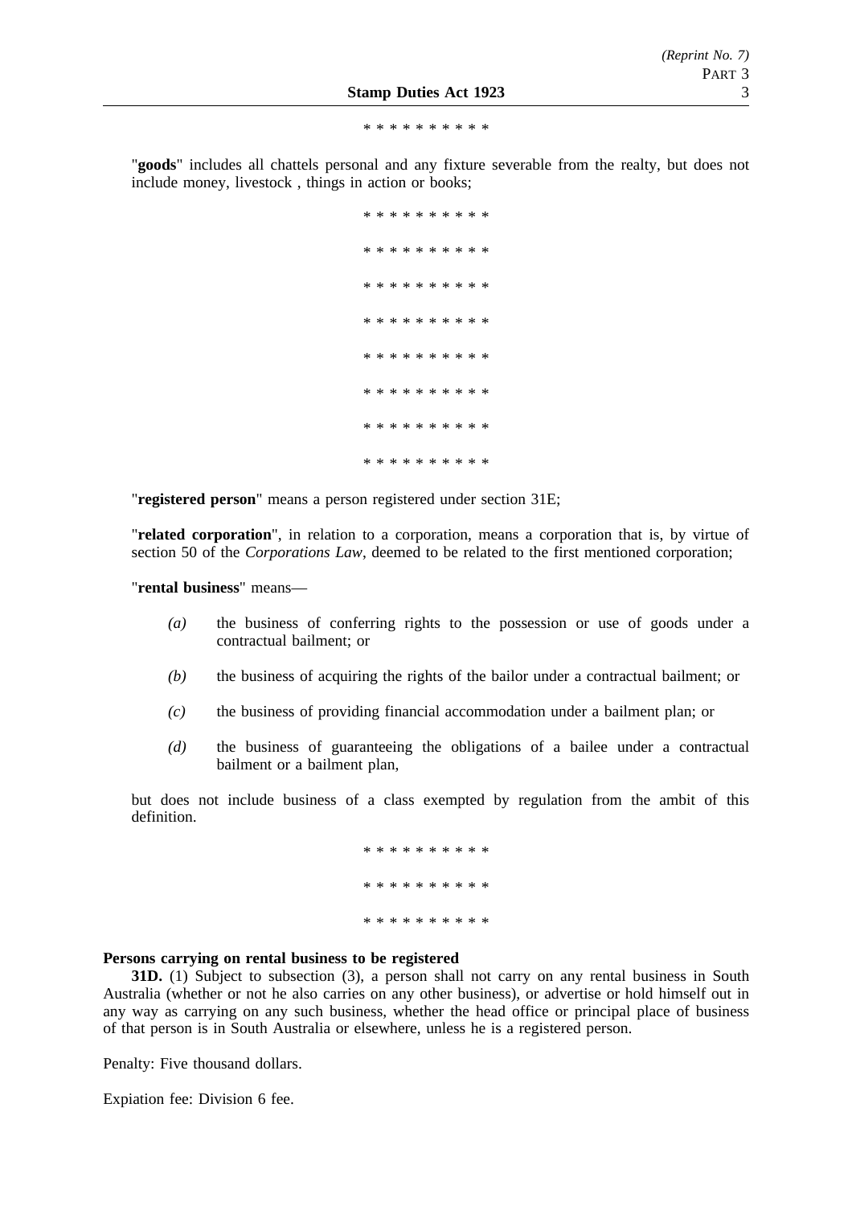\* \* \* \* \* \* \* \* \* \*

"**goods**" includes all chattels personal and any fixture severable from the realty, but does not include money, livestock , things in action or books;

\* \* \* \* \* \* \* \* \* \*

\* \* \* \* \* \* \* \* \* \*

\* \* \* \* \* \* \* \* \* \*

\* \* \* \* \* \* \* \* \* \*

\* \* \* \* \* \* \* \* \* \*

\* \* \* \* \* \* \* \* \* \*

\* \* \* \* \* \* \* \* \* \*

\* \* \* \* \* \* \* \* \* \*

"**registered person**" means a person registered under section 31E;

"**related corporation**", in relation to a corporation, means a corporation that is, by virtue of section 50 of the *Corporations Law*, deemed to be related to the first mentioned corporation;

"**rental business**" means—

*(a)* the business of conferring rights to the possession or use of goods under a contractual bailment; or

*(b)* the business of acquiring the rights of the bailor under a contractual bailment; or

*(c)* the business of providing financial accommodation under a bailment plan; or

*(d)* the business of guaranteeing the obligations of a bailee under a contractual bailment or a bailment plan,

but does not include business of a class exempted by regulation from the ambit of this definition.

\* \* \* \* \* \* \* \* \* \*

\* \* \* \* \* \* \* \* \* \*

\* \* \* \* \* \* \* \* \* \*

**Persons carrying on rental business to be registered**

**31D.** (1) Subject to subsection (3), a person shall not carry on any rental business in South Australia (whether or not he also carries on any other business), or advertise or hold himself out in any way as carrying on any such business, whether the head office or principal place of business of that person is in South Australia or elsewhere, unless he is a registered person.

Penalty: Five thousand dollars.

Expiation fee: Division 6 fee.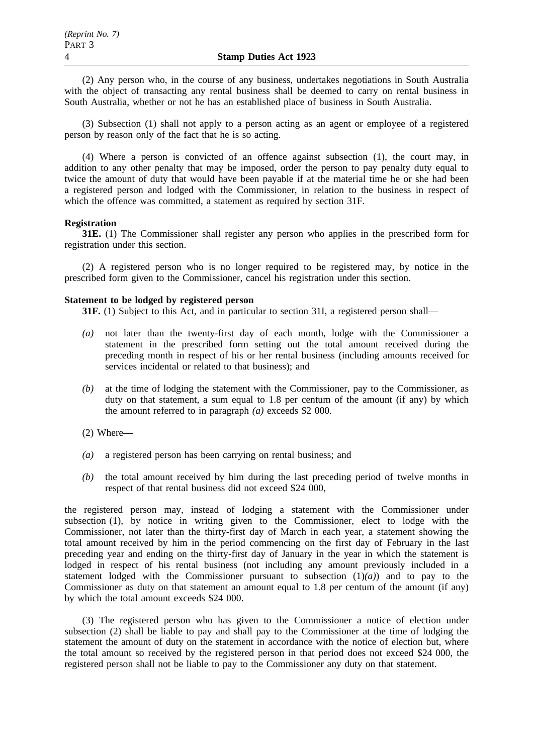(2) Any person who, in the course of any business, undertakes negotiations in South Australia with the object of transacting any rental business shall be deemed to carry on rental business in South Australia, whether or not he has an established place of business in South Australia.

(3) Subsection (1) shall not apply to a person acting as an agent or employee of a registered person by reason only of the fact that he is so acting.

(4) Where a person is convicted of an offence against subsection (1), the court may, in addition to any other penalty that may be imposed, order the person to pay penalty duty equal to twice the amount of duty that would have been payable if at the material time he or she had been a registered person and lodged with the Commissioner, in relation to the business in respect of which the offence was committed, a statement as required by section 31F.

**Registration**

**31E.** (1) The Commissioner shall register any person who applies in the prescribed form for registration under this section.

(2) A registered person who is no longer required to be registered may, by notice in the prescribed form given to the Commissioner, cancel his registration under this section.

**Statement to be lodged by registered person**

**31F.** (1) Subject to this Act, and in particular to section 31I, a registered person shall—

*(a)* not later than the twenty-first day of each month, lodge with the Commissioner a statement in the prescribed form setting out the total amount received during the preceding month in respect of his or her rental business (including amounts received for services incidental or related to that business); and

*(b)* at the time of lodging the statement with the Commissioner, pay to the Commissioner, as duty on that statement, a sum equal to 1.8 per centum of the amount (if any) by which the amount referred to in paragraph *(a)* exceeds $2 000.

(2) Where—

*(a)* a registered person has been carrying on rental business; and

*(b)* the total amount received by him during the last preceding period of twelve months in respect of that rental business did not exceed $24 000,

the registered person may, instead of lodging a statement with the Commissioner under subsection (1), by notice in writing given to the Commissioner, elect to lodge with the Commissioner, not later than the thirty-first day of March in each year, a statement showing the total amount received by him in the period commencing on the first day of February in the last preceding year and ending on the thirty-first day of January in the year in which the statement is lodged in respect of his rental business (not including any amount previously included in a statement lodged with the Commissioner pursuant to subsection (1)*(a)*) and to pay to the Commissioner as duty on that statement an amount equal to 1.8 per centum of the amount (if any) by which the total amount exceeds $24 000.

(3) The registered person who has given to the Commissioner a notice of election under subsection (2) shall be liable to pay and shall pay to the Commissioner at the time of lodging the statement the amount of duty on the statement in accordance with the notice of election but, where the total amount so received by the registered person in that period does not exceed $24 000, the registered person shall not be liable to pay to the Commissioner any duty on that statement.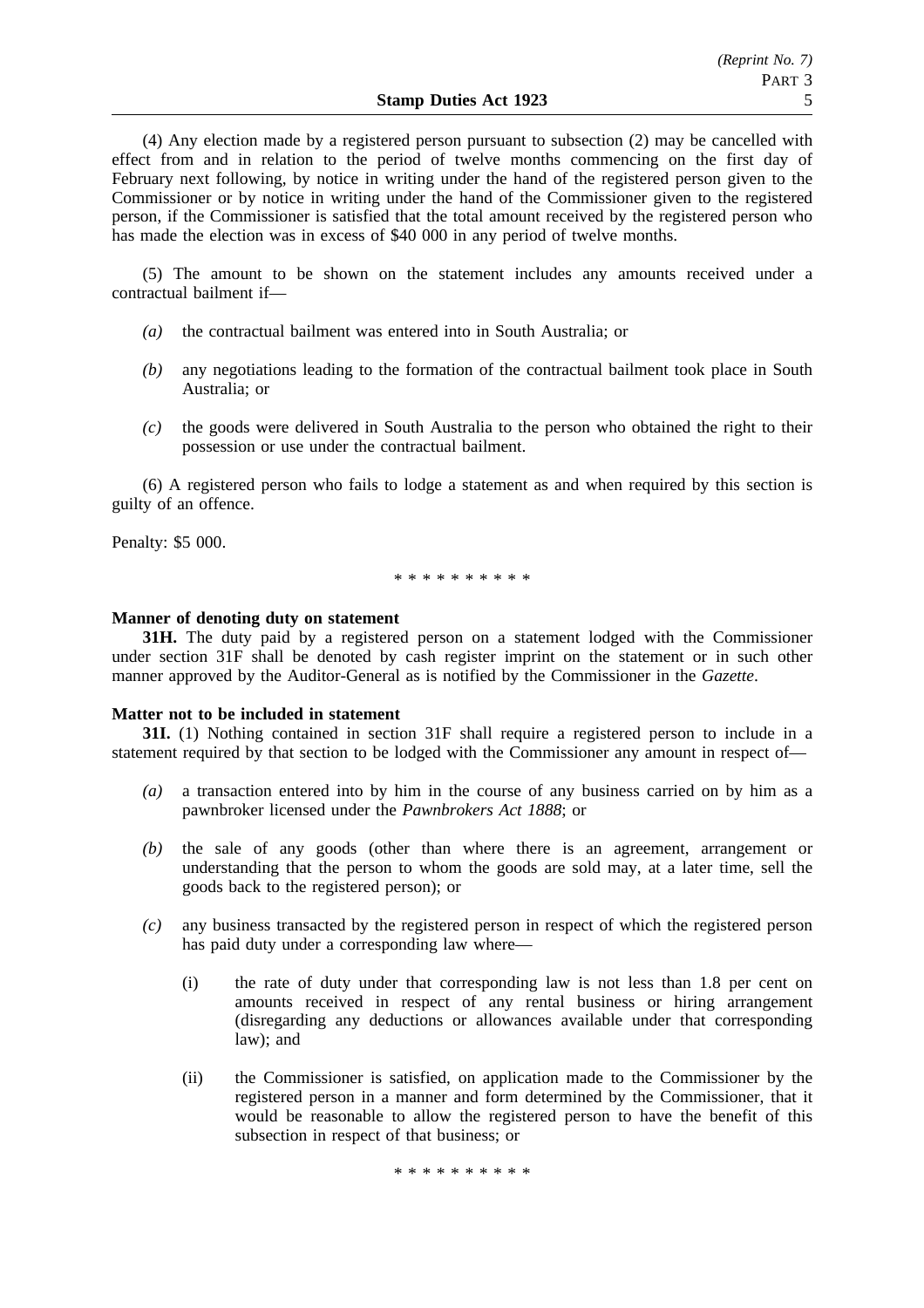(4) Any election made by a registered person pursuant to subsection (2) may be cancelled with effect from and in relation to the period of twelve months commencing on the first day of February next following, by notice in writing under the hand of the registered person given to the Commissioner or by notice in writing under the hand of the Commissioner given to the registered person, if the Commissioner is satisfied that the total amount received by the registered person who has made the election was in excess of $40 000 in any period of twelve months.

(5) The amount to be shown on the statement includes any amounts received under a contractual bailment if—

*(a)* the contractual bailment was entered into in South Australia; or

*(b)* any negotiations leading to the formation of the contractual bailment took place in South Australia; or

*(c)* the goods were delivered in South Australia to the person who obtained the right to their possession or use under the contractual bailment.

(6) A registered person who fails to lodge a statement as and when required by this section is guilty of an offence.

Penalty: $5 000.

\* \* \* \* \* \* \* \* \* \*

**Manner of denoting duty on statement**

**31H.** The duty paid by a registered person on a statement lodged with the Commissioner under section 31F shall be denoted by cash register imprint on the statement or in such other manner approved by the Auditor-General as is notified by the Commissioner in the *Gazette*.

**Matter not to be included in statement**

**31I.** (1) Nothing contained in section 31F shall require a registered person to include in a statement required by that section to be lodged with the Commissioner any amount in respect of—

*(a)* a transaction entered into by him in the course of any business carried on by him as a pawnbroker licensed under the *Pawnbrokers Act 1888*; or

*(b)* the sale of any goods (other than where there is an agreement, arrangement or understanding that the person to whom the goods are sold may, at a later time, sell the goods back to the registered person); or

*(c)* any business transacted by the registered person in respect of which the registered person has paid duty under a corresponding law where—

(i) the rate of duty under that corresponding law is not less than 1.8 per cent on amounts received in respect of any rental business or hiring arrangement (disregarding any deductions or allowances available under that corresponding law); and

(ii) the Commissioner is satisfied, on application made to the Commissioner by the registered person in a manner and form determined by the Commissioner, that it would be reasonable to allow the registered person to have the benefit of this subsection in respect of that business; or

\* \* \* \* \* \* \* \* \* \*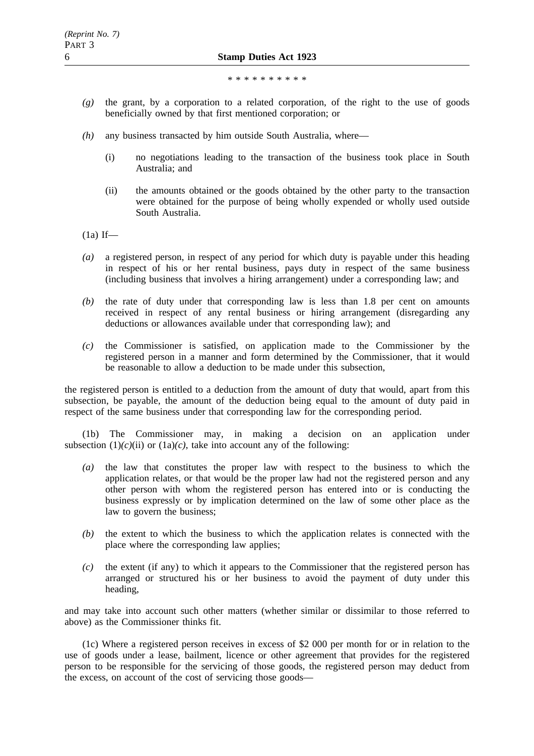\* \* \* \* \* \* \* \* \* \*

*(g)* the grant, by a corporation to a related corporation, of the right to the use of goods beneficially owned by that first mentioned corporation; or

*(h)* any business transacted by him outside South Australia, where—

(i) no negotiations leading to the transaction of the business took place in South Australia; and

(ii) the amounts obtained or the goods obtained by the other party to the transaction were obtained for the purpose of being wholly expended or wholly used outside South Australia.

(1a) If—

*(a)* a registered person, in respect of any period for which duty is payable under this heading in respect of his or her rental business, pays duty in respect of the same business (including business that involves a hiring arrangement) under a corresponding law; and

*(b)* the rate of duty under that corresponding law is less than 1.8 per cent on amounts received in respect of any rental business or hiring arrangement (disregarding any deductions or allowances available under that corresponding law); and

*(c)* the Commissioner is satisfied, on application made to the Commissioner by the registered person in a manner and form determined by the Commissioner, that it would be reasonable to allow a deduction to be made under this subsection,

the registered person is entitled to a deduction from the amount of duty that would, apart from this subsection, be payable, the amount of the deduction being equal to the amount of duty paid in respect of the same business under that corresponding law for the corresponding period.

(1b) The Commissioner may, in making a decision on an application under subsection (1)*(c)*(ii) or (1a)*(c)*, take into account any of the following:

*(a)* the law that constitutes the proper law with respect to the business to which the application relates, or that would be the proper law had not the registered person and any other person with whom the registered person has entered into or is conducting the business expressly or by implication determined on the law of some other place as the law to govern the business;

*(b)* the extent to which the business to which the application relates is connected with the place where the corresponding law applies;

*(c)* the extent (if any) to which it appears to the Commissioner that the registered person has arranged or structured his or her business to avoid the payment of duty under this heading,

and may take into account such other matters (whether similar or dissimilar to those referred to above) as the Commissioner thinks fit.

(1c) Where a registered person receives in excess of $2 000 per month for or in relation to the use of goods under a lease, bailment, licence or other agreement that provides for the registered person to be responsible for the servicing of those goods, the registered person may deduct from the excess, on account of the cost of servicing those goods—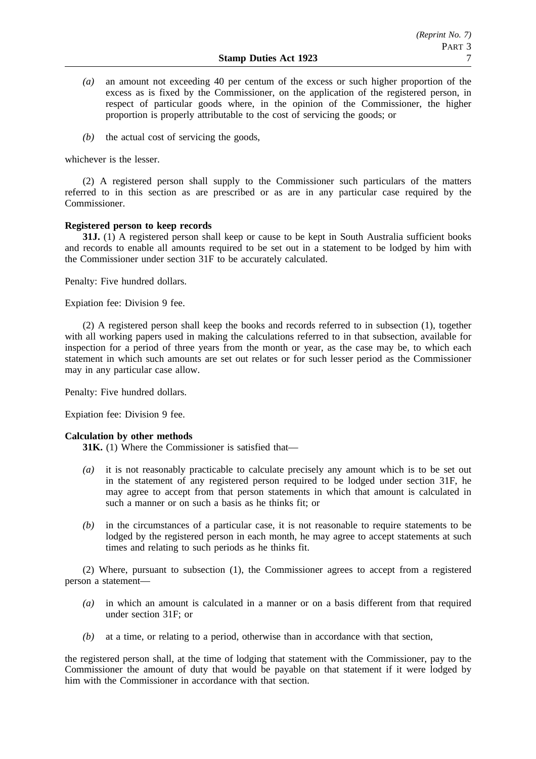*(a)* an amount not exceeding 40 per centum of the excess or such higher proportion of the excess as is fixed by the Commissioner, on the application of the registered person, in respect of particular goods where, in the opinion of the Commissioner, the higher proportion is properly attributable to the cost of servicing the goods; or

*(b)* the actual cost of servicing the goods,

whichever is the lesser.

(2) A registered person shall supply to the Commissioner such particulars of the matters referred to in this section as are prescribed or as are in any particular case required by the Commissioner.

**Registered person to keep records**

**31J.** (1) A registered person shall keep or cause to be kept in South Australia sufficient books and records to enable all amounts required to be set out in a statement to be lodged by him with the Commissioner under section 31F to be accurately calculated.

Penalty: Five hundred dollars.

Expiation fee: Division 9 fee.

(2) A registered person shall keep the books and records referred to in subsection (1), together with all working papers used in making the calculations referred to in that subsection, available for inspection for a period of three years from the month or year, as the case may be, to which each statement in which such amounts are set out relates or for such lesser period as the Commissioner may in any particular case allow.

Penalty: Five hundred dollars.

Expiation fee: Division 9 fee.

**Calculation by other methods**

**31K.** (1) Where the Commissioner is satisfied that—

*(a)* it is not reasonably practicable to calculate precisely any amount which is to be set out in the statement of any registered person required to be lodged under section 31F, he may agree to accept from that person statements in which that amount is calculated in such a manner or on such a basis as he thinks fit; or

*(b)* in the circumstances of a particular case, it is not reasonable to require statements to be lodged by the registered person in each month, he may agree to accept statements at such times and relating to such periods as he thinks fit.

(2) Where, pursuant to subsection (1), the Commissioner agrees to accept from a registered person a statement—

*(a)* in which an amount is calculated in a manner or on a basis different from that required under section 31F; or

*(b)* at a time, or relating to a period, otherwise than in accordance with that section,

the registered person shall, at the time of lodging that statement with the Commissioner, pay to the Commissioner the amount of duty that would be payable on that statement if it were lodged by him with the Commissioner in accordance with that section.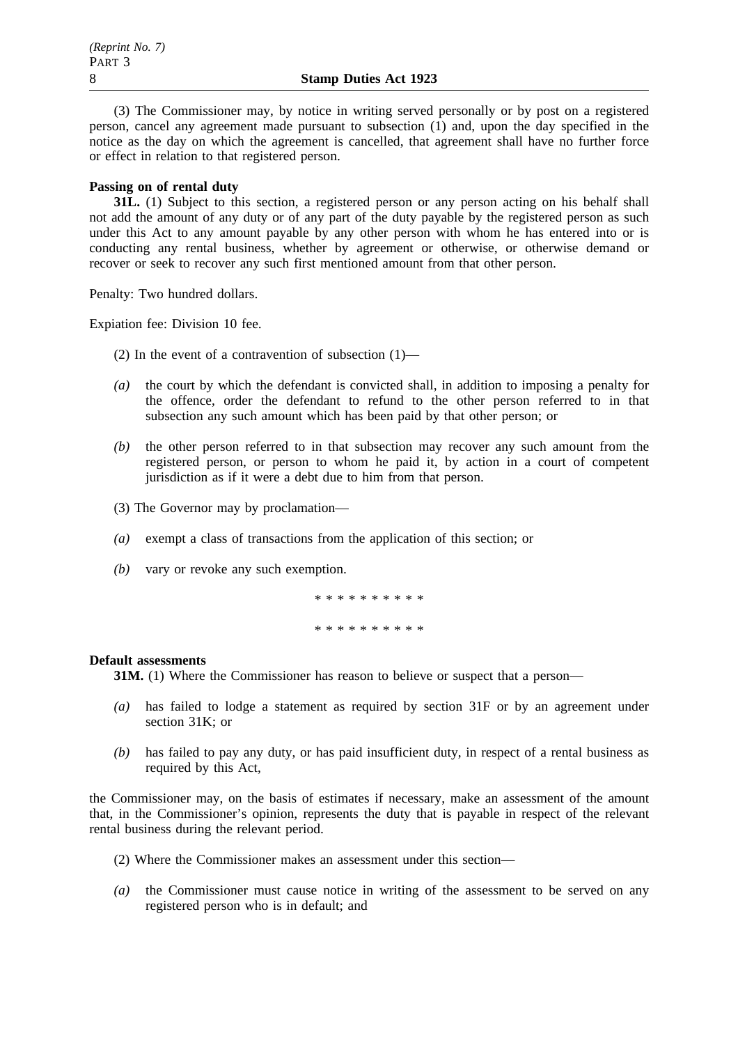(3) The Commissioner may, by notice in writing served personally or by post on a registered person, cancel any agreement made pursuant to subsection (1) and, upon the day specified in the notice as the day on which the agreement is cancelled, that agreement shall have no further force or effect in relation to that registered person.

**Passing on of rental duty**

**31L.** (1) Subject to this section, a registered person or any person acting on his behalf shall not add the amount of any duty or of any part of the duty payable by the registered person as such under this Act to any amount payable by any other person with whom he has entered into or is conducting any rental business, whether by agreement or otherwise, or otherwise demand or recover or seek to recover any such first mentioned amount from that other person.

Penalty: Two hundred dollars.

Expiation fee: Division 10 fee.

(2) In the event of a contravention of subsection (1)—

*(a)* the court by which the defendant is convicted shall, in addition to imposing a penalty for the offence, order the defendant to refund to the other person referred to in that subsection any such amount which has been paid by that other person; or

*(b)* the other person referred to in that subsection may recover any such amount from the registered person, or person to whom he paid it, by action in a court of competent jurisdiction as if it were a debt due to him from that person.

(3) The Governor may by proclamation—

*(a)* exempt a class of transactions from the application of this section; or

*(b)* vary or revoke any such exemption.

\* \* \* \* \* \* \* \* \* \*

\* \* \* \* \* \* \* \* \* \*

**Default assessments**

**31M.** (1) Where the Commissioner has reason to believe or suspect that a person—

*(a)* has failed to lodge a statement as required by section 31F or by an agreement under section 31K; or

*(b)* has failed to pay any duty, or has paid insufficient duty, in respect of a rental business as required by this Act,

the Commissioner may, on the basis of estimates if necessary, make an assessment of the amount that, in the Commissioner's opinion, represents the duty that is payable in respect of the relevant rental business during the relevant period.

(2) Where the Commissioner makes an assessment under this section—

*(a)* the Commissioner must cause notice in writing of the assessment to be served on any registered person who is in default; and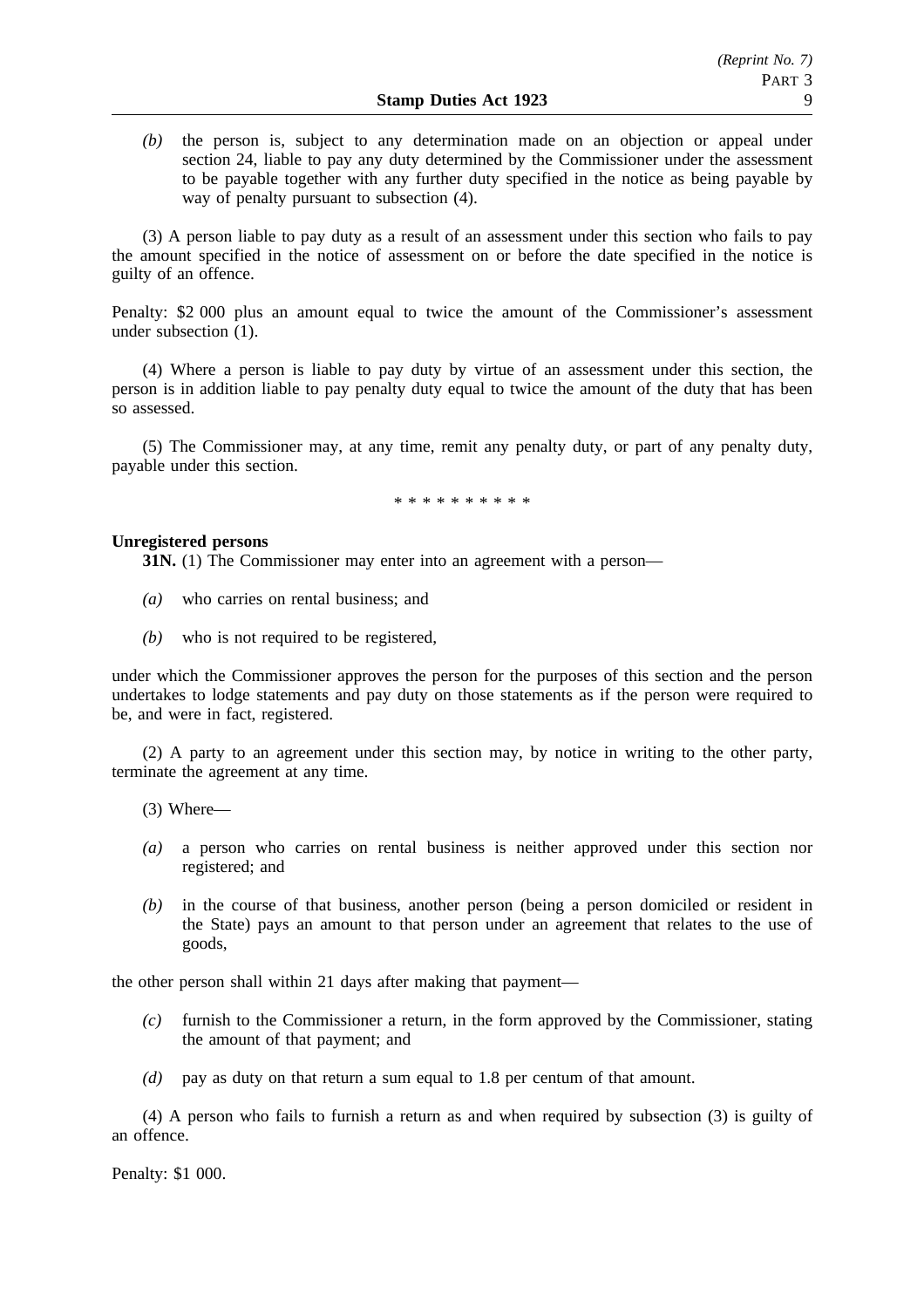*(b)* the person is, subject to any determination made on an objection or appeal under section 24, liable to pay any duty determined by the Commissioner under the assessment to be payable together with any further duty specified in the notice as being payable by way of penalty pursuant to subsection (4).

(3) A person liable to pay duty as a result of an assessment under this section who fails to pay the amount specified in the notice of assessment on or before the date specified in the notice is guilty of an offence.

Penalty: $2 000 plus an amount equal to twice the amount of the Commissioner's assessment under subsection (1).

(4) Where a person is liable to pay duty by virtue of an assessment under this section, the person is in addition liable to pay penalty duty equal to twice the amount of the duty that has been so assessed.

(5) The Commissioner may, at any time, remit any penalty duty, or part of any penalty duty, payable under this section.

\* \* \* \* \* \* \* \* \* \*

**Unregistered persons**

**31N.** (1) The Commissioner may enter into an agreement with a person—

*(a)* who carries on rental business; and

*(b)* who is not required to be registered,

under which the Commissioner approves the person for the purposes of this section and the person undertakes to lodge statements and pay duty on those statements as if the person were required to be, and were in fact, registered.

(2) A party to an agreement under this section may, by notice in writing to the other party, terminate the agreement at any time.

(3) Where—

*(a)* a person who carries on rental business is neither approved under this section nor registered; and

*(b)* in the course of that business, another person (being a person domiciled or resident in the State) pays an amount to that person under an agreement that relates to the use of goods,

the other person shall within 21 days after making that payment—

*(c)* furnish to the Commissioner a return, in the form approved by the Commissioner, stating the amount of that payment; and

*(d)* pay as duty on that return a sum equal to 1.8 per centum of that amount.

(4) A person who fails to furnish a return as and when required by subsection (3) is guilty of an offence.

Penalty: $1 000.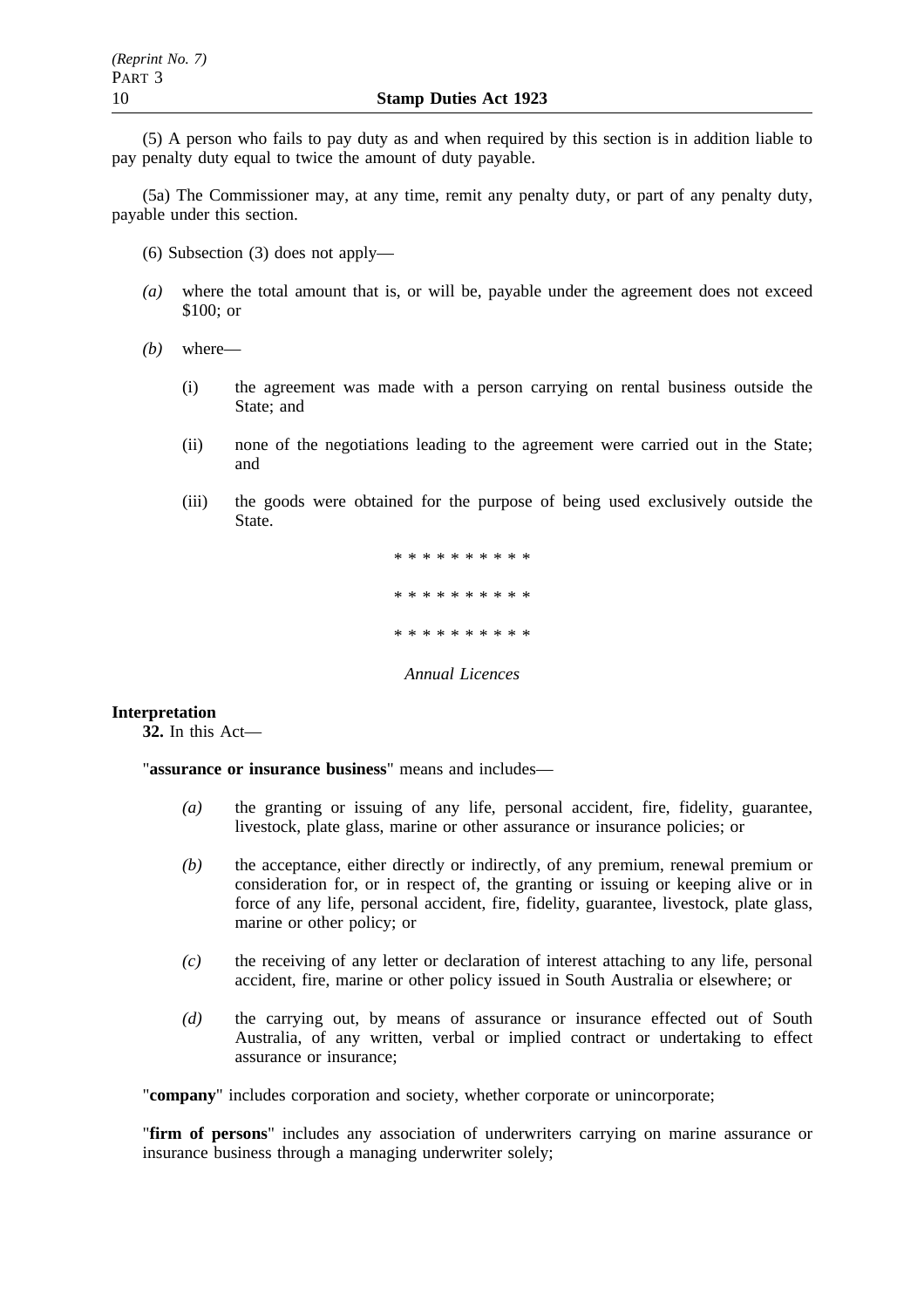(5) A person who fails to pay duty as and when required by this section is in addition liable to pay penalty duty equal to twice the amount of duty payable.

(5a) The Commissioner may, at any time, remit any penalty duty, or part of any penalty duty, payable under this section.

(6) Subsection (3) does not apply—

*(a)* where the total amount that is, or will be, payable under the agreement does not exceed $100; or

*(b)* where—

(i) the agreement was made with a person carrying on rental business outside the State; and

(ii) none of the negotiations leading to the agreement were carried out in the State; and

(iii) the goods were obtained for the purpose of being used exclusively outside the State.

\* \* \* \* \* \* \* \* \* \*

\* \* \* \* \* \* \* \* \* \*

\* \* \* \* \* \* \* \* \* \*

*Annual Licences*

**Interpretation**

**32.** In this Act—

"**assurance or insurance business**" means and includes—

*(a)* the granting or issuing of any life, personal accident, fire, fidelity, guarantee, livestock, plate glass, marine or other assurance or insurance policies; or

*(b)* the acceptance, either directly or indirectly, of any premium, renewal premium or consideration for, or in respect of, the granting or issuing or keeping alive or in force of any life, personal accident, fire, fidelity, guarantee, livestock, plate glass, marine or other policy; or

*(c)* the receiving of any letter or declaration of interest attaching to any life, personal accident, fire, marine or other policy issued in South Australia or elsewhere; or

*(d)* the carrying out, by means of assurance or insurance effected out of South Australia, of any written, verbal or implied contract or undertaking to effect assurance or insurance;

"**company**" includes corporation and society, whether corporate or unincorporate;

"**firm of persons**" includes any association of underwriters carrying on marine assurance or insurance business through a managing underwriter solely;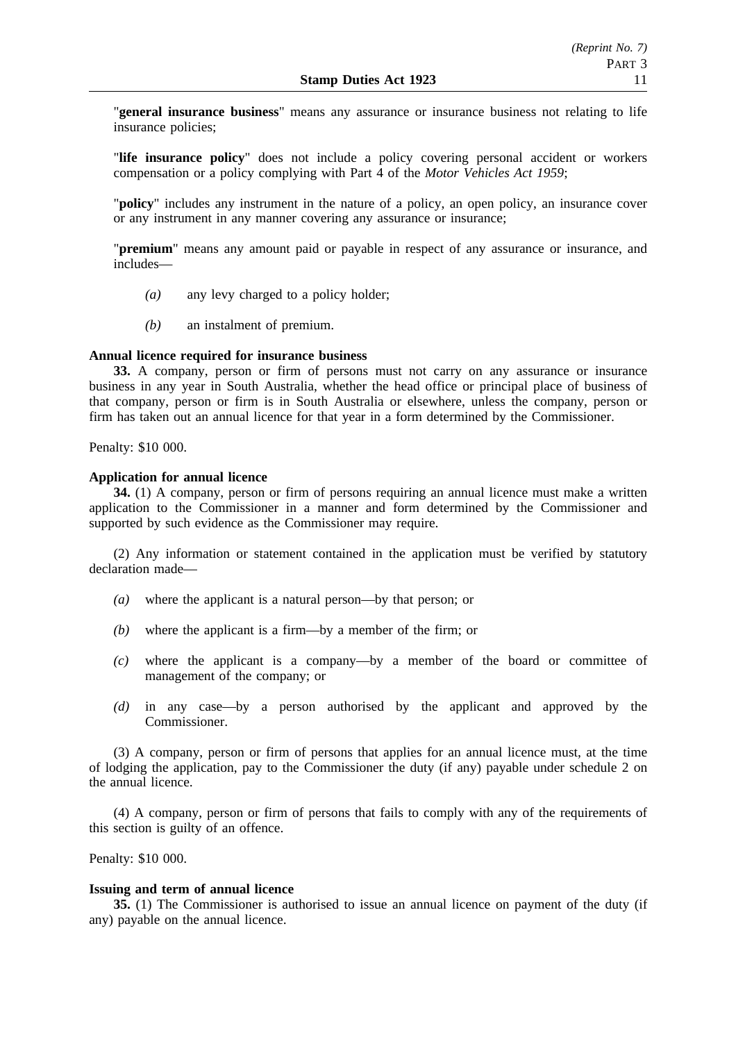"**general insurance business**" means any assurance or insurance business not relating to life insurance policies;

"**life insurance policy**" does not include a policy covering personal accident or workers compensation or a policy complying with Part 4 of the *Motor Vehicles Act 1959*;

"**policy**" includes any instrument in the nature of a policy, an open policy, an insurance cover or any instrument in any manner covering any assurance or insurance;

"**premium**" means any amount paid or payable in respect of any assurance or insurance, and includes—

*(a)* any levy charged to a policy holder;

*(b)* an instalment of premium.

**Annual licence required for insurance business**

**33.** A company, person or firm of persons must not carry on any assurance or insurance business in any year in South Australia, whether the head office or principal place of business of that company, person or firm is in South Australia or elsewhere, unless the company, person or firm has taken out an annual licence for that year in a form determined by the Commissioner.

Penalty: $10 000.

**Application for annual licence**

**34.** (1) A company, person or firm of persons requiring an annual licence must make a written application to the Commissioner in a manner and form determined by the Commissioner and supported by such evidence as the Commissioner may require.

(2) Any information or statement contained in the application must be verified by statutory declaration made—

*(a)* where the applicant is a natural person—by that person; or

*(b)* where the applicant is a firm—by a member of the firm; or

*(c)* where the applicant is a company—by a member of the board or committee of management of the company; or

*(d)* in any case—by a person authorised by the applicant and approved by the Commissioner.

(3) A company, person or firm of persons that applies for an annual licence must, at the time of lodging the application, pay to the Commissioner the duty (if any) payable under schedule 2 on the annual licence.

(4) A company, person or firm of persons that fails to comply with any of the requirements of this section is guilty of an offence.

Penalty: $10 000.

**Issuing and term of annual licence**

**35.** (1) The Commissioner is authorised to issue an annual licence on payment of the duty (if any) payable on the annual licence.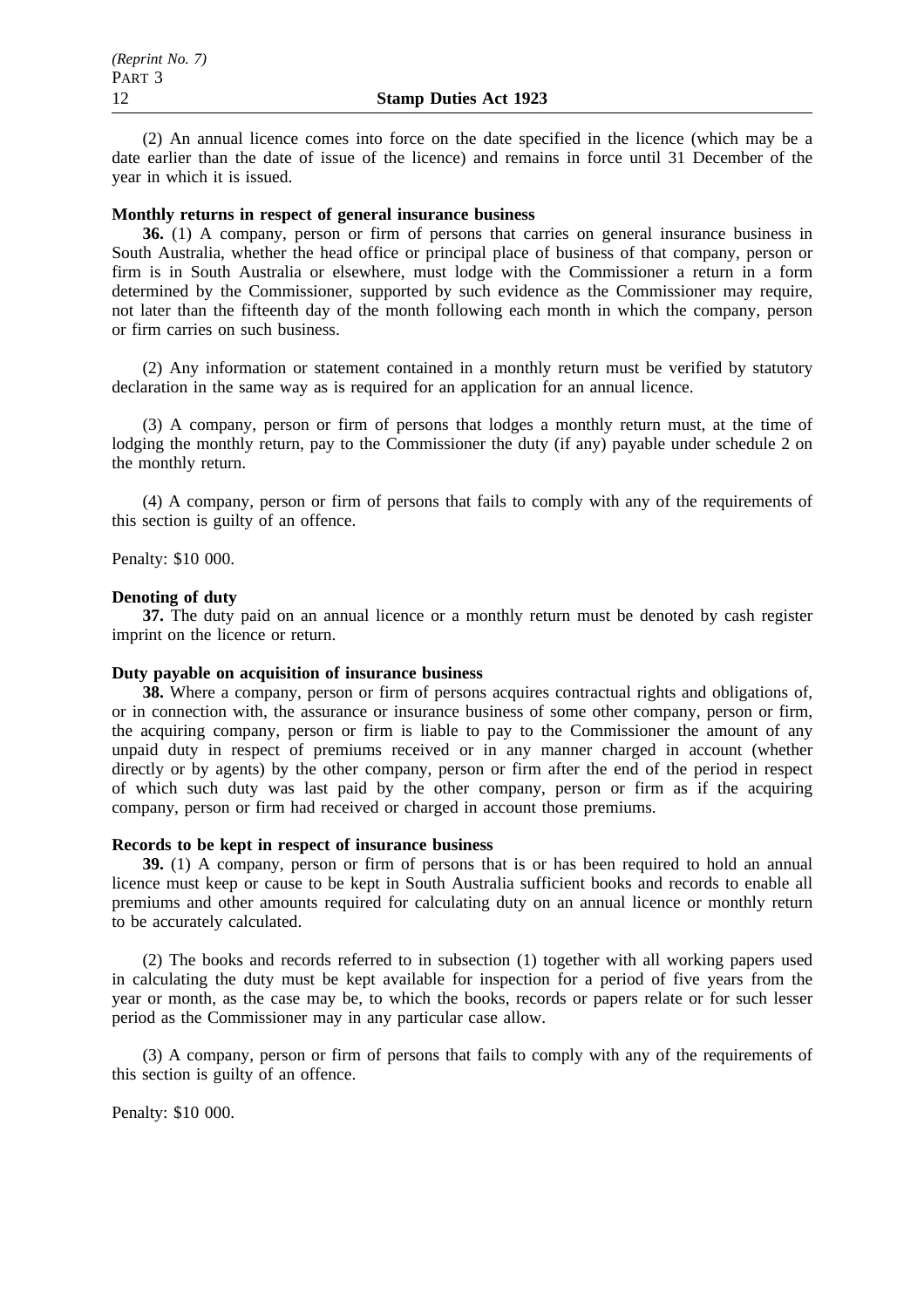(2) An annual licence comes into force on the date specified in the licence (which may be a date earlier than the date of issue of the licence) and remains in force until 31 December of the year in which it is issued.

**Monthly returns in respect of general insurance business**

**36.** (1) A company, person or firm of persons that carries on general insurance business in South Australia, whether the head office or principal place of business of that company, person or firm is in South Australia or elsewhere, must lodge with the Commissioner a return in a form determined by the Commissioner, supported by such evidence as the Commissioner may require, not later than the fifteenth day of the month following each month in which the company, person or firm carries on such business.

(2) Any information or statement contained in a monthly return must be verified by statutory declaration in the same way as is required for an application for an annual licence.

(3) A company, person or firm of persons that lodges a monthly return must, at the time of lodging the monthly return, pay to the Commissioner the duty (if any) payable under schedule 2 on the monthly return.

(4) A company, person or firm of persons that fails to comply with any of the requirements of this section is guilty of an offence.

Penalty: $10 000.

**Denoting of duty**

**37.** The duty paid on an annual licence or a monthly return must be denoted by cash register imprint on the licence or return.

**Duty payable on acquisition of insurance business**

**38.** Where a company, person or firm of persons acquires contractual rights and obligations of, or in connection with, the assurance or insurance business of some other company, person or firm, the acquiring company, person or firm is liable to pay to the Commissioner the amount of any unpaid duty in respect of premiums received or in any manner charged in account (whether directly or by agents) by the other company, person or firm after the end of the period in respect of which such duty was last paid by the other company, person or firm as if the acquiring company, person or firm had received or charged in account those premiums.

**Records to be kept in respect of insurance business**

**39.** (1) A company, person or firm of persons that is or has been required to hold an annual licence must keep or cause to be kept in South Australia sufficient books and records to enable all premiums and other amounts required for calculating duty on an annual licence or monthly return to be accurately calculated.

(2) The books and records referred to in subsection (1) together with all working papers used in calculating the duty must be kept available for inspection for a period of five years from the year or month, as the case may be, to which the books, records or papers relate or for such lesser period as the Commissioner may in any particular case allow.

(3) A company, person or firm of persons that fails to comply with any of the requirements of this section is guilty of an offence.

Penalty: $10 000.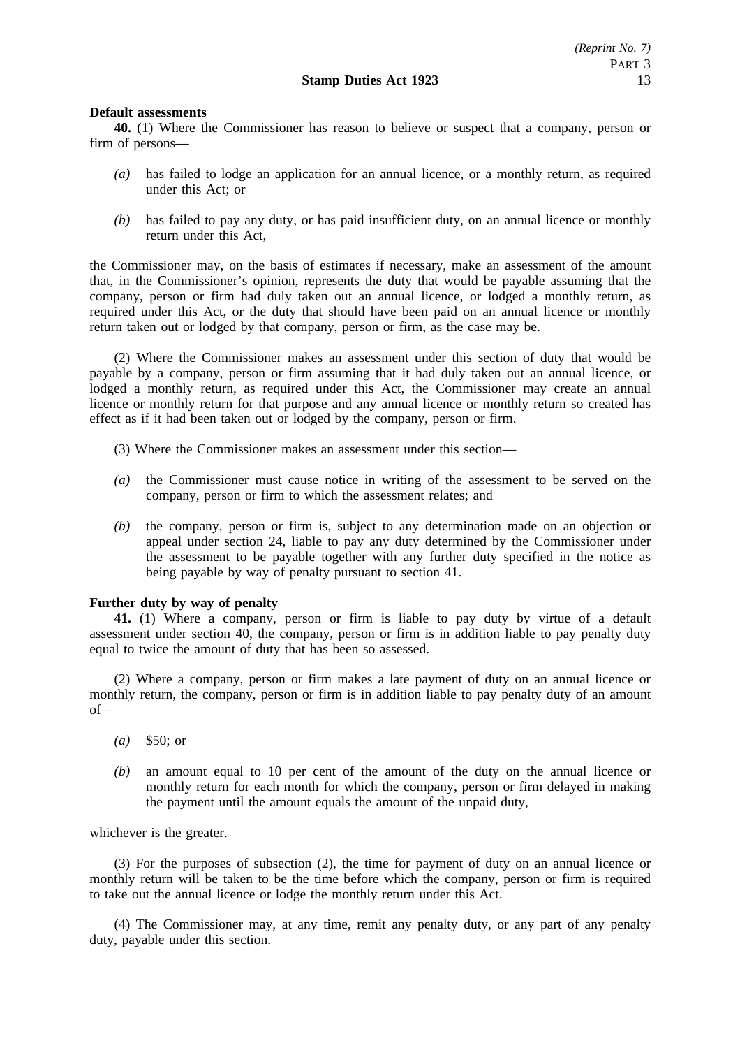**Default assessments**

**40.** (1) Where the Commissioner has reason to believe or suspect that a company, person or firm of persons—

*(a)* has failed to lodge an application for an annual licence, or a monthly return, as required under this Act; or

*(b)* has failed to pay any duty, or has paid insufficient duty, on an annual licence or monthly return under this Act,

the Commissioner may, on the basis of estimates if necessary, make an assessment of the amount that, in the Commissioner's opinion, represents the duty that would be payable assuming that the company, person or firm had duly taken out an annual licence, or lodged a monthly return, as required under this Act, or the duty that should have been paid on an annual licence or monthly return taken out or lodged by that company, person or firm, as the case may be.

(2) Where the Commissioner makes an assessment under this section of duty that would be payable by a company, person or firm assuming that it had duly taken out an annual licence, or lodged a monthly return, as required under this Act, the Commissioner may create an annual licence or monthly return for that purpose and any annual licence or monthly return so created has effect as if it had been taken out or lodged by the company, person or firm.

(3) Where the Commissioner makes an assessment under this section—

*(a)* the Commissioner must cause notice in writing of the assessment to be served on the company, person or firm to which the assessment relates; and

*(b)* the company, person or firm is, subject to any determination made on an objection or appeal under section 24, liable to pay any duty determined by the Commissioner under the assessment to be payable together with any further duty specified in the notice as being payable by way of penalty pursuant to section 41.

**Further duty by way of penalty**

**41.** (1) Where a company, person or firm is liable to pay duty by virtue of a default assessment under section 40, the company, person or firm is in addition liable to pay penalty duty equal to twice the amount of duty that has been so assessed.

(2) Where a company, person or firm makes a late payment of duty on an annual licence or monthly return, the company, person or firm is in addition liable to pay penalty duty of an amount of—

*(a)* $50; or

*(b)* an amount equal to 10 per cent of the amount of the duty on the annual licence or monthly return for each month for which the company, person or firm delayed in making the payment until the amount equals the amount of the unpaid duty,

whichever is the greater.

(3) For the purposes of subsection (2), the time for payment of duty on an annual licence or monthly return will be taken to be the time before which the company, person or firm is required to take out the annual licence or lodge the monthly return under this Act.

(4) The Commissioner may, at any time, remit any penalty duty, or any part of any penalty duty, payable under this section.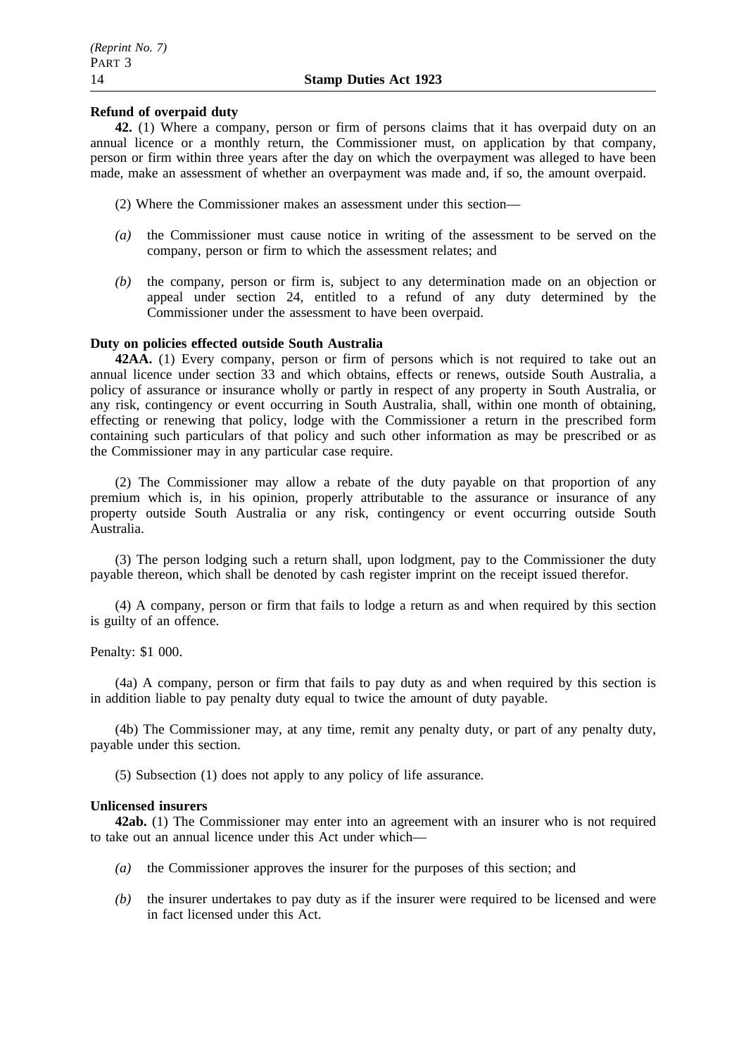**Refund of overpaid duty**

**42.** (1) Where a company, person or firm of persons claims that it has overpaid duty on an annual licence or a monthly return, the Commissioner must, on application by that company, person or firm within three years after the day on which the overpayment was alleged to have been made, make an assessment of whether an overpayment was made and, if so, the amount overpaid.

(2) Where the Commissioner makes an assessment under this section—

*(a)* the Commissioner must cause notice in writing of the assessment to be served on the company, person or firm to which the assessment relates; and

*(b)* the company, person or firm is, subject to any determination made on an objection or appeal under section 24, entitled to a refund of any duty determined by the Commissioner under the assessment to have been overpaid.

**Duty on policies effected outside South Australia**

**42AA.** (1) Every company, person or firm of persons which is not required to take out an annual licence under section 33 and which obtains, effects or renews, outside South Australia, a policy of assurance or insurance wholly or partly in respect of any property in South Australia, or any risk, contingency or event occurring in South Australia, shall, within one month of obtaining, effecting or renewing that policy, lodge with the Commissioner a return in the prescribed form containing such particulars of that policy and such other information as may be prescribed or as the Commissioner may in any particular case require.

(2) The Commissioner may allow a rebate of the duty payable on that proportion of any premium which is, in his opinion, properly attributable to the assurance or insurance of any property outside South Australia or any risk, contingency or event occurring outside South Australia.

(3) The person lodging such a return shall, upon lodgment, pay to the Commissioner the duty payable thereon, which shall be denoted by cash register imprint on the receipt issued therefor.

(4) A company, person or firm that fails to lodge a return as and when required by this section is guilty of an offence.

Penalty: $1 000.

(4a) A company, person or firm that fails to pay duty as and when required by this section is in addition liable to pay penalty duty equal to twice the amount of duty payable.

(4b) The Commissioner may, at any time, remit any penalty duty, or part of any penalty duty, payable under this section.

(5) Subsection (1) does not apply to any policy of life assurance.

**Unlicensed insurers**

**42ab.** (1) The Commissioner may enter into an agreement with an insurer who is not required to take out an annual licence under this Act under which—

*(a)* the Commissioner approves the insurer for the purposes of this section; and

*(b)* the insurer undertakes to pay duty as if the insurer were required to be licensed and were in fact licensed under this Act.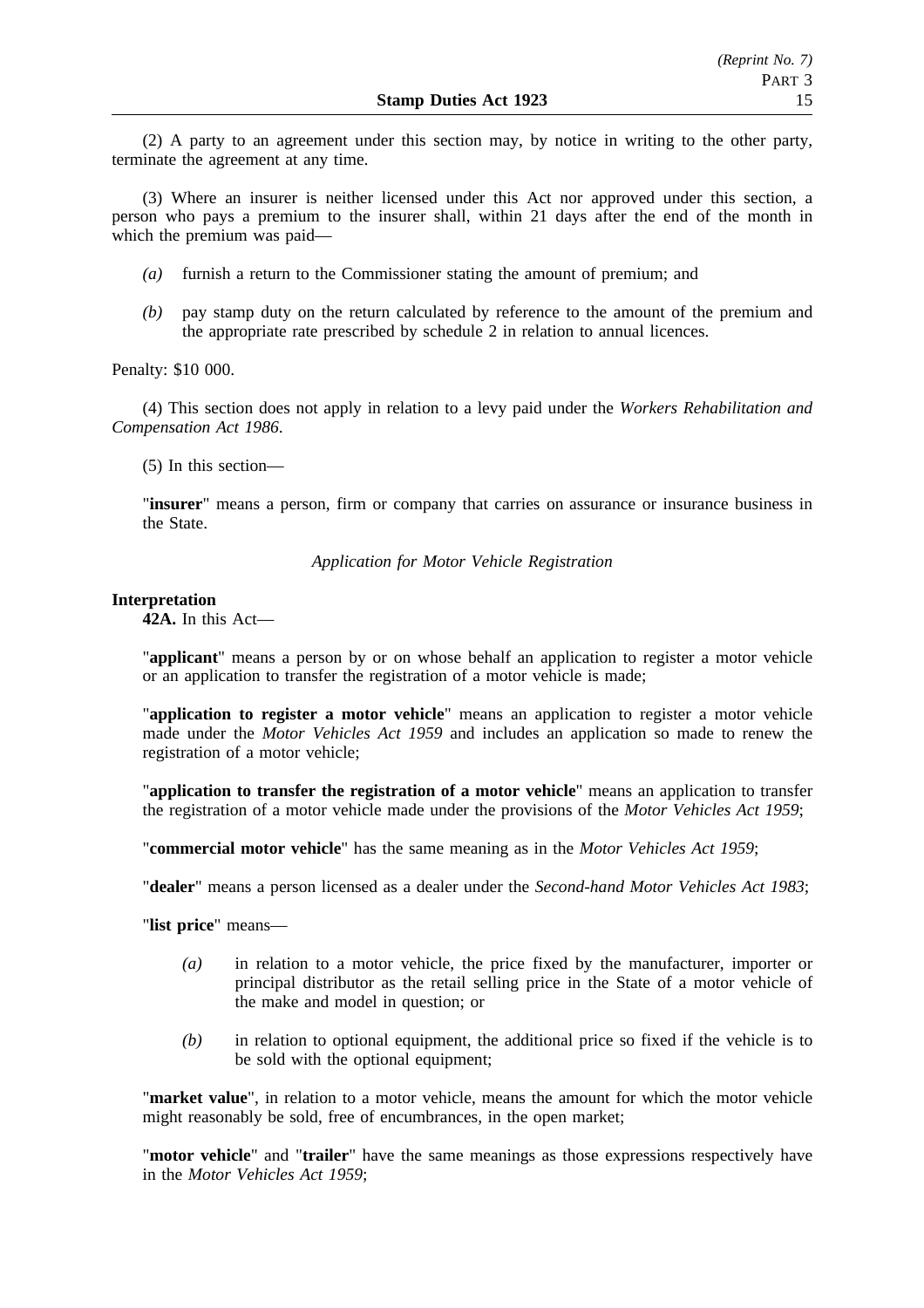(2) A party to an agreement under this section may, by notice in writing to the other party, terminate the agreement at any time.

(3) Where an insurer is neither licensed under this Act nor approved under this section, a person who pays a premium to the insurer shall, within 21 days after the end of the month in which the premium was paid—

- *(a)* furnish a return to the Commissioner stating the amount of premium; and
- *(b)* pay stamp duty on the return calculated by reference to the amount of the premium and the appropriate rate prescribed by schedule 2 in relation to annual licences.

Penalty: $10 000.

(4) This section does not apply in relation to a levy paid under the *Workers Rehabilitation and Compensation Act 1986*.

(5) In this section—

"**insurer**" means a person, firm or company that carries on assurance or insurance business in the State.

*Application for Motor Vehicle Registration*

**Interpretation**

**42A.** In this Act—

"**applicant**" means a person by or on whose behalf an application to register a motor vehicle or an application to transfer the registration of a motor vehicle is made;

"**application to register a motor vehicle**" means an application to register a motor vehicle made under the *Motor Vehicles Act 1959* and includes an application so made to renew the registration of a motor vehicle;

"**application to transfer the registration of a motor vehicle**" means an application to transfer the registration of a motor vehicle made under the provisions of the *Motor Vehicles Act 1959*;

"**commercial motor vehicle**" has the same meaning as in the *Motor Vehicles Act 1959*;

"**dealer**" means a person licensed as a dealer under the *Second-hand Motor Vehicles Act 1983*;

"**list price**" means—

- *(a)* in relation to a motor vehicle, the price fixed by the manufacturer, importer or principal distributor as the retail selling price in the State of a motor vehicle of the make and model in question; or
- *(b)* in relation to optional equipment, the additional price so fixed if the vehicle is to be sold with the optional equipment;

"**market value**", in relation to a motor vehicle, means the amount for which the motor vehicle might reasonably be sold, free of encumbrances, in the open market;

"**motor vehicle**" and "**trailer**" have the same meanings as those expressions respectively have in the *Motor Vehicles Act 1959*;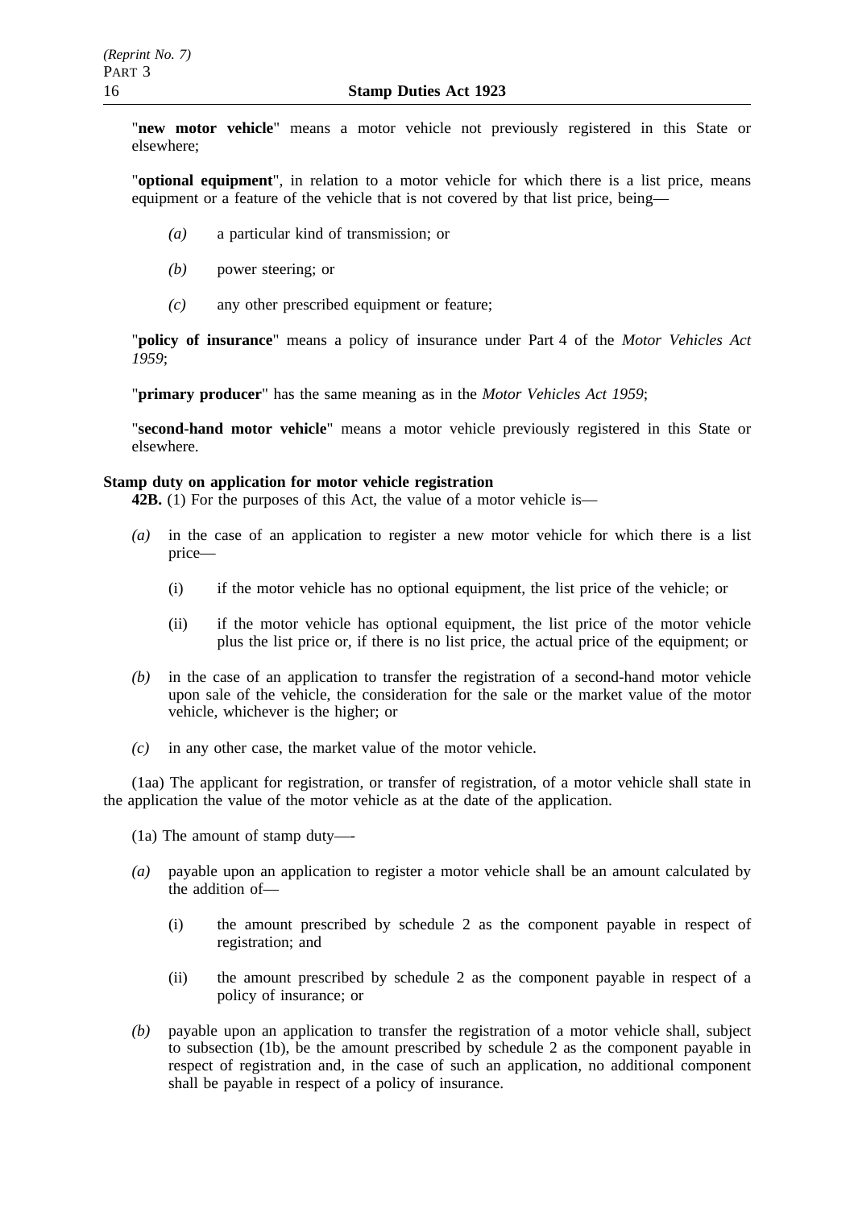"**new motor vehicle**" means a motor vehicle not previously registered in this State or elsewhere;

"**optional equipment**", in relation to a motor vehicle for which there is a list price, means equipment or a feature of the vehicle that is not covered by that list price, being—

- *(a)* a particular kind of transmission; or
- *(b)* power steering; or
- *(c)* any other prescribed equipment or feature;

"**policy of insurance**" means a policy of insurance under Part 4 of the *Motor Vehicles Act 1959*;

"**primary producer**" has the same meaning as in the *Motor Vehicles Act 1959*;

"**second-hand motor vehicle**" means a motor vehicle previously registered in this State or elsewhere.

**Stamp duty on application for motor vehicle registration**

**42B.** (1) For the purposes of this Act, the value of a motor vehicle is—

- *(a)* in the case of an application to register a new motor vehicle for which there is a list price—
  - (i) if the motor vehicle has no optional equipment, the list price of the vehicle; or
  - (ii) if the motor vehicle has optional equipment, the list price of the motor vehicle plus the list price or, if there is no list price, the actual price of the equipment; or
- *(b)* in the case of an application to transfer the registration of a second-hand motor vehicle upon sale of the vehicle, the consideration for the sale or the market value of the motor vehicle, whichever is the higher; or
- *(c)* in any other case, the market value of the motor vehicle.

(1aa) The applicant for registration, or transfer of registration, of a motor vehicle shall state in the application the value of the motor vehicle as at the date of the application.

(1a) The amount of stamp duty—-

- *(a)* payable upon an application to register a motor vehicle shall be an amount calculated by the addition of—
  - (i) the amount prescribed by schedule 2 as the component payable in respect of registration; and
  - (ii) the amount prescribed by schedule 2 as the component payable in respect of a policy of insurance; or
- *(b)* payable upon an application to transfer the registration of a motor vehicle shall, subject to subsection (1b), be the amount prescribed by schedule 2 as the component payable in respect of registration and, in the case of such an application, no additional component shall be payable in respect of a policy of insurance.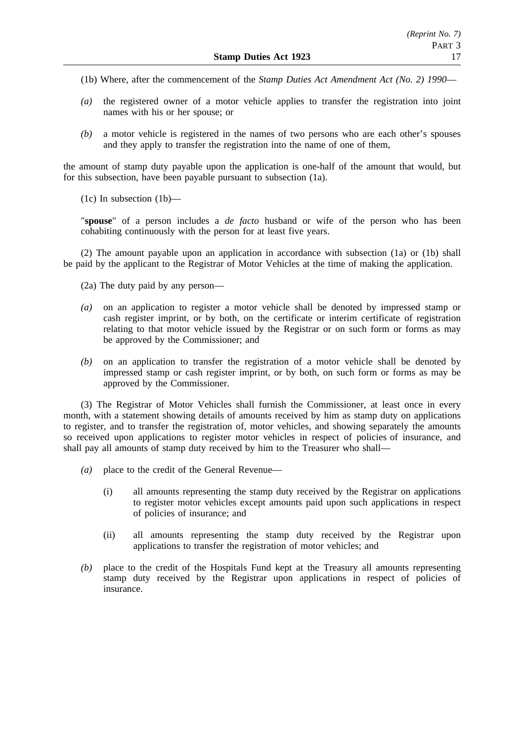(1b) Where, after the commencement of the *Stamp Duties Act Amendment Act (No. 2) 1990*—

*(a)* the registered owner of a motor vehicle applies to transfer the registration into joint names with his or her spouse; or

*(b)* a motor vehicle is registered in the names of two persons who are each other's spouses and they apply to transfer the registration into the name of one of them,

the amount of stamp duty payable upon the application is one-half of the amount that would, but for this subsection, have been payable pursuant to subsection (1a).

(1c) In subsection (1b)—

"**spouse**" of a person includes a *de facto* husband or wife of the person who has been cohabiting continuously with the person for at least five years.

(2) The amount payable upon an application in accordance with subsection (1a) or (1b) shall be paid by the applicant to the Registrar of Motor Vehicles at the time of making the application.

(2a) The duty paid by any person—

*(a)* on an application to register a motor vehicle shall be denoted by impressed stamp or cash register imprint, or by both, on the certificate or interim certificate of registration relating to that motor vehicle issued by the Registrar or on such form or forms as may be approved by the Commissioner; and

*(b)* on an application to transfer the registration of a motor vehicle shall be denoted by impressed stamp or cash register imprint, or by both, on such form or forms as may be approved by the Commissioner.

(3) The Registrar of Motor Vehicles shall furnish the Commissioner, at least once in every month, with a statement showing details of amounts received by him as stamp duty on applications to register, and to transfer the registration of, motor vehicles, and showing separately the amounts so received upon applications to register motor vehicles in respect of policies of insurance, and shall pay all amounts of stamp duty received by him to the Treasurer who shall—

*(a)* place to the credit of the General Revenue—

(i) all amounts representing the stamp duty received by the Registrar on applications to register motor vehicles except amounts paid upon such applications in respect of policies of insurance; and

(ii) all amounts representing the stamp duty received by the Registrar upon applications to transfer the registration of motor vehicles; and

*(b)* place to the credit of the Hospitals Fund kept at the Treasury all amounts representing stamp duty received by the Registrar upon applications in respect of policies of insurance.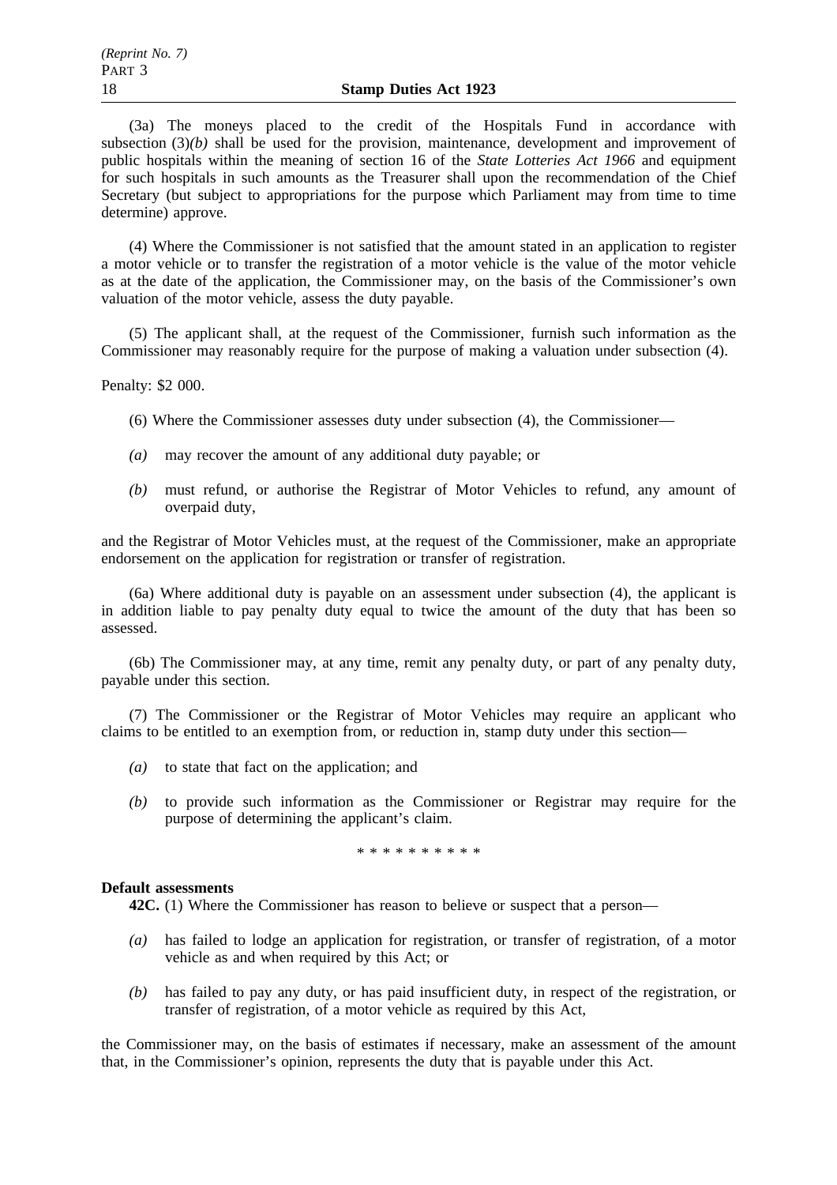(3a) The moneys placed to the credit of the Hospitals Fund in accordance with subsection (3)*(b)* shall be used for the provision, maintenance, development and improvement of public hospitals within the meaning of section 16 of the *State Lotteries Act 1966* and equipment for such hospitals in such amounts as the Treasurer shall upon the recommendation of the Chief Secretary (but subject to appropriations for the purpose which Parliament may from time to time determine) approve.

(4) Where the Commissioner is not satisfied that the amount stated in an application to register a motor vehicle or to transfer the registration of a motor vehicle is the value of the motor vehicle as at the date of the application, the Commissioner may, on the basis of the Commissioner's own valuation of the motor vehicle, assess the duty payable.

(5) The applicant shall, at the request of the Commissioner, furnish such information as the Commissioner may reasonably require for the purpose of making a valuation under subsection (4).

Penalty: $2 000.

(6) Where the Commissioner assesses duty under subsection (4), the Commissioner—

*(a)* may recover the amount of any additional duty payable; or

*(b)* must refund, or authorise the Registrar of Motor Vehicles to refund, any amount of overpaid duty,

and the Registrar of Motor Vehicles must, at the request of the Commissioner, make an appropriate endorsement on the application for registration or transfer of registration.

(6a) Where additional duty is payable on an assessment under subsection (4), the applicant is in addition liable to pay penalty duty equal to twice the amount of the duty that has been so assessed.

(6b) The Commissioner may, at any time, remit any penalty duty, or part of any penalty duty, payable under this section.

(7) The Commissioner or the Registrar of Motor Vehicles may require an applicant who claims to be entitled to an exemption from, or reduction in, stamp duty under this section—

*(a)* to state that fact on the application; and

*(b)* to provide such information as the Commissioner or Registrar may require for the purpose of determining the applicant's claim.

* * * * * * * * * *

**Default assessments**

**42C.** (1) Where the Commissioner has reason to believe or suspect that a person—

*(a)* has failed to lodge an application for registration, or transfer of registration, of a motor vehicle as and when required by this Act; or

*(b)* has failed to pay any duty, or has paid insufficient duty, in respect of the registration, or transfer of registration, of a motor vehicle as required by this Act,

the Commissioner may, on the basis of estimates if necessary, make an assessment of the amount that, in the Commissioner's opinion, represents the duty that is payable under this Act.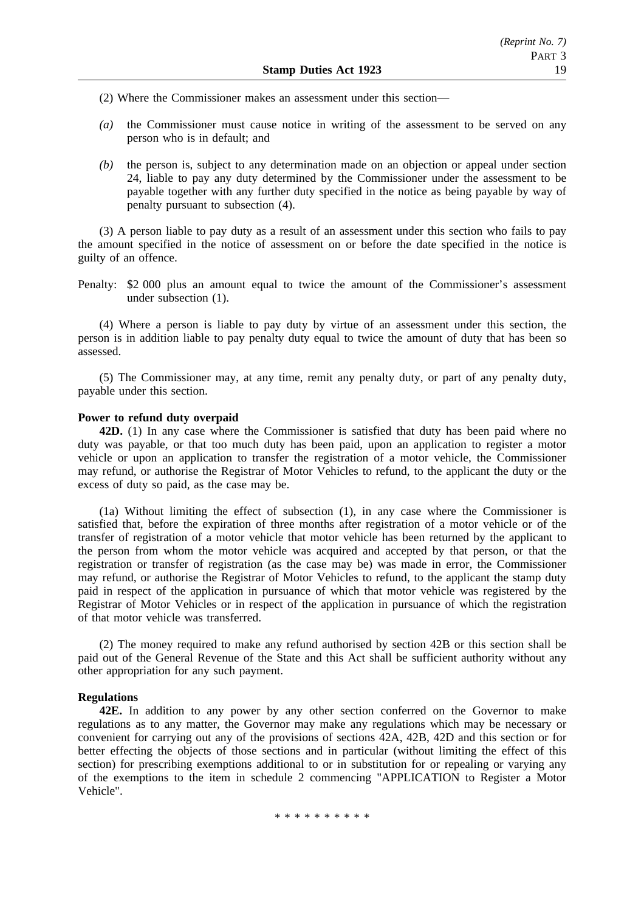(2) Where the Commissioner makes an assessment under this section—

*(a)* the Commissioner must cause notice in writing of the assessment to be served on any person who is in default; and

*(b)* the person is, subject to any determination made on an objection or appeal under section 24, liable to pay any duty determined by the Commissioner under the assessment to be payable together with any further duty specified in the notice as being payable by way of penalty pursuant to subsection (4).

(3) A person liable to pay duty as a result of an assessment under this section who fails to pay the amount specified in the notice of assessment on or before the date specified in the notice is guilty of an offence.

Penalty: $2 000 plus an amount equal to twice the amount of the Commissioner's assessment under subsection (1).

(4) Where a person is liable to pay duty by virtue of an assessment under this section, the person is in addition liable to pay penalty duty equal to twice the amount of duty that has been so assessed.

(5) The Commissioner may, at any time, remit any penalty duty, or part of any penalty duty, payable under this section.

**Power to refund duty overpaid**

**42D.** (1) In any case where the Commissioner is satisfied that duty has been paid where no duty was payable, or that too much duty has been paid, upon an application to register a motor vehicle or upon an application to transfer the registration of a motor vehicle, the Commissioner may refund, or authorise the Registrar of Motor Vehicles to refund, to the applicant the duty or the excess of duty so paid, as the case may be.

(1a) Without limiting the effect of subsection (1), in any case where the Commissioner is satisfied that, before the expiration of three months after registration of a motor vehicle or of the transfer of registration of a motor vehicle that motor vehicle has been returned by the applicant to the person from whom the motor vehicle was acquired and accepted by that person, or that the registration or transfer of registration (as the case may be) was made in error, the Commissioner may refund, or authorise the Registrar of Motor Vehicles to refund, to the applicant the stamp duty paid in respect of the application in pursuance of which that motor vehicle was registered by the Registrar of Motor Vehicles or in respect of the application in pursuance of which the registration of that motor vehicle was transferred.

(2) The money required to make any refund authorised by section 42B or this section shall be paid out of the General Revenue of the State and this Act shall be sufficient authority without any other appropriation for any such payment.

**Regulations**

**42E.** In addition to any power by any other section conferred on the Governor to make regulations as to any matter, the Governor may make any regulations which may be necessary or convenient for carrying out any of the provisions of sections 42A, 42B, 42D and this section or for better effecting the objects of those sections and in particular (without limiting the effect of this section) for prescribing exemptions additional to or in substitution for or repealing or varying any of the exemptions to the item in schedule 2 commencing "APPLICATION to Register a Motor Vehicle".

* * * * * * * * * *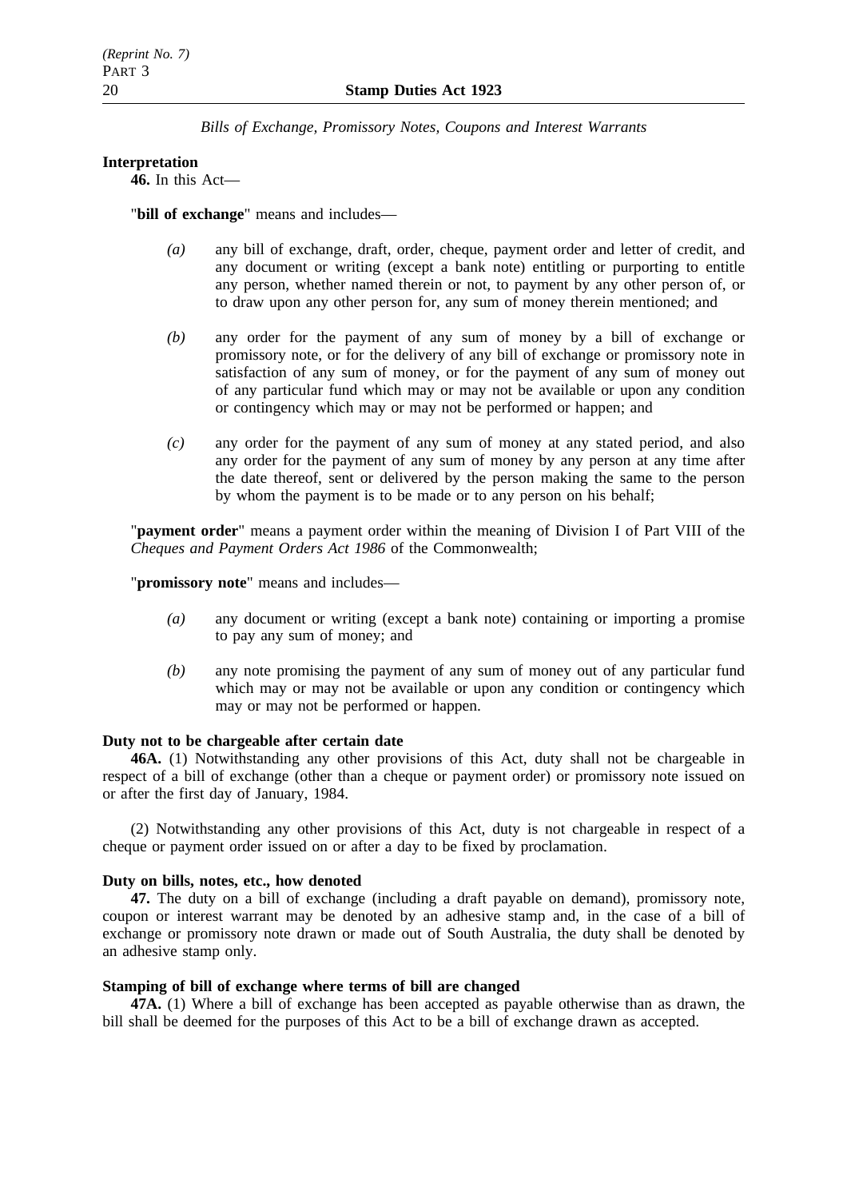*Bills of Exchange, Promissory Notes, Coupons and Interest Warrants*

**Interpretation**

**46.** In this Act—

"**bill of exchange**" means and includes—

*(a)* any bill of exchange, draft, order, cheque, payment order and letter of credit, and any document or writing (except a bank note) entitling or purporting to entitle any person, whether named therein or not, to payment by any other person of, or to draw upon any other person for, any sum of money therein mentioned; and

*(b)* any order for the payment of any sum of money by a bill of exchange or promissory note, or for the delivery of any bill of exchange or promissory note in satisfaction of any sum of money, or for the payment of any sum of money out of any particular fund which may or may not be available or upon any condition or contingency which may or may not be performed or happen; and

*(c)* any order for the payment of any sum of money at any stated period, and also any order for the payment of any sum of money by any person at any time after the date thereof, sent or delivered by the person making the same to the person by whom the payment is to be made or to any person on his behalf;

"**payment order**" means a payment order within the meaning of Division I of Part VIII of the *Cheques and Payment Orders Act 1986* of the Commonwealth;

"**promissory note**" means and includes—

*(a)* any document or writing (except a bank note) containing or importing a promise to pay any sum of money; and

*(b)* any note promising the payment of any sum of money out of any particular fund which may or may not be available or upon any condition or contingency which may or may not be performed or happen.

**Duty not to be chargeable after certain date**

**46A.** (1) Notwithstanding any other provisions of this Act, duty shall not be chargeable in respect of a bill of exchange (other than a cheque or payment order) or promissory note issued on or after the first day of January, 1984.

(2) Notwithstanding any other provisions of this Act, duty is not chargeable in respect of a cheque or payment order issued on or after a day to be fixed by proclamation.

**Duty on bills, notes, etc., how denoted**

**47.** The duty on a bill of exchange (including a draft payable on demand), promissory note, coupon or interest warrant may be denoted by an adhesive stamp and, in the case of a bill of exchange or promissory note drawn or made out of South Australia, the duty shall be denoted by an adhesive stamp only.

**Stamping of bill of exchange where terms of bill are changed**

**47A.** (1) Where a bill of exchange has been accepted as payable otherwise than as drawn, the bill shall be deemed for the purposes of this Act to be a bill of exchange drawn as accepted.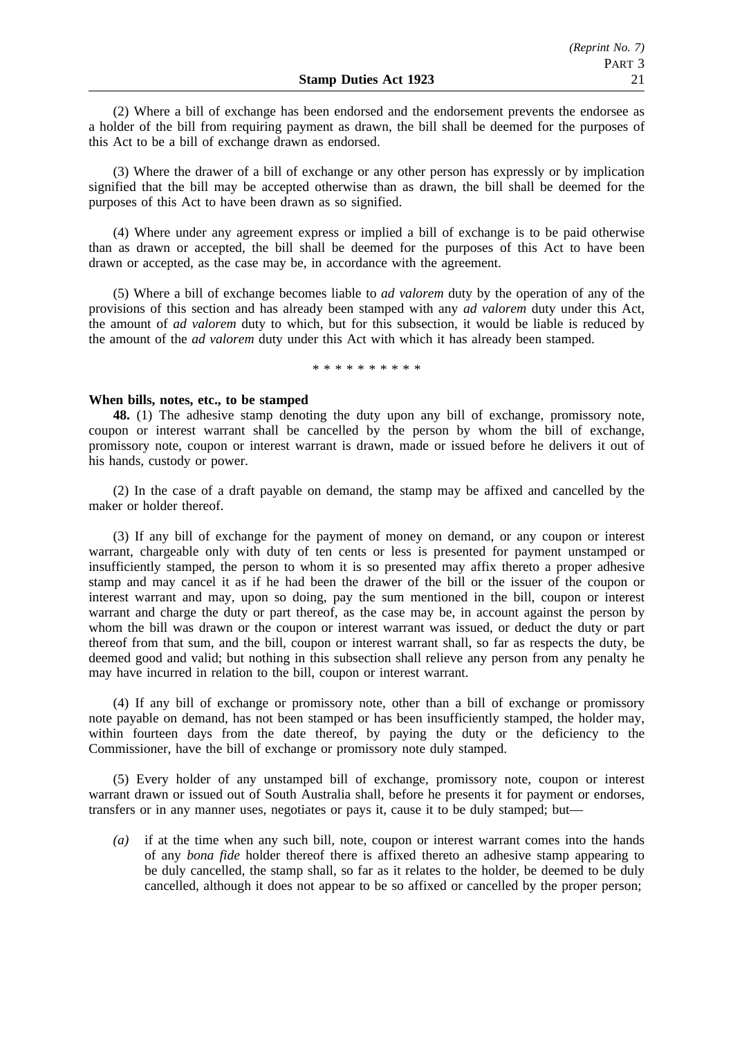(2) Where a bill of exchange has been endorsed and the endorsement prevents the endorsee as a holder of the bill from requiring payment as drawn, the bill shall be deemed for the purposes of this Act to be a bill of exchange drawn as endorsed.

(3) Where the drawer of a bill of exchange or any other person has expressly or by implication signified that the bill may be accepted otherwise than as drawn, the bill shall be deemed for the purposes of this Act to have been drawn as so signified.

(4) Where under any agreement express or implied a bill of exchange is to be paid otherwise than as drawn or accepted, the bill shall be deemed for the purposes of this Act to have been drawn or accepted, as the case may be, in accordance with the agreement.

(5) Where a bill of exchange becomes liable to *ad valorem* duty by the operation of any of the provisions of this section and has already been stamped with any *ad valorem* duty under this Act, the amount of *ad valorem* duty to which, but for this subsection, it would be liable is reduced by the amount of the *ad valorem* duty under this Act with which it has already been stamped.

\* \* \* \* \* \* \* \* \* \*

**When bills, notes, etc., to be stamped**

**48.** (1) The adhesive stamp denoting the duty upon any bill of exchange, promissory note, coupon or interest warrant shall be cancelled by the person by whom the bill of exchange, promissory note, coupon or interest warrant is drawn, made or issued before he delivers it out of his hands, custody or power.

(2) In the case of a draft payable on demand, the stamp may be affixed and cancelled by the maker or holder thereof.

(3) If any bill of exchange for the payment of money on demand, or any coupon or interest warrant, chargeable only with duty of ten cents or less is presented for payment unstamped or insufficiently stamped, the person to whom it is so presented may affix thereto a proper adhesive stamp and may cancel it as if he had been the drawer of the bill or the issuer of the coupon or interest warrant and may, upon so doing, pay the sum mentioned in the bill, coupon or interest warrant and charge the duty or part thereof, as the case may be, in account against the person by whom the bill was drawn or the coupon or interest warrant was issued, or deduct the duty or part thereof from that sum, and the bill, coupon or interest warrant shall, so far as respects the duty, be deemed good and valid; but nothing in this subsection shall relieve any person from any penalty he may have incurred in relation to the bill, coupon or interest warrant.

(4) If any bill of exchange or promissory note, other than a bill of exchange or promissory note payable on demand, has not been stamped or has been insufficiently stamped, the holder may, within fourteen days from the date thereof, by paying the duty or the deficiency to the Commissioner, have the bill of exchange or promissory note duly stamped.

(5) Every holder of any unstamped bill of exchange, promissory note, coupon or interest warrant drawn or issued out of South Australia shall, before he presents it for payment or endorses, transfers or in any manner uses, negotiates or pays it, cause it to be duly stamped; but—

*(a)* if at the time when any such bill, note, coupon or interest warrant comes into the hands of any *bona fide* holder thereof there is affixed thereto an adhesive stamp appearing to be duly cancelled, the stamp shall, so far as it relates to the holder, be deemed to be duly cancelled, although it does not appear to be so affixed or cancelled by the proper person;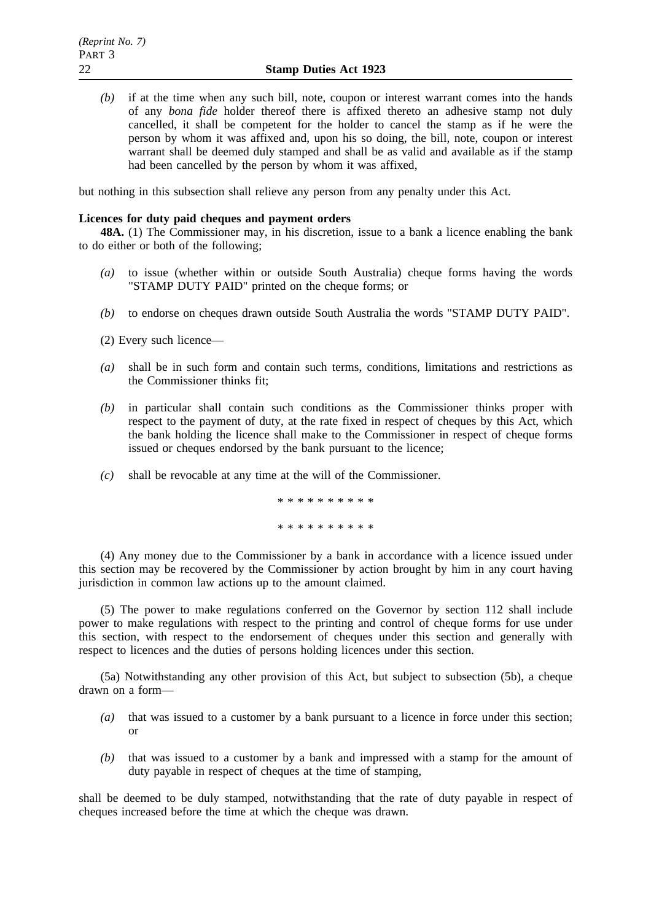*(b)* if at the time when any such bill, note, coupon or interest warrant comes into the hands of any *bona fide* holder thereof there is affixed thereto an adhesive stamp not duly cancelled, it shall be competent for the holder to cancel the stamp as if he were the person by whom it was affixed and, upon his so doing, the bill, note, coupon or interest warrant shall be deemed duly stamped and shall be as valid and available as if the stamp had been cancelled by the person by whom it was affixed,

but nothing in this subsection shall relieve any person from any penalty under this Act.

**Licences for duty paid cheques and payment orders**

**48A.** (1) The Commissioner may, in his discretion, issue to a bank a licence enabling the bank to do either or both of the following;

*(a)* to issue (whether within or outside South Australia) cheque forms having the words "STAMP DUTY PAID" printed on the cheque forms; or

*(b)* to endorse on cheques drawn outside South Australia the words "STAMP DUTY PAID".

(2) Every such licence—

*(a)* shall be in such form and contain such terms, conditions, limitations and restrictions as the Commissioner thinks fit;

*(b)* in particular shall contain such conditions as the Commissioner thinks proper with respect to the payment of duty, at the rate fixed in respect of cheques by this Act, which the bank holding the licence shall make to the Commissioner in respect of cheque forms issued or cheques endorsed by the bank pursuant to the licence;

*(c)* shall be revocable at any time at the will of the Commissioner.

\* \* \* \* \* \* \* \* \* \*

\* \* \* \* \* \* \* \* \* \*

(4) Any money due to the Commissioner by a bank in accordance with a licence issued under this section may be recovered by the Commissioner by action brought by him in any court having jurisdiction in common law actions up to the amount claimed.

(5) The power to make regulations conferred on the Governor by section 112 shall include power to make regulations with respect to the printing and control of cheque forms for use under this section, with respect to the endorsement of cheques under this section and generally with respect to licences and the duties of persons holding licences under this section.

(5a) Notwithstanding any other provision of this Act, but subject to subsection (5b), a cheque drawn on a form—

*(a)* that was issued to a customer by a bank pursuant to a licence in force under this section; or

*(b)* that was issued to a customer by a bank and impressed with a stamp for the amount of duty payable in respect of cheques at the time of stamping,

shall be deemed to be duly stamped, notwithstanding that the rate of duty payable in respect of cheques increased before the time at which the cheque was drawn.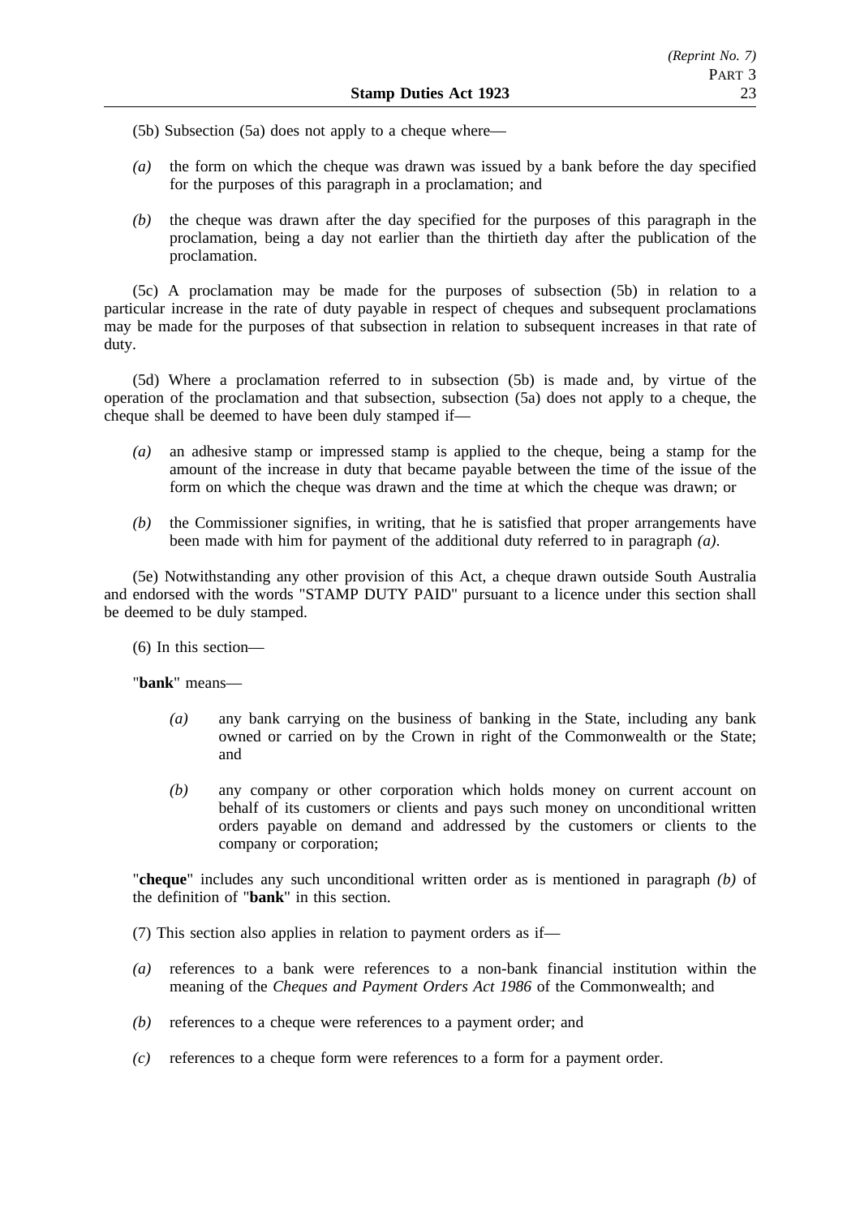(5b) Subsection (5a) does not apply to a cheque where—

*(a)* the form on which the cheque was drawn was issued by a bank before the day specified for the purposes of this paragraph in a proclamation; and

*(b)* the cheque was drawn after the day specified for the purposes of this paragraph in the proclamation, being a day not earlier than the thirtieth day after the publication of the proclamation.

(5c) A proclamation may be made for the purposes of subsection (5b) in relation to a particular increase in the rate of duty payable in respect of cheques and subsequent proclamations may be made for the purposes of that subsection in relation to subsequent increases in that rate of duty.

(5d) Where a proclamation referred to in subsection (5b) is made and, by virtue of the operation of the proclamation and that subsection, subsection (5a) does not apply to a cheque, the cheque shall be deemed to have been duly stamped if—

*(a)* an adhesive stamp or impressed stamp is applied to the cheque, being a stamp for the amount of the increase in duty that became payable between the time of the issue of the form on which the cheque was drawn and the time at which the cheque was drawn; or

*(b)* the Commissioner signifies, in writing, that he is satisfied that proper arrangements have been made with him for payment of the additional duty referred to in paragraph *(a)*.

(5e) Notwithstanding any other provision of this Act, a cheque drawn outside South Australia and endorsed with the words "STAMP DUTY PAID" pursuant to a licence under this section shall be deemed to be duly stamped.

(6) In this section—

"**bank**" means—

*(a)* any bank carrying on the business of banking in the State, including any bank owned or carried on by the Crown in right of the Commonwealth or the State; and

*(b)* any company or other corporation which holds money on current account on behalf of its customers or clients and pays such money on unconditional written orders payable on demand and addressed by the customers or clients to the company or corporation;

"**cheque**" includes any such unconditional written order as is mentioned in paragraph *(b)* of the definition of "**bank**" in this section.

(7) This section also applies in relation to payment orders as if—

*(a)* references to a bank were references to a non-bank financial institution within the meaning of the *Cheques and Payment Orders Act 1986* of the Commonwealth; and

*(b)* references to a cheque were references to a payment order; and

*(c)* references to a cheque form were references to a form for a payment order.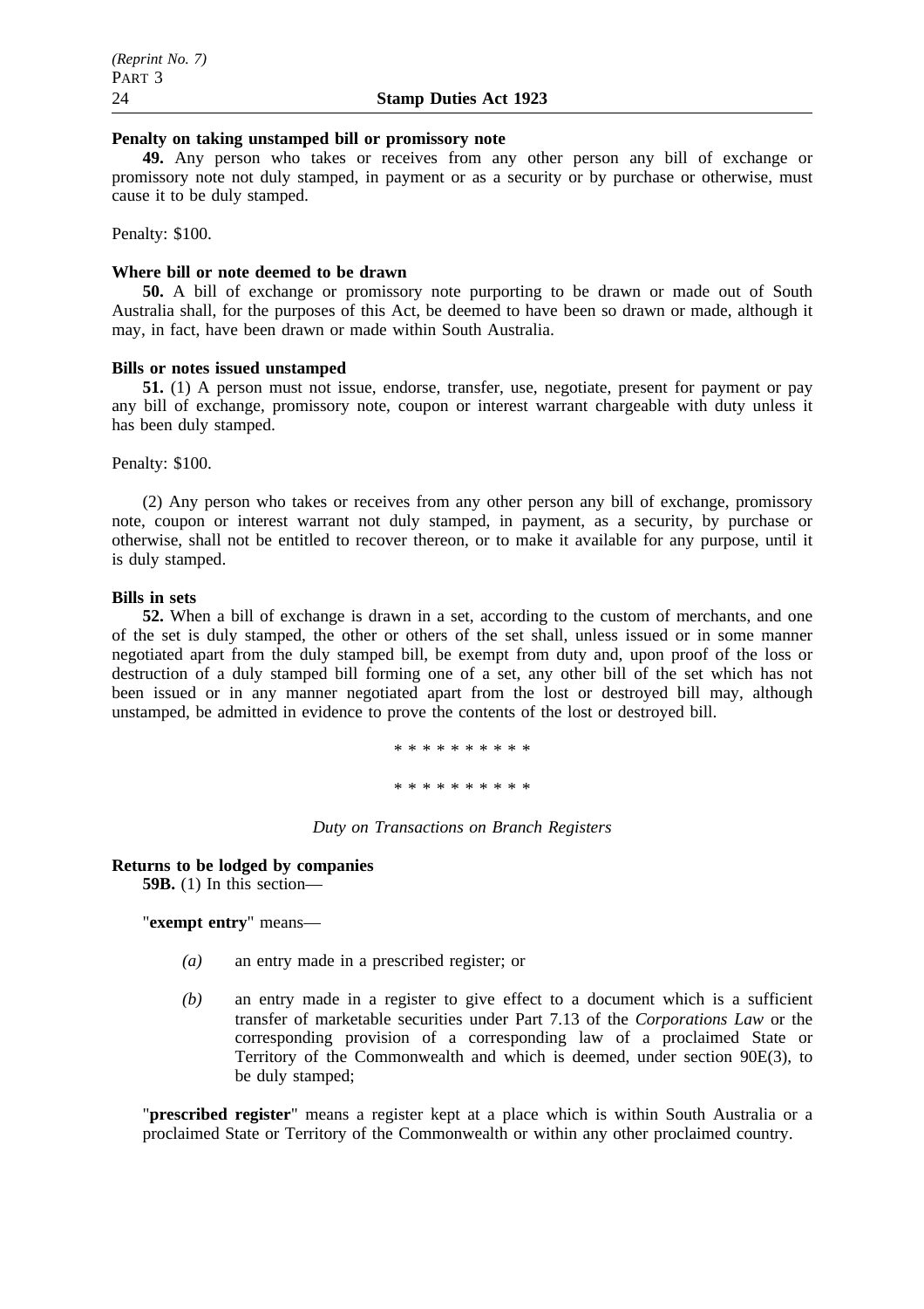**Penalty on taking unstamped bill or promissory note**

**49.** Any person who takes or receives from any other person any bill of exchange or promissory note not duly stamped, in payment or as a security or by purchase or otherwise, must cause it to be duly stamped.

Penalty: $100.

**Where bill or note deemed to be drawn**

**50.** A bill of exchange or promissory note purporting to be drawn or made out of South Australia shall, for the purposes of this Act, be deemed to have been so drawn or made, although it may, in fact, have been drawn or made within South Australia.

**Bills or notes issued unstamped**

**51.** (1) A person must not issue, endorse, transfer, use, negotiate, present for payment or pay any bill of exchange, promissory note, coupon or interest warrant chargeable with duty unless it has been duly stamped.

Penalty: $100.

(2) Any person who takes or receives from any other person any bill of exchange, promissory note, coupon or interest warrant not duly stamped, in payment, as a security, by purchase or otherwise, shall not be entitled to recover thereon, or to make it available for any purpose, until it is duly stamped.

**Bills in sets**

**52.** When a bill of exchange is drawn in a set, according to the custom of merchants, and one of the set is duly stamped, the other or others of the set shall, unless issued or in some manner negotiated apart from the duly stamped bill, be exempt from duty and, upon proof of the loss or destruction of a duly stamped bill forming one of a set, any other bill of the set which has not been issued or in any manner negotiated apart from the lost or destroyed bill may, although unstamped, be admitted in evidence to prove the contents of the lost or destroyed bill.

\* \* \* \* \* \* \* \* \* \*

\* \* \* \* \* \* \* \* \* \*

*Duty on Transactions on Branch Registers*

**Returns to be lodged by companies**

**59B.** (1) In this section—

"**exempt entry**" means—

*(a)* an entry made in a prescribed register; or

*(b)* an entry made in a register to give effect to a document which is a sufficient transfer of marketable securities under Part 7.13 of the *Corporations Law* or the corresponding provision of a corresponding law of a proclaimed State or Territory of the Commonwealth and which is deemed, under section 90E(3), to be duly stamped;

"**prescribed register**" means a register kept at a place which is within South Australia or a proclaimed State or Territory of the Commonwealth or within any other proclaimed country.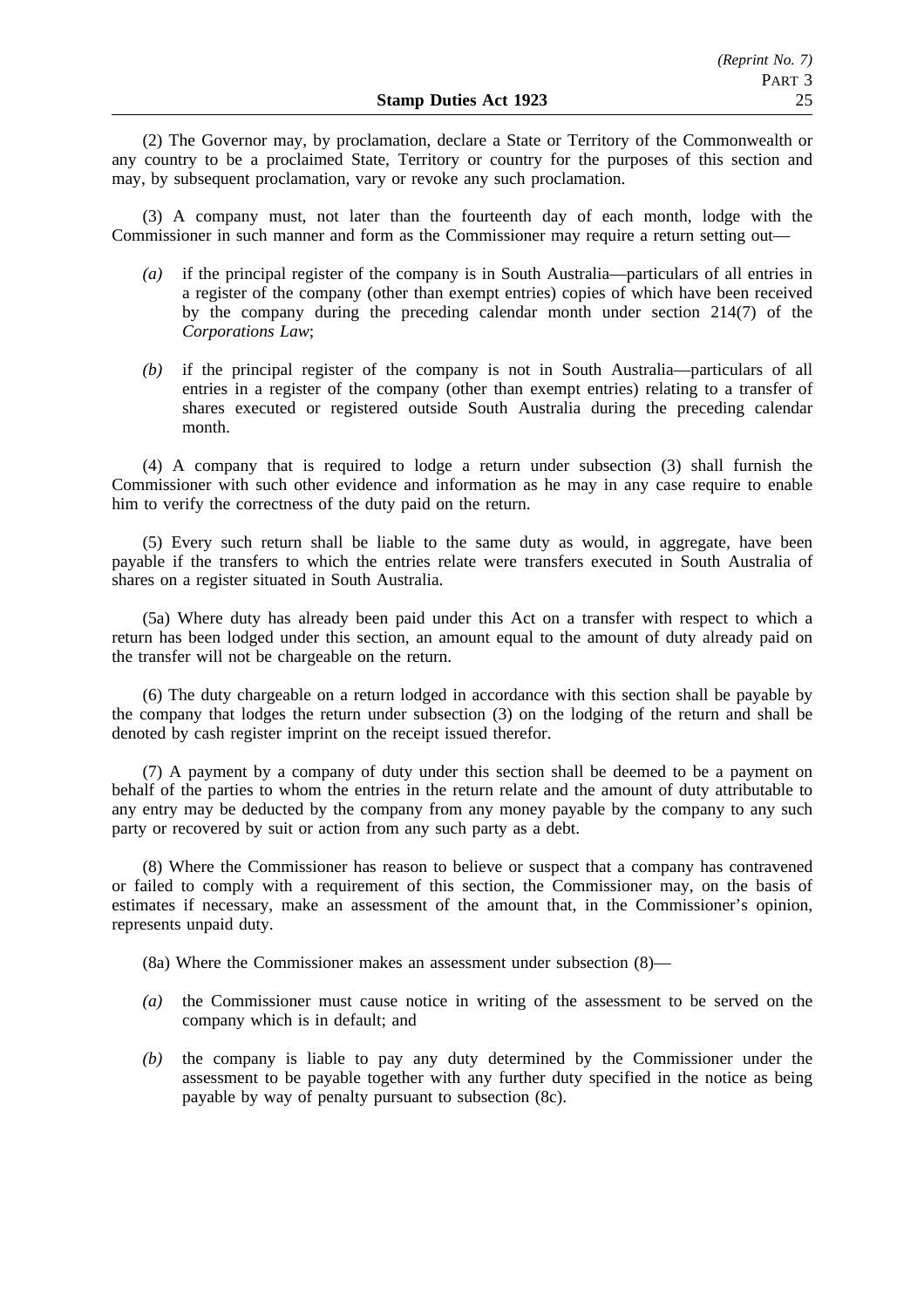(2) The Governor may, by proclamation, declare a State or Territory of the Commonwealth or any country to be a proclaimed State, Territory or country for the purposes of this section and may, by subsequent proclamation, vary or revoke any such proclamation.

(3) A company must, not later than the fourteenth day of each month, lodge with the Commissioner in such manner and form as the Commissioner may require a return setting out—

*(a)* if the principal register of the company is in South Australia—particulars of all entries in a register of the company (other than exempt entries) copies of which have been received by the company during the preceding calendar month under section 214(7) of the *Corporations Law*;

*(b)* if the principal register of the company is not in South Australia—particulars of all entries in a register of the company (other than exempt entries) relating to a transfer of shares executed or registered outside South Australia during the preceding calendar month.

(4) A company that is required to lodge a return under subsection (3) shall furnish the Commissioner with such other evidence and information as he may in any case require to enable him to verify the correctness of the duty paid on the return.

(5) Every such return shall be liable to the same duty as would, in aggregate, have been payable if the transfers to which the entries relate were transfers executed in South Australia of shares on a register situated in South Australia.

(5a) Where duty has already been paid under this Act on a transfer with respect to which a return has been lodged under this section, an amount equal to the amount of duty already paid on the transfer will not be chargeable on the return.

(6) The duty chargeable on a return lodged in accordance with this section shall be payable by the company that lodges the return under subsection (3) on the lodging of the return and shall be denoted by cash register imprint on the receipt issued therefor.

(7) A payment by a company of duty under this section shall be deemed to be a payment on behalf of the parties to whom the entries in the return relate and the amount of duty attributable to any entry may be deducted by the company from any money payable by the company to any such party or recovered by suit or action from any such party as a debt.

(8) Where the Commissioner has reason to believe or suspect that a company has contravened or failed to comply with a requirement of this section, the Commissioner may, on the basis of estimates if necessary, make an assessment of the amount that, in the Commissioner's opinion, represents unpaid duty.

(8a) Where the Commissioner makes an assessment under subsection (8)—

*(a)* the Commissioner must cause notice in writing of the assessment to be served on the company which is in default; and

*(b)* the company is liable to pay any duty determined by the Commissioner under the assessment to be payable together with any further duty specified in the notice as being payable by way of penalty pursuant to subsection (8c).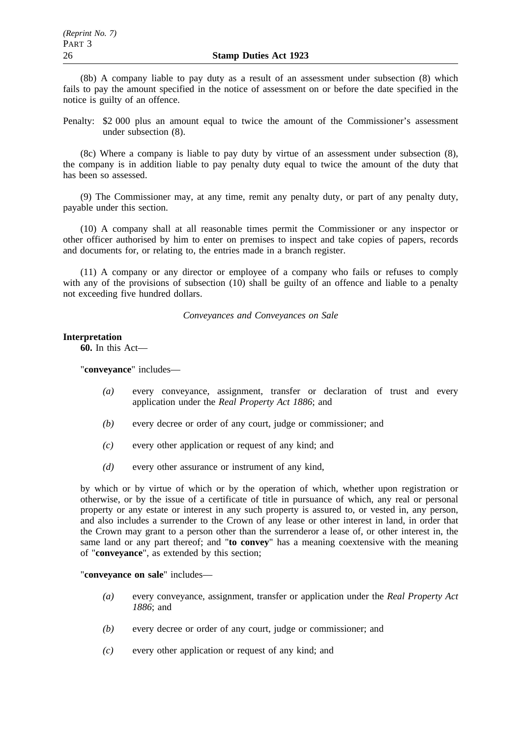(8b) A company liable to pay duty as a result of an assessment under subsection (8) which fails to pay the amount specified in the notice of assessment on or before the date specified in the notice is guilty of an offence.

Penalty: $2 000 plus an amount equal to twice the amount of the Commissioner's assessment under subsection (8).

(8c) Where a company is liable to pay duty by virtue of an assessment under subsection (8), the company is in addition liable to pay penalty duty equal to twice the amount of the duty that has been so assessed.

(9) The Commissioner may, at any time, remit any penalty duty, or part of any penalty duty, payable under this section.

(10) A company shall at all reasonable times permit the Commissioner or any inspector or other officer authorised by him to enter on premises to inspect and take copies of papers, records and documents for, or relating to, the entries made in a branch register.

(11) A company or any director or employee of a company who fails or refuses to comply with any of the provisions of subsection (10) shall be guilty of an offence and liable to a penalty not exceeding five hundred dollars.

*Conveyances and Conveyances on Sale*

**Interpretation**

**60.** In this Act—

"**conveyance**" includes—

*(a)* every conveyance, assignment, transfer or declaration of trust and every application under the *Real Property Act 1886*; and

*(b)* every decree or order of any court, judge or commissioner; and

*(c)* every other application or request of any kind; and

*(d)* every other assurance or instrument of any kind,

by which or by virtue of which or by the operation of which, whether upon registration or otherwise, or by the issue of a certificate of title in pursuance of which, any real or personal property or any estate or interest in any such property is assured to, or vested in, any person, and also includes a surrender to the Crown of any lease or other interest in land, in order that the Crown may grant to a person other than the surrenderor a lease of, or other interest in, the same land or any part thereof; and "**to convey**" has a meaning coextensive with the meaning of "**conveyance**", as extended by this section;

"**conveyance on sale**" includes—

*(a)* every conveyance, assignment, transfer or application under the *Real Property Act 1886*; and

*(b)* every decree or order of any court, judge or commissioner; and

*(c)* every other application or request of any kind; and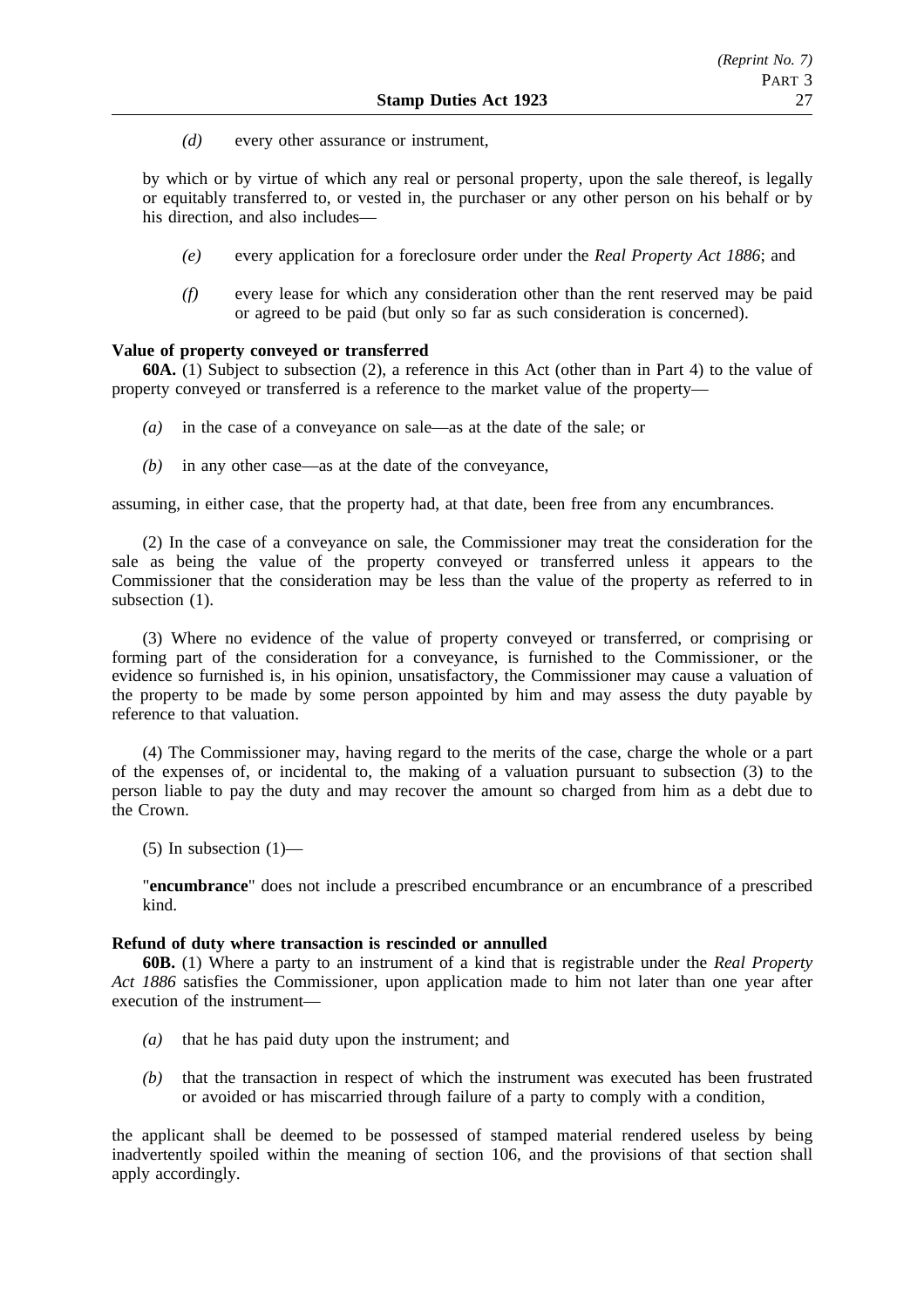*(d)* every other assurance or instrument,

by which or by virtue of which any real or personal property, upon the sale thereof, is legally or equitably transferred to, or vested in, the purchaser or any other person on his behalf or by his direction, and also includes—

*(e)* every application for a foreclosure order under the *Real Property Act 1886*; and

*(f)* every lease for which any consideration other than the rent reserved may be paid or agreed to be paid (but only so far as such consideration is concerned).

**Value of property conveyed or transferred**

**60A.** (1) Subject to subsection (2), a reference in this Act (other than in Part 4) to the value of property conveyed or transferred is a reference to the market value of the property—

*(a)* in the case of a conveyance on sale—as at the date of the sale; or

*(b)* in any other case—as at the date of the conveyance,

assuming, in either case, that the property had, at that date, been free from any encumbrances.

(2) In the case of a conveyance on sale, the Commissioner may treat the consideration for the sale as being the value of the property conveyed or transferred unless it appears to the Commissioner that the consideration may be less than the value of the property as referred to in subsection (1).

(3) Where no evidence of the value of property conveyed or transferred, or comprising or forming part of the consideration for a conveyance, is furnished to the Commissioner, or the evidence so furnished is, in his opinion, unsatisfactory, the Commissioner may cause a valuation of the property to be made by some person appointed by him and may assess the duty payable by reference to that valuation.

(4) The Commissioner may, having regard to the merits of the case, charge the whole or a part of the expenses of, or incidental to, the making of a valuation pursuant to subsection (3) to the person liable to pay the duty and may recover the amount so charged from him as a debt due to the Crown.

(5) In subsection (1)—

"**encumbrance**" does not include a prescribed encumbrance or an encumbrance of a prescribed kind.

**Refund of duty where transaction is rescinded or annulled**

**60B.** (1) Where a party to an instrument of a kind that is registrable under the *Real Property Act 1886* satisfies the Commissioner, upon application made to him not later than one year after execution of the instrument—

*(a)* that he has paid duty upon the instrument; and

*(b)* that the transaction in respect of which the instrument was executed has been frustrated or avoided or has miscarried through failure of a party to comply with a condition,

the applicant shall be deemed to be possessed of stamped material rendered useless by being inadvertently spoiled within the meaning of section 106, and the provisions of that section shall apply accordingly.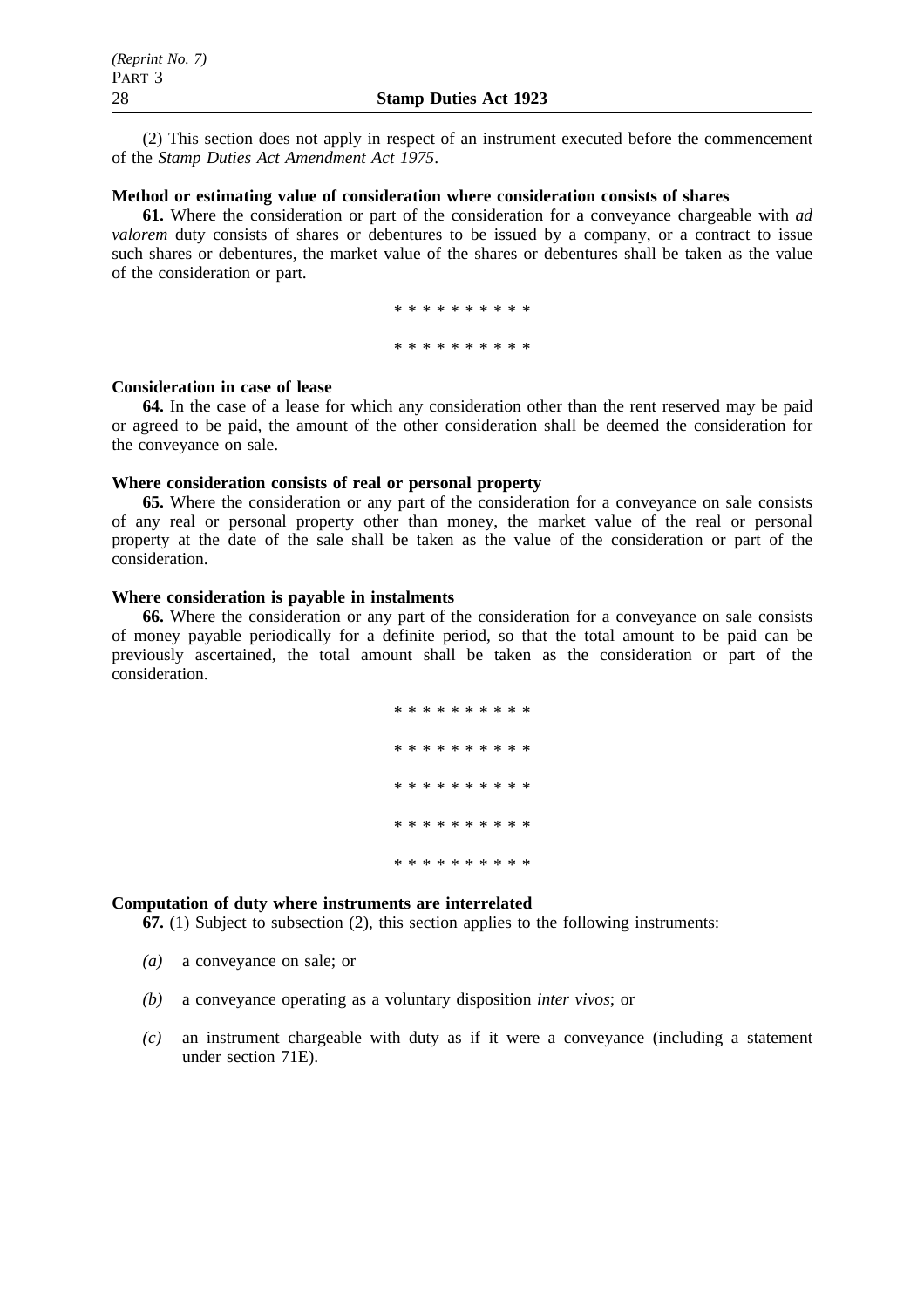(2) This section does not apply in respect of an instrument executed before the commencement of the *Stamp Duties Act Amendment Act 1975*.

**Method or estimating value of consideration where consideration consists of shares**

**61.** Where the consideration or part of the consideration for a conveyance chargeable with *ad valorem* duty consists of shares or debentures to be issued by a company, or a contract to issue such shares or debentures, the market value of the shares or debentures shall be taken as the value of the consideration or part.

* * * * * * * * * *

* * * * * * * * * *

**Consideration in case of lease**

**64.** In the case of a lease for which any consideration other than the rent reserved may be paid or agreed to be paid, the amount of the other consideration shall be deemed the consideration for the conveyance on sale.

**Where consideration consists of real or personal property**

**65.** Where the consideration or any part of the consideration for a conveyance on sale consists of any real or personal property other than money, the market value of the real or personal property at the date of the sale shall be taken as the value of the consideration or part of the consideration.

**Where consideration is payable in instalments**

**66.** Where the consideration or any part of the consideration for a conveyance on sale consists of money payable periodically for a definite period, so that the total amount to be paid can be previously ascertained, the total amount shall be taken as the consideration or part of the consideration.

* * * * * * * * * *

* * * * * * * * * *

* * * * * * * * * *

* * * * * * * * * *

* * * * * * * * * *

**Computation of duty where instruments are interrelated**

**67.** (1) Subject to subsection (2), this section applies to the following instruments:

*(a)* a conveyance on sale; or

*(b)* a conveyance operating as a voluntary disposition *inter vivos*; or

*(c)* an instrument chargeable with duty as if it were a conveyance (including a statement under section 71E).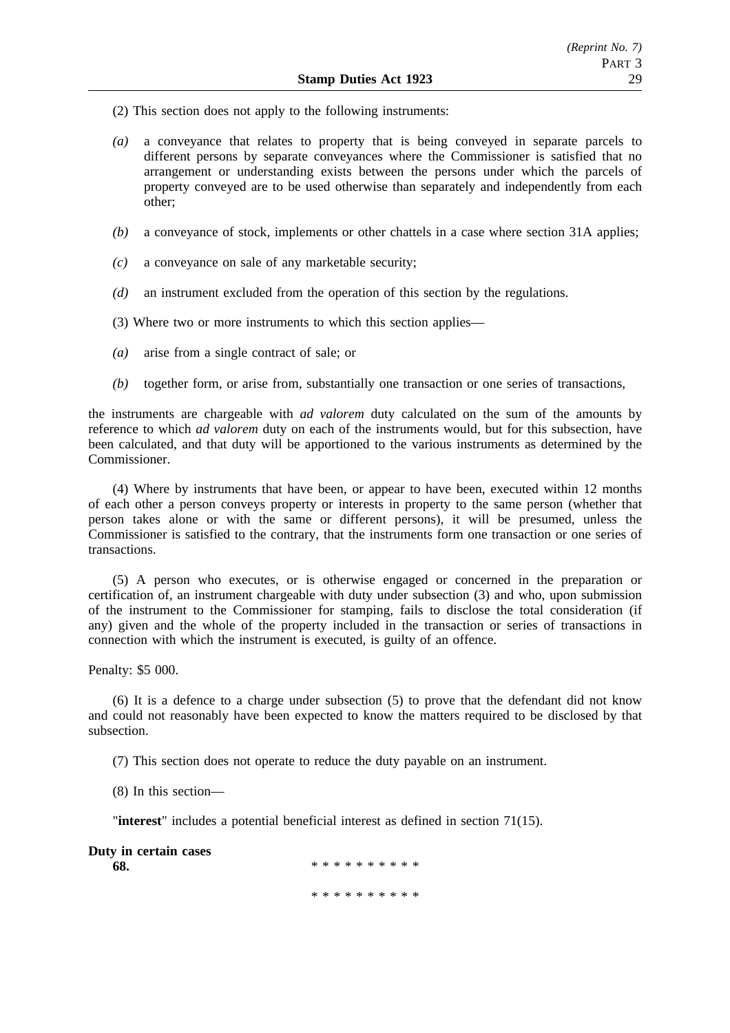(2) This section does not apply to the following instruments:

*(a)* a conveyance that relates to property that is being conveyed in separate parcels to different persons by separate conveyances where the Commissioner is satisfied that no arrangement or understanding exists between the persons under which the parcels of property conveyed are to be used otherwise than separately and independently from each other;

*(b)* a conveyance of stock, implements or other chattels in a case where section 31A applies;

*(c)* a conveyance on sale of any marketable security;

*(d)* an instrument excluded from the operation of this section by the regulations.

(3) Where two or more instruments to which this section applies—

*(a)* arise from a single contract of sale; or

*(b)* together form, or arise from, substantially one transaction or one series of transactions,

the instruments are chargeable with *ad valorem* duty calculated on the sum of the amounts by reference to which *ad valorem* duty on each of the instruments would, but for this subsection, have been calculated, and that duty will be apportioned to the various instruments as determined by the Commissioner.

(4) Where by instruments that have been, or appear to have been, executed within 12 months of each other a person conveys property or interests in property to the same person (whether that person takes alone or with the same or different persons), it will be presumed, unless the Commissioner is satisfied to the contrary, that the instruments form one transaction or one series of transactions.

(5) A person who executes, or is otherwise engaged or concerned in the preparation or certification of, an instrument chargeable with duty under subsection (3) and who, upon submission of the instrument to the Commissioner for stamping, fails to disclose the total consideration (if any) given and the whole of the property included in the transaction or series of transactions in connection with which the instrument is executed, is guilty of an offence.

Penalty: $5 000.

(6) It is a defence to a charge under subsection (5) to prove that the defendant did not know and could not reasonably have been expected to know the matters required to be disclosed by that subsection.

(7) This section does not operate to reduce the duty payable on an instrument.

(8) In this section—

"**interest**" includes a potential beneficial interest as defined in section 71(15).

**Duty in certain cases**

**68.** * * * * * * * * * *

* * * * * * * * * *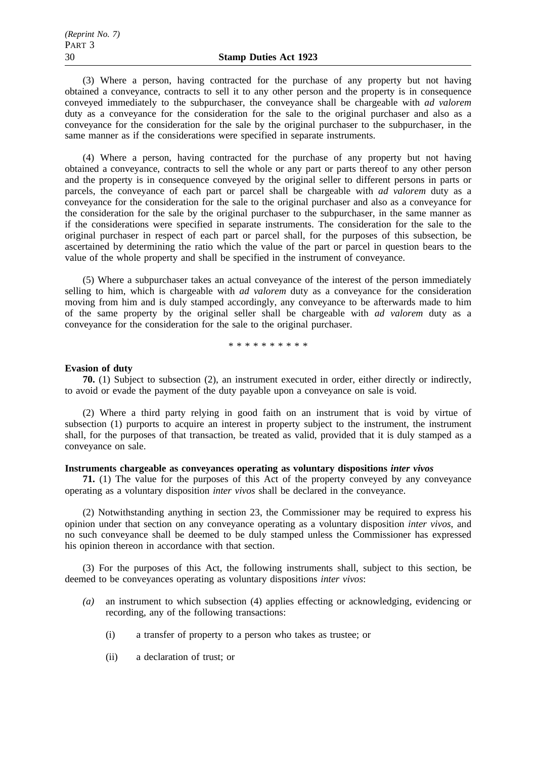(3) Where a person, having contracted for the purchase of any property but not having obtained a conveyance, contracts to sell it to any other person and the property is in consequence conveyed immediately to the subpurchaser, the conveyance shall be chargeable with *ad valorem* duty as a conveyance for the consideration for the sale to the original purchaser and also as a conveyance for the consideration for the sale by the original purchaser to the subpurchaser, in the same manner as if the considerations were specified in separate instruments.

(4) Where a person, having contracted for the purchase of any property but not having obtained a conveyance, contracts to sell the whole or any part or parts thereof to any other person and the property is in consequence conveyed by the original seller to different persons in parts or parcels, the conveyance of each part or parcel shall be chargeable with *ad valorem* duty as a conveyance for the consideration for the sale to the original purchaser and also as a conveyance for the consideration for the sale by the original purchaser to the subpurchaser, in the same manner as if the considerations were specified in separate instruments. The consideration for the sale to the original purchaser in respect of each part or parcel shall, for the purposes of this subsection, be ascertained by determining the ratio which the value of the part or parcel in question bears to the value of the whole property and shall be specified in the instrument of conveyance.

(5) Where a subpurchaser takes an actual conveyance of the interest of the person immediately selling to him, which is chargeable with *ad valorem* duty as a conveyance for the consideration moving from him and is duly stamped accordingly, any conveyance to be afterwards made to him of the same property by the original seller shall be chargeable with *ad valorem* duty as a conveyance for the consideration for the sale to the original purchaser.

\* \* \* \* \* \* \* \* \* \*

**Evasion of duty**

**70.** (1) Subject to subsection (2), an instrument executed in order, either directly or indirectly, to avoid or evade the payment of the duty payable upon a conveyance on sale is void.

(2) Where a third party relying in good faith on an instrument that is void by virtue of subsection (1) purports to acquire an interest in property subject to the instrument, the instrument shall, for the purposes of that transaction, be treated as valid, provided that it is duly stamped as a conveyance on sale.

**Instruments chargeable as conveyances operating as voluntary dispositions *inter vivos***

**71.** (1) The value for the purposes of this Act of the property conveyed by any conveyance operating as a voluntary disposition *inter vivos* shall be declared in the conveyance.

(2) Notwithstanding anything in section 23, the Commissioner may be required to express his opinion under that section on any conveyance operating as a voluntary disposition *inter vivos*, and no such conveyance shall be deemed to be duly stamped unless the Commissioner has expressed his opinion thereon in accordance with that section.

(3) For the purposes of this Act, the following instruments shall, subject to this section, be deemed to be conveyances operating as voluntary dispositions *inter vivos*:

*(a)* an instrument to which subsection (4) applies effecting or acknowledging, evidencing or recording, any of the following transactions:

(i) a transfer of property to a person who takes as trustee; or

(ii) a declaration of trust; or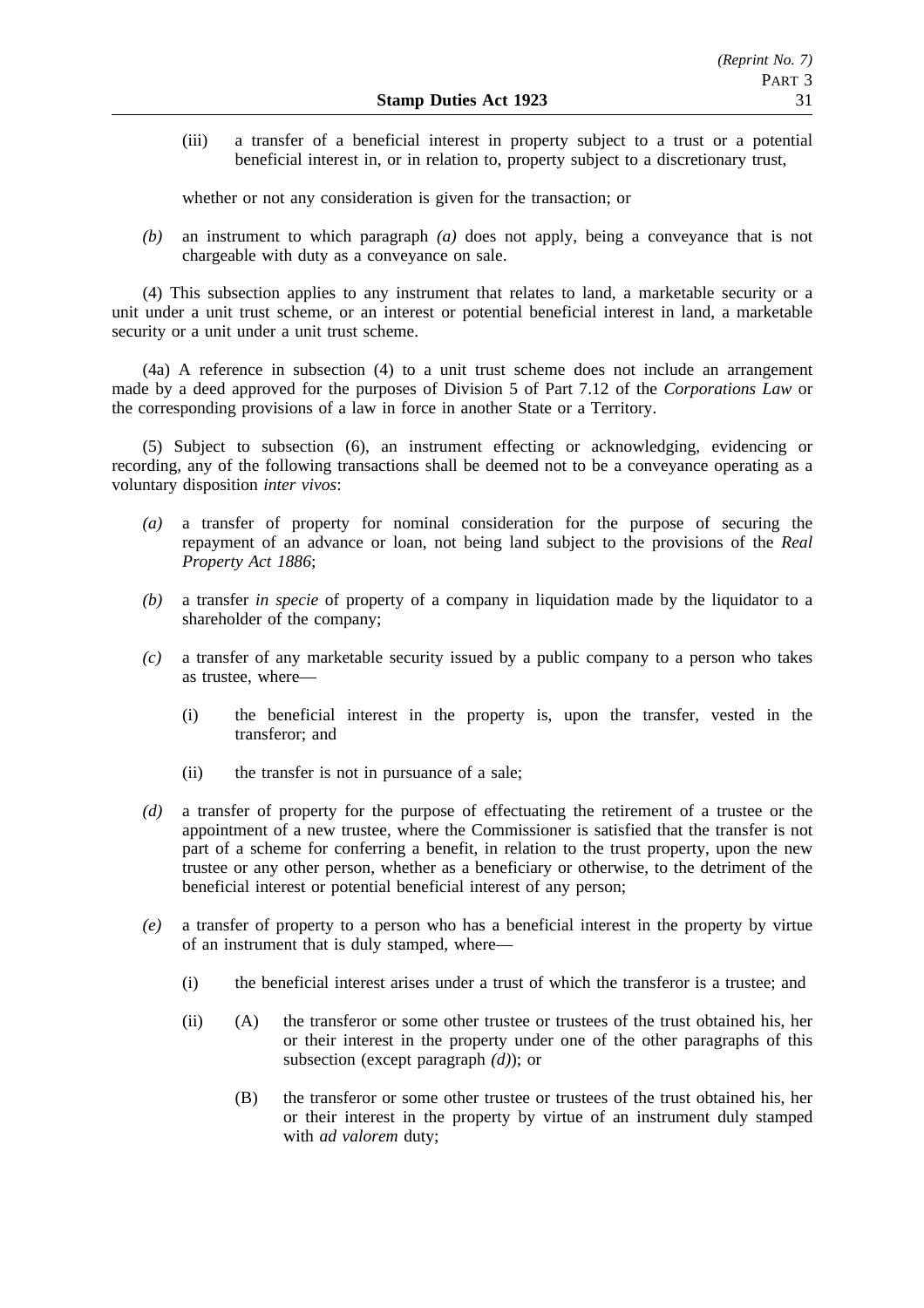(iii) a transfer of a beneficial interest in property subject to a trust or a potential beneficial interest in, or in relation to, property subject to a discretionary trust,

whether or not any consideration is given for the transaction; or

*(b)* an instrument to which paragraph *(a)* does not apply, being a conveyance that is not chargeable with duty as a conveyance on sale.

(4) This subsection applies to any instrument that relates to land, a marketable security or a unit under a unit trust scheme, or an interest or potential beneficial interest in land, a marketable security or a unit under a unit trust scheme.

(4a) A reference in subsection (4) to a unit trust scheme does not include an arrangement made by a deed approved for the purposes of Division 5 of Part 7.12 of the *Corporations Law* or the corresponding provisions of a law in force in another State or a Territory.

(5) Subject to subsection (6), an instrument effecting or acknowledging, evidencing or recording, any of the following transactions shall be deemed not to be a conveyance operating as a voluntary disposition *inter vivos*:

*(a)* a transfer of property for nominal consideration for the purpose of securing the repayment of an advance or loan, not being land subject to the provisions of the *Real Property Act 1886*;

*(b)* a transfer *in specie* of property of a company in liquidation made by the liquidator to a shareholder of the company;

*(c)* a transfer of any marketable security issued by a public company to a person who takes as trustee, where—

(i) the beneficial interest in the property is, upon the transfer, vested in the transferor; and

(ii) the transfer is not in pursuance of a sale;

*(d)* a transfer of property for the purpose of effectuating the retirement of a trustee or the appointment of a new trustee, where the Commissioner is satisfied that the transfer is not part of a scheme for conferring a benefit, in relation to the trust property, upon the new trustee or any other person, whether as a beneficiary or otherwise, to the detriment of the beneficial interest or potential beneficial interest of any person;

*(e)* a transfer of property to a person who has a beneficial interest in the property by virtue of an instrument that is duly stamped, where—

(i) the beneficial interest arises under a trust of which the transferor is a trustee; and

(ii) (A) the transferor or some other trustee or trustees of the trust obtained his, her or their interest in the property under one of the other paragraphs of this subsection (except paragraph *(d)*); or

(B) the transferor or some other trustee or trustees of the trust obtained his, her or their interest in the property by virtue of an instrument duly stamped with *ad valorem* duty;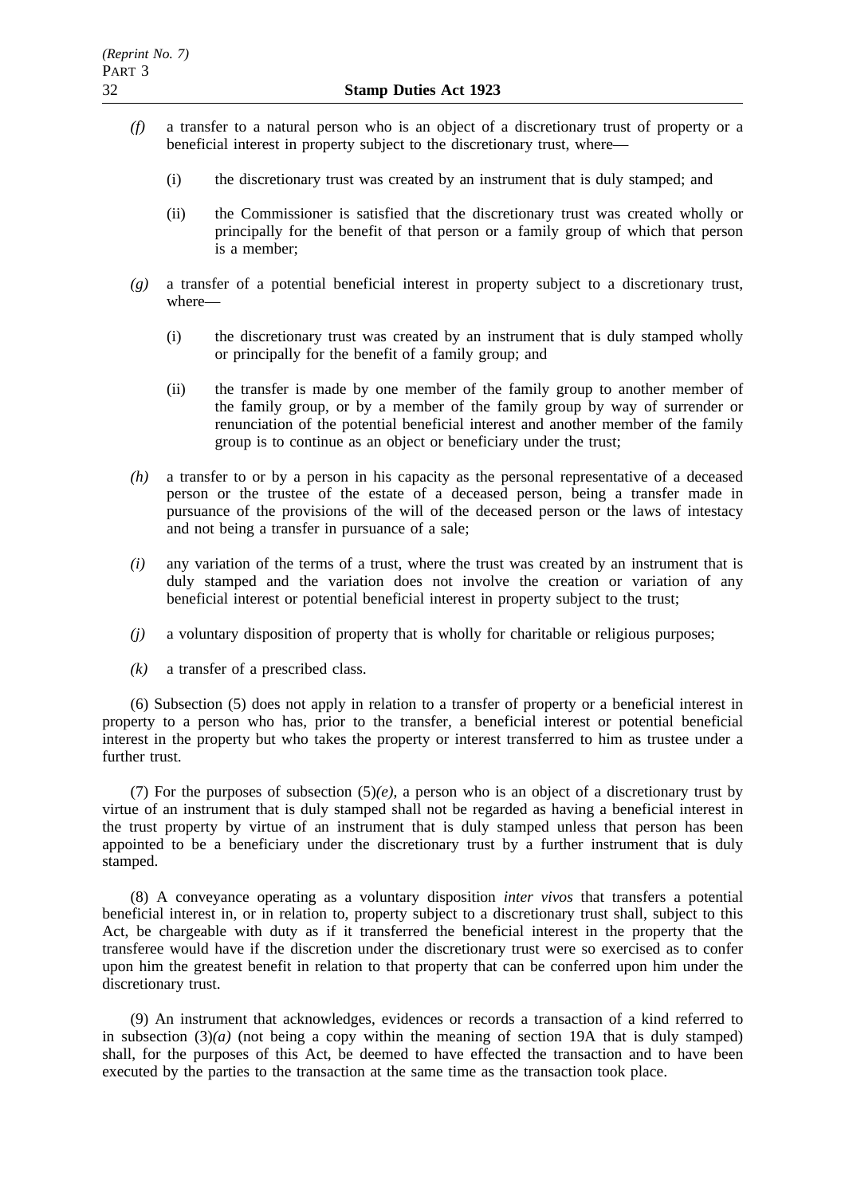*(f)* a transfer to a natural person who is an object of a discretionary trust of property or a beneficial interest in property subject to the discretionary trust, where—

(i) the discretionary trust was created by an instrument that is duly stamped; and

(ii) the Commissioner is satisfied that the discretionary trust was created wholly or principally for the benefit of that person or a family group of which that person is a member;

*(g)* a transfer of a potential beneficial interest in property subject to a discretionary trust, where—

(i) the discretionary trust was created by an instrument that is duly stamped wholly or principally for the benefit of a family group; and

(ii) the transfer is made by one member of the family group to another member of the family group, or by a member of the family group by way of surrender or renunciation of the potential beneficial interest and another member of the family group is to continue as an object or beneficiary under the trust;

*(h)* a transfer to or by a person in his capacity as the personal representative of a deceased person or the trustee of the estate of a deceased person, being a transfer made in pursuance of the provisions of the will of the deceased person or the laws of intestacy and not being a transfer in pursuance of a sale;

*(i)* any variation of the terms of a trust, where the trust was created by an instrument that is duly stamped and the variation does not involve the creation or variation of any beneficial interest or potential beneficial interest in property subject to the trust;

*(j)* a voluntary disposition of property that is wholly for charitable or religious purposes;

*(k)* a transfer of a prescribed class.

(6) Subsection (5) does not apply in relation to a transfer of property or a beneficial interest in property to a person who has, prior to the transfer, a beneficial interest or potential beneficial interest in the property but who takes the property or interest transferred to him as trustee under a further trust.

(7) For the purposes of subsection (5)*(e)*, a person who is an object of a discretionary trust by virtue of an instrument that is duly stamped shall not be regarded as having a beneficial interest in the trust property by virtue of an instrument that is duly stamped unless that person has been appointed to be a beneficiary under the discretionary trust by a further instrument that is duly stamped.

(8) A conveyance operating as a voluntary disposition *inter vivos* that transfers a potential beneficial interest in, or in relation to, property subject to a discretionary trust shall, subject to this Act, be chargeable with duty as if it transferred the beneficial interest in the property that the transferee would have if the discretion under the discretionary trust were so exercised as to confer upon him the greatest benefit in relation to that property that can be conferred upon him under the discretionary trust.

(9) An instrument that acknowledges, evidences or records a transaction of a kind referred to in subsection (3)*(a)* (not being a copy within the meaning of section 19A that is duly stamped) shall, for the purposes of this Act, be deemed to have effected the transaction and to have been executed by the parties to the transaction at the same time as the transaction took place.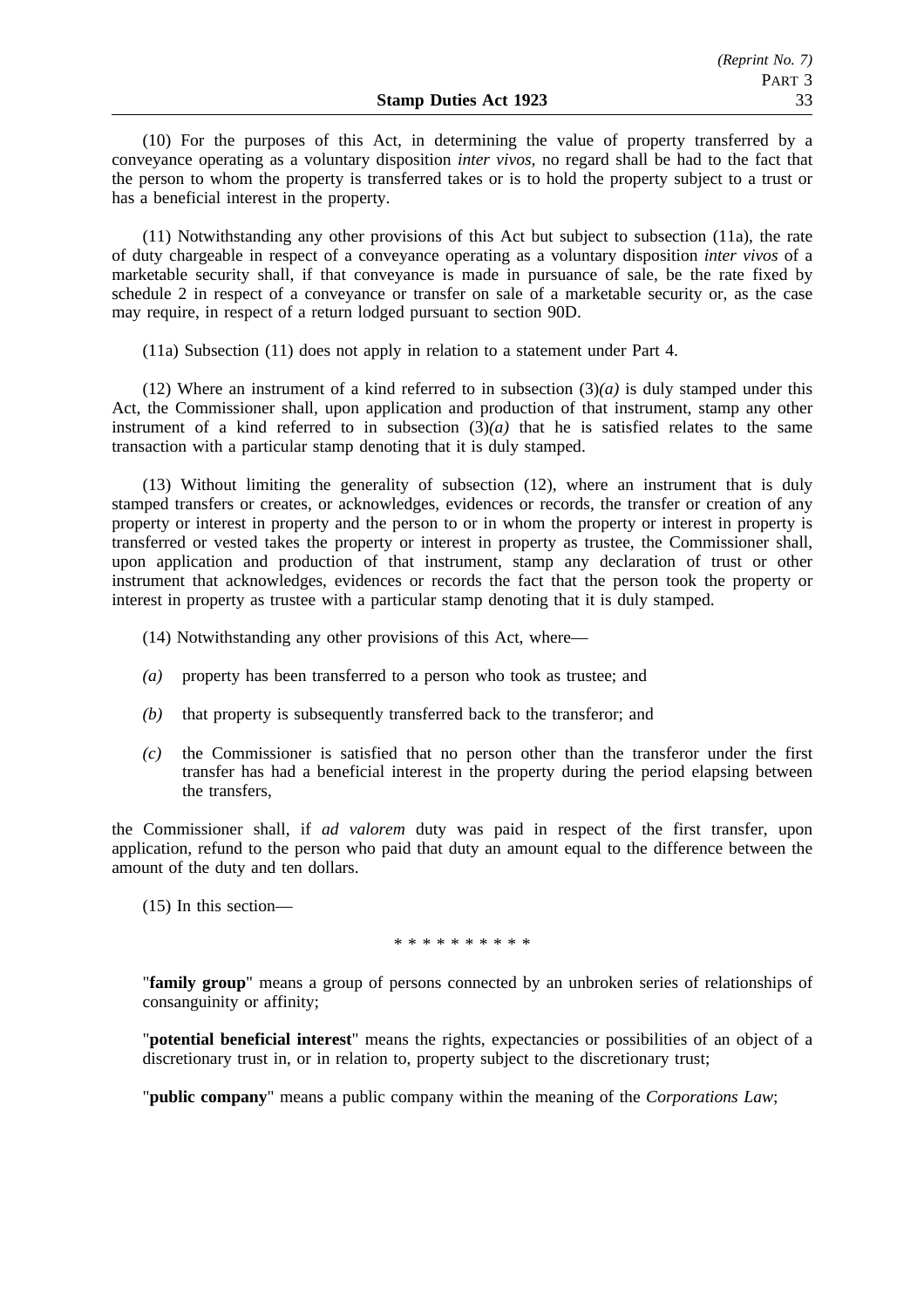(10) For the purposes of this Act, in determining the value of property transferred by a conveyance operating as a voluntary disposition *inter vivos*, no regard shall be had to the fact that the person to whom the property is transferred takes or is to hold the property subject to a trust or has a beneficial interest in the property.

(11) Notwithstanding any other provisions of this Act but subject to subsection (11a), the rate of duty chargeable in respect of a conveyance operating as a voluntary disposition *inter vivos* of a marketable security shall, if that conveyance is made in pursuance of sale, be the rate fixed by schedule 2 in respect of a conveyance or transfer on sale of a marketable security or, as the case may require, in respect of a return lodged pursuant to section 90D.

(11a) Subsection (11) does not apply in relation to a statement under Part 4.

(12) Where an instrument of a kind referred to in subsection (3)*(a)* is duly stamped under this Act, the Commissioner shall, upon application and production of that instrument, stamp any other instrument of a kind referred to in subsection (3)*(a)* that he is satisfied relates to the same transaction with a particular stamp denoting that it is duly stamped.

(13) Without limiting the generality of subsection (12), where an instrument that is duly stamped transfers or creates, or acknowledges, evidences or records, the transfer or creation of any property or interest in property and the person to or in whom the property or interest in property is transferred or vested takes the property or interest in property as trustee, the Commissioner shall, upon application and production of that instrument, stamp any declaration of trust or other instrument that acknowledges, evidences or records the fact that the person took the property or interest in property as trustee with a particular stamp denoting that it is duly stamped.

(14) Notwithstanding any other provisions of this Act, where—

*(a)* property has been transferred to a person who took as trustee; and

*(b)* that property is subsequently transferred back to the transferor; and

*(c)* the Commissioner is satisfied that no person other than the transferor under the first transfer has had a beneficial interest in the property during the period elapsing between the transfers,

the Commissioner shall, if *ad valorem* duty was paid in respect of the first transfer, upon application, refund to the person who paid that duty an amount equal to the difference between the amount of the duty and ten dollars.

(15) In this section—

\* \* \* \* \* \* \* \* \* \*

"**family group**" means a group of persons connected by an unbroken series of relationships of consanguinity or affinity;

"**potential beneficial interest**" means the rights, expectancies or possibilities of an object of a discretionary trust in, or in relation to, property subject to the discretionary trust;

"**public company**" means a public company within the meaning of the *Corporations Law*;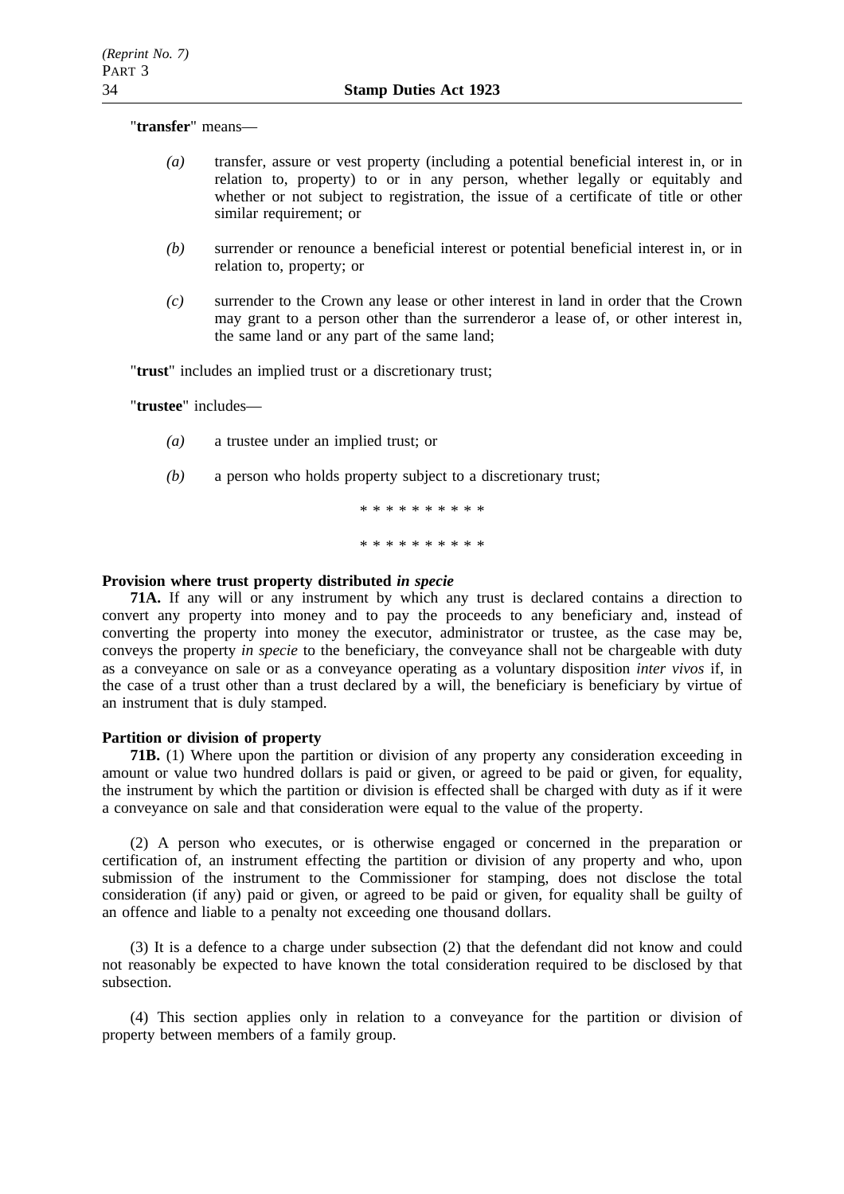"**transfer**" means—

*(a)* transfer, assure or vest property (including a potential beneficial interest in, or in relation to, property) to or in any person, whether legally or equitably and whether or not subject to registration, the issue of a certificate of title or other similar requirement; or

*(b)* surrender or renounce a beneficial interest or potential beneficial interest in, or in relation to, property; or

*(c)* surrender to the Crown any lease or other interest in land in order that the Crown may grant to a person other than the surrenderor a lease of, or other interest in, the same land or any part of the same land;

"**trust**" includes an implied trust or a discretionary trust;

"**trustee**" includes—

*(a)* a trustee under an implied trust; or

*(b)* a person who holds property subject to a discretionary trust;

\* \* \* \* \* \* \* \* \* \*

\* \* \* \* \* \* \* \* \* \*

**Provision where trust property distributed *in specie***

**71A.** If any will or any instrument by which any trust is declared contains a direction to convert any property into money and to pay the proceeds to any beneficiary and, instead of converting the property into money the executor, administrator or trustee, as the case may be, conveys the property *in specie* to the beneficiary, the conveyance shall not be chargeable with duty as a conveyance on sale or as a conveyance operating as a voluntary disposition *inter vivos* if, in the case of a trust other than a trust declared by a will, the beneficiary is beneficiary by virtue of an instrument that is duly stamped.

**Partition or division of property**

**71B.** (1) Where upon the partition or division of any property any consideration exceeding in amount or value two hundred dollars is paid or given, or agreed to be paid or given, for equality, the instrument by which the partition or division is effected shall be charged with duty as if it were a conveyance on sale and that consideration were equal to the value of the property.

(2) A person who executes, or is otherwise engaged or concerned in the preparation or certification of, an instrument effecting the partition or division of any property and who, upon submission of the instrument to the Commissioner for stamping, does not disclose the total consideration (if any) paid or given, or agreed to be paid or given, for equality shall be guilty of an offence and liable to a penalty not exceeding one thousand dollars.

(3) It is a defence to a charge under subsection (2) that the defendant did not know and could not reasonably be expected to have known the total consideration required to be disclosed by that subsection.

(4) This section applies only in relation to a conveyance for the partition or division of property between members of a family group.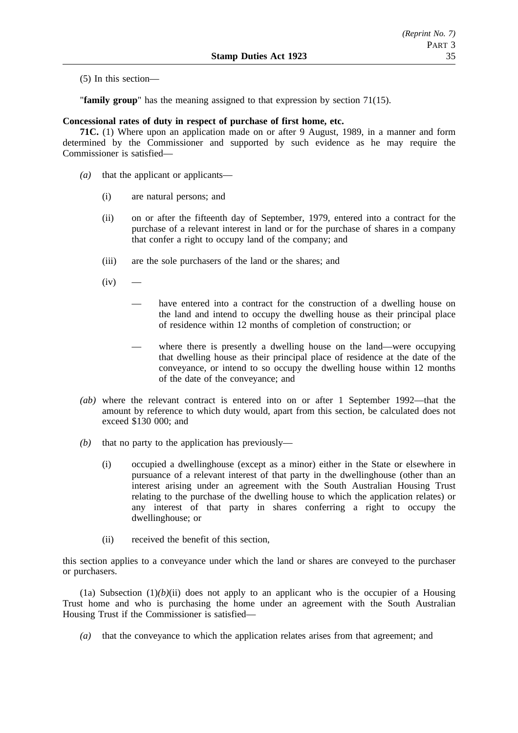(5) In this section—

"**family group**" has the meaning assigned to that expression by section 71(15).

**Concessional rates of duty in respect of purchase of first home, etc.**

**71C.** (1) Where upon an application made on or after 9 August, 1989, in a manner and form determined by the Commissioner and supported by such evidence as he may require the Commissioner is satisfied—

*(a)* that the applicant or applicants—

(i) are natural persons; and

(ii) on or after the fifteenth day of September, 1979, entered into a contract for the purchase of a relevant interest in land or for the purchase of shares in a company that confer a right to occupy land of the company; and

(iii) are the sole purchasers of the land or the shares; and

(iv) —

— have entered into a contract for the construction of a dwelling house on the land and intend to occupy the dwelling house as their principal place of residence within 12 months of completion of construction; or

— where there is presently a dwelling house on the land—were occupying that dwelling house as their principal place of residence at the date of the conveyance, or intend to so occupy the dwelling house within 12 months of the date of the conveyance; and

*(ab)* where the relevant contract is entered into on or after 1 September 1992—that the amount by reference to which duty would, apart from this section, be calculated does not exceed $130 000; and

*(b)* that no party to the application has previously—

(i) occupied a dwellinghouse (except as a minor) either in the State or elsewhere in pursuance of a relevant interest of that party in the dwellinghouse (other than an interest arising under an agreement with the South Australian Housing Trust relating to the purchase of the dwelling house to which the application relates) or any interest of that party in shares conferring a right to occupy the dwellinghouse; or

(ii) received the benefit of this section,

this section applies to a conveyance under which the land or shares are conveyed to the purchaser or purchasers.

(1a) Subsection (1)*(b)*(ii) does not apply to an applicant who is the occupier of a Housing Trust home and who is purchasing the home under an agreement with the South Australian Housing Trust if the Commissioner is satisfied—

*(a)* that the conveyance to which the application relates arises from that agreement; and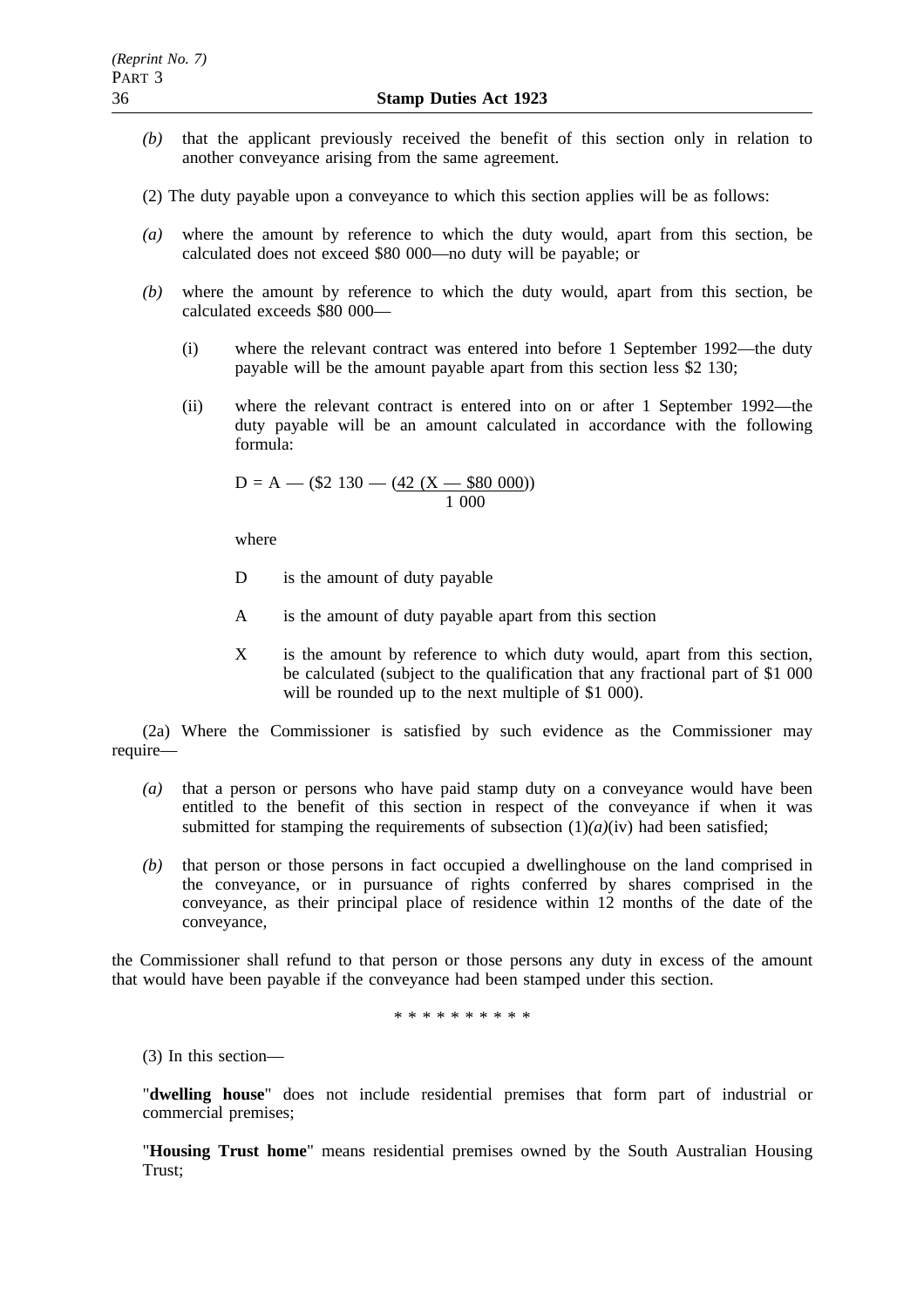*(b)* that the applicant previously received the benefit of this section only in relation to another conveyance arising from the same agreement.

(2) The duty payable upon a conveyance to which this section applies will be as follows:

*(a)* where the amount by reference to which the duty would, apart from this section, be calculated does not exceed \$80 000—no duty will be payable; or

*(b)* where the amount by reference to which the duty would, apart from this section, be calculated exceeds \$80 000—

(i) where the relevant contract was entered into before 1 September 1992—the duty payable will be the amount payable apart from this section less \$2 130;

(ii) where the relevant contract is entered into on or after 1 September 1992—the duty payable will be an amount calculated in accordance with the following formula:

$$D = A - \left(\$2\,130 - \frac{42\,(X - \$80\,000)}{1\,000}\right)$$

where

D is the amount of duty payable

A is the amount of duty payable apart from this section

X is the amount by reference to which duty would, apart from this section, be calculated (subject to the qualification that any fractional part of \$1 000 will be rounded up to the next multiple of \$1 000).

(2a) Where the Commissioner is satisfied by such evidence as the Commissioner may require—

*(a)* that a person or persons who have paid stamp duty on a conveyance would have been entitled to the benefit of this section in respect of the conveyance if when it was submitted for stamping the requirements of subsection (1)*(a)*(iv) had been satisfied;

*(b)* that person or those persons in fact occupied a dwellinghouse on the land comprised in the conveyance, or in pursuance of rights conferred by shares comprised in the conveyance, as their principal place of residence within 12 months of the date of the conveyance,

the Commissioner shall refund to that person or those persons any duty in excess of the amount that would have been payable if the conveyance had been stamped under this section.

\* \* \* \* \* \* \* \* \* \*

(3) In this section—

"**dwelling house**" does not include residential premises that form part of industrial or commercial premises;

"**Housing Trust home**" means residential premises owned by the South Australian Housing Trust;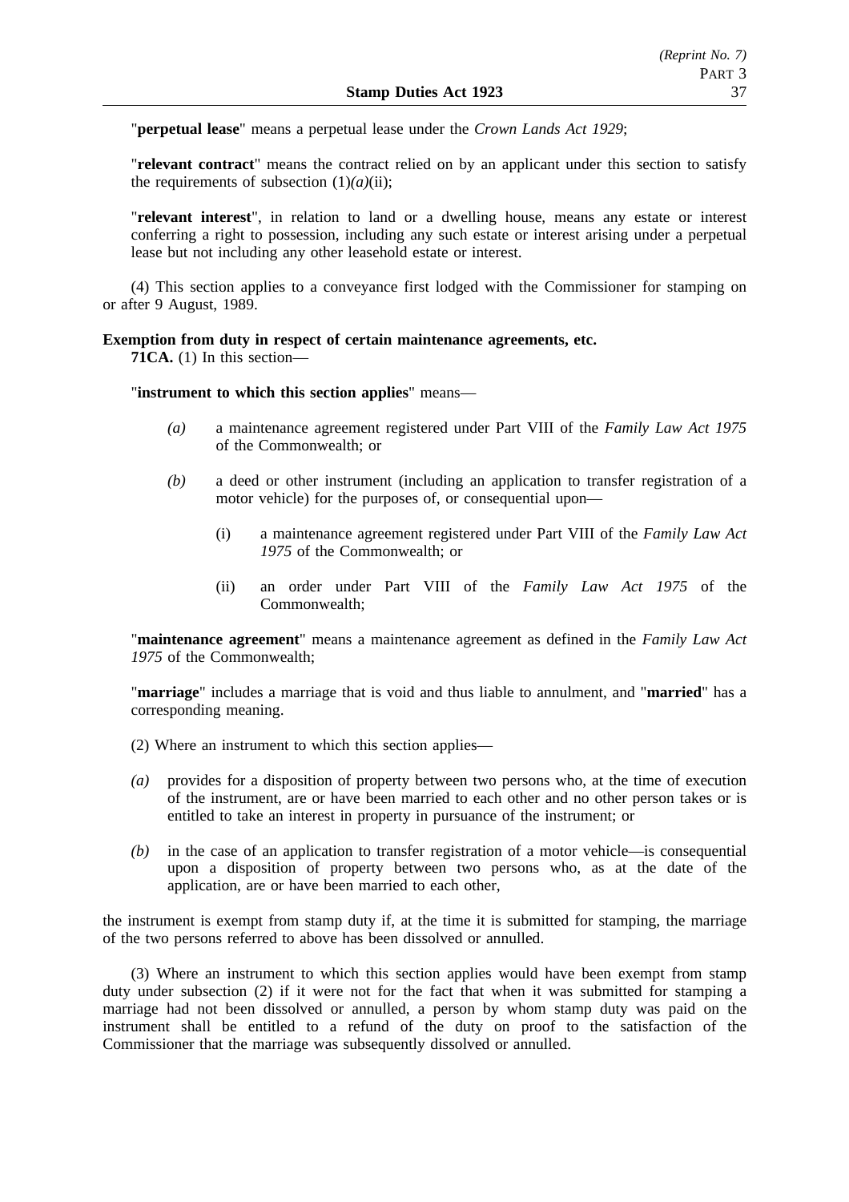"**perpetual lease**" means a perpetual lease under the *Crown Lands Act 1929*;

"**relevant contract**" means the contract relied on by an applicant under this section to satisfy the requirements of subsection (1)*(a)*(ii);

"**relevant interest**", in relation to land or a dwelling house, means any estate or interest conferring a right to possession, including any such estate or interest arising under a perpetual lease but not including any other leasehold estate or interest.

(4) This section applies to a conveyance first lodged with the Commissioner for stamping on or after 9 August, 1989.

**Exemption from duty in respect of certain maintenance agreements, etc.**

**71CA.** (1) In this section—

"**instrument to which this section applies**" means—

*(a)* a maintenance agreement registered under Part VIII of the *Family Law Act 1975* of the Commonwealth; or

*(b)* a deed or other instrument (including an application to transfer registration of a motor vehicle) for the purposes of, or consequential upon—

(i) a maintenance agreement registered under Part VIII of the *Family Law Act 1975* of the Commonwealth; or

(ii) an order under Part VIII of the *Family Law Act 1975* of the Commonwealth;

"**maintenance agreement**" means a maintenance agreement as defined in the *Family Law Act 1975* of the Commonwealth;

"**marriage**" includes a marriage that is void and thus liable to annulment, and "**married**" has a corresponding meaning.

(2) Where an instrument to which this section applies—

*(a)* provides for a disposition of property between two persons who, at the time of execution of the instrument, are or have been married to each other and no other person takes or is entitled to take an interest in property in pursuance of the instrument; or

*(b)* in the case of an application to transfer registration of a motor vehicle—is consequential upon a disposition of property between two persons who, as at the date of the application, are or have been married to each other,

the instrument is exempt from stamp duty if, at the time it is submitted for stamping, the marriage of the two persons referred to above has been dissolved or annulled.

(3) Where an instrument to which this section applies would have been exempt from stamp duty under subsection (2) if it were not for the fact that when it was submitted for stamping a marriage had not been dissolved or annulled, a person by whom stamp duty was paid on the instrument shall be entitled to a refund of the duty on proof to the satisfaction of the Commissioner that the marriage was subsequently dissolved or annulled.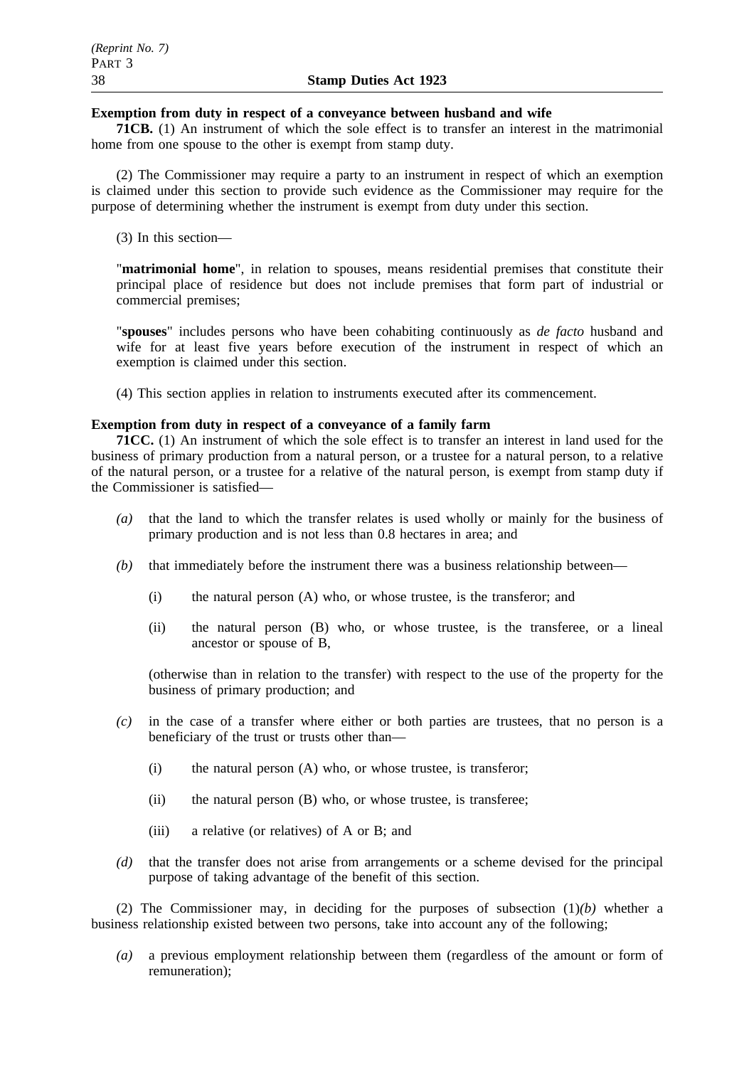**Exemption from duty in respect of a conveyance between husband and wife**

**71CB.** (1) An instrument of which the sole effect is to transfer an interest in the matrimonial home from one spouse to the other is exempt from stamp duty.

(2) The Commissioner may require a party to an instrument in respect of which an exemption is claimed under this section to provide such evidence as the Commissioner may require for the purpose of determining whether the instrument is exempt from duty under this section.

(3) In this section—

"**matrimonial home**", in relation to spouses, means residential premises that constitute their principal place of residence but does not include premises that form part of industrial or commercial premises;

"**spouses**" includes persons who have been cohabiting continuously as *de facto* husband and wife for at least five years before execution of the instrument in respect of which an exemption is claimed under this section.

(4) This section applies in relation to instruments executed after its commencement.

**Exemption from duty in respect of a conveyance of a family farm**

**71CC.** (1) An instrument of which the sole effect is to transfer an interest in land used for the business of primary production from a natural person, or a trustee for a natural person, to a relative of the natural person, or a trustee for a relative of the natural person, is exempt from stamp duty if the Commissioner is satisfied—

*(a)* that the land to which the transfer relates is used wholly or mainly for the business of primary production and is not less than 0.8 hectares in area; and

*(b)* that immediately before the instrument there was a business relationship between—

  (i) the natural person (A) who, or whose trustee, is the transferor; and

  (ii) the natural person (B) who, or whose trustee, is the transferee, or a lineal ancestor or spouse of B,

(otherwise than in relation to the transfer) with respect to the use of the property for the business of primary production; and

*(c)* in the case of a transfer where either or both parties are trustees, that no person is a beneficiary of the trust or trusts other than—

  (i) the natural person (A) who, or whose trustee, is transferor;

  (ii) the natural person (B) who, or whose trustee, is transferee;

  (iii) a relative (or relatives) of A or B; and

*(d)* that the transfer does not arise from arrangements or a scheme devised for the principal purpose of taking advantage of the benefit of this section.

(2) The Commissioner may, in deciding for the purposes of subsection (1)*(b)* whether a business relationship existed between two persons, take into account any of the following;

*(a)* a previous employment relationship between them (regardless of the amount or form of remuneration);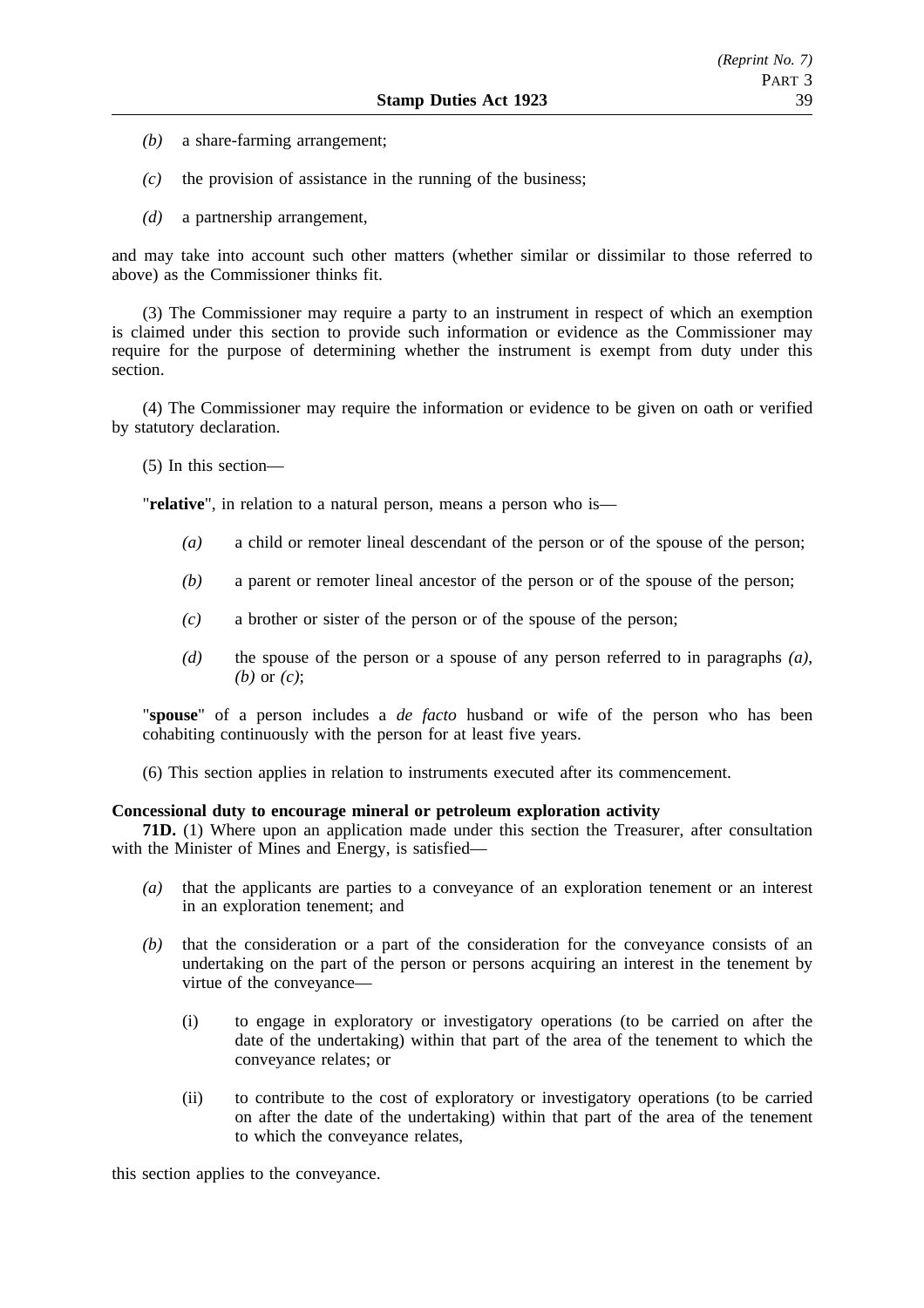*(b)* a share-farming arrangement;

*(c)* the provision of assistance in the running of the business;

*(d)* a partnership arrangement,

and may take into account such other matters (whether similar or dissimilar to those referred to above) as the Commissioner thinks fit.

(3) The Commissioner may require a party to an instrument in respect of which an exemption is claimed under this section to provide such information or evidence as the Commissioner may require for the purpose of determining whether the instrument is exempt from duty under this section.

(4) The Commissioner may require the information or evidence to be given on oath or verified by statutory declaration.

(5) In this section—

"**relative**", in relation to a natural person, means a person who is—

*(a)* a child or remoter lineal descendant of the person or of the spouse of the person;

*(b)* a parent or remoter lineal ancestor of the person or of the spouse of the person;

*(c)* a brother or sister of the person or of the spouse of the person;

*(d)* the spouse of the person or a spouse of any person referred to in paragraphs *(a)*, *(b)* or *(c)*;

"**spouse**" of a person includes a *de facto* husband or wife of the person who has been cohabiting continuously with the person for at least five years.

(6) This section applies in relation to instruments executed after its commencement.

**Concessional duty to encourage mineral or petroleum exploration activity**

**71D.** (1) Where upon an application made under this section the Treasurer, after consultation with the Minister of Mines and Energy, is satisfied—

*(a)* that the applicants are parties to a conveyance of an exploration tenement or an interest in an exploration tenement; and

*(b)* that the consideration or a part of the consideration for the conveyance consists of an undertaking on the part of the person or persons acquiring an interest in the tenement by virtue of the conveyance—

(i) to engage in exploratory or investigatory operations (to be carried on after the date of the undertaking) within that part of the area of the tenement to which the conveyance relates; or

(ii) to contribute to the cost of exploratory or investigatory operations (to be carried on after the date of the undertaking) within that part of the area of the tenement to which the conveyance relates,

this section applies to the conveyance.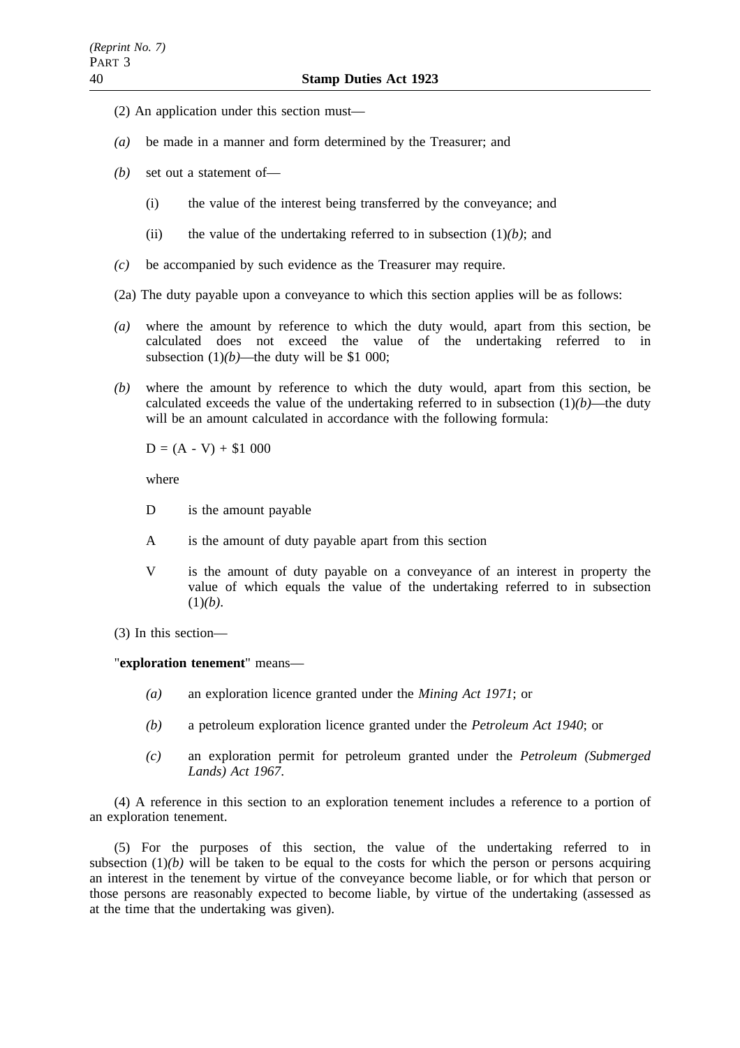(2) An application under this section must—

*(a)* be made in a manner and form determined by the Treasurer; and

*(b)* set out a statement of—

(i) the value of the interest being transferred by the conveyance; and

(ii) the value of the undertaking referred to in subsection (1)*(b)*; and

*(c)* be accompanied by such evidence as the Treasurer may require.

(2a) The duty payable upon a conveyance to which this section applies will be as follows:

*(a)* where the amount by reference to which the duty would, apart from this section, be calculated does not exceed the value of the undertaking referred to in subsection (1)*(b)*—the duty will be $1 000;

*(b)* where the amount by reference to which the duty would, apart from this section, be calculated exceeds the value of the undertaking referred to in subsection (1)*(b)*—the duty will be an amount calculated in accordance with the following formula:

$$D = (A - V) + \$1\ 000$$

where

D is the amount payable

A is the amount of duty payable apart from this section

V is the amount of duty payable on a conveyance of an interest in property the value of which equals the value of the undertaking referred to in subsection (1)*(b)*.

(3) In this section—

"**exploration tenement**" means—

*(a)* an exploration licence granted under the *Mining Act 1971*; or

*(b)* a petroleum exploration licence granted under the *Petroleum Act 1940*; or

*(c)* an exploration permit for petroleum granted under the *Petroleum (Submerged Lands) Act 1967*.

(4) A reference in this section to an exploration tenement includes a reference to a portion of an exploration tenement.

(5) For the purposes of this section, the value of the undertaking referred to in subsection (1)*(b)* will be taken to be equal to the costs for which the person or persons acquiring an interest in the tenement by virtue of the conveyance become liable, or for which that person or those persons are reasonably expected to become liable, by virtue of the undertaking (assessed as at the time that the undertaking was given).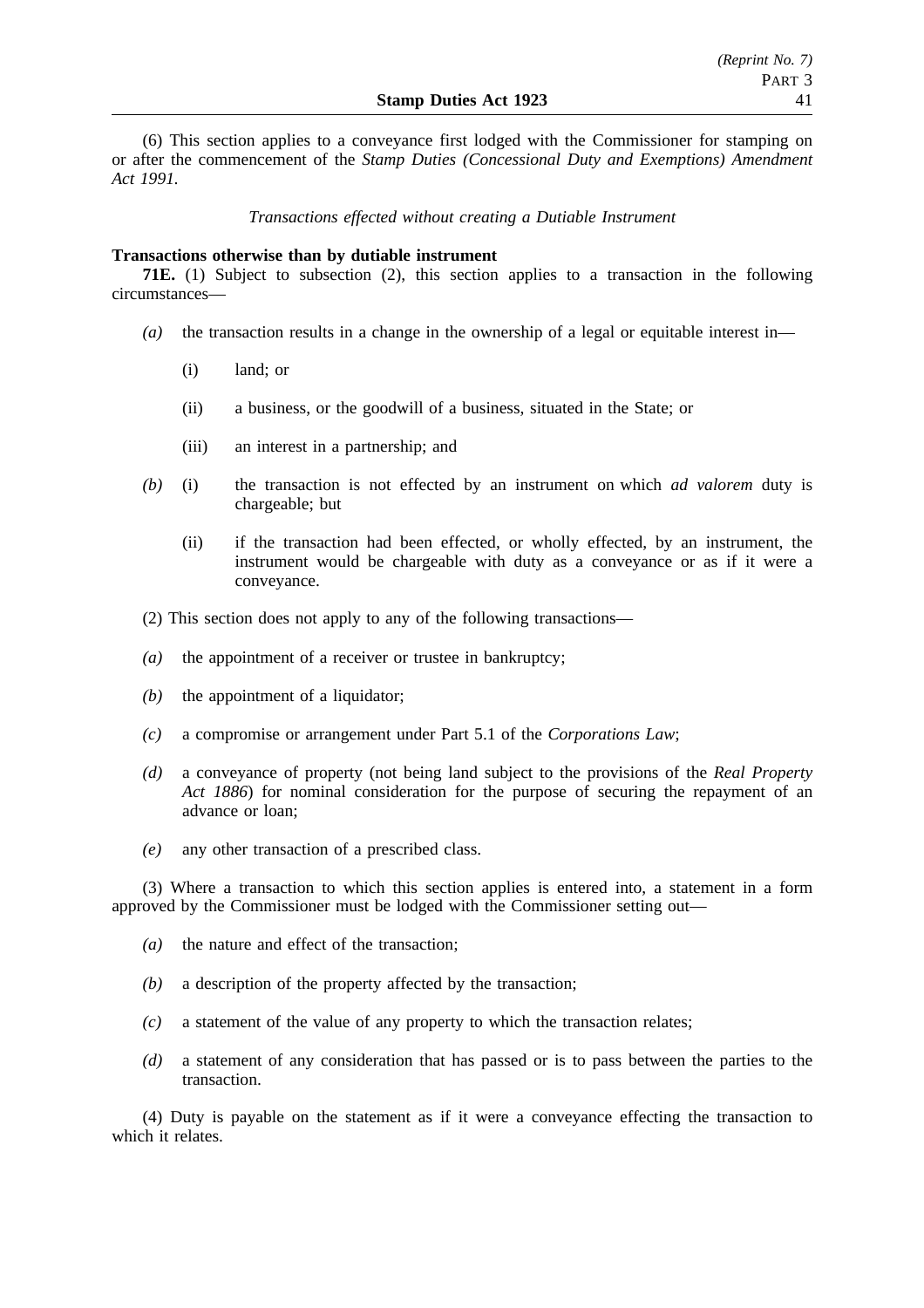(6) This section applies to a conveyance first lodged with the Commissioner for stamping on or after the commencement of the *Stamp Duties (Concessional Duty and Exemptions) Amendment Act 1991*.

*Transactions effected without creating a Dutiable Instrument*

**Transactions otherwise than by dutiable instrument**

**71E.** (1) Subject to subsection (2), this section applies to a transaction in the following circumstances—

*(a)* the transaction results in a change in the ownership of a legal or equitable interest in—

(i) land; or

(ii) a business, or the goodwill of a business, situated in the State; or

(iii) an interest in a partnership; and

*(b)* (i) the transaction is not effected by an instrument on which *ad valorem* duty is chargeable; but

(ii) if the transaction had been effected, or wholly effected, by an instrument, the instrument would be chargeable with duty as a conveyance or as if it were a conveyance.

(2) This section does not apply to any of the following transactions—

*(a)* the appointment of a receiver or trustee in bankruptcy;

*(b)* the appointment of a liquidator;

*(c)* a compromise or arrangement under Part 5.1 of the *Corporations Law*;

*(d)* a conveyance of property (not being land subject to the provisions of the *Real Property Act 1886*) for nominal consideration for the purpose of securing the repayment of an advance or loan;

*(e)* any other transaction of a prescribed class.

(3) Where a transaction to which this section applies is entered into, a statement in a form approved by the Commissioner must be lodged with the Commissioner setting out—

*(a)* the nature and effect of the transaction;

*(b)* a description of the property affected by the transaction;

*(c)* a statement of the value of any property to which the transaction relates;

*(d)* a statement of any consideration that has passed or is to pass between the parties to the transaction.

(4) Duty is payable on the statement as if it were a conveyance effecting the transaction to which it relates.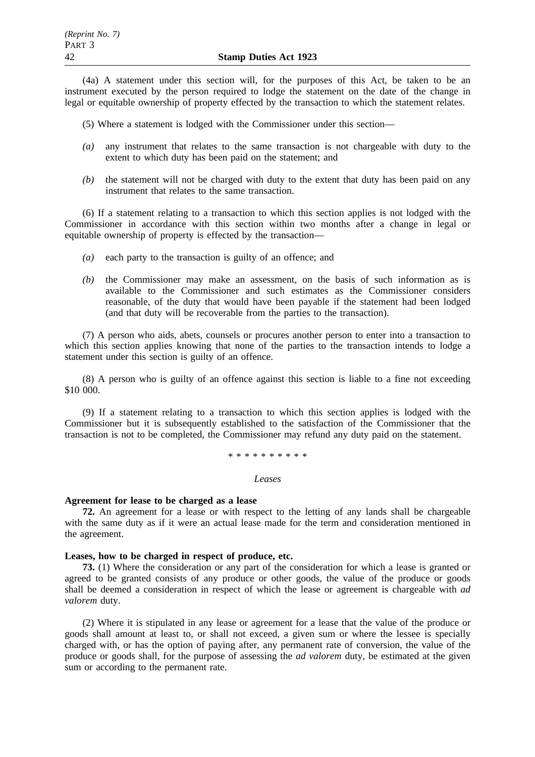(4a) A statement under this section will, for the purposes of this Act, be taken to be an instrument executed by the person required to lodge the statement on the date of the change in legal or equitable ownership of property effected by the transaction to which the statement relates.

(5) Where a statement is lodged with the Commissioner under this section—

*(a)* any instrument that relates to the same transaction is not chargeable with duty to the extent to which duty has been paid on the statement; and

*(b)* the statement will not be charged with duty to the extent that duty has been paid on any instrument that relates to the same transaction.

(6) If a statement relating to a transaction to which this section applies is not lodged with the Commissioner in accordance with this section within two months after a change in legal or equitable ownership of property is effected by the transaction—

*(a)* each party to the transaction is guilty of an offence; and

*(b)* the Commissioner may make an assessment, on the basis of such information as is available to the Commissioner and such estimates as the Commissioner considers reasonable, of the duty that would have been payable if the statement had been lodged (and that duty will be recoverable from the parties to the transaction).

(7) A person who aids, abets, counsels or procures another person to enter into a transaction to which this section applies knowing that none of the parties to the transaction intends to lodge a statement under this section is guilty of an offence.

(8) A person who is guilty of an offence against this section is liable to a fine not exceeding $10 000.

(9) If a statement relating to a transaction to which this section applies is lodged with the Commissioner but it is subsequently established to the satisfaction of the Commissioner that the transaction is not to be completed, the Commissioner may refund any duty paid on the statement.

* * * * * * * * * *

*Leases*

**Agreement for lease to be charged as a lease**

**72.** An agreement for a lease or with respect to the letting of any lands shall be chargeable with the same duty as if it were an actual lease made for the term and consideration mentioned in the agreement.

**Leases, how to be charged in respect of produce, etc.**

**73.** (1) Where the consideration or any part of the consideration for which a lease is granted or agreed to be granted consists of any produce or other goods, the value of the produce or goods shall be deemed a consideration in respect of which the lease or agreement is chargeable with *ad valorem* duty.

(2) Where it is stipulated in any lease or agreement for a lease that the value of the produce or goods shall amount at least to, or shall not exceed, a given sum or where the lessee is specially charged with, or has the option of paying after, any permanent rate of conversion, the value of the produce or goods shall, for the purpose of assessing the *ad valorem* duty, be estimated at the given sum or according to the permanent rate.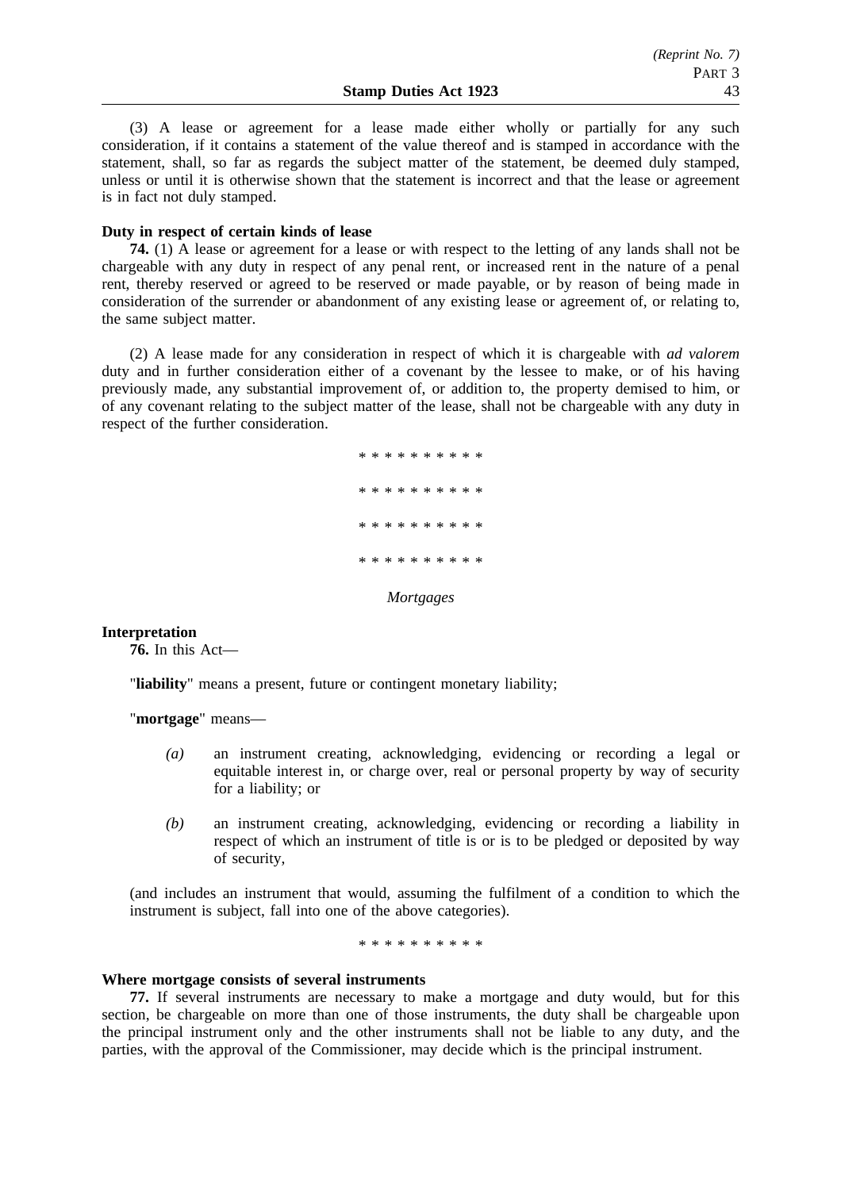(3) A lease or agreement for a lease made either wholly or partially for any such consideration, if it contains a statement of the value thereof and is stamped in accordance with the statement, shall, so far as regards the subject matter of the statement, be deemed duly stamped, unless or until it is otherwise shown that the statement is incorrect and that the lease or agreement is in fact not duly stamped.

**Duty in respect of certain kinds of lease**

**74.** (1) A lease or agreement for a lease or with respect to the letting of any lands shall not be chargeable with any duty in respect of any penal rent, or increased rent in the nature of a penal rent, thereby reserved or agreed to be reserved or made payable, or by reason of being made in consideration of the surrender or abandonment of any existing lease or agreement of, or relating to, the same subject matter.

(2) A lease made for any consideration in respect of which it is chargeable with *ad valorem* duty and in further consideration either of a covenant by the lessee to make, or of his having previously made, any substantial improvement of, or addition to, the property demised to him, or of any covenant relating to the subject matter of the lease, shall not be chargeable with any duty in respect of the further consideration.

\* \* \* \* \* \* \* \* \* \*

\* \* \* \* \* \* \* \* \* \*

\* \* \* \* \* \* \* \* \* \*

\* \* \* \* \* \* \* \* \* \*

*Mortgages*

**Interpretation**

**76.** In this Act—

"**liability**" means a present, future or contingent monetary liability;

"**mortgage**" means—

*(a)* an instrument creating, acknowledging, evidencing or recording a legal or equitable interest in, or charge over, real or personal property by way of security for a liability; or

*(b)* an instrument creating, acknowledging, evidencing or recording a liability in respect of which an instrument of title is or is to be pledged or deposited by way of security,

(and includes an instrument that would, assuming the fulfilment of a condition to which the instrument is subject, fall into one of the above categories).

\* \* \* \* \* \* \* \* \* \*

**Where mortgage consists of several instruments**

**77.** If several instruments are necessary to make a mortgage and duty would, but for this section, be chargeable on more than one of those instruments, the duty shall be chargeable upon the principal instrument only and the other instruments shall not be liable to any duty, and the parties, with the approval of the Commissioner, may decide which is the principal instrument.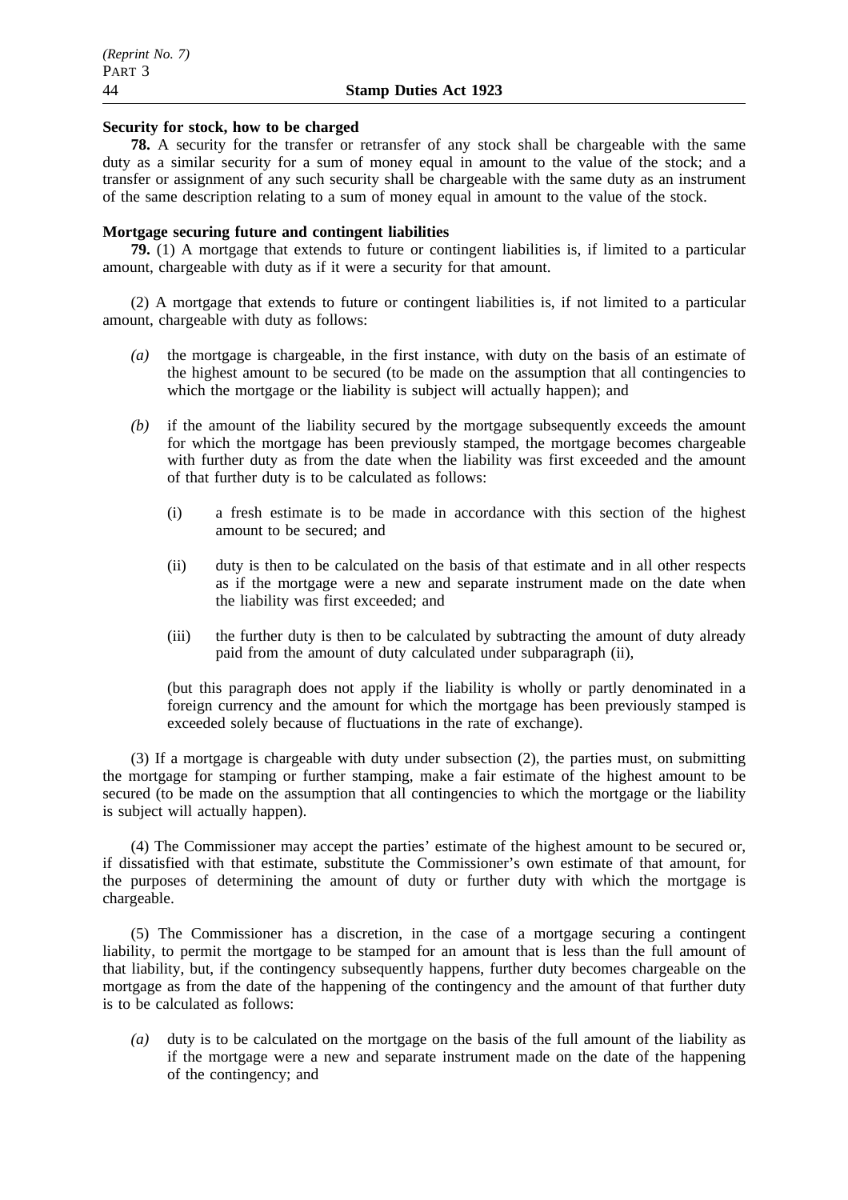**Security for stock, how to be charged**

**78.** A security for the transfer or retransfer of any stock shall be chargeable with the same duty as a similar security for a sum of money equal in amount to the value of the stock; and a transfer or assignment of any such security shall be chargeable with the same duty as an instrument of the same description relating to a sum of money equal in amount to the value of the stock.

**Mortgage securing future and contingent liabilities**

**79.** (1) A mortgage that extends to future or contingent liabilities is, if limited to a particular amount, chargeable with duty as if it were a security for that amount.

(2) A mortgage that extends to future or contingent liabilities is, if not limited to a particular amount, chargeable with duty as follows:

*(a)* the mortgage is chargeable, in the first instance, with duty on the basis of an estimate of the highest amount to be secured (to be made on the assumption that all contingencies to which the mortgage or the liability is subject will actually happen); and

*(b)* if the amount of the liability secured by the mortgage subsequently exceeds the amount for which the mortgage has been previously stamped, the mortgage becomes chargeable with further duty as from the date when the liability was first exceeded and the amount of that further duty is to be calculated as follows:

(i) a fresh estimate is to be made in accordance with this section of the highest amount to be secured; and

(ii) duty is then to be calculated on the basis of that estimate and in all other respects as if the mortgage were a new and separate instrument made on the date when the liability was first exceeded; and

(iii) the further duty is then to be calculated by subtracting the amount of duty already paid from the amount of duty calculated under subparagraph (ii),

(but this paragraph does not apply if the liability is wholly or partly denominated in a foreign currency and the amount for which the mortgage has been previously stamped is exceeded solely because of fluctuations in the rate of exchange).

(3) If a mortgage is chargeable with duty under subsection (2), the parties must, on submitting the mortgage for stamping or further stamping, make a fair estimate of the highest amount to be secured (to be made on the assumption that all contingencies to which the mortgage or the liability is subject will actually happen).

(4) The Commissioner may accept the parties' estimate of the highest amount to be secured or, if dissatisfied with that estimate, substitute the Commissioner's own estimate of that amount, for the purposes of determining the amount of duty or further duty with which the mortgage is chargeable.

(5) The Commissioner has a discretion, in the case of a mortgage securing a contingent liability, to permit the mortgage to be stamped for an amount that is less than the full amount of that liability, but, if the contingency subsequently happens, further duty becomes chargeable on the mortgage as from the date of the happening of the contingency and the amount of that further duty is to be calculated as follows:

*(a)* duty is to be calculated on the mortgage on the basis of the full amount of the liability as if the mortgage were a new and separate instrument made on the date of the happening of the contingency; and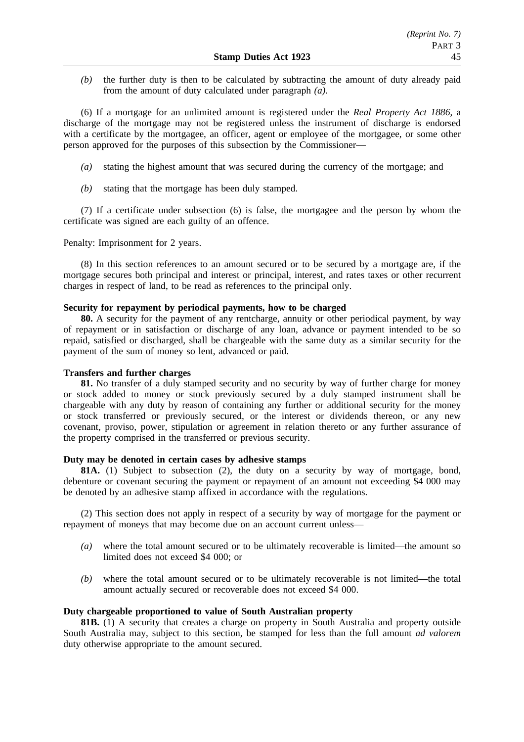*(b)* the further duty is then to be calculated by subtracting the amount of duty already paid from the amount of duty calculated under paragraph *(a)*.

(6) If a mortgage for an unlimited amount is registered under the *Real Property Act 1886*, a discharge of the mortgage may not be registered unless the instrument of discharge is endorsed with a certificate by the mortgagee, an officer, agent or employee of the mortgagee, or some other person approved for the purposes of this subsection by the Commissioner—

*(a)* stating the highest amount that was secured during the currency of the mortgage; and

*(b)* stating that the mortgage has been duly stamped.

(7) If a certificate under subsection (6) is false, the mortgagee and the person by whom the certificate was signed are each guilty of an offence.

Penalty: Imprisonment for 2 years.

(8) In this section references to an amount secured or to be secured by a mortgage are, if the mortgage secures both principal and interest or principal, interest, and rates taxes or other recurrent charges in respect of land, to be read as references to the principal only.

**Security for repayment by periodical payments, how to be charged**

**80.** A security for the payment of any rentcharge, annuity or other periodical payment, by way of repayment or in satisfaction or discharge of any loan, advance or payment intended to be so repaid, satisfied or discharged, shall be chargeable with the same duty as a similar security for the payment of the sum of money so lent, advanced or paid.

**Transfers and further charges**

**81.** No transfer of a duly stamped security and no security by way of further charge for money or stock added to money or stock previously secured by a duly stamped instrument shall be chargeable with any duty by reason of containing any further or additional security for the money or stock transferred or previously secured, or the interest or dividends thereon, or any new covenant, proviso, power, stipulation or agreement in relation thereto or any further assurance of the property comprised in the transferred or previous security.

**Duty may be denoted in certain cases by adhesive stamps**

**81A.** (1) Subject to subsection (2), the duty on a security by way of mortgage, bond, debenture or covenant securing the payment or repayment of an amount not exceeding $4 000 may be denoted by an adhesive stamp affixed in accordance with the regulations.

(2) This section does not apply in respect of a security by way of mortgage for the payment or repayment of moneys that may become due on an account current unless—

*(a)* where the total amount secured or to be ultimately recoverable is limited—the amount so limited does not exceed $4 000; or

*(b)* where the total amount secured or to be ultimately recoverable is not limited—the total amount actually secured or recoverable does not exceed $4 000.

**Duty chargeable proportioned to value of South Australian property**

**81B.** (1) A security that creates a charge on property in South Australia and property outside South Australia may, subject to this section, be stamped for less than the full amount *ad valorem* duty otherwise appropriate to the amount secured.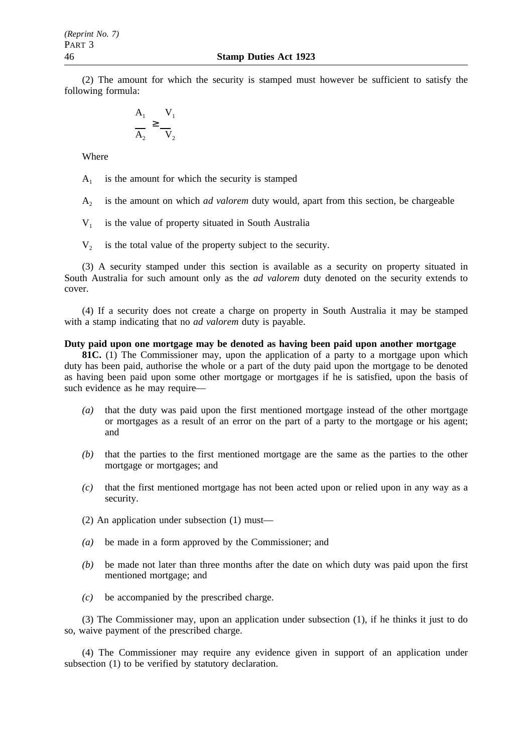(2) The amount for which the security is stamped must however be sufficient to satisfy the following formula:

$$\frac{A_1}{A_2} \geq \frac{V_1}{V_2}$$

Where

$A_1$ is the amount for which the security is stamped

$A_2$ is the amount on which *ad valorem* duty would, apart from this section, be chargeable

$V_1$ is the value of property situated in South Australia

$V_2$ is the total value of the property subject to the security.

(3) A security stamped under this section is available as a security on property situated in South Australia for such amount only as the *ad valorem* duty denoted on the security extends to cover.

(4) If a security does not create a charge on property in South Australia it may be stamped with a stamp indicating that no *ad valorem* duty is payable.

**Duty paid upon one mortgage may be denoted as having been paid upon another mortgage**

**81C.** (1) The Commissioner may, upon the application of a party to a mortgage upon which duty has been paid, authorise the whole or a part of the duty paid upon the mortgage to be denoted as having been paid upon some other mortgage or mortgages if he is satisfied, upon the basis of such evidence as he may require—

*(a)* that the duty was paid upon the first mentioned mortgage instead of the other mortgage or mortgages as a result of an error on the part of a party to the mortgage or his agent; and

*(b)* that the parties to the first mentioned mortgage are the same as the parties to the other mortgage or mortgages; and

*(c)* that the first mentioned mortgage has not been acted upon or relied upon in any way as a security.

(2) An application under subsection (1) must—

*(a)* be made in a form approved by the Commissioner; and

*(b)* be made not later than three months after the date on which duty was paid upon the first mentioned mortgage; and

*(c)* be accompanied by the prescribed charge.

(3) The Commissioner may, upon an application under subsection (1), if he thinks it just to do so, waive payment of the prescribed charge.

(4) The Commissioner may require any evidence given in support of an application under subsection (1) to be verified by statutory declaration.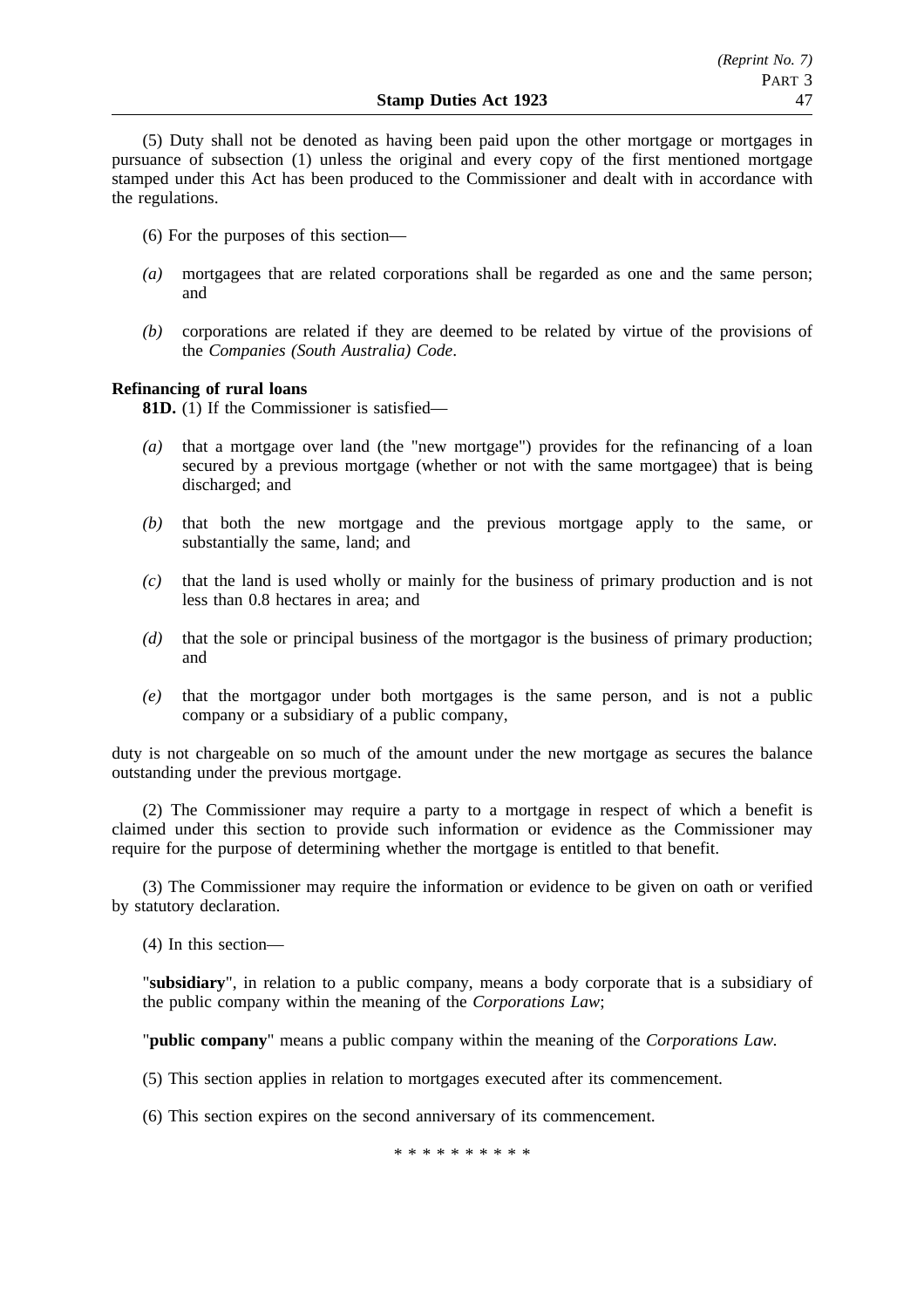(5) Duty shall not be denoted as having been paid upon the other mortgage or mortgages in pursuance of subsection (1) unless the original and every copy of the first mentioned mortgage stamped under this Act has been produced to the Commissioner and dealt with in accordance with the regulations.

(6) For the purposes of this section—

*(a)* mortgagees that are related corporations shall be regarded as one and the same person; and

*(b)* corporations are related if they are deemed to be related by virtue of the provisions of the *Companies (South Australia) Code*.

**Refinancing of rural loans**

**81D.** (1) If the Commissioner is satisfied—

*(a)* that a mortgage over land (the "new mortgage") provides for the refinancing of a loan secured by a previous mortgage (whether or not with the same mortgagee) that is being discharged; and

*(b)* that both the new mortgage and the previous mortgage apply to the same, or substantially the same, land; and

*(c)* that the land is used wholly or mainly for the business of primary production and is not less than 0.8 hectares in area; and

*(d)* that the sole or principal business of the mortgagor is the business of primary production; and

*(e)* that the mortgagor under both mortgages is the same person, and is not a public company or a subsidiary of a public company,

duty is not chargeable on so much of the amount under the new mortgage as secures the balance outstanding under the previous mortgage.

(2) The Commissioner may require a party to a mortgage in respect of which a benefit is claimed under this section to provide such information or evidence as the Commissioner may require for the purpose of determining whether the mortgage is entitled to that benefit.

(3) The Commissioner may require the information or evidence to be given on oath or verified by statutory declaration.

(4) In this section—

"**subsidiary**", in relation to a public company, means a body corporate that is a subsidiary of the public company within the meaning of the *Corporations Law*;

"**public company**" means a public company within the meaning of the *Corporations Law*.

(5) This section applies in relation to mortgages executed after its commencement.

(6) This section expires on the second anniversary of its commencement.

\* \* \* \* \* \* \* \* \* \*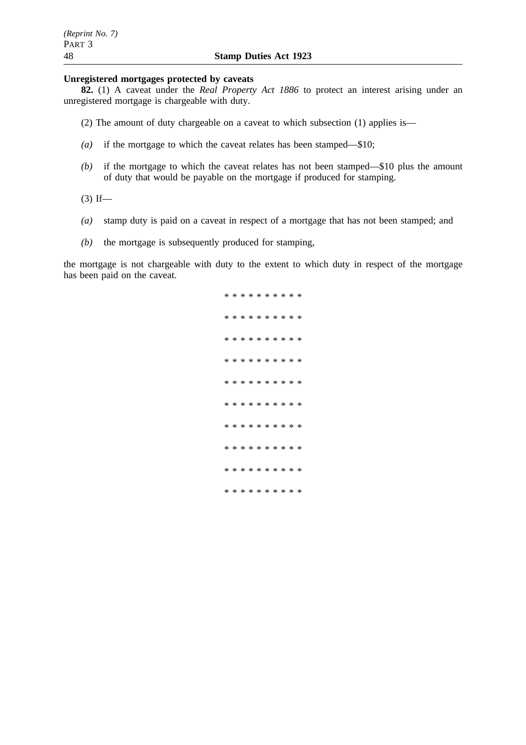**Unregistered mortgages protected by caveats**

**82.** (1) A caveat under the *Real Property Act 1886* to protect an interest arising under an unregistered mortgage is chargeable with duty.

(2) The amount of duty chargeable on a caveat to which subsection (1) applies is—

*(a)* if the mortgage to which the caveat relates has been stamped—$10;

*(b)* if the mortgage to which the caveat relates has not been stamped—$10 plus the amount of duty that would be payable on the mortgage if produced for stamping.

(3) If—

*(a)* stamp duty is paid on a caveat in respect of a mortgage that has not been stamped; and

*(b)* the mortgage is subsequently produced for stamping,

the mortgage is not chargeable with duty to the extent to which duty in respect of the mortgage has been paid on the caveat.

* * * * * * * * * *

* * * * * * * * * *

* * * * * * * * * *

* * * * * * * * * *

* * * * * * * * * *

* * * * * * * * * *

* * * * * * * * * *

* * * * * * * * * *

* * * * * * * * * *

* * * * * * * * * *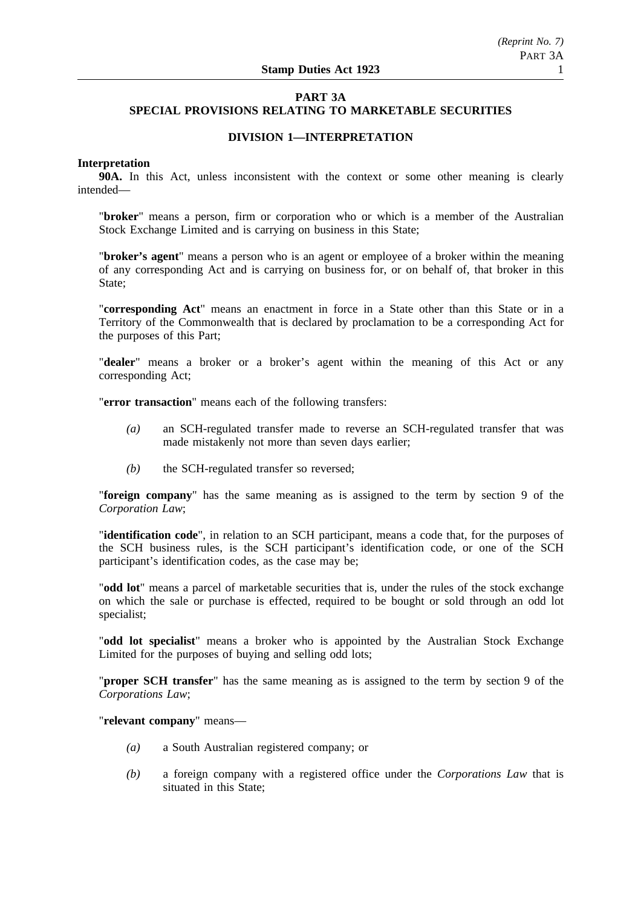# PART 3A
# SPECIAL PROVISIONS RELATING TO MARKETABLE SECURITIES

## DIVISION 1—INTERPRETATION

### Interpretation

**90A.** In this Act, unless inconsistent with the context or some other meaning is clearly intended—

"**broker**" means a person, firm or corporation who or which is a member of the Australian Stock Exchange Limited and is carrying on business in this State;

"**broker's agent**" means a person who is an agent or employee of a broker within the meaning of any corresponding Act and is carrying on business for, or on behalf of, that broker in this State;

"**corresponding Act**" means an enactment in force in a State other than this State or in a Territory of the Commonwealth that is declared by proclamation to be a corresponding Act for the purposes of this Part;

"**dealer**" means a broker or a broker's agent within the meaning of this Act or any corresponding Act;

"**error transaction**" means each of the following transfers:

- *(a)* an SCH-regulated transfer made to reverse an SCH-regulated transfer that was made mistakenly not more than seven days earlier;
- *(b)* the SCH-regulated transfer so reversed;

"**foreign company**" has the same meaning as is assigned to the term by section 9 of the *Corporation Law*;

"**identification code**", in relation to an SCH participant, means a code that, for the purposes of the SCH business rules, is the SCH participant's identification code, or one of the SCH participant's identification codes, as the case may be;

"**odd lot**" means a parcel of marketable securities that is, under the rules of the stock exchange on which the sale or purchase is effected, required to be bought or sold through an odd lot specialist;

"**odd lot specialist**" means a broker who is appointed by the Australian Stock Exchange Limited for the purposes of buying and selling odd lots;

"**proper SCH transfer**" has the same meaning as is assigned to the term by section 9 of the *Corporations Law*;

"**relevant company**" means—

- *(a)* a South Australian registered company; or
- *(b)* a foreign company with a registered office under the *Corporations Law* that is situated in this State;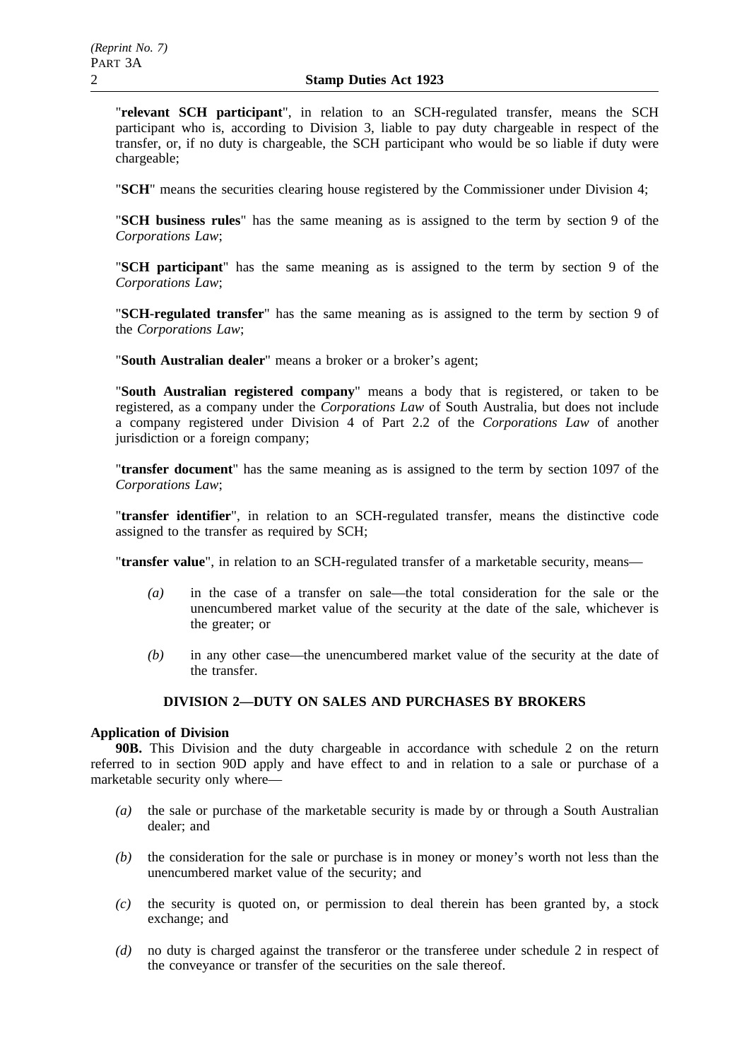"**relevant SCH participant**", in relation to an SCH-regulated transfer, means the SCH participant who is, according to Division 3, liable to pay duty chargeable in respect of the transfer, or, if no duty is chargeable, the SCH participant who would be so liable if duty were chargeable;

"**SCH**" means the securities clearing house registered by the Commissioner under Division 4;

"**SCH business rules**" has the same meaning as is assigned to the term by section 9 of the *Corporations Law*;

"**SCH participant**" has the same meaning as is assigned to the term by section 9 of the *Corporations Law*;

"**SCH-regulated transfer**" has the same meaning as is assigned to the term by section 9 of the *Corporations Law*;

"**South Australian dealer**" means a broker or a broker's agent;

"**South Australian registered company**" means a body that is registered, or taken to be registered, as a company under the *Corporations Law* of South Australia, but does not include a company registered under Division 4 of Part 2.2 of the *Corporations Law* of another jurisdiction or a foreign company;

"**transfer document**" has the same meaning as is assigned to the term by section 1097 of the *Corporations Law*;

"**transfer identifier**", in relation to an SCH-regulated transfer, means the distinctive code assigned to the transfer as required by SCH;

"**transfer value**", in relation to an SCH-regulated transfer of a marketable security, means—

*(a)* in the case of a transfer on sale—the total consideration for the sale or the unencumbered market value of the security at the date of the sale, whichever is the greater; or

*(b)* in any other case—the unencumbered market value of the security at the date of the transfer.

## DIVISION 2—DUTY ON SALES AND PURCHASES BY BROKERS

**Application of Division**

**90B.** This Division and the duty chargeable in accordance with schedule 2 on the return referred to in section 90D apply and have effect to and in relation to a sale or purchase of a marketable security only where—

*(a)* the sale or purchase of the marketable security is made by or through a South Australian dealer; and

*(b)* the consideration for the sale or purchase is in money or money's worth not less than the unencumbered market value of the security; and

*(c)* the security is quoted on, or permission to deal therein has been granted by, a stock exchange; and

*(d)* no duty is charged against the transferor or the transferee under schedule 2 in respect of the conveyance or transfer of the securities on the sale thereof.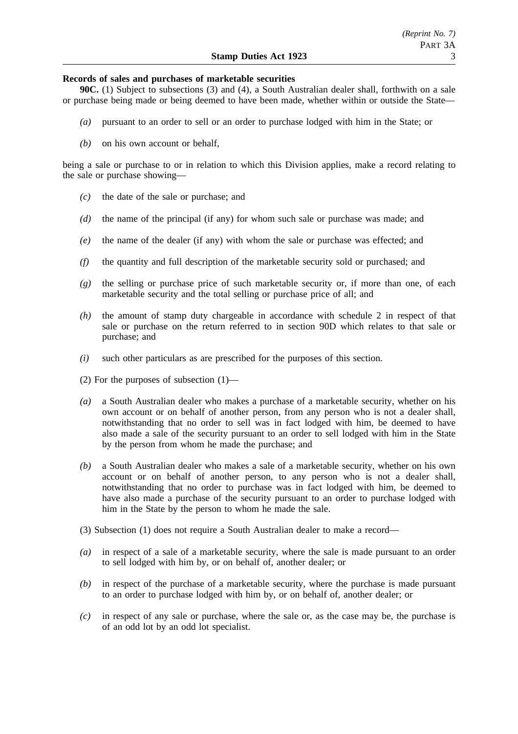**Records of sales and purchases of marketable securities**

**90C.** (1) Subject to subsections (3) and (4), a South Australian dealer shall, forthwith on a sale or purchase being made or being deemed to have been made, whether within or outside the State—

*(a)* pursuant to an order to sell or an order to purchase lodged with him in the State; or

*(b)* on his own account or behalf,

being a sale or purchase to or in relation to which this Division applies, make a record relating to the sale or purchase showing—

*(c)* the date of the sale or purchase; and

*(d)* the name of the principal (if any) for whom such sale or purchase was made; and

*(e)* the name of the dealer (if any) with whom the sale or purchase was effected; and

*(f)* the quantity and full description of the marketable security sold or purchased; and

*(g)* the selling or purchase price of such marketable security or, if more than one, of each marketable security and the total selling or purchase price of all; and

*(h)* the amount of stamp duty chargeable in accordance with schedule 2 in respect of that sale or purchase on the return referred to in section 90D which relates to that sale or purchase; and

*(i)* such other particulars as are prescribed for the purposes of this section.

(2) For the purposes of subsection (1)—

*(a)* a South Australian dealer who makes a purchase of a marketable security, whether on his own account or on behalf of another person, from any person who is not a dealer shall, notwithstanding that no order to sell was in fact lodged with him, be deemed to have also made a sale of the security pursuant to an order to sell lodged with him in the State by the person from whom he made the purchase; and

*(b)* a South Australian dealer who makes a sale of a marketable security, whether on his own account or on behalf of another person, to any person who is not a dealer shall, notwithstanding that no order to purchase was in fact lodged with him, be deemed to have also made a purchase of the security pursuant to an order to purchase lodged with him in the State by the person to whom he made the sale.

(3) Subsection (1) does not require a South Australian dealer to make a record—

*(a)* in respect of a sale of a marketable security, where the sale is made pursuant to an order to sell lodged with him by, or on behalf of, another dealer; or

*(b)* in respect of the purchase of a marketable security, where the purchase is made pursuant to an order to purchase lodged with him by, or on behalf of, another dealer; or

*(c)* in respect of any sale or purchase, where the sale or, as the case may be, the purchase is of an odd lot by an odd lot specialist.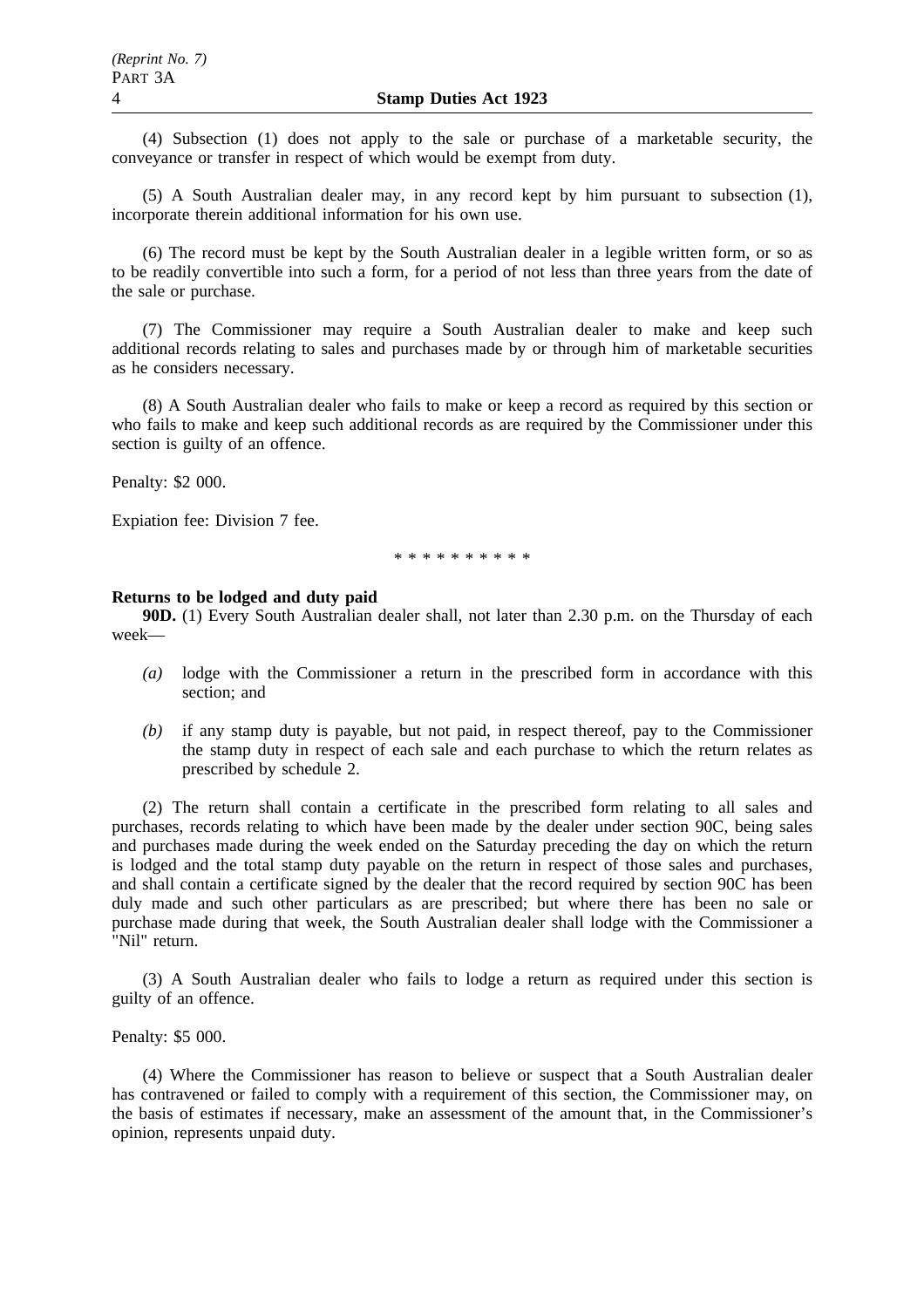(4) Subsection (1) does not apply to the sale or purchase of a marketable security, the conveyance or transfer in respect of which would be exempt from duty.

(5) A South Australian dealer may, in any record kept by him pursuant to subsection (1), incorporate therein additional information for his own use.

(6) The record must be kept by the South Australian dealer in a legible written form, or so as to be readily convertible into such a form, for a period of not less than three years from the date of the sale or purchase.

(7) The Commissioner may require a South Australian dealer to make and keep such additional records relating to sales and purchases made by or through him of marketable securities as he considers necessary.

(8) A South Australian dealer who fails to make or keep a record as required by this section or who fails to make and keep such additional records as are required by the Commissioner under this section is guilty of an offence.

Penalty: $2 000.

Expiation fee: Division 7 fee.

\* \* \* \* \* \* \* \* \* \*

**Returns to be lodged and duty paid**

**90D.** (1) Every South Australian dealer shall, not later than 2.30 p.m. on the Thursday of each week—

*(a)* lodge with the Commissioner a return in the prescribed form in accordance with this section; and

*(b)* if any stamp duty is payable, but not paid, in respect thereof, pay to the Commissioner the stamp duty in respect of each sale and each purchase to which the return relates as prescribed by schedule 2.

(2) The return shall contain a certificate in the prescribed form relating to all sales and purchases, records relating to which have been made by the dealer under section 90C, being sales and purchases made during the week ended on the Saturday preceding the day on which the return is lodged and the total stamp duty payable on the return in respect of those sales and purchases, and shall contain a certificate signed by the dealer that the record required by section 90C has been duly made and such other particulars as are prescribed; but where there has been no sale or purchase made during that week, the South Australian dealer shall lodge with the Commissioner a "Nil" return.

(3) A South Australian dealer who fails to lodge a return as required under this section is guilty of an offence.

Penalty: $5 000.

(4) Where the Commissioner has reason to believe or suspect that a South Australian dealer has contravened or failed to comply with a requirement of this section, the Commissioner may, on the basis of estimates if necessary, make an assessment of the amount that, in the Commissioner's opinion, represents unpaid duty.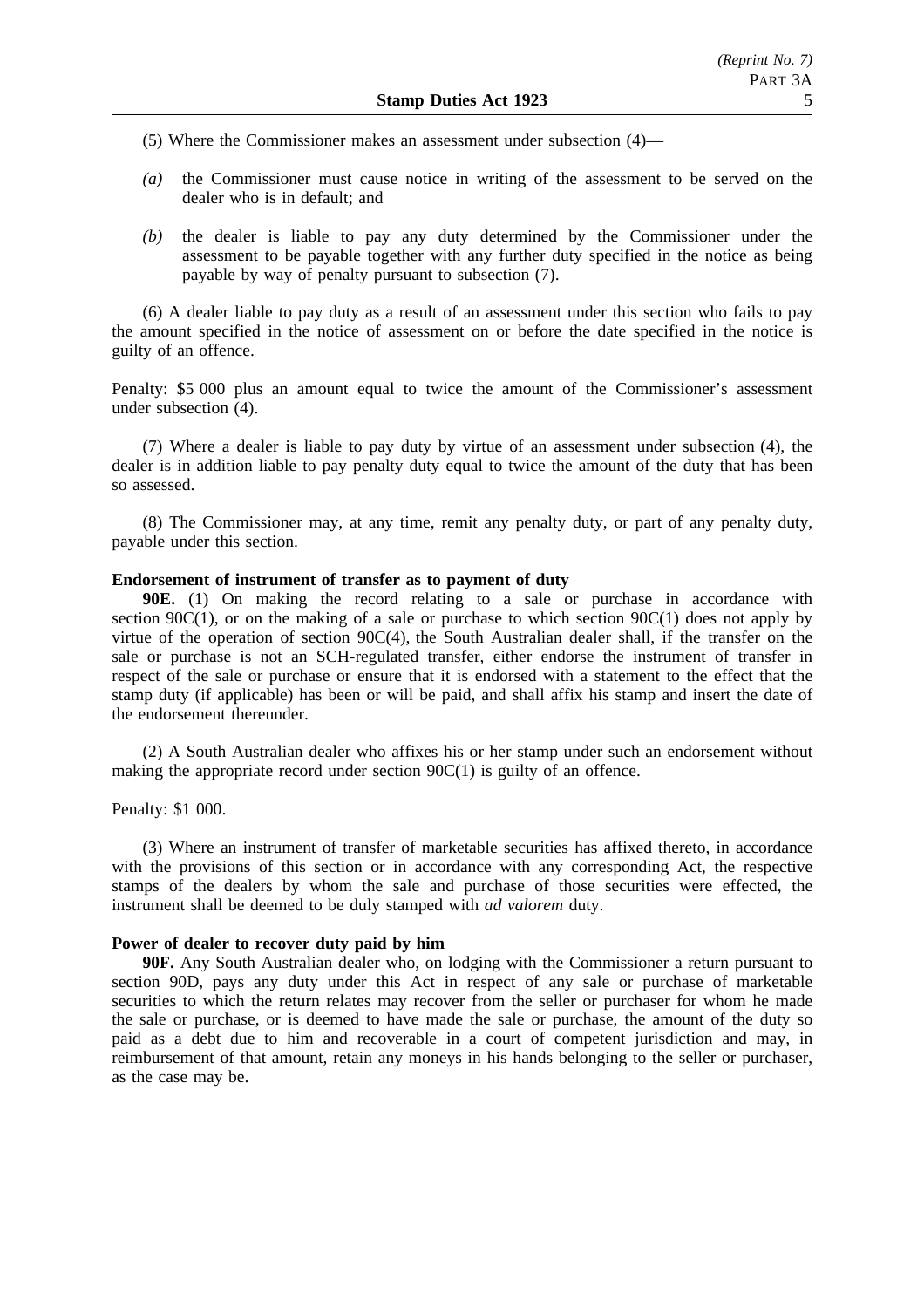(5) Where the Commissioner makes an assessment under subsection (4)—

*(a)* the Commissioner must cause notice in writing of the assessment to be served on the dealer who is in default; and

*(b)* the dealer is liable to pay any duty determined by the Commissioner under the assessment to be payable together with any further duty specified in the notice as being payable by way of penalty pursuant to subsection (7).

(6) A dealer liable to pay duty as a result of an assessment under this section who fails to pay the amount specified in the notice of assessment on or before the date specified in the notice is guilty of an offence.

Penalty: $5 000 plus an amount equal to twice the amount of the Commissioner's assessment under subsection (4).

(7) Where a dealer is liable to pay duty by virtue of an assessment under subsection (4), the dealer is in addition liable to pay penalty duty equal to twice the amount of the duty that has been so assessed.

(8) The Commissioner may, at any time, remit any penalty duty, or part of any penalty duty, payable under this section.

**Endorsement of instrument of transfer as to payment of duty**

**90E.** (1) On making the record relating to a sale or purchase in accordance with section 90C(1), or on the making of a sale or purchase to which section 90C(1) does not apply by virtue of the operation of section 90C(4), the South Australian dealer shall, if the transfer on the sale or purchase is not an SCH-regulated transfer, either endorse the instrument of transfer in respect of the sale or purchase or ensure that it is endorsed with a statement to the effect that the stamp duty (if applicable) has been or will be paid, and shall affix his stamp and insert the date of the endorsement thereunder.

(2) A South Australian dealer who affixes his or her stamp under such an endorsement without making the appropriate record under section 90C(1) is guilty of an offence.

Penalty: $1 000.

(3) Where an instrument of transfer of marketable securities has affixed thereto, in accordance with the provisions of this section or in accordance with any corresponding Act, the respective stamps of the dealers by whom the sale and purchase of those securities were effected, the instrument shall be deemed to be duly stamped with *ad valorem* duty.

**Power of dealer to recover duty paid by him**

**90F.** Any South Australian dealer who, on lodging with the Commissioner a return pursuant to section 90D, pays any duty under this Act in respect of any sale or purchase of marketable securities to which the return relates may recover from the seller or purchaser for whom he made the sale or purchase, or is deemed to have made the sale or purchase, the amount of the duty so paid as a debt due to him and recoverable in a court of competent jurisdiction and may, in reimbursement of that amount, retain any moneys in his hands belonging to the seller or purchaser, as the case may be.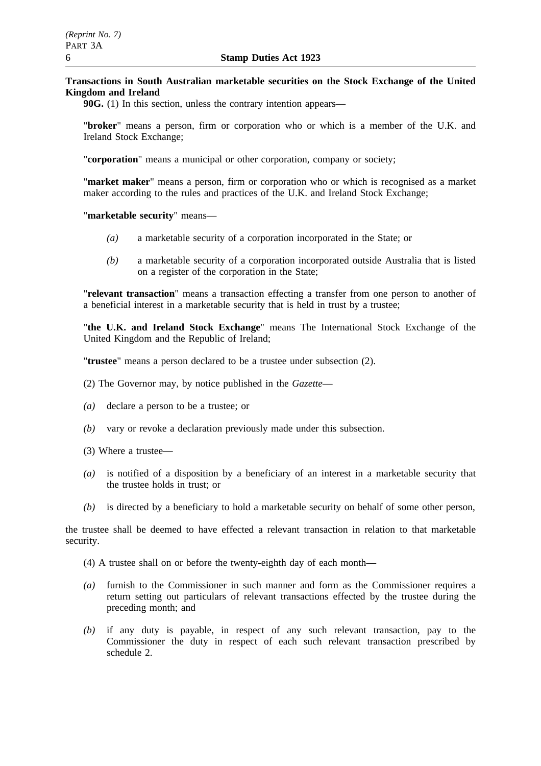**Transactions in South Australian marketable securities on the Stock Exchange of the United Kingdom and Ireland**

**90G.** (1) In this section, unless the contrary intention appears—

"**broker**" means a person, firm or corporation who or which is a member of the U.K. and Ireland Stock Exchange;

"**corporation**" means a municipal or other corporation, company or society;

"**market maker**" means a person, firm or corporation who or which is recognised as a market maker according to the rules and practices of the U.K. and Ireland Stock Exchange;

"**marketable security**" means—

*(a)* a marketable security of a corporation incorporated in the State; or

*(b)* a marketable security of a corporation incorporated outside Australia that is listed on a register of the corporation in the State;

"**relevant transaction**" means a transaction effecting a transfer from one person to another of a beneficial interest in a marketable security that is held in trust by a trustee;

"**the U.K. and Ireland Stock Exchange**" means The International Stock Exchange of the United Kingdom and the Republic of Ireland;

"**trustee**" means a person declared to be a trustee under subsection (2).

(2) The Governor may, by notice published in the *Gazette*—

*(a)* declare a person to be a trustee; or

*(b)* vary or revoke a declaration previously made under this subsection.

(3) Where a trustee—

*(a)* is notified of a disposition by a beneficiary of an interest in a marketable security that the trustee holds in trust; or

*(b)* is directed by a beneficiary to hold a marketable security on behalf of some other person,

the trustee shall be deemed to have effected a relevant transaction in relation to that marketable security.

(4) A trustee shall on or before the twenty-eighth day of each month—

*(a)* furnish to the Commissioner in such manner and form as the Commissioner requires a return setting out particulars of relevant transactions effected by the trustee during the preceding month; and

*(b)* if any duty is payable, in respect of any such relevant transaction, pay to the Commissioner the duty in respect of each such relevant transaction prescribed by schedule 2.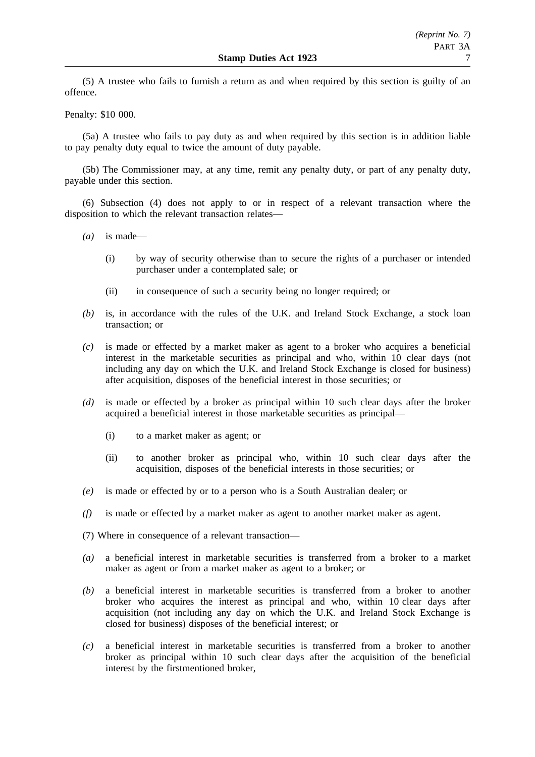(5) A trustee who fails to furnish a return as and when required by this section is guilty of an offence.

Penalty: $10 000.

(5a) A trustee who fails to pay duty as and when required by this section is in addition liable to pay penalty duty equal to twice the amount of duty payable.

(5b) The Commissioner may, at any time, remit any penalty duty, or part of any penalty duty, payable under this section.

(6) Subsection (4) does not apply to or in respect of a relevant transaction where the disposition to which the relevant transaction relates—

*(a)* is made—

(i) by way of security otherwise than to secure the rights of a purchaser or intended purchaser under a contemplated sale; or

(ii) in consequence of such a security being no longer required; or

*(b)* is, in accordance with the rules of the U.K. and Ireland Stock Exchange, a stock loan transaction; or

*(c)* is made or effected by a market maker as agent to a broker who acquires a beneficial interest in the marketable securities as principal and who, within 10 clear days (not including any day on which the U.K. and Ireland Stock Exchange is closed for business) after acquisition, disposes of the beneficial interest in those securities; or

*(d)* is made or effected by a broker as principal within 10 such clear days after the broker acquired a beneficial interest in those marketable securities as principal—

(i) to a market maker as agent; or

(ii) to another broker as principal who, within 10 such clear days after the acquisition, disposes of the beneficial interests in those securities; or

*(e)* is made or effected by or to a person who is a South Australian dealer; or

*(f)* is made or effected by a market maker as agent to another market maker as agent.

(7) Where in consequence of a relevant transaction—

*(a)* a beneficial interest in marketable securities is transferred from a broker to a market maker as agent or from a market maker as agent to a broker; or

*(b)* a beneficial interest in marketable securities is transferred from a broker to another broker who acquires the interest as principal and who, within 10 clear days after acquisition (not including any day on which the U.K. and Ireland Stock Exchange is closed for business) disposes of the beneficial interest; or

*(c)* a beneficial interest in marketable securities is transferred from a broker to another broker as principal within 10 such clear days after the acquisition of the beneficial interest by the firstmentioned broker,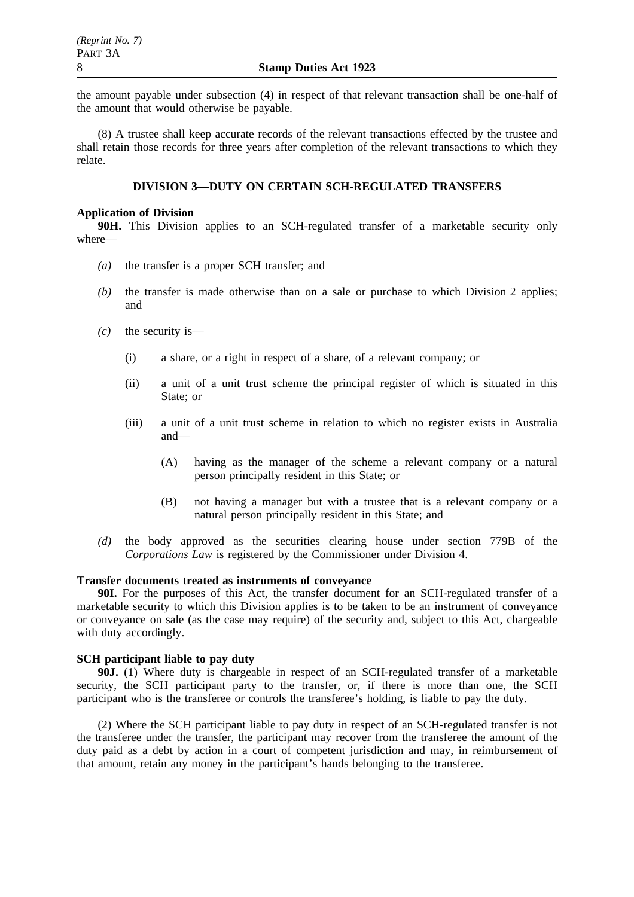the amount payable under subsection (4) in respect of that relevant transaction shall be one-half of the amount that would otherwise be payable.

(8) A trustee shall keep accurate records of the relevant transactions effected by the trustee and shall retain those records for three years after completion of the relevant transactions to which they relate.

## DIVISION 3—DUTY ON CERTAIN SCH-REGULATED TRANSFERS

**Application of Division**

**90H.** This Division applies to an SCH-regulated transfer of a marketable security only where—

*(a)* the transfer is a proper SCH transfer; and

*(b)* the transfer is made otherwise than on a sale or purchase to which Division 2 applies; and

*(c)* the security is—

(i) a share, or a right in respect of a share, of a relevant company; or

(ii) a unit of a unit trust scheme the principal register of which is situated in this State; or

(iii) a unit of a unit trust scheme in relation to which no register exists in Australia and—

(A) having as the manager of the scheme a relevant company or a natural person principally resident in this State; or

(B) not having a manager but with a trustee that is a relevant company or a natural person principally resident in this State; and

*(d)* the body approved as the securities clearing house under section 779B of the *Corporations Law* is registered by the Commissioner under Division 4.

**Transfer documents treated as instruments of conveyance**

**90I.** For the purposes of this Act, the transfer document for an SCH-regulated transfer of a marketable security to which this Division applies is to be taken to be an instrument of conveyance or conveyance on sale (as the case may require) of the security and, subject to this Act, chargeable with duty accordingly.

**SCH participant liable to pay duty**

**90J.** (1) Where duty is chargeable in respect of an SCH-regulated transfer of a marketable security, the SCH participant party to the transfer, or, if there is more than one, the SCH participant who is the transferee or controls the transferee's holding, is liable to pay the duty.

(2) Where the SCH participant liable to pay duty in respect of an SCH-regulated transfer is not the transferee under the transfer, the participant may recover from the transferee the amount of the duty paid as a debt by action in a court of competent jurisdiction and may, in reimbursement of that amount, retain any money in the participant's hands belonging to the transferee.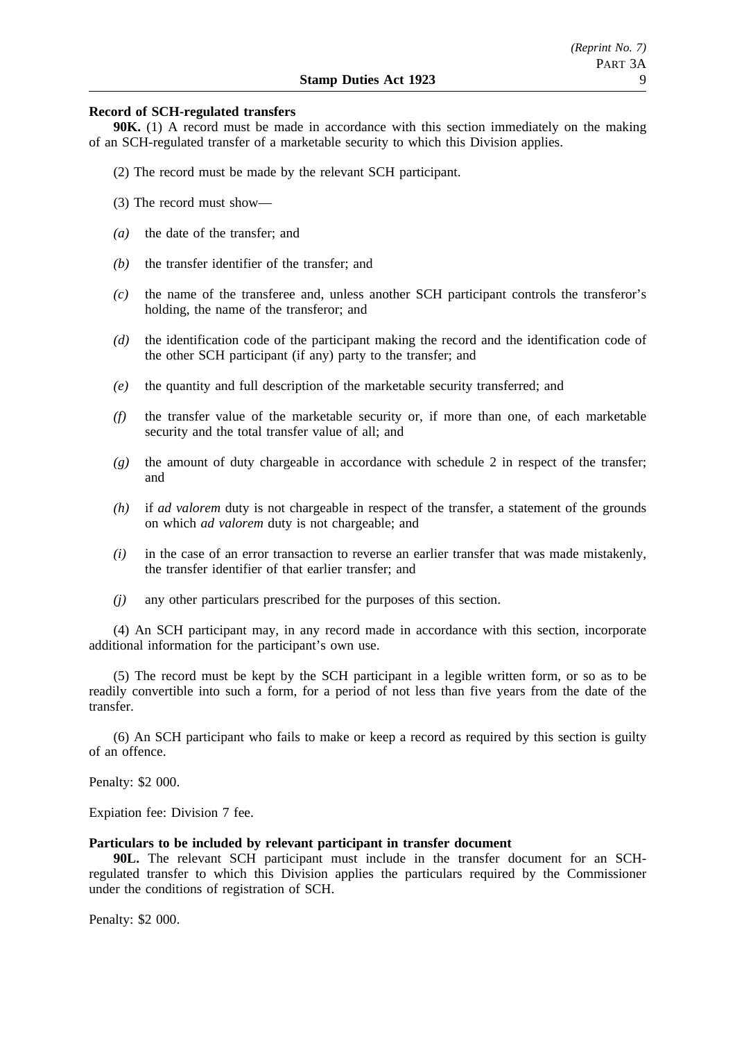**Record of SCH-regulated transfers**

**90K.** (1) A record must be made in accordance with this section immediately on the making of an SCH-regulated transfer of a marketable security to which this Division applies.

(2) The record must be made by the relevant SCH participant.

(3) The record must show—

*(a)* the date of the transfer; and

*(b)* the transfer identifier of the transfer; and

*(c)* the name of the transferee and, unless another SCH participant controls the transferor's holding, the name of the transferor; and

*(d)* the identification code of the participant making the record and the identification code of the other SCH participant (if any) party to the transfer; and

*(e)* the quantity and full description of the marketable security transferred; and

*(f)* the transfer value of the marketable security or, if more than one, of each marketable security and the total transfer value of all; and

*(g)* the amount of duty chargeable in accordance with schedule 2 in respect of the transfer; and

*(h)* if *ad valorem* duty is not chargeable in respect of the transfer, a statement of the grounds on which *ad valorem* duty is not chargeable; and

*(i)* in the case of an error transaction to reverse an earlier transfer that was made mistakenly, the transfer identifier of that earlier transfer; and

*(j)* any other particulars prescribed for the purposes of this section.

(4) An SCH participant may, in any record made in accordance with this section, incorporate additional information for the participant's own use.

(5) The record must be kept by the SCH participant in a legible written form, or so as to be readily convertible into such a form, for a period of not less than five years from the date of the transfer.

(6) An SCH participant who fails to make or keep a record as required by this section is guilty of an offence.

Penalty: $2 000.

Expiation fee: Division 7 fee.

**Particulars to be included by relevant participant in transfer document**

**90L.** The relevant SCH participant must include in the transfer document for an SCH-regulated transfer to which this Division applies the particulars required by the Commissioner under the conditions of registration of SCH.

Penalty: $2 000.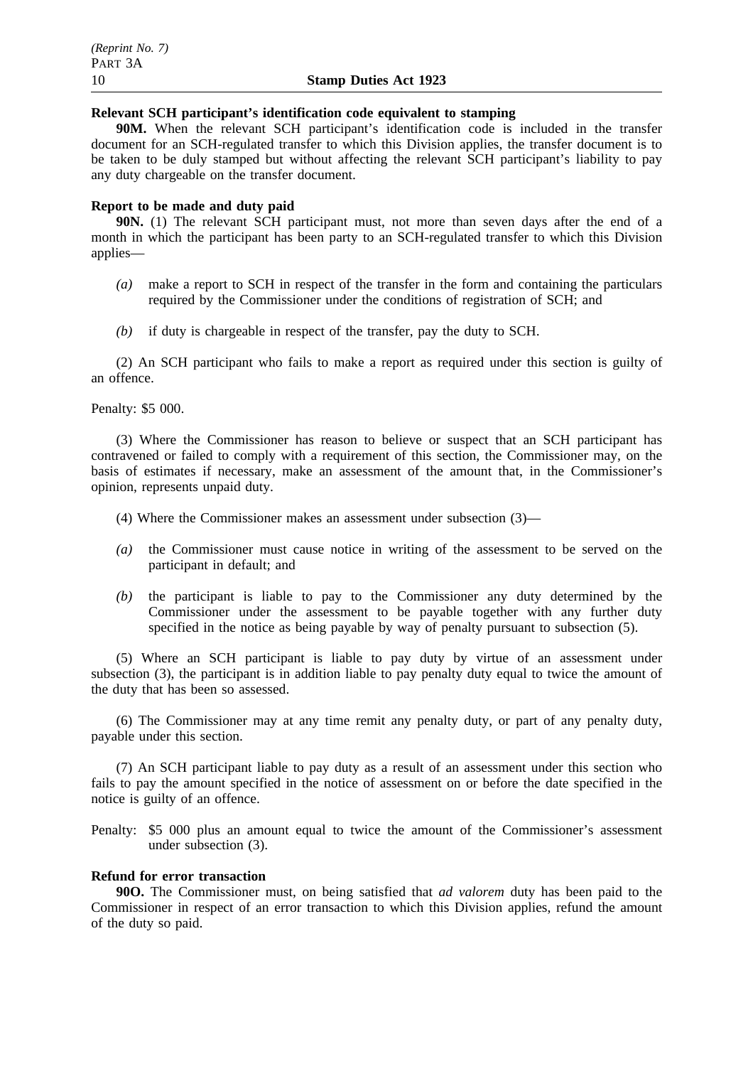**Relevant SCH participant's identification code equivalent to stamping**

**90M.** When the relevant SCH participant's identification code is included in the transfer document for an SCH-regulated transfer to which this Division applies, the transfer document is to be taken to be duly stamped but without affecting the relevant SCH participant's liability to pay any duty chargeable on the transfer document.

**Report to be made and duty paid**

**90N.** (1) The relevant SCH participant must, not more than seven days after the end of a month in which the participant has been party to an SCH-regulated transfer to which this Division applies—

*(a)* make a report to SCH in respect of the transfer in the form and containing the particulars required by the Commissioner under the conditions of registration of SCH; and

*(b)* if duty is chargeable in respect of the transfer, pay the duty to SCH.

(2) An SCH participant who fails to make a report as required under this section is guilty of an offence.

Penalty: $5 000.

(3) Where the Commissioner has reason to believe or suspect that an SCH participant has contravened or failed to comply with a requirement of this section, the Commissioner may, on the basis of estimates if necessary, make an assessment of the amount that, in the Commissioner's opinion, represents unpaid duty.

(4) Where the Commissioner makes an assessment under subsection (3)—

*(a)* the Commissioner must cause notice in writing of the assessment to be served on the participant in default; and

*(b)* the participant is liable to pay to the Commissioner any duty determined by the Commissioner under the assessment to be payable together with any further duty specified in the notice as being payable by way of penalty pursuant to subsection (5).

(5) Where an SCH participant is liable to pay duty by virtue of an assessment under subsection (3), the participant is in addition liable to pay penalty duty equal to twice the amount of the duty that has been so assessed.

(6) The Commissioner may at any time remit any penalty duty, or part of any penalty duty, payable under this section.

(7) An SCH participant liable to pay duty as a result of an assessment under this section who fails to pay the amount specified in the notice of assessment on or before the date specified in the notice is guilty of an offence.

Penalty: $5 000 plus an amount equal to twice the amount of the Commissioner's assessment under subsection (3).

**Refund for error transaction**

**90O.** The Commissioner must, on being satisfied that *ad valorem* duty has been paid to the Commissioner in respect of an error transaction to which this Division applies, refund the amount of the duty so paid.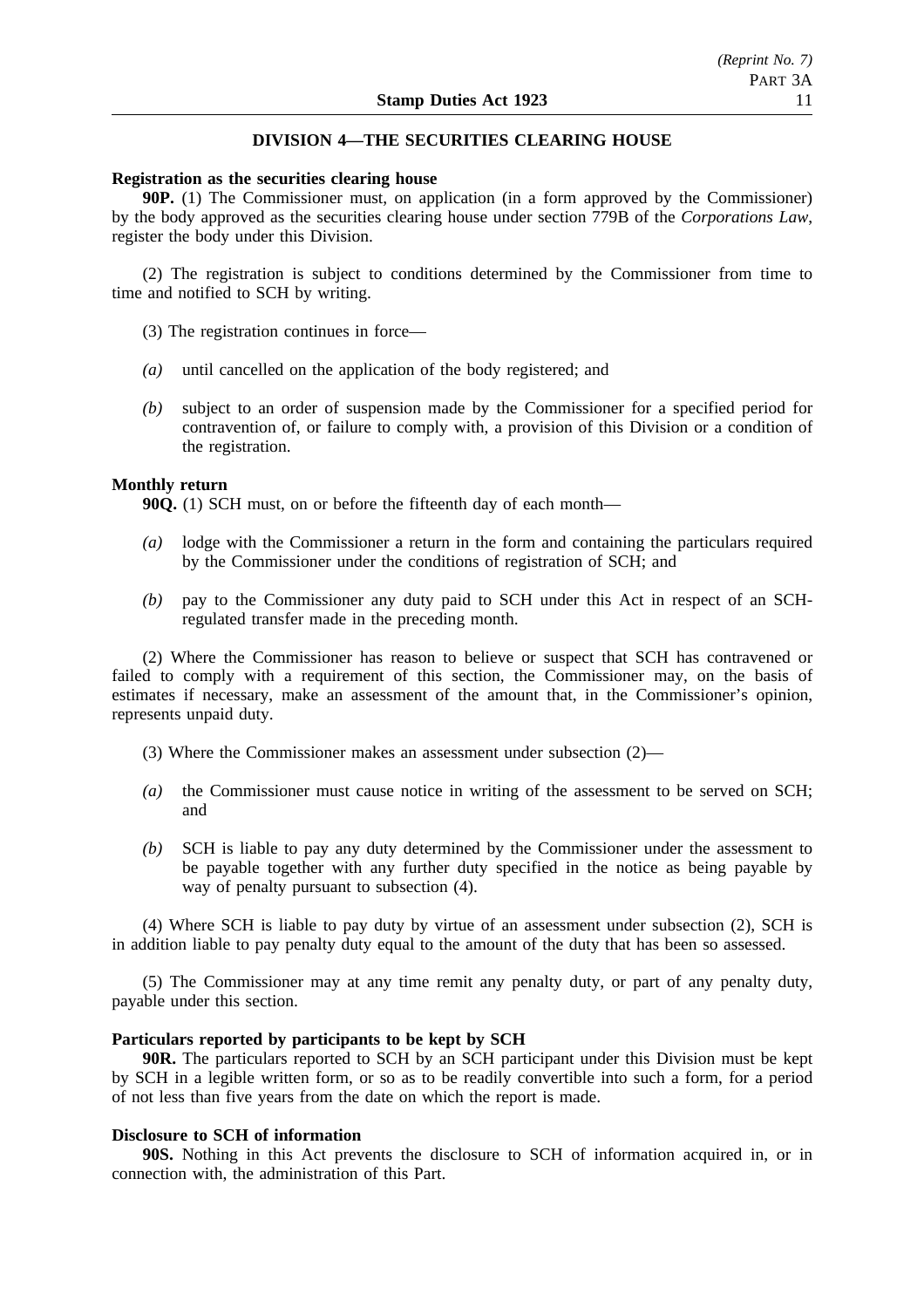## DIVISION 4—THE SECURITIES CLEARING HOUSE

**Registration as the securities clearing house**

**90P.** (1) The Commissioner must, on application (in a form approved by the Commissioner) by the body approved as the securities clearing house under section 779B of the *Corporations Law*, register the body under this Division.

(2) The registration is subject to conditions determined by the Commissioner from time to time and notified to SCH by writing.

(3) The registration continues in force—

*(a)* until cancelled on the application of the body registered; and

*(b)* subject to an order of suspension made by the Commissioner for a specified period for contravention of, or failure to comply with, a provision of this Division or a condition of the registration.

**Monthly return**

**90Q.** (1) SCH must, on or before the fifteenth day of each month—

*(a)* lodge with the Commissioner a return in the form and containing the particulars required by the Commissioner under the conditions of registration of SCH; and

*(b)* pay to the Commissioner any duty paid to SCH under this Act in respect of an SCH-regulated transfer made in the preceding month.

(2) Where the Commissioner has reason to believe or suspect that SCH has contravened or failed to comply with a requirement of this section, the Commissioner may, on the basis of estimates if necessary, make an assessment of the amount that, in the Commissioner's opinion, represents unpaid duty.

(3) Where the Commissioner makes an assessment under subsection (2)—

*(a)* the Commissioner must cause notice in writing of the assessment to be served on SCH; and

*(b)* SCH is liable to pay any duty determined by the Commissioner under the assessment to be payable together with any further duty specified in the notice as being payable by way of penalty pursuant to subsection (4).

(4) Where SCH is liable to pay duty by virtue of an assessment under subsection (2), SCH is in addition liable to pay penalty duty equal to the amount of the duty that has been so assessed.

(5) The Commissioner may at any time remit any penalty duty, or part of any penalty duty, payable under this section.

**Particulars reported by participants to be kept by SCH**

**90R.** The particulars reported to SCH by an SCH participant under this Division must be kept by SCH in a legible written form, or so as to be readily convertible into such a form, for a period of not less than five years from the date on which the report is made.

**Disclosure to SCH of information**

**90S.** Nothing in this Act prevents the disclosure to SCH of information acquired in, or in connection with, the administration of this Part.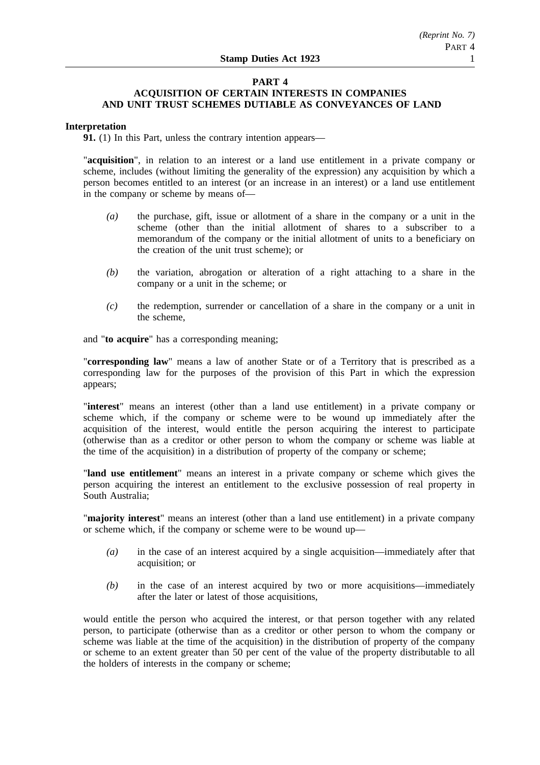## PART 4
## ACQUISITION OF CERTAIN INTERESTS IN COMPANIES AND UNIT TRUST SCHEMES DUTIABLE AS CONVEYANCES OF LAND

**Interpretation**

**91.** (1) In this Part, unless the contrary intention appears—

"**acquisition**", in relation to an interest or a land use entitlement in a private company or scheme, includes (without limiting the generality of the expression) any acquisition by which a person becomes entitled to an interest (or an increase in an interest) or a land use entitlement in the company or scheme by means of—

*(a)* the purchase, gift, issue or allotment of a share in the company or a unit in the scheme (other than the initial allotment of shares to a subscriber to a memorandum of the company or the initial allotment of units to a beneficiary on the creation of the unit trust scheme); or

*(b)* the variation, abrogation or alteration of a right attaching to a share in the company or a unit in the scheme; or

*(c)* the redemption, surrender or cancellation of a share in the company or a unit in the scheme,

and "**to acquire**" has a corresponding meaning;

"**corresponding law**" means a law of another State or of a Territory that is prescribed as a corresponding law for the purposes of the provision of this Part in which the expression appears;

"**interest**" means an interest (other than a land use entitlement) in a private company or scheme which, if the company or scheme were to be wound up immediately after the acquisition of the interest, would entitle the person acquiring the interest to participate (otherwise than as a creditor or other person to whom the company or scheme was liable at the time of the acquisition) in a distribution of property of the company or scheme;

"**land use entitlement**" means an interest in a private company or scheme which gives the person acquiring the interest an entitlement to the exclusive possession of real property in South Australia;

"**majority interest**" means an interest (other than a land use entitlement) in a private company or scheme which, if the company or scheme were to be wound up—

*(a)* in the case of an interest acquired by a single acquisition—immediately after that acquisition; or

*(b)* in the case of an interest acquired by two or more acquisitions—immediately after the later or latest of those acquisitions,

would entitle the person who acquired the interest, or that person together with any related person, to participate (otherwise than as a creditor or other person to whom the company or scheme was liable at the time of the acquisition) in the distribution of property of the company or scheme to an extent greater than 50 per cent of the value of the property distributable to all the holders of interests in the company or scheme;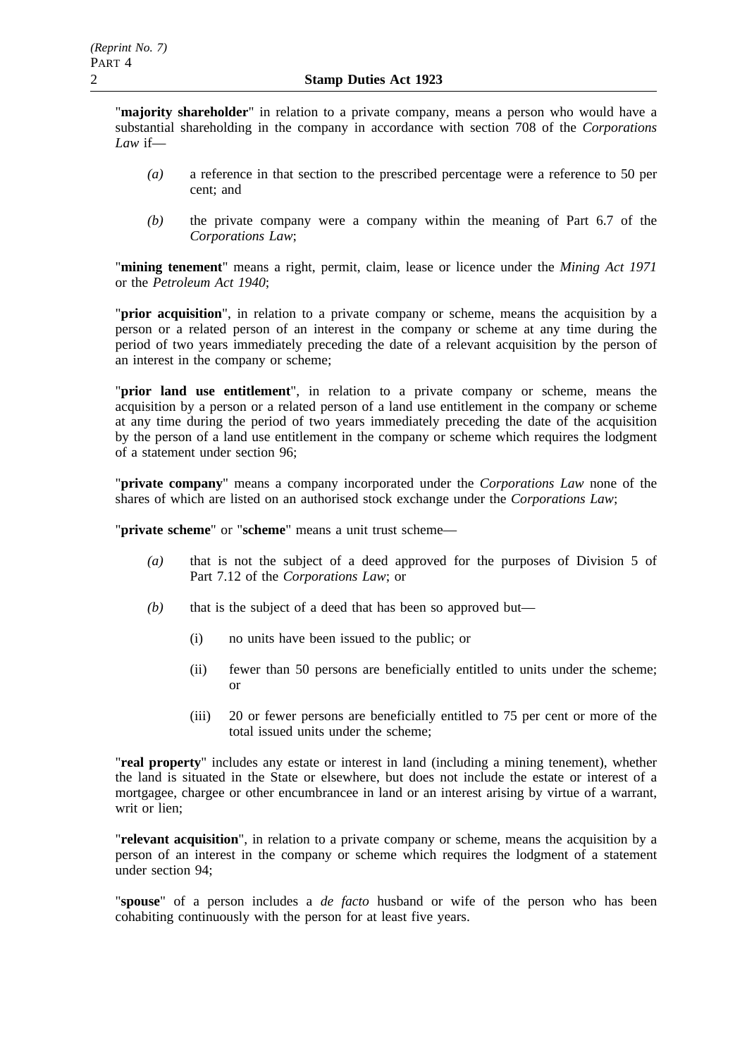"**majority shareholder**" in relation to a private company, means a person who would have a substantial shareholding in the company in accordance with section 708 of the *Corporations Law* if—

*(a)* a reference in that section to the prescribed percentage were a reference to 50 per cent; and

*(b)* the private company were a company within the meaning of Part 6.7 of the *Corporations Law*;

"**mining tenement**" means a right, permit, claim, lease or licence under the *Mining Act 1971* or the *Petroleum Act 1940*;

"**prior acquisition**", in relation to a private company or scheme, means the acquisition by a person or a related person of an interest in the company or scheme at any time during the period of two years immediately preceding the date of a relevant acquisition by the person of an interest in the company or scheme;

"**prior land use entitlement**", in relation to a private company or scheme, means the acquisition by a person or a related person of a land use entitlement in the company or scheme at any time during the period of two years immediately preceding the date of the acquisition by the person of a land use entitlement in the company or scheme which requires the lodgment of a statement under section 96;

"**private company**" means a company incorporated under the *Corporations Law* none of the shares of which are listed on an authorised stock exchange under the *Corporations Law*;

"**private scheme**" or "**scheme**" means a unit trust scheme—

*(a)* that is not the subject of a deed approved for the purposes of Division 5 of Part 7.12 of the *Corporations Law*; or

*(b)* that is the subject of a deed that has been so approved but—

(i) no units have been issued to the public; or

(ii) fewer than 50 persons are beneficially entitled to units under the scheme; or

(iii) 20 or fewer persons are beneficially entitled to 75 per cent or more of the total issued units under the scheme;

"**real property**" includes any estate or interest in land (including a mining tenement), whether the land is situated in the State or elsewhere, but does not include the estate or interest of a mortgagee, chargee or other encumbrancee in land or an interest arising by virtue of a warrant, writ or lien;

"**relevant acquisition**", in relation to a private company or scheme, means the acquisition by a person of an interest in the company or scheme which requires the lodgment of a statement under section 94;

"**spouse**" of a person includes a *de facto* husband or wife of the person who has been cohabiting continuously with the person for at least five years.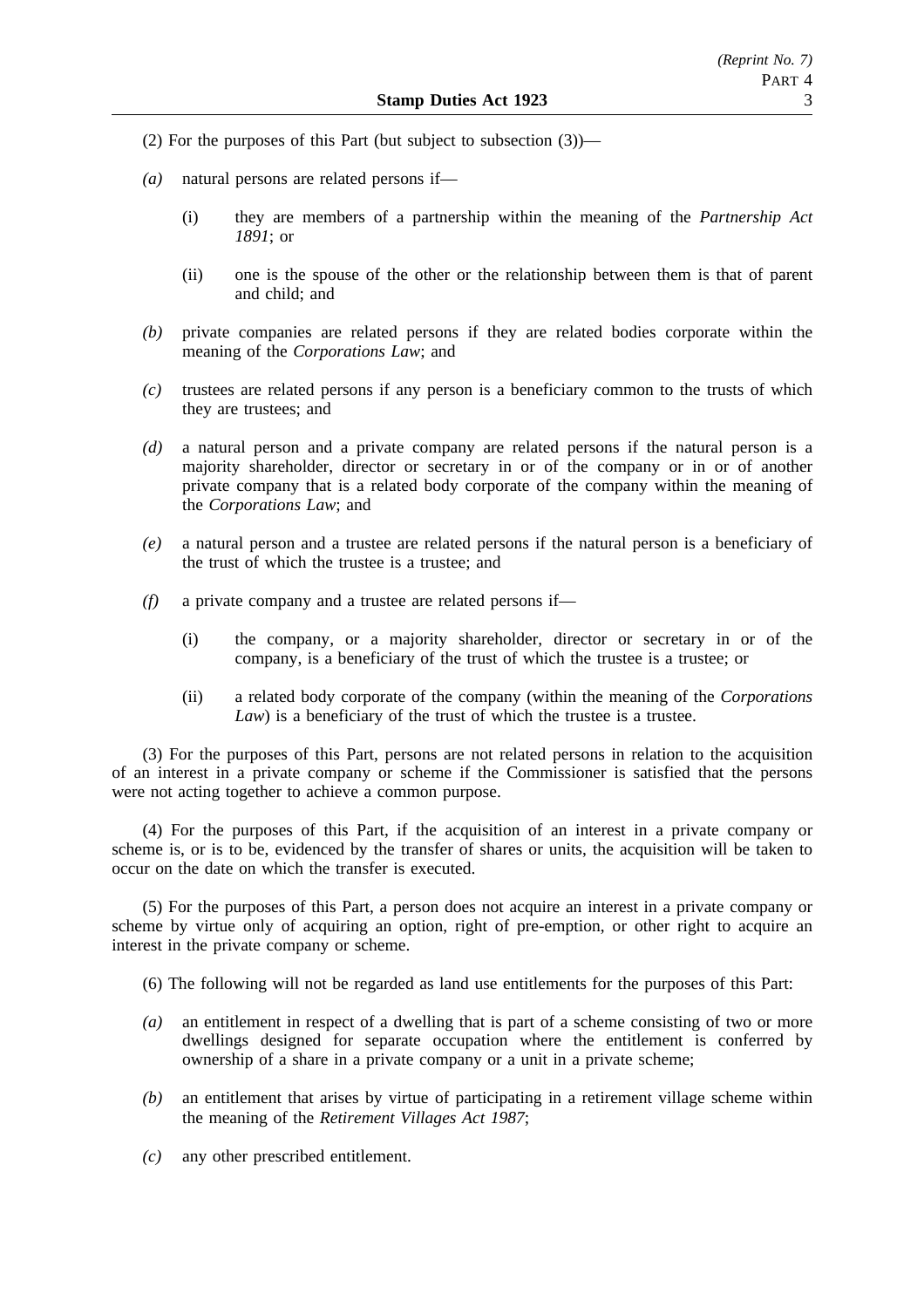(2) For the purposes of this Part (but subject to subsection (3))—

*(a)* natural persons are related persons if—

(i) they are members of a partnership within the meaning of the *Partnership Act 1891*; or

(ii) one is the spouse of the other or the relationship between them is that of parent and child; and

*(b)* private companies are related persons if they are related bodies corporate within the meaning of the *Corporations Law*; and

*(c)* trustees are related persons if any person is a beneficiary common to the trusts of which they are trustees; and

*(d)* a natural person and a private company are related persons if the natural person is a majority shareholder, director or secretary in or of the company or in or of another private company that is a related body corporate of the company within the meaning of the *Corporations Law*; and

*(e)* a natural person and a trustee are related persons if the natural person is a beneficiary of the trust of which the trustee is a trustee; and

*(f)* a private company and a trustee are related persons if—

(i) the company, or a majority shareholder, director or secretary in or of the company, is a beneficiary of the trust of which the trustee is a trustee; or

(ii) a related body corporate of the company (within the meaning of the *Corporations Law*) is a beneficiary of the trust of which the trustee is a trustee.

(3) For the purposes of this Part, persons are not related persons in relation to the acquisition of an interest in a private company or scheme if the Commissioner is satisfied that the persons were not acting together to achieve a common purpose.

(4) For the purposes of this Part, if the acquisition of an interest in a private company or scheme is, or is to be, evidenced by the transfer of shares or units, the acquisition will be taken to occur on the date on which the transfer is executed.

(5) For the purposes of this Part, a person does not acquire an interest in a private company or scheme by virtue only of acquiring an option, right of pre-emption, or other right to acquire an interest in the private company or scheme.

(6) The following will not be regarded as land use entitlements for the purposes of this Part:

*(a)* an entitlement in respect of a dwelling that is part of a scheme consisting of two or more dwellings designed for separate occupation where the entitlement is conferred by ownership of a share in a private company or a unit in a private scheme;

*(b)* an entitlement that arises by virtue of participating in a retirement village scheme within the meaning of the *Retirement Villages Act 1987*;

*(c)* any other prescribed entitlement.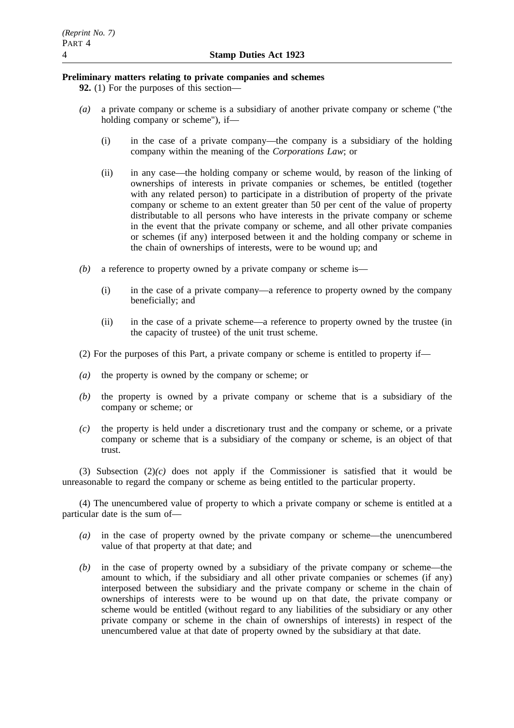**Preliminary matters relating to private companies and schemes**

**92.** (1) For the purposes of this section—

*(a)* a private company or scheme is a subsidiary of another private company or scheme ("the holding company or scheme"), if—

(i) in the case of a private company—the company is a subsidiary of the holding company within the meaning of the *Corporations Law*; or

(ii) in any case—the holding company or scheme would, by reason of the linking of ownerships of interests in private companies or schemes, be entitled (together with any related person) to participate in a distribution of property of the private company or scheme to an extent greater than 50 per cent of the value of property distributable to all persons who have interests in the private company or scheme in the event that the private company or scheme, and all other private companies or schemes (if any) interposed between it and the holding company or scheme in the chain of ownerships of interests, were to be wound up; and

*(b)* a reference to property owned by a private company or scheme is—

(i) in the case of a private company—a reference to property owned by the company beneficially; and

(ii) in the case of a private scheme—a reference to property owned by the trustee (in the capacity of trustee) of the unit trust scheme.

(2) For the purposes of this Part, a private company or scheme is entitled to property if—

*(a)* the property is owned by the company or scheme; or

*(b)* the property is owned by a private company or scheme that is a subsidiary of the company or scheme; or

*(c)* the property is held under a discretionary trust and the company or scheme, or a private company or scheme that is a subsidiary of the company or scheme, is an object of that trust.

(3) Subsection (2)*(c)* does not apply if the Commissioner is satisfied that it would be unreasonable to regard the company or scheme as being entitled to the particular property.

(4) The unencumbered value of property to which a private company or scheme is entitled at a particular date is the sum of—

*(a)* in the case of property owned by the private company or scheme—the unencumbered value of that property at that date; and

*(b)* in the case of property owned by a subsidiary of the private company or scheme—the amount to which, if the subsidiary and all other private companies or schemes (if any) interposed between the subsidiary and the private company or scheme in the chain of ownerships of interests were to be wound up on that date, the private company or scheme would be entitled (without regard to any liabilities of the subsidiary or any other private company or scheme in the chain of ownerships of interests) in respect of the unencumbered value at that date of property owned by the subsidiary at that date.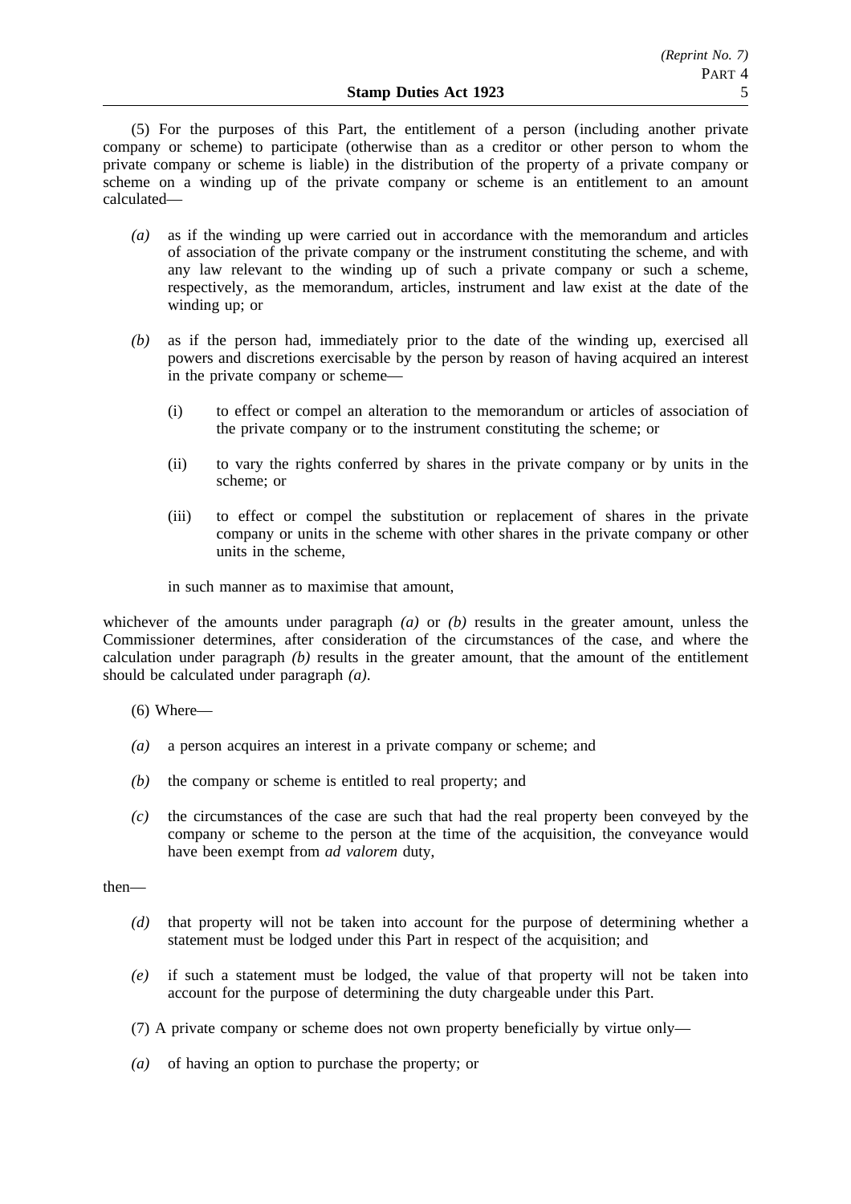(5) For the purposes of this Part, the entitlement of a person (including another private company or scheme) to participate (otherwise than as a creditor or other person to whom the private company or scheme is liable) in the distribution of the property of a private company or scheme on a winding up of the private company or scheme is an entitlement to an amount calculated—

*(a)* as if the winding up were carried out in accordance with the memorandum and articles of association of the private company or the instrument constituting the scheme, and with any law relevant to the winding up of such a private company or such a scheme, respectively, as the memorandum, articles, instrument and law exist at the date of the winding up; or

*(b)* as if the person had, immediately prior to the date of the winding up, exercised all powers and discretions exercisable by the person by reason of having acquired an interest in the private company or scheme—

  (i) to effect or compel an alteration to the memorandum or articles of association of the private company or to the instrument constituting the scheme; or

  (ii) to vary the rights conferred by shares in the private company or by units in the scheme; or

  (iii) to effect or compel the substitution or replacement of shares in the private company or units in the scheme with other shares in the private company or other units in the scheme,

 in such manner as to maximise that amount,

whichever of the amounts under paragraph *(a)* or *(b)* results in the greater amount, unless the Commissioner determines, after consideration of the circumstances of the case, and where the calculation under paragraph *(b)* results in the greater amount, that the amount of the entitlement should be calculated under paragraph *(a)*.

(6) Where—

*(a)* a person acquires an interest in a private company or scheme; and

*(b)* the company or scheme is entitled to real property; and

*(c)* the circumstances of the case are such that had the real property been conveyed by the company or scheme to the person at the time of the acquisition, the conveyance would have been exempt from *ad valorem* duty,

then—

*(d)* that property will not be taken into account for the purpose of determining whether a statement must be lodged under this Part in respect of the acquisition; and

*(e)* if such a statement must be lodged, the value of that property will not be taken into account for the purpose of determining the duty chargeable under this Part.

(7) A private company or scheme does not own property beneficially by virtue only—

*(a)* of having an option to purchase the property; or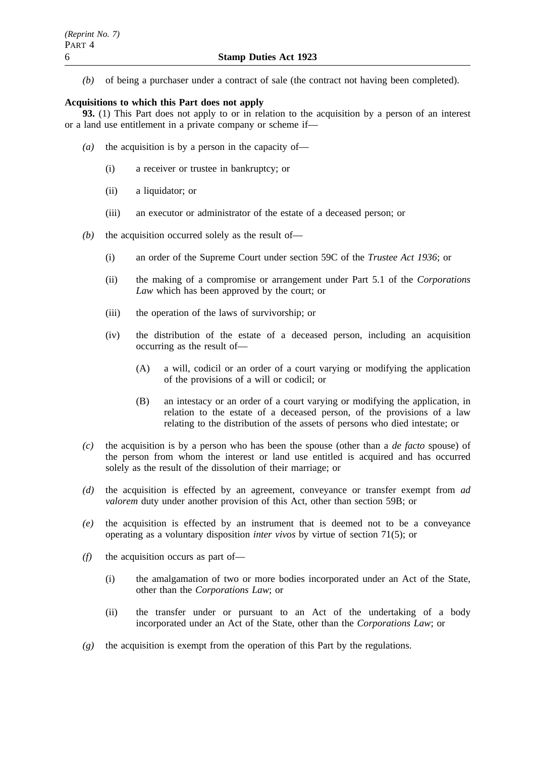*(b)* of being a purchaser under a contract of sale (the contract not having been completed).

**Acquisitions to which this Part does not apply**

**93.** (1) This Part does not apply to or in relation to the acquisition by a person of an interest or a land use entitlement in a private company or scheme if—

*(a)* the acquisition is by a person in the capacity of—

(i) a receiver or trustee in bankruptcy; or

(ii) a liquidator; or

(iii) an executor or administrator of the estate of a deceased person; or

*(b)* the acquisition occurred solely as the result of—

(i) an order of the Supreme Court under section 59C of the *Trustee Act 1936*; or

(ii) the making of a compromise or arrangement under Part 5.1 of the *Corporations Law* which has been approved by the court; or

(iii) the operation of the laws of survivorship; or

(iv) the distribution of the estate of a deceased person, including an acquisition occurring as the result of—

(A) a will, codicil or an order of a court varying or modifying the application of the provisions of a will or codicil; or

(B) an intestacy or an order of a court varying or modifying the application, in relation to the estate of a deceased person, of the provisions of a law relating to the distribution of the assets of persons who died intestate; or

*(c)* the acquisition is by a person who has been the spouse (other than a *de facto* spouse) of the person from whom the interest or land use entitled is acquired and has occurred solely as the result of the dissolution of their marriage; or

*(d)* the acquisition is effected by an agreement, conveyance or transfer exempt from *ad valorem* duty under another provision of this Act, other than section 59B; or

*(e)* the acquisition is effected by an instrument that is deemed not to be a conveyance operating as a voluntary disposition *inter vivos* by virtue of section 71(5); or

*(f)* the acquisition occurs as part of—

(i) the amalgamation of two or more bodies incorporated under an Act of the State, other than the *Corporations Law*; or

(ii) the transfer under or pursuant to an Act of the undertaking of a body incorporated under an Act of the State, other than the *Corporations Law*; or

*(g)* the acquisition is exempt from the operation of this Part by the regulations.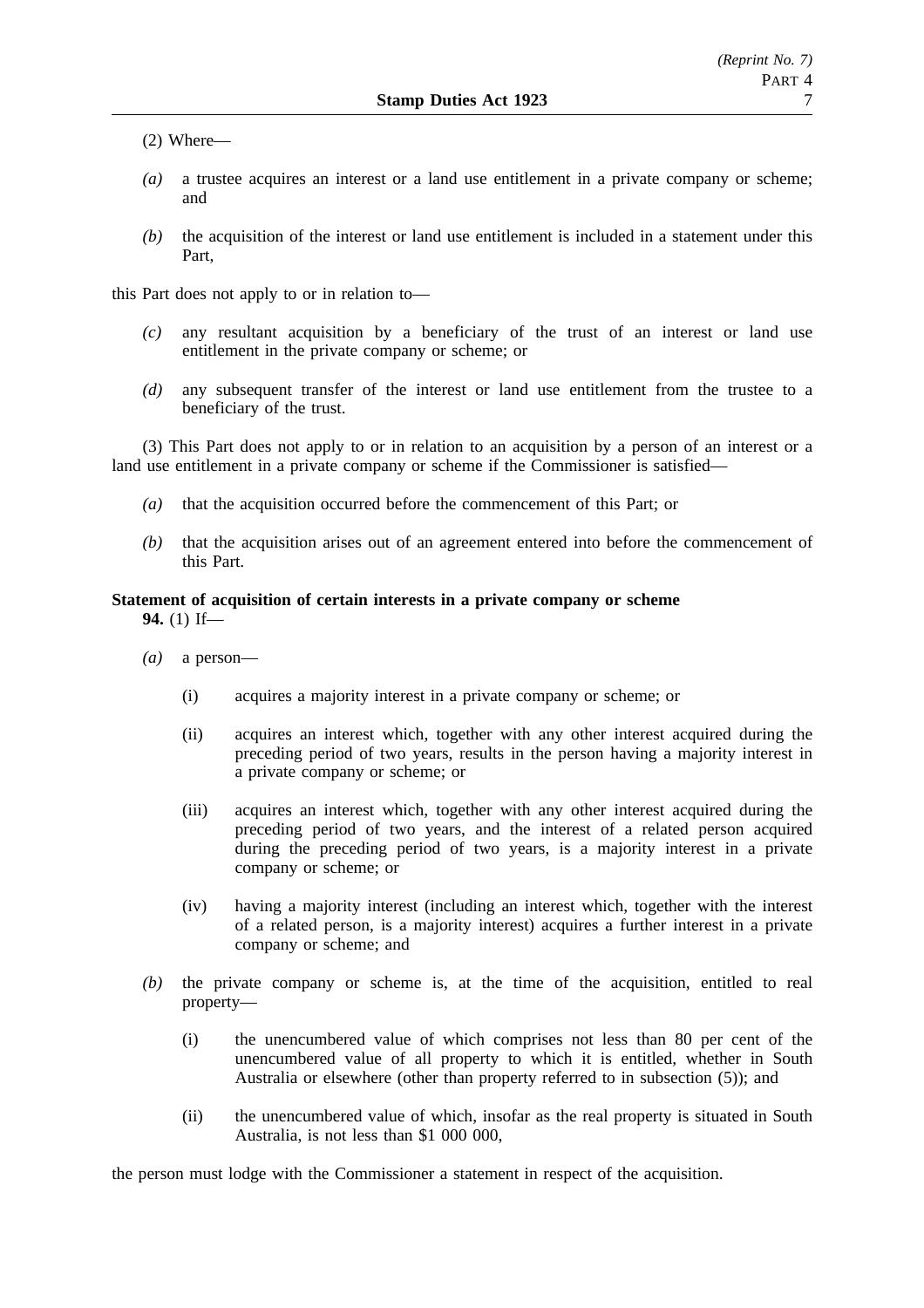(2) Where—

*(a)* a trustee acquires an interest or a land use entitlement in a private company or scheme; and

*(b)* the acquisition of the interest or land use entitlement is included in a statement under this Part,

this Part does not apply to or in relation to—

*(c)* any resultant acquisition by a beneficiary of the trust of an interest or land use entitlement in the private company or scheme; or

*(d)* any subsequent transfer of the interest or land use entitlement from the trustee to a beneficiary of the trust.

(3) This Part does not apply to or in relation to an acquisition by a person of an interest or a land use entitlement in a private company or scheme if the Commissioner is satisfied—

*(a)* that the acquisition occurred before the commencement of this Part; or

*(b)* that the acquisition arises out of an agreement entered into before the commencement of this Part.

**Statement of acquisition of certain interests in a private company or scheme**

**94.** (1) If—

*(a)* a person—

(i) acquires a majority interest in a private company or scheme; or

(ii) acquires an interest which, together with any other interest acquired during the preceding period of two years, results in the person having a majority interest in a private company or scheme; or

(iii) acquires an interest which, together with any other interest acquired during the preceding period of two years, and the interest of a related person acquired during the preceding period of two years, is a majority interest in a private company or scheme; or

(iv) having a majority interest (including an interest which, together with the interest of a related person, is a majority interest) acquires a further interest in a private company or scheme; and

*(b)* the private company or scheme is, at the time of the acquisition, entitled to real property—

(i) the unencumbered value of which comprises not less than 80 per cent of the unencumbered value of all property to which it is entitled, whether in South Australia or elsewhere (other than property referred to in subsection (5)); and

(ii) the unencumbered value of which, insofar as the real property is situated in South Australia, is not less than $1 000 000,

the person must lodge with the Commissioner a statement in respect of the acquisition.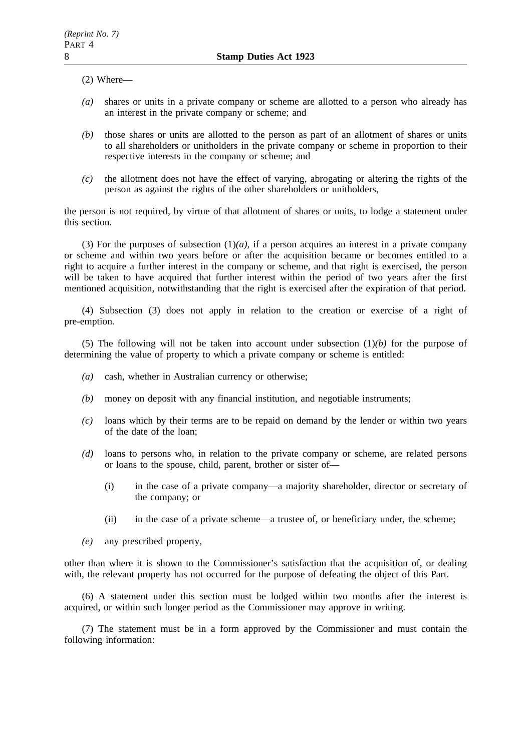(2) Where—

*(a)* shares or units in a private company or scheme are allotted to a person who already has an interest in the private company or scheme; and

*(b)* those shares or units are allotted to the person as part of an allotment of shares or units to all shareholders or unitholders in the private company or scheme in proportion to their respective interests in the company or scheme; and

*(c)* the allotment does not have the effect of varying, abrogating or altering the rights of the person as against the rights of the other shareholders or unitholders,

the person is not required, by virtue of that allotment of shares or units, to lodge a statement under this section.

(3) For the purposes of subsection (1)*(a)*, if a person acquires an interest in a private company or scheme and within two years before or after the acquisition became or becomes entitled to a right to acquire a further interest in the company or scheme, and that right is exercised, the person will be taken to have acquired that further interest within the period of two years after the first mentioned acquisition, notwithstanding that the right is exercised after the expiration of that period.

(4) Subsection (3) does not apply in relation to the creation or exercise of a right of pre-emption.

(5) The following will not be taken into account under subsection (1)*(b)* for the purpose of determining the value of property to which a private company or scheme is entitled:

*(a)* cash, whether in Australian currency or otherwise;

*(b)* money on deposit with any financial institution, and negotiable instruments;

*(c)* loans which by their terms are to be repaid on demand by the lender or within two years of the date of the loan;

*(d)* loans to persons who, in relation to the private company or scheme, are related persons or loans to the spouse, child, parent, brother or sister of—

(i) in the case of a private company—a majority shareholder, director or secretary of the company; or

(ii) in the case of a private scheme—a trustee of, or beneficiary under, the scheme;

*(e)* any prescribed property,

other than where it is shown to the Commissioner's satisfaction that the acquisition of, or dealing with, the relevant property has not occurred for the purpose of defeating the object of this Part.

(6) A statement under this section must be lodged within two months after the interest is acquired, or within such longer period as the Commissioner may approve in writing.

(7) The statement must be in a form approved by the Commissioner and must contain the following information: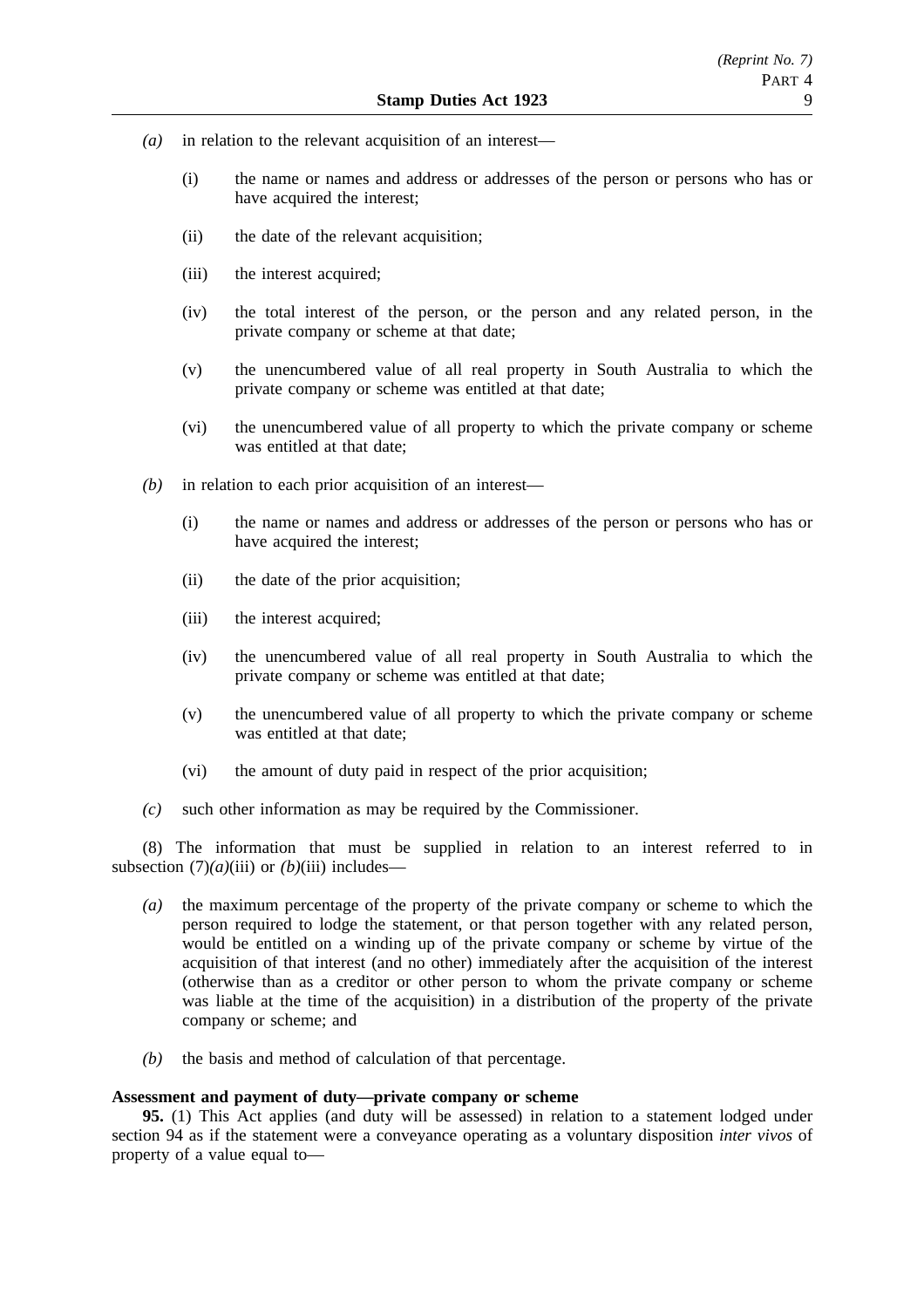*(a)* in relation to the relevant acquisition of an interest—

(i) the name or names and address or addresses of the person or persons who has or have acquired the interest;

(ii) the date of the relevant acquisition;

(iii) the interest acquired;

(iv) the total interest of the person, or the person and any related person, in the private company or scheme at that date;

(v) the unencumbered value of all real property in South Australia to which the private company or scheme was entitled at that date;

(vi) the unencumbered value of all property to which the private company or scheme was entitled at that date;

*(b)* in relation to each prior acquisition of an interest—

(i) the name or names and address or addresses of the person or persons who has or have acquired the interest;

(ii) the date of the prior acquisition;

(iii) the interest acquired;

(iv) the unencumbered value of all real property in South Australia to which the private company or scheme was entitled at that date;

(v) the unencumbered value of all property to which the private company or scheme was entitled at that date;

(vi) the amount of duty paid in respect of the prior acquisition;

*(c)* such other information as may be required by the Commissioner.

(8) The information that must be supplied in relation to an interest referred to in subsection (7)*(a)*(iii) or *(b)*(iii) includes—

*(a)* the maximum percentage of the property of the private company or scheme to which the person required to lodge the statement, or that person together with any related person, would be entitled on a winding up of the private company or scheme by virtue of the acquisition of that interest (and no other) immediately after the acquisition of the interest (otherwise than as a creditor or other person to whom the private company or scheme was liable at the time of the acquisition) in a distribution of the property of the private company or scheme; and

*(b)* the basis and method of calculation of that percentage.

**Assessment and payment of duty—private company or scheme**

**95.** (1) This Act applies (and duty will be assessed) in relation to a statement lodged under section 94 as if the statement were a conveyance operating as a voluntary disposition *inter vivos* of property of a value equal to—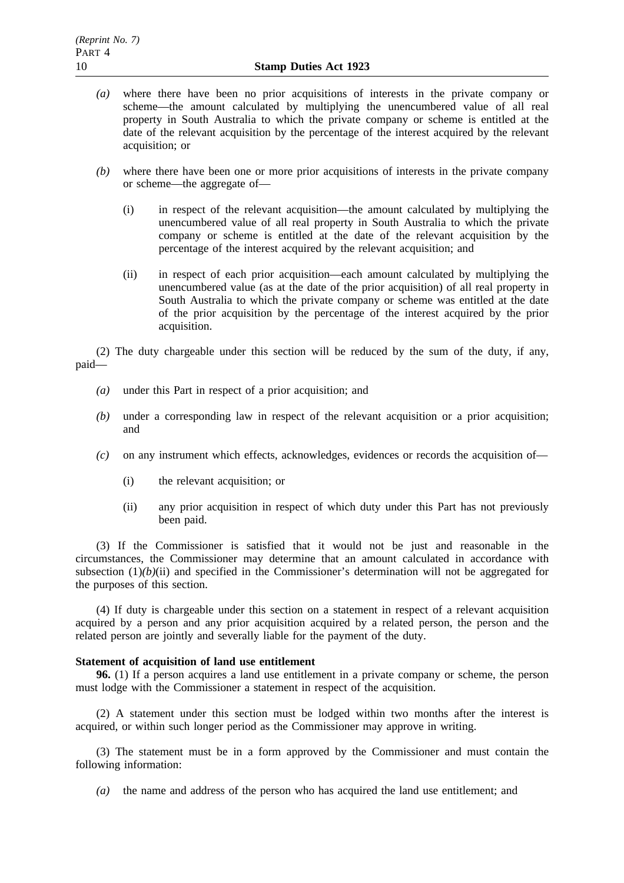*(a)* where there have been no prior acquisitions of interests in the private company or scheme—the amount calculated by multiplying the unencumbered value of all real property in South Australia to which the private company or scheme is entitled at the date of the relevant acquisition by the percentage of the interest acquired by the relevant acquisition; or

*(b)* where there have been one or more prior acquisitions of interests in the private company or scheme—the aggregate of—

(i) in respect of the relevant acquisition—the amount calculated by multiplying the unencumbered value of all real property in South Australia to which the private company or scheme is entitled at the date of the relevant acquisition by the percentage of the interest acquired by the relevant acquisition; and

(ii) in respect of each prior acquisition—each amount calculated by multiplying the unencumbered value (as at the date of the prior acquisition) of all real property in South Australia to which the private company or scheme was entitled at the date of the prior acquisition by the percentage of the interest acquired by the prior acquisition.

(2) The duty chargeable under this section will be reduced by the sum of the duty, if any, paid—

*(a)* under this Part in respect of a prior acquisition; and

*(b)* under a corresponding law in respect of the relevant acquisition or a prior acquisition; and

*(c)* on any instrument which effects, acknowledges, evidences or records the acquisition of—

(i) the relevant acquisition; or

(ii) any prior acquisition in respect of which duty under this Part has not previously been paid.

(3) If the Commissioner is satisfied that it would not be just and reasonable in the circumstances, the Commissioner may determine that an amount calculated in accordance with subsection (1)*(b)*(ii) and specified in the Commissioner's determination will not be aggregated for the purposes of this section.

(4) If duty is chargeable under this section on a statement in respect of a relevant acquisition acquired by a person and any prior acquisition acquired by a related person, the person and the related person are jointly and severally liable for the payment of the duty.

**Statement of acquisition of land use entitlement**

**96.** (1) If a person acquires a land use entitlement in a private company or scheme, the person must lodge with the Commissioner a statement in respect of the acquisition.

(2) A statement under this section must be lodged within two months after the interest is acquired, or within such longer period as the Commissioner may approve in writing.

(3) The statement must be in a form approved by the Commissioner and must contain the following information:

*(a)* the name and address of the person who has acquired the land use entitlement; and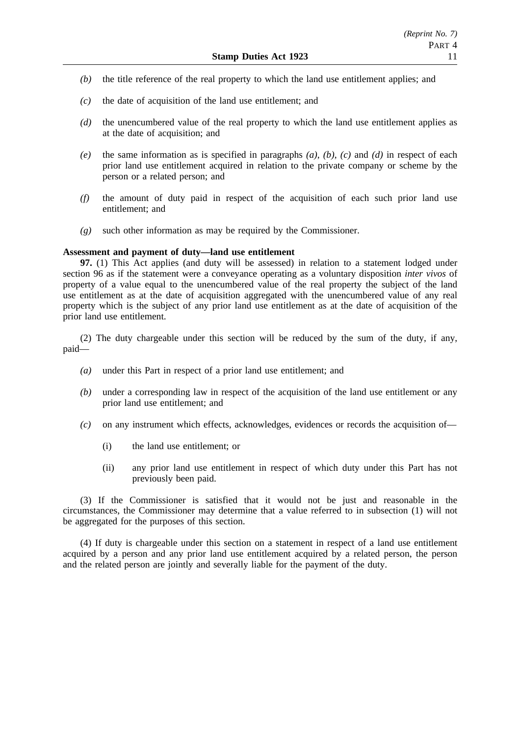*(b)* the title reference of the real property to which the land use entitlement applies; and

*(c)* the date of acquisition of the land use entitlement; and

*(d)* the unencumbered value of the real property to which the land use entitlement applies as at the date of acquisition; and

*(e)* the same information as is specified in paragraphs *(a)*, *(b)*, *(c)* and *(d)* in respect of each prior land use entitlement acquired in relation to the private company or scheme by the person or a related person; and

*(f)* the amount of duty paid in respect of the acquisition of each such prior land use entitlement; and

*(g)* such other information as may be required by the Commissioner.

**Assessment and payment of duty—land use entitlement**

**97.** (1) This Act applies (and duty will be assessed) in relation to a statement lodged under section 96 as if the statement were a conveyance operating as a voluntary disposition *inter vivos* of property of a value equal to the unencumbered value of the real property the subject of the land use entitlement as at the date of acquisition aggregated with the unencumbered value of any real property which is the subject of any prior land use entitlement as at the date of acquisition of the prior land use entitlement.

(2) The duty chargeable under this section will be reduced by the sum of the duty, if any, paid—

*(a)* under this Part in respect of a prior land use entitlement; and

*(b)* under a corresponding law in respect of the acquisition of the land use entitlement or any prior land use entitlement; and

*(c)* on any instrument which effects, acknowledges, evidences or records the acquisition of—

(i) the land use entitlement; or

(ii) any prior land use entitlement in respect of which duty under this Part has not previously been paid.

(3) If the Commissioner is satisfied that it would not be just and reasonable in the circumstances, the Commissioner may determine that a value referred to in subsection (1) will not be aggregated for the purposes of this section.

(4) If duty is chargeable under this section on a statement in respect of a land use entitlement acquired by a person and any prior land use entitlement acquired by a related person, the person and the related person are jointly and severally liable for the payment of the duty.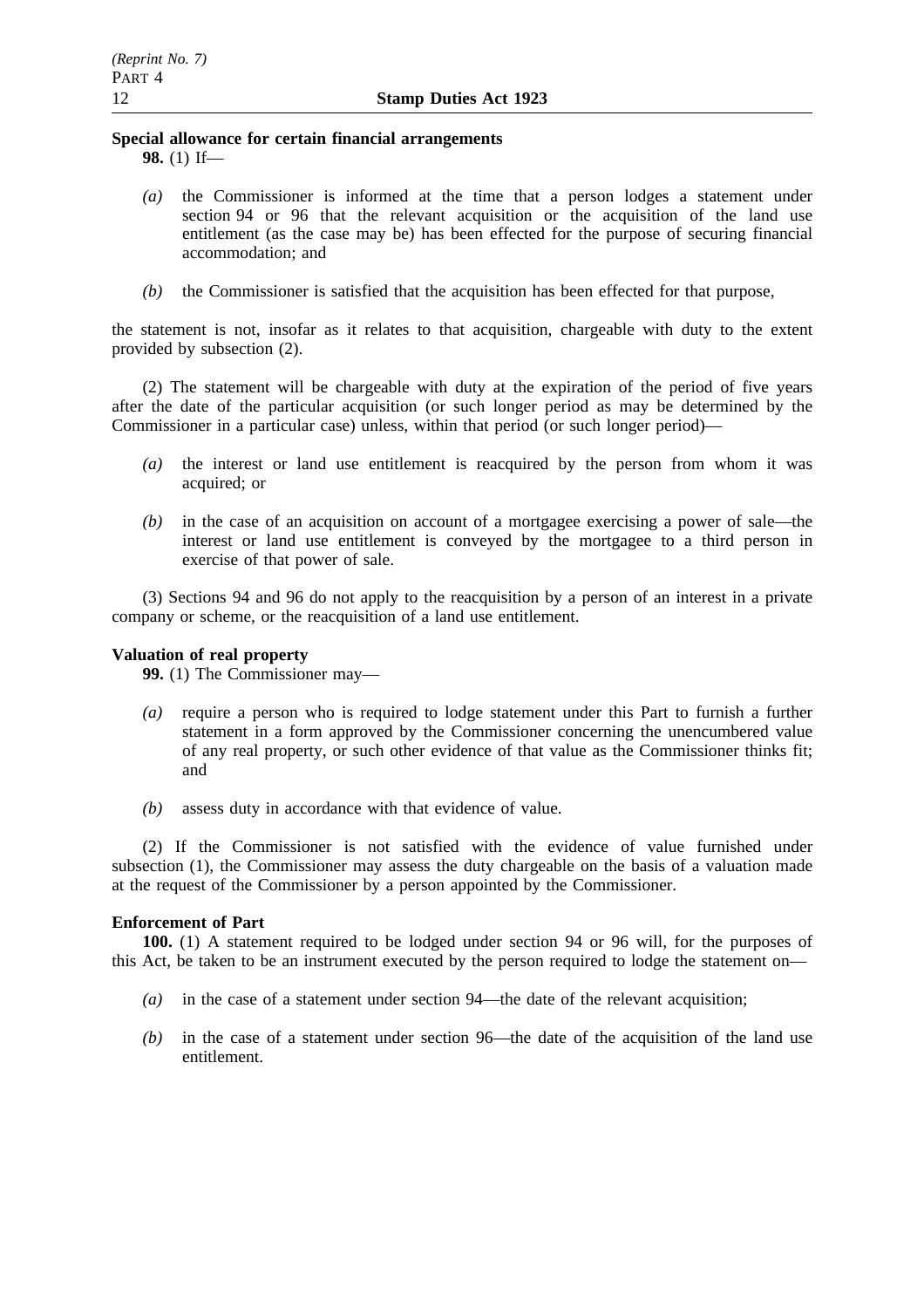**Special allowance for certain financial arrangements**

**98.** (1) If—

*(a)* the Commissioner is informed at the time that a person lodges a statement under section 94 or 96 that the relevant acquisition or the acquisition of the land use entitlement (as the case may be) has been effected for the purpose of securing financial accommodation; and

*(b)* the Commissioner is satisfied that the acquisition has been effected for that purpose,

the statement is not, insofar as it relates to that acquisition, chargeable with duty to the extent provided by subsection (2).

(2) The statement will be chargeable with duty at the expiration of the period of five years after the date of the particular acquisition (or such longer period as may be determined by the Commissioner in a particular case) unless, within that period (or such longer period)—

*(a)* the interest or land use entitlement is reacquired by the person from whom it was acquired; or

*(b)* in the case of an acquisition on account of a mortgagee exercising a power of sale—the interest or land use entitlement is conveyed by the mortgagee to a third person in exercise of that power of sale.

(3) Sections 94 and 96 do not apply to the reacquisition by a person of an interest in a private company or scheme, or the reacquisition of a land use entitlement.

**Valuation of real property**

**99.** (1) The Commissioner may—

*(a)* require a person who is required to lodge statement under this Part to furnish a further statement in a form approved by the Commissioner concerning the unencumbered value of any real property, or such other evidence of that value as the Commissioner thinks fit; and

*(b)* assess duty in accordance with that evidence of value.

(2) If the Commissioner is not satisfied with the evidence of value furnished under subsection (1), the Commissioner may assess the duty chargeable on the basis of a valuation made at the request of the Commissioner by a person appointed by the Commissioner.

**Enforcement of Part**

**100.** (1) A statement required to be lodged under section 94 or 96 will, for the purposes of this Act, be taken to be an instrument executed by the person required to lodge the statement on—

*(a)* in the case of a statement under section 94—the date of the relevant acquisition;

*(b)* in the case of a statement under section 96—the date of the acquisition of the land use entitlement.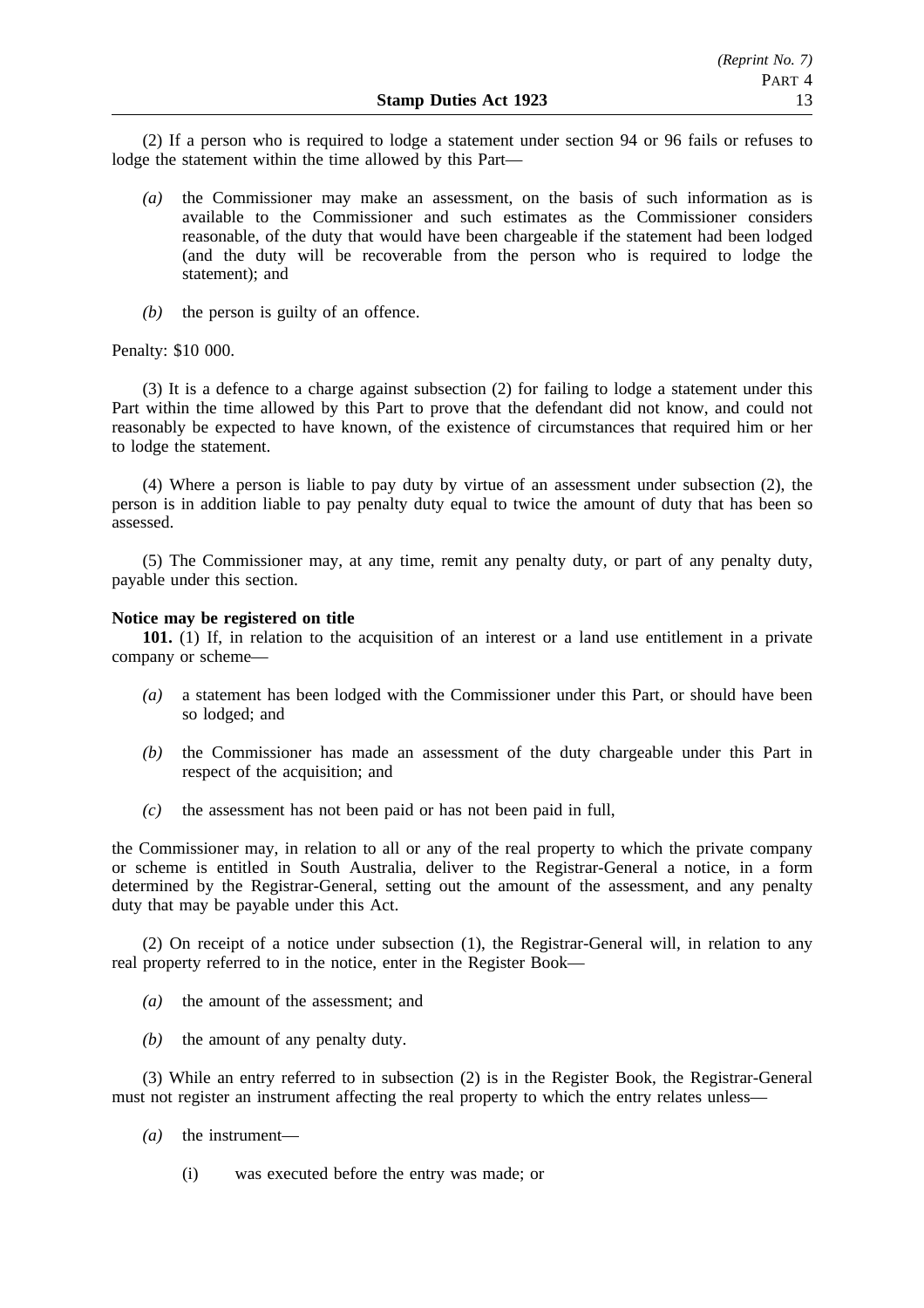(2) If a person who is required to lodge a statement under section 94 or 96 fails or refuses to lodge the statement within the time allowed by this Part—

*(a)* the Commissioner may make an assessment, on the basis of such information as is available to the Commissioner and such estimates as the Commissioner considers reasonable, of the duty that would have been chargeable if the statement had been lodged (and the duty will be recoverable from the person who is required to lodge the statement); and

*(b)* the person is guilty of an offence.

Penalty: $10 000.

(3) It is a defence to a charge against subsection (2) for failing to lodge a statement under this Part within the time allowed by this Part to prove that the defendant did not know, and could not reasonably be expected to have known, of the existence of circumstances that required him or her to lodge the statement.

(4) Where a person is liable to pay duty by virtue of an assessment under subsection (2), the person is in addition liable to pay penalty duty equal to twice the amount of duty that has been so assessed.

(5) The Commissioner may, at any time, remit any penalty duty, or part of any penalty duty, payable under this section.

**Notice may be registered on title**

**101.** (1) If, in relation to the acquisition of an interest or a land use entitlement in a private company or scheme—

*(a)* a statement has been lodged with the Commissioner under this Part, or should have been so lodged; and

*(b)* the Commissioner has made an assessment of the duty chargeable under this Part in respect of the acquisition; and

*(c)* the assessment has not been paid or has not been paid in full,

the Commissioner may, in relation to all or any of the real property to which the private company or scheme is entitled in South Australia, deliver to the Registrar-General a notice, in a form determined by the Registrar-General, setting out the amount of the assessment, and any penalty duty that may be payable under this Act.

(2) On receipt of a notice under subsection (1), the Registrar-General will, in relation to any real property referred to in the notice, enter in the Register Book—

*(a)* the amount of the assessment; and

*(b)* the amount of any penalty duty.

(3) While an entry referred to in subsection (2) is in the Register Book, the Registrar-General must not register an instrument affecting the real property to which the entry relates unless—

*(a)* the instrument—

(i) was executed before the entry was made; or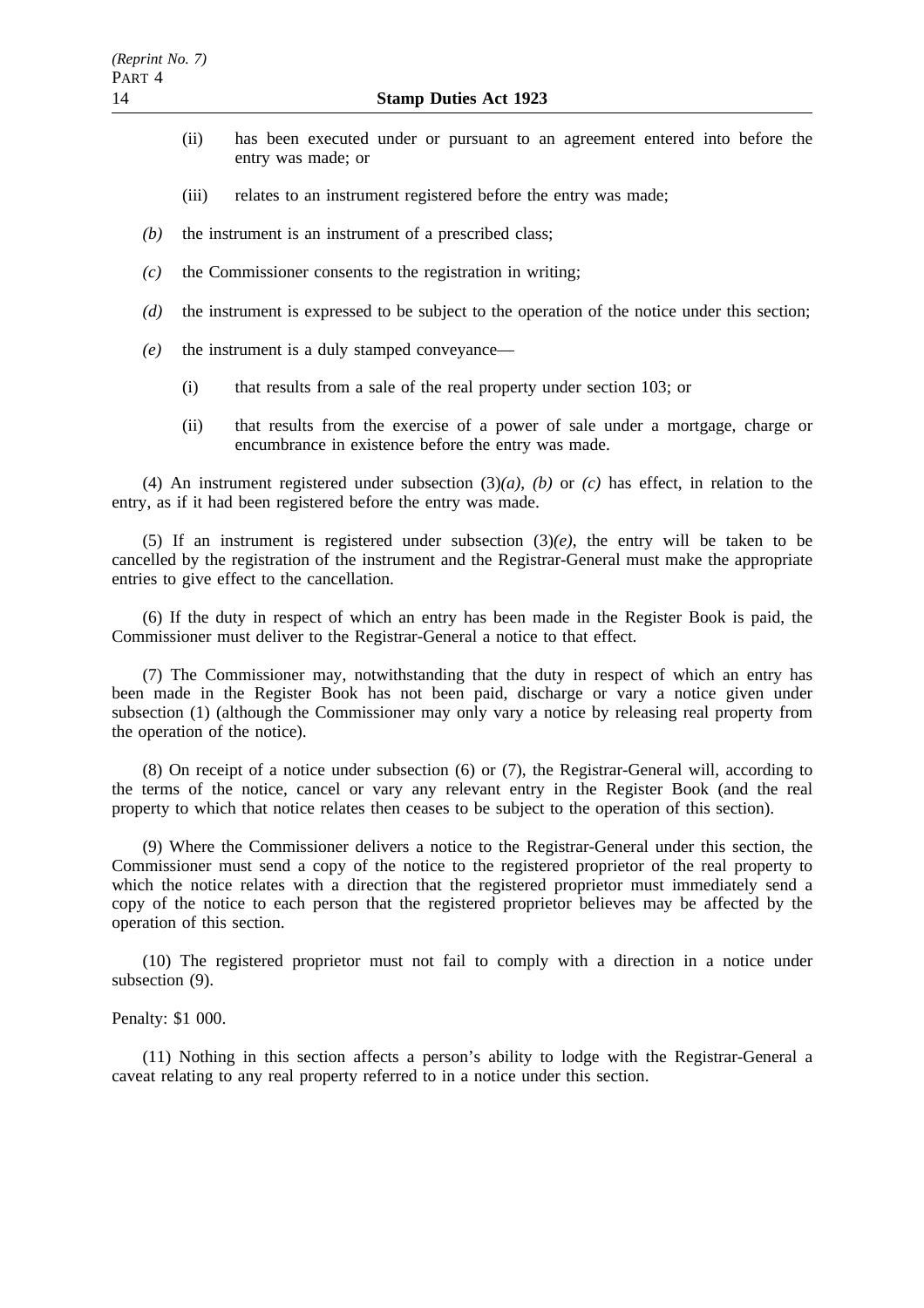(ii) has been executed under or pursuant to an agreement entered into before the entry was made; or

(iii) relates to an instrument registered before the entry was made;

*(b)* the instrument is an instrument of a prescribed class;

*(c)* the Commissioner consents to the registration in writing;

*(d)* the instrument is expressed to be subject to the operation of the notice under this section;

*(e)* the instrument is a duly stamped conveyance—

(i) that results from a sale of the real property under section 103; or

(ii) that results from the exercise of a power of sale under a mortgage, charge or encumbrance in existence before the entry was made.

(4) An instrument registered under subsection (3)*(a)*, *(b)* or *(c)* has effect, in relation to the entry, as if it had been registered before the entry was made.

(5) If an instrument is registered under subsection (3)*(e)*, the entry will be taken to be cancelled by the registration of the instrument and the Registrar-General must make the appropriate entries to give effect to the cancellation.

(6) If the duty in respect of which an entry has been made in the Register Book is paid, the Commissioner must deliver to the Registrar-General a notice to that effect.

(7) The Commissioner may, notwithstanding that the duty in respect of which an entry has been made in the Register Book has not been paid, discharge or vary a notice given under subsection (1) (although the Commissioner may only vary a notice by releasing real property from the operation of the notice).

(8) On receipt of a notice under subsection (6) or (7), the Registrar-General will, according to the terms of the notice, cancel or vary any relevant entry in the Register Book (and the real property to which that notice relates then ceases to be subject to the operation of this section).

(9) Where the Commissioner delivers a notice to the Registrar-General under this section, the Commissioner must send a copy of the notice to the registered proprietor of the real property to which the notice relates with a direction that the registered proprietor must immediately send a copy of the notice to each person that the registered proprietor believes may be affected by the operation of this section.

(10) The registered proprietor must not fail to comply with a direction in a notice under subsection (9).

Penalty: $1 000.

(11) Nothing in this section affects a person's ability to lodge with the Registrar-General a caveat relating to any real property referred to in a notice under this section.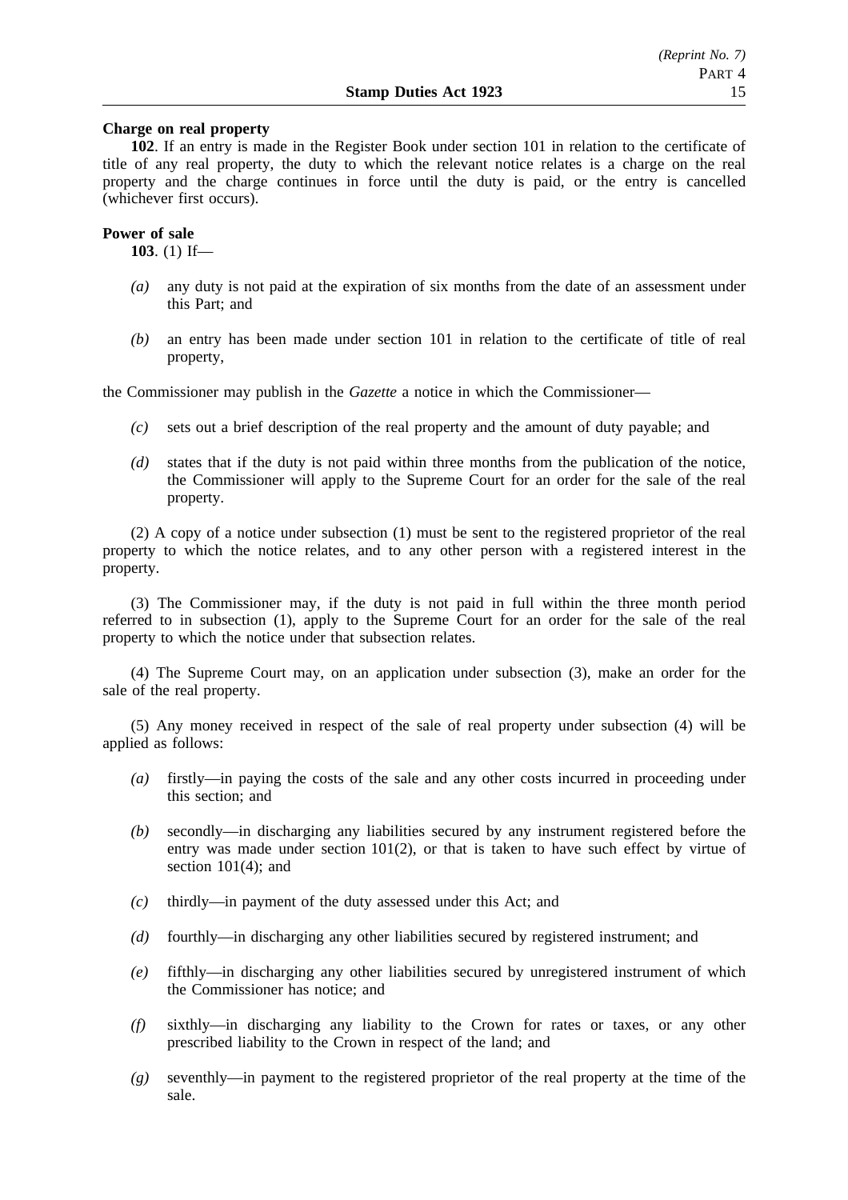**Charge on real property**

**102**. If an entry is made in the Register Book under section 101 in relation to the certificate of title of any real property, the duty to which the relevant notice relates is a charge on the real property and the charge continues in force until the duty is paid, or the entry is cancelled (whichever first occurs).

**Power of sale**

**103**. (1) If—

*(a)* any duty is not paid at the expiration of six months from the date of an assessment under this Part; and

*(b)* an entry has been made under section 101 in relation to the certificate of title of real property,

the Commissioner may publish in the *Gazette* a notice in which the Commissioner—

*(c)* sets out a brief description of the real property and the amount of duty payable; and

*(d)* states that if the duty is not paid within three months from the publication of the notice, the Commissioner will apply to the Supreme Court for an order for the sale of the real property.

(2) A copy of a notice under subsection (1) must be sent to the registered proprietor of the real property to which the notice relates, and to any other person with a registered interest in the property.

(3) The Commissioner may, if the duty is not paid in full within the three month period referred to in subsection (1), apply to the Supreme Court for an order for the sale of the real property to which the notice under that subsection relates.

(4) The Supreme Court may, on an application under subsection (3), make an order for the sale of the real property.

(5) Any money received in respect of the sale of real property under subsection (4) will be applied as follows:

*(a)* firstly—in paying the costs of the sale and any other costs incurred in proceeding under this section; and

*(b)* secondly—in discharging any liabilities secured by any instrument registered before the entry was made under section 101(2), or that is taken to have such effect by virtue of section 101(4); and

*(c)* thirdly—in payment of the duty assessed under this Act; and

*(d)* fourthly—in discharging any other liabilities secured by registered instrument; and

*(e)* fifthly—in discharging any other liabilities secured by unregistered instrument of which the Commissioner has notice; and

*(f)* sixthly—in discharging any liability to the Crown for rates or taxes, or any other prescribed liability to the Crown in respect of the land; and

*(g)* seventhly—in payment to the registered proprietor of the real property at the time of the sale.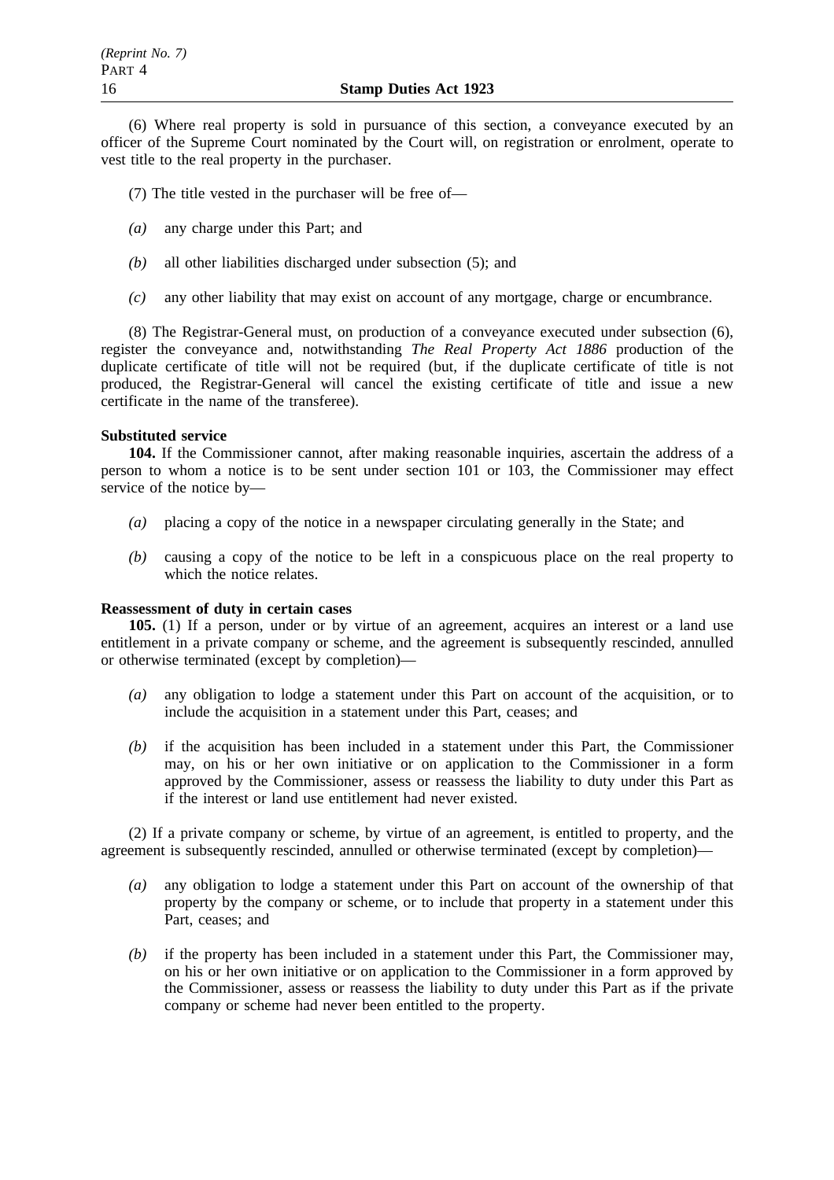(6) Where real property is sold in pursuance of this section, a conveyance executed by an officer of the Supreme Court nominated by the Court will, on registration or enrolment, operate to vest title to the real property in the purchaser.

(7) The title vested in the purchaser will be free of—

*(a)* any charge under this Part; and

*(b)* all other liabilities discharged under subsection (5); and

*(c)* any other liability that may exist on account of any mortgage, charge or encumbrance.

(8) The Registrar-General must, on production of a conveyance executed under subsection (6), register the conveyance and, notwithstanding *The Real Property Act 1886* production of the duplicate certificate of title will not be required (but, if the duplicate certificate of title is not produced, the Registrar-General will cancel the existing certificate of title and issue a new certificate in the name of the transferee).

**Substituted service**

**104.** If the Commissioner cannot, after making reasonable inquiries, ascertain the address of a person to whom a notice is to be sent under section 101 or 103, the Commissioner may effect service of the notice by—

*(a)* placing a copy of the notice in a newspaper circulating generally in the State; and

*(b)* causing a copy of the notice to be left in a conspicuous place on the real property to which the notice relates.

**Reassessment of duty in certain cases**

**105.** (1) If a person, under or by virtue of an agreement, acquires an interest or a land use entitlement in a private company or scheme, and the agreement is subsequently rescinded, annulled or otherwise terminated (except by completion)—

*(a)* any obligation to lodge a statement under this Part on account of the acquisition, or to include the acquisition in a statement under this Part, ceases; and

*(b)* if the acquisition has been included in a statement under this Part, the Commissioner may, on his or her own initiative or on application to the Commissioner in a form approved by the Commissioner, assess or reassess the liability to duty under this Part as if the interest or land use entitlement had never existed.

(2) If a private company or scheme, by virtue of an agreement, is entitled to property, and the agreement is subsequently rescinded, annulled or otherwise terminated (except by completion)—

*(a)* any obligation to lodge a statement under this Part on account of the ownership of that property by the company or scheme, or to include that property in a statement under this Part, ceases; and

*(b)* if the property has been included in a statement under this Part, the Commissioner may, on his or her own initiative or on application to the Commissioner in a form approved by the Commissioner, assess or reassess the liability to duty under this Part as if the private company or scheme had never been entitled to the property.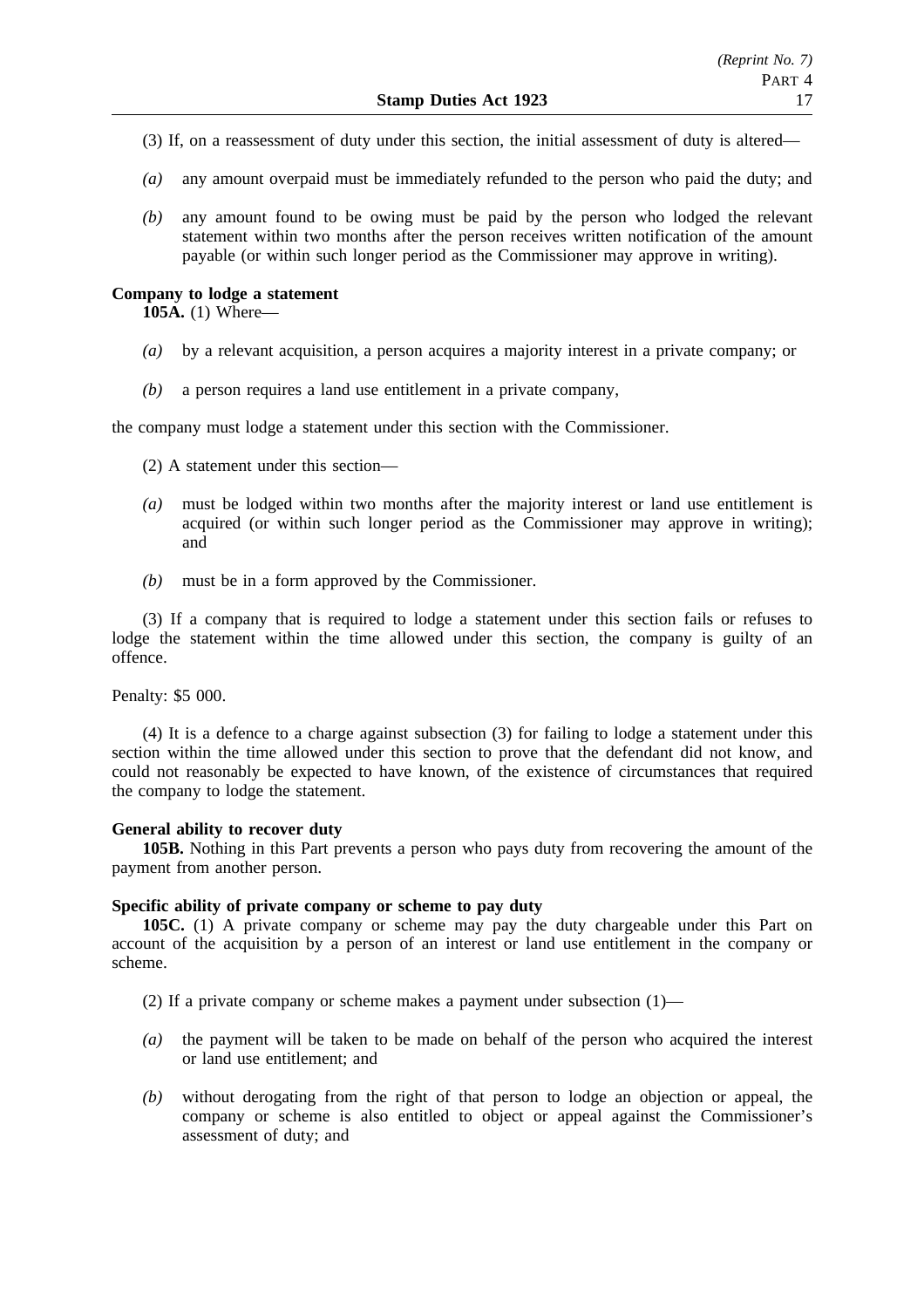(3) If, on a reassessment of duty under this section, the initial assessment of duty is altered—

*(a)* any amount overpaid must be immediately refunded to the person who paid the duty; and

*(b)* any amount found to be owing must be paid by the person who lodged the relevant statement within two months after the person receives written notification of the amount payable (or within such longer period as the Commissioner may approve in writing).

**Company to lodge a statement**

**105A.** (1) Where—

*(a)* by a relevant acquisition, a person acquires a majority interest in a private company; or

*(b)* a person requires a land use entitlement in a private company,

the company must lodge a statement under this section with the Commissioner.

(2) A statement under this section—

*(a)* must be lodged within two months after the majority interest or land use entitlement is acquired (or within such longer period as the Commissioner may approve in writing); and

*(b)* must be in a form approved by the Commissioner.

(3) If a company that is required to lodge a statement under this section fails or refuses to lodge the statement within the time allowed under this section, the company is guilty of an offence.

Penalty: $5 000.

(4) It is a defence to a charge against subsection (3) for failing to lodge a statement under this section within the time allowed under this section to prove that the defendant did not know, and could not reasonably be expected to have known, of the existence of circumstances that required the company to lodge the statement.

**General ability to recover duty**

**105B.** Nothing in this Part prevents a person who pays duty from recovering the amount of the payment from another person.

**Specific ability of private company or scheme to pay duty**

**105C.** (1) A private company or scheme may pay the duty chargeable under this Part on account of the acquisition by a person of an interest or land use entitlement in the company or scheme.

(2) If a private company or scheme makes a payment under subsection (1)—

*(a)* the payment will be taken to be made on behalf of the person who acquired the interest or land use entitlement; and

*(b)* without derogating from the right of that person to lodge an objection or appeal, the company or scheme is also entitled to object or appeal against the Commissioner's assessment of duty; and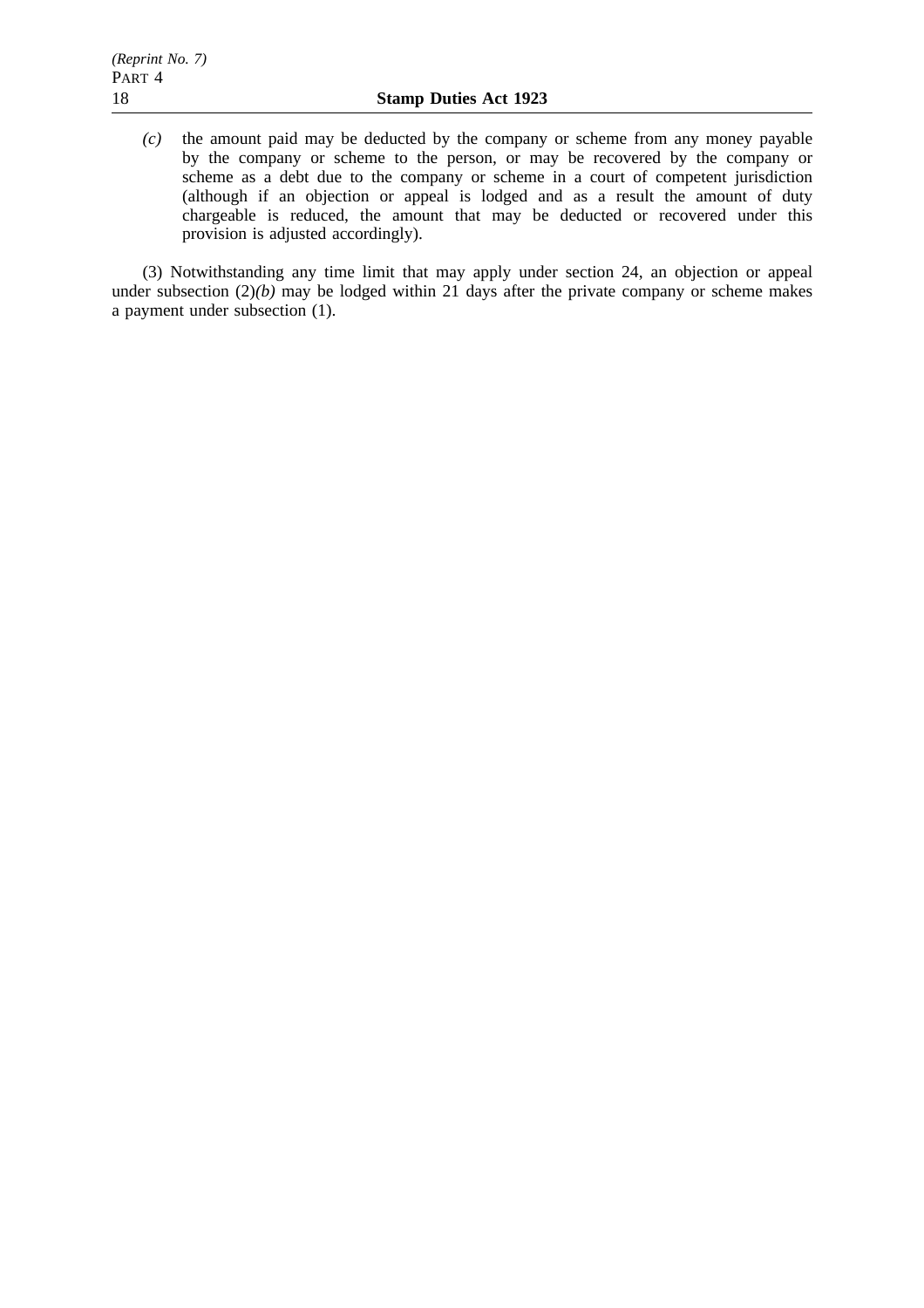*(c)* the amount paid may be deducted by the company or scheme from any money payable by the company or scheme to the person, or may be recovered by the company or scheme as a debt due to the company or scheme in a court of competent jurisdiction (although if an objection or appeal is lodged and as a result the amount of duty chargeable is reduced, the amount that may be deducted or recovered under this provision is adjusted accordingly).

(3) Notwithstanding any time limit that may apply under section 24, an objection or appeal under subsection (2)*(b)* may be lodged within 21 days after the private company or scheme makes a payment under subsection (1).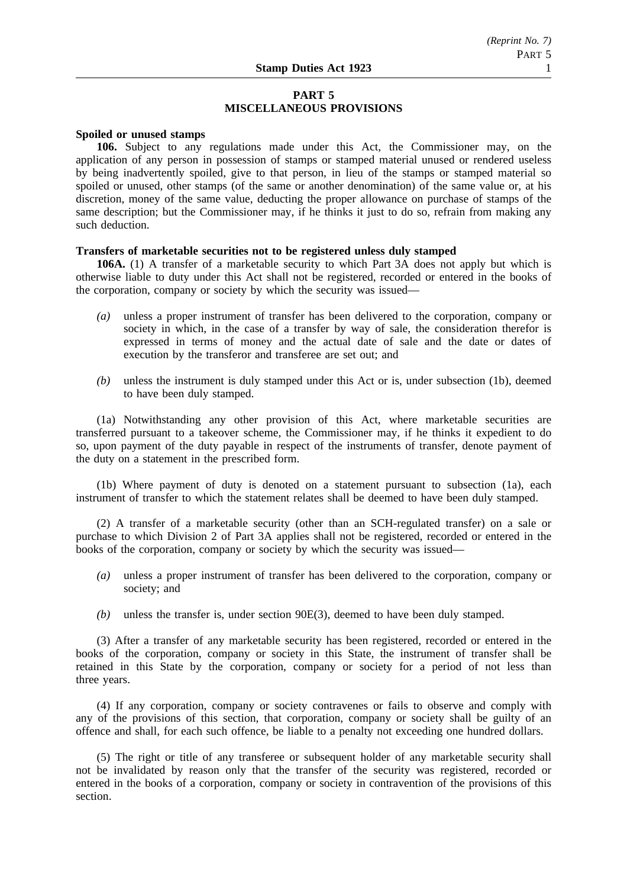## PART 5
## MISCELLANEOUS PROVISIONS

**Spoiled or unused stamps**

**106.** Subject to any regulations made under this Act, the Commissioner may, on the application of any person in possession of stamps or stamped material unused or rendered useless by being inadvertently spoiled, give to that person, in lieu of the stamps or stamped material so spoiled or unused, other stamps (of the same or another denomination) of the same value or, at his discretion, money of the same value, deducting the proper allowance on purchase of stamps of the same description; but the Commissioner may, if he thinks it just to do so, refrain from making any such deduction.

**Transfers of marketable securities not to be registered unless duly stamped**

**106A.** (1) A transfer of a marketable security to which Part 3A does not apply but which is otherwise liable to duty under this Act shall not be registered, recorded or entered in the books of the corporation, company or society by which the security was issued—

*(a)* unless a proper instrument of transfer has been delivered to the corporation, company or society in which, in the case of a transfer by way of sale, the consideration therefor is expressed in terms of money and the actual date of sale and the date or dates of execution by the transferor and transferee are set out; and

*(b)* unless the instrument is duly stamped under this Act or is, under subsection (1b), deemed to have been duly stamped.

(1a) Notwithstanding any other provision of this Act, where marketable securities are transferred pursuant to a takeover scheme, the Commissioner may, if he thinks it expedient to do so, upon payment of the duty payable in respect of the instruments of transfer, denote payment of the duty on a statement in the prescribed form.

(1b) Where payment of duty is denoted on a statement pursuant to subsection (1a), each instrument of transfer to which the statement relates shall be deemed to have been duly stamped.

(2) A transfer of a marketable security (other than an SCH-regulated transfer) on a sale or purchase to which Division 2 of Part 3A applies shall not be registered, recorded or entered in the books of the corporation, company or society by which the security was issued—

*(a)* unless a proper instrument of transfer has been delivered to the corporation, company or society; and

*(b)* unless the transfer is, under section 90E(3), deemed to have been duly stamped.

(3) After a transfer of any marketable security has been registered, recorded or entered in the books of the corporation, company or society in this State, the instrument of transfer shall be retained in this State by the corporation, company or society for a period of not less than three years.

(4) If any corporation, company or society contravenes or fails to observe and comply with any of the provisions of this section, that corporation, company or society shall be guilty of an offence and shall, for each such offence, be liable to a penalty not exceeding one hundred dollars.

(5) The right or title of any transferee or subsequent holder of any marketable security shall not be invalidated by reason only that the transfer of the security was registered, recorded or entered in the books of a corporation, company or society in contravention of the provisions of this section.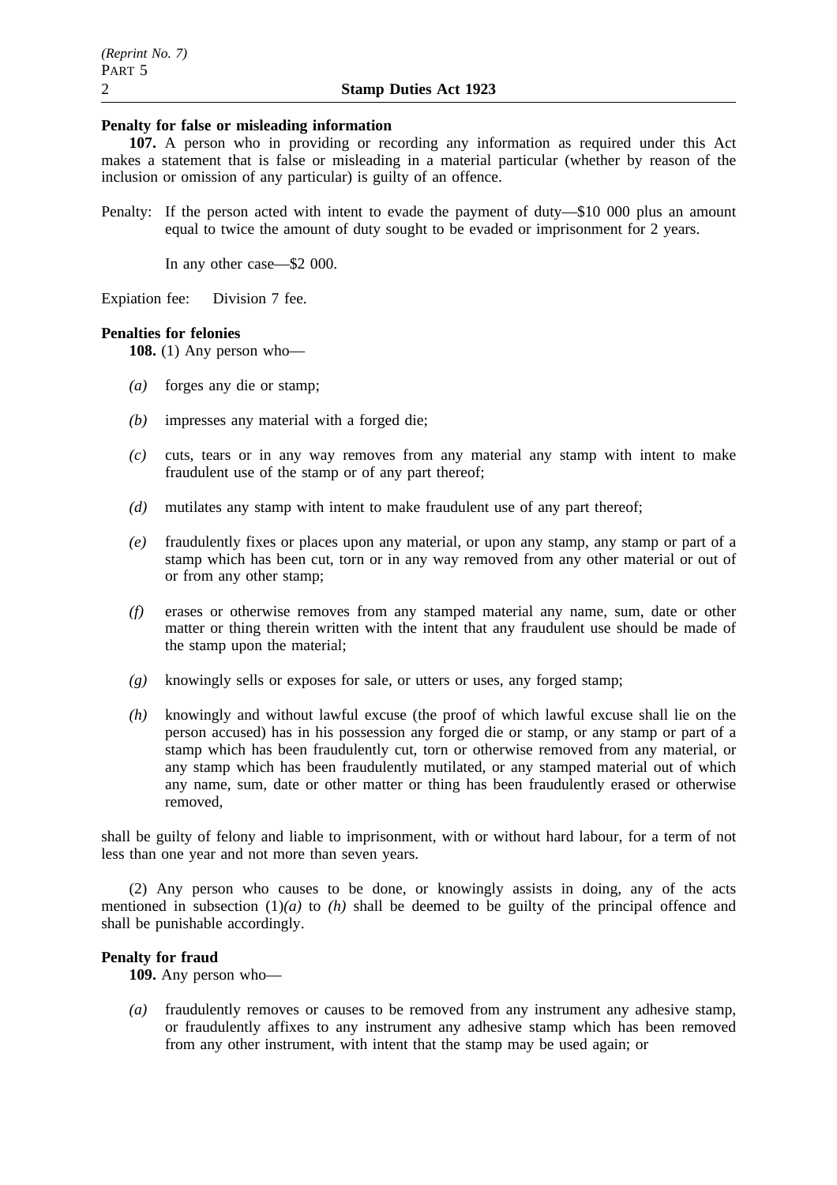**Penalty for false or misleading information**

**107.** A person who in providing or recording any information as required under this Act makes a statement that is false or misleading in a material particular (whether by reason of the inclusion or omission of any particular) is guilty of an offence.

Penalty: If the person acted with intent to evade the payment of duty—$10 000 plus an amount equal to twice the amount of duty sought to be evaded or imprisonment for 2 years.

In any other case—$2 000.

Expiation fee: Division 7 fee.

**Penalties for felonies**

**108.** (1) Any person who—

*(a)* forges any die or stamp;

*(b)* impresses any material with a forged die;

*(c)* cuts, tears or in any way removes from any material any stamp with intent to make fraudulent use of the stamp or of any part thereof;

*(d)* mutilates any stamp with intent to make fraudulent use of any part thereof;

*(e)* fraudulently fixes or places upon any material, or upon any stamp, any stamp or part of a stamp which has been cut, torn or in any way removed from any other material or out of or from any other stamp;

*(f)* erases or otherwise removes from any stamped material any name, sum, date or other matter or thing therein written with the intent that any fraudulent use should be made of the stamp upon the material;

*(g)* knowingly sells or exposes for sale, or utters or uses, any forged stamp;

*(h)* knowingly and without lawful excuse (the proof of which lawful excuse shall lie on the person accused) has in his possession any forged die or stamp, or any stamp or part of a stamp which has been fraudulently cut, torn or otherwise removed from any material, or any stamp which has been fraudulently mutilated, or any stamped material out of which any name, sum, date or other matter or thing has been fraudulently erased or otherwise removed,

shall be guilty of felony and liable to imprisonment, with or without hard labour, for a term of not less than one year and not more than seven years.

(2) Any person who causes to be done, or knowingly assists in doing, any of the acts mentioned in subsection (1)*(a)* to *(h)* shall be deemed to be guilty of the principal offence and shall be punishable accordingly.

**Penalty for fraud**

**109.** Any person who—

*(a)* fraudulently removes or causes to be removed from any instrument any adhesive stamp, or fraudulently affixes to any instrument any adhesive stamp which has been removed from any other instrument, with intent that the stamp may be used again; or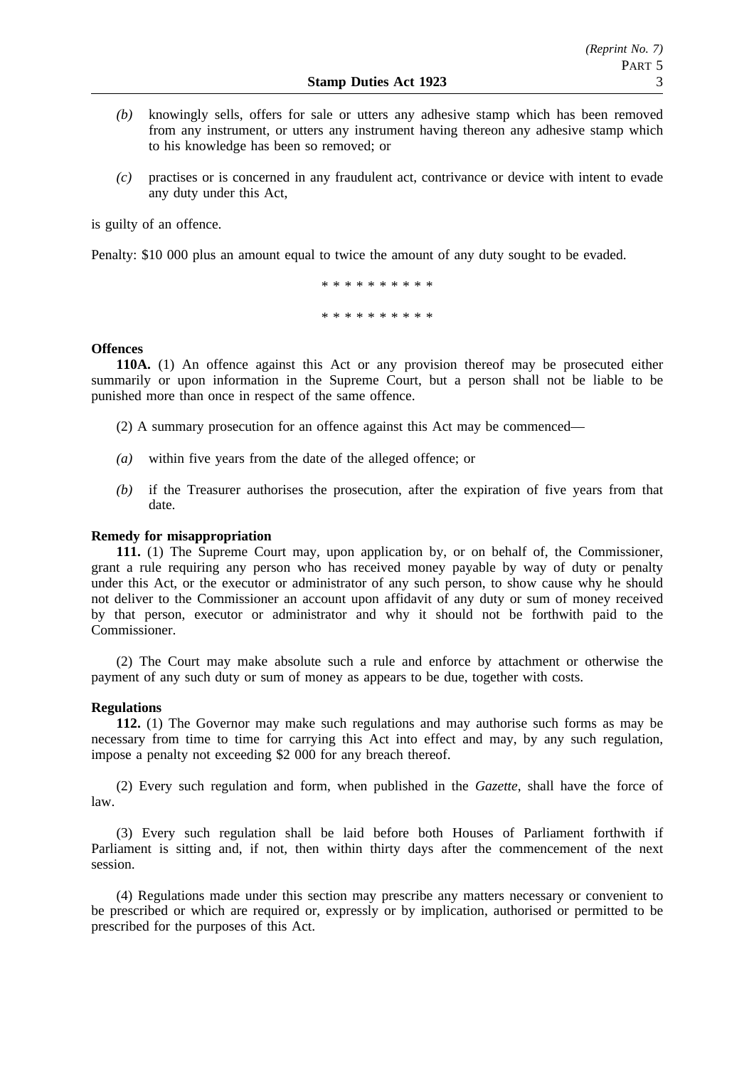*(b)* knowingly sells, offers for sale or utters any adhesive stamp which has been removed from any instrument, or utters any instrument having thereon any adhesive stamp which to his knowledge has been so removed; or

*(c)* practises or is concerned in any fraudulent act, contrivance or device with intent to evade any duty under this Act,

is guilty of an offence.

Penalty: $10 000 plus an amount equal to twice the amount of any duty sought to be evaded.

\* \* \* \* \* \* \* \* \* \*

\* \* \* \* \* \* \* \* \* \*

**Offences**

**110A.** (1) An offence against this Act or any provision thereof may be prosecuted either summarily or upon information in the Supreme Court, but a person shall not be liable to be punished more than once in respect of the same offence.

(2) A summary prosecution for an offence against this Act may be commenced—

*(a)* within five years from the date of the alleged offence; or

*(b)* if the Treasurer authorises the prosecution, after the expiration of five years from that date.

**Remedy for misappropriation**

**111.** (1) The Supreme Court may, upon application by, or on behalf of, the Commissioner, grant a rule requiring any person who has received money payable by way of duty or penalty under this Act, or the executor or administrator of any such person, to show cause why he should not deliver to the Commissioner an account upon affidavit of any duty or sum of money received by that person, executor or administrator and why it should not be forthwith paid to the Commissioner.

(2) The Court may make absolute such a rule and enforce by attachment or otherwise the payment of any such duty or sum of money as appears to be due, together with costs.

**Regulations**

**112.** (1) The Governor may make such regulations and may authorise such forms as may be necessary from time to time for carrying this Act into effect and may, by any such regulation, impose a penalty not exceeding $2 000 for any breach thereof.

(2) Every such regulation and form, when published in the *Gazette*, shall have the force of law.

(3) Every such regulation shall be laid before both Houses of Parliament forthwith if Parliament is sitting and, if not, then within thirty days after the commencement of the next session.

(4) Regulations made under this section may prescribe any matters necessary or convenient to be prescribed or which are required or, expressly or by implication, authorised or permitted to be prescribed for the purposes of this Act.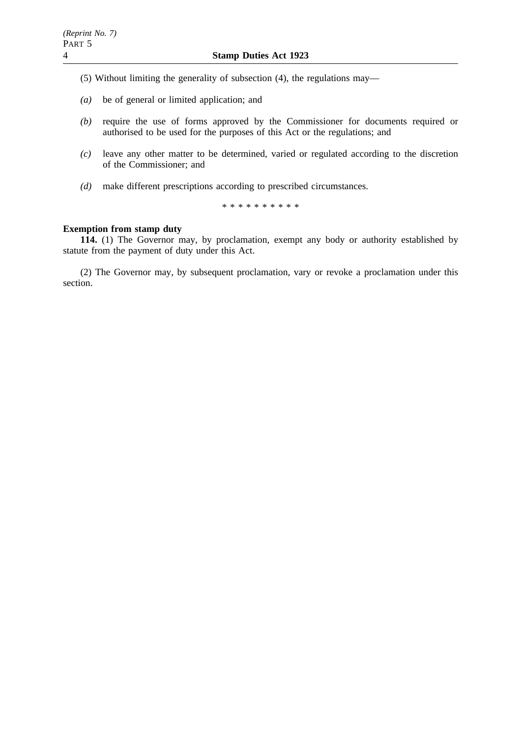(5) Without limiting the generality of subsection (4), the regulations may—

*(a)* be of general or limited application; and

*(b)* require the use of forms approved by the Commissioner for documents required or authorised to be used for the purposes of this Act or the regulations; and

*(c)* leave any other matter to be determined, varied or regulated according to the discretion of the Commissioner; and

*(d)* make different prescriptions according to prescribed circumstances.

* * * * * * * * * *

**Exemption from stamp duty**

**114.** (1) The Governor may, by proclamation, exempt any body or authority established by statute from the payment of duty under this Act.

(2) The Governor may, by subsequent proclamation, vary or revoke a proclamation under this section.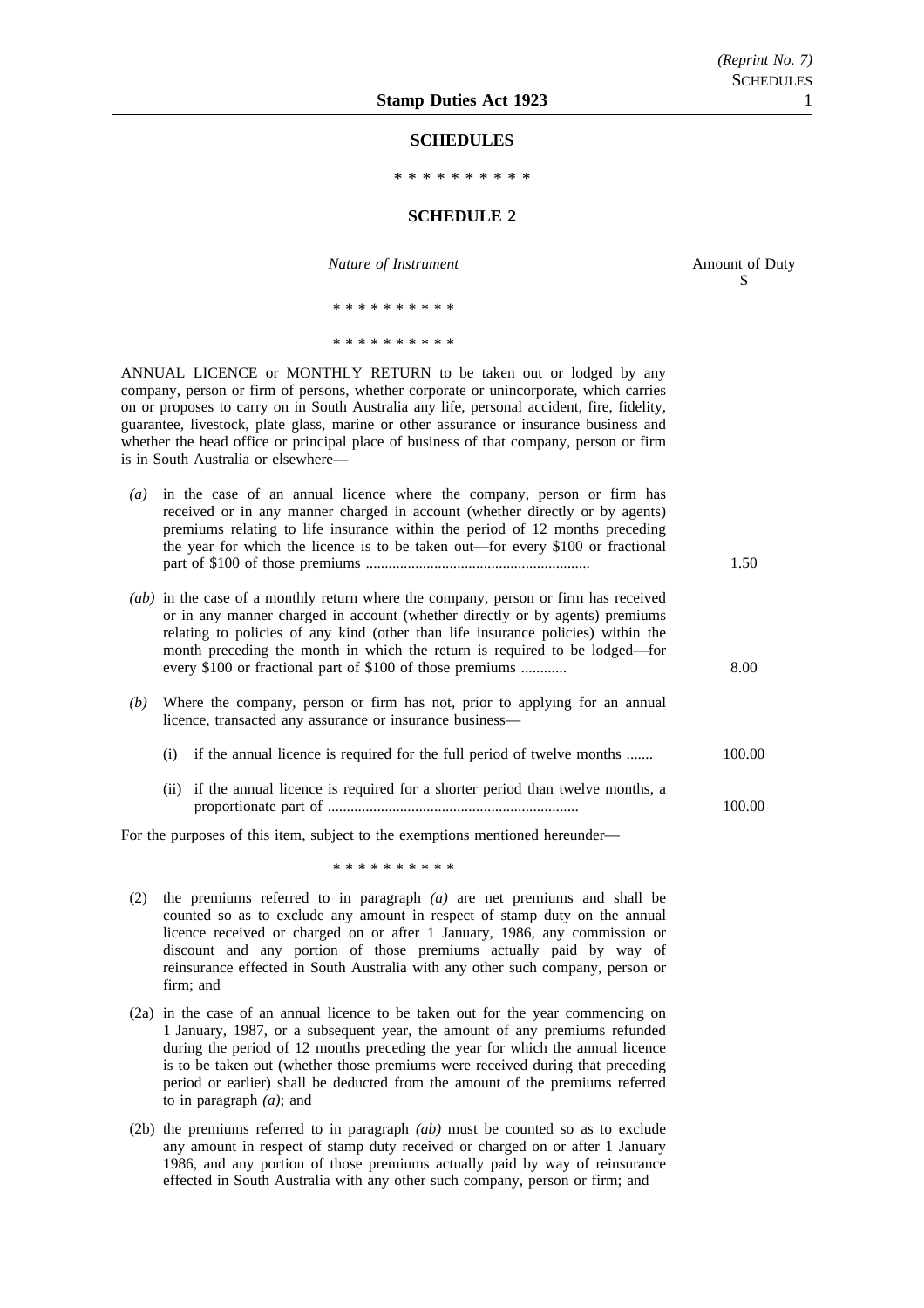## SCHEDULES

\* \* \* \* \* \* \* \* \* \*

## SCHEDULE 2

| *Nature of Instrument* | Amount of Duty $ |
|---|---|

\* \* \* \* \* \* \* \* \* \*

\* \* \* \* \* \* \* \* \* \*

ANNUAL LICENCE or MONTHLY RETURN to be taken out or lodged by any company, person or firm of persons, whether corporate or unincorporate, which carries on or proposes to carry on in South Australia any life, personal accident, fire, fidelity, guarantee, livestock, plate glass, marine or other assurance or insurance business and whether the head office or principal place of business of that company, person or firm is in South Australia or elsewhere—

| | |
|---|---|
| *(a)* in the case of an annual licence where the company, person or firm has received or in any manner charged in account (whether directly or by agents) premiums relating to life insurance within the period of 12 months preceding the year for which the licence is to be taken out—for every $100 or fractional part of $100 of those premiums .......................................................... | 1.50 |
| *(ab)* in the case of a monthly return where the company, person or firm has received or in any manner charged in account (whether directly or by agents) premiums relating to policies of any kind (other than life insurance policies) within the month preceding the month in which the return is required to be lodged—for every $100 or fractional part of $100 of those premiums ............ | 8.00 |
| *(b)* Where the company, person or firm has not, prior to applying for an annual licence, transacted any assurance or insurance business— | |
| (i) if the annual licence is required for the full period of twelve months ....... | 100.00 |
| (ii) if the annual licence is required for a shorter period than twelve months, a proportionate part of ................................................................ | 100.00 |

For the purposes of this item, subject to the exemptions mentioned hereunder—

\* \* \* \* \* \* \* \* \* \*

(2) the premiums referred to in paragraph *(a)* are net premiums and shall be counted so as to exclude any amount in respect of stamp duty on the annual licence received or charged on or after 1 January, 1986, any commission or discount and any portion of those premiums actually paid by way of reinsurance effected in South Australia with any other such company, person or firm; and

(2a) in the case of an annual licence to be taken out for the year commencing on 1 January, 1987, or a subsequent year, the amount of any premiums refunded during the period of 12 months preceding the year for which the annual licence is to be taken out (whether those premiums were received during that preceding period or earlier) shall be deducted from the amount of the premiums referred to in paragraph *(a)*; and

(2b) the premiums referred to in paragraph *(ab)* must be counted so as to exclude any amount in respect of stamp duty received or charged on or after 1 January 1986, and any portion of those premiums actually paid by way of reinsurance effected in South Australia with any other such company, person or firm; and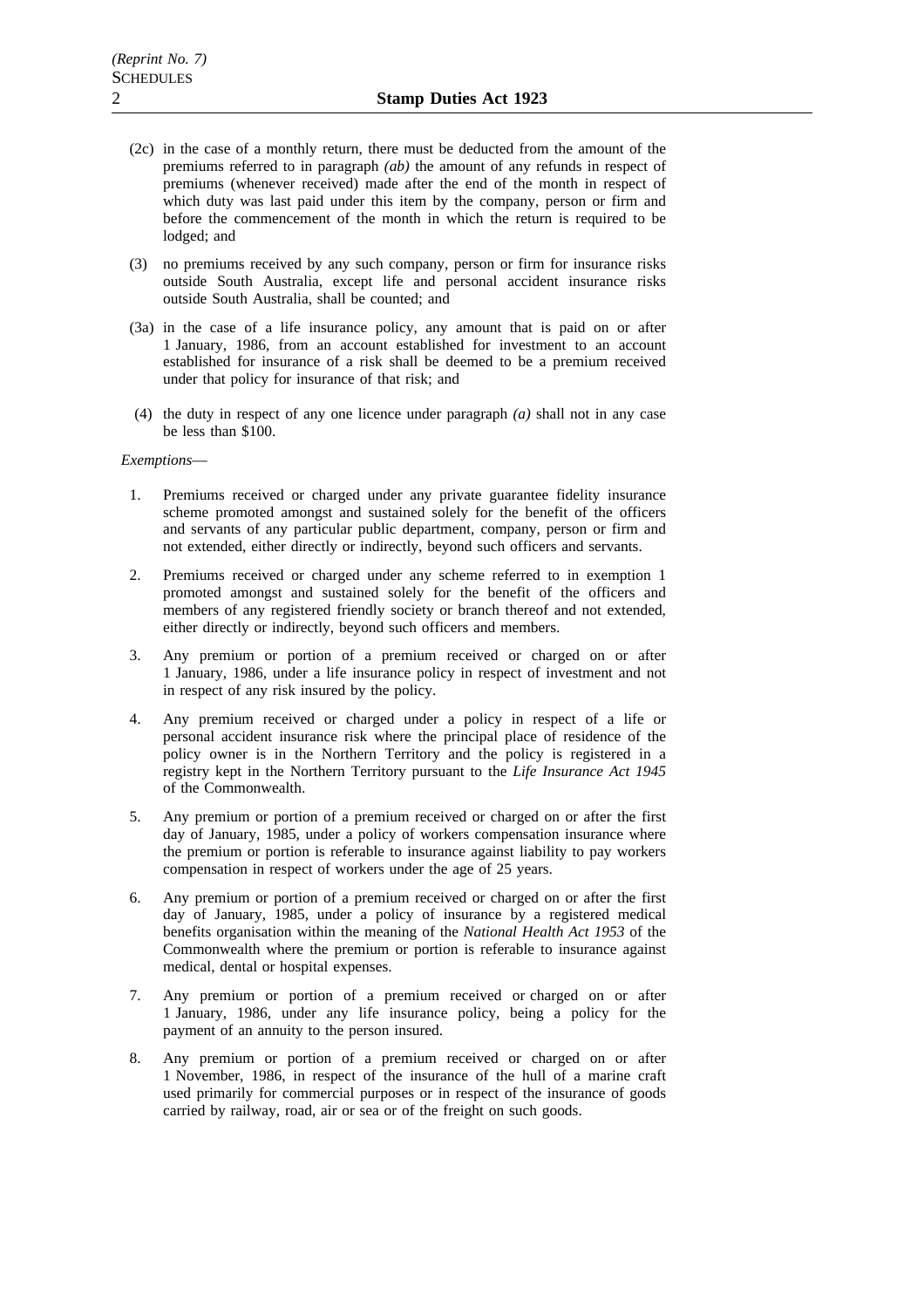(2c) in the case of a monthly return, there must be deducted from the amount of the premiums referred to in paragraph *(ab)* the amount of any refunds in respect of premiums (whenever received) made after the end of the month in respect of which duty was last paid under this item by the company, person or firm and before the commencement of the month in which the return is required to be lodged; and

(3) no premiums received by any such company, person or firm for insurance risks outside South Australia, except life and personal accident insurance risks outside South Australia, shall be counted; and

(3a) in the case of a life insurance policy, any amount that is paid on or after 1 January, 1986, from an account established for investment to an account established for insurance of a risk shall be deemed to be a premium received under that policy for insurance of that risk; and

(4) the duty in respect of any one licence under paragraph *(a)* shall not in any case be less than $100.

*Exemptions*—

1. Premiums received or charged under any private guarantee fidelity insurance scheme promoted amongst and sustained solely for the benefit of the officers and servants of any particular public department, company, person or firm and not extended, either directly or indirectly, beyond such officers and servants.

2. Premiums received or charged under any scheme referred to in exemption 1 promoted amongst and sustained solely for the benefit of the officers and members of any registered friendly society or branch thereof and not extended, either directly or indirectly, beyond such officers and members.

3. Any premium or portion of a premium received or charged on or after 1 January, 1986, under a life insurance policy in respect of investment and not in respect of any risk insured by the policy.

4. Any premium received or charged under a policy in respect of a life or personal accident insurance risk where the principal place of residence of the policy owner is in the Northern Territory and the policy is registered in a registry kept in the Northern Territory pursuant to the *Life Insurance Act 1945* of the Commonwealth.

5. Any premium or portion of a premium received or charged on or after the first day of January, 1985, under a policy of workers compensation insurance where the premium or portion is referable to insurance against liability to pay workers compensation in respect of workers under the age of 25 years.

6. Any premium or portion of a premium received or charged on or after the first day of January, 1985, under a policy of insurance by a registered medical benefits organisation within the meaning of the *National Health Act 1953* of the Commonwealth where the premium or portion is referable to insurance against medical, dental or hospital expenses.

7. Any premium or portion of a premium received or charged on or after 1 January, 1986, under any life insurance policy, being a policy for the payment of an annuity to the person insured.

8. Any premium or portion of a premium received or charged on or after 1 November, 1986, in respect of the insurance of the hull of a marine craft used primarily for commercial purposes or in respect of the insurance of goods carried by railway, road, air or sea or of the freight on such goods.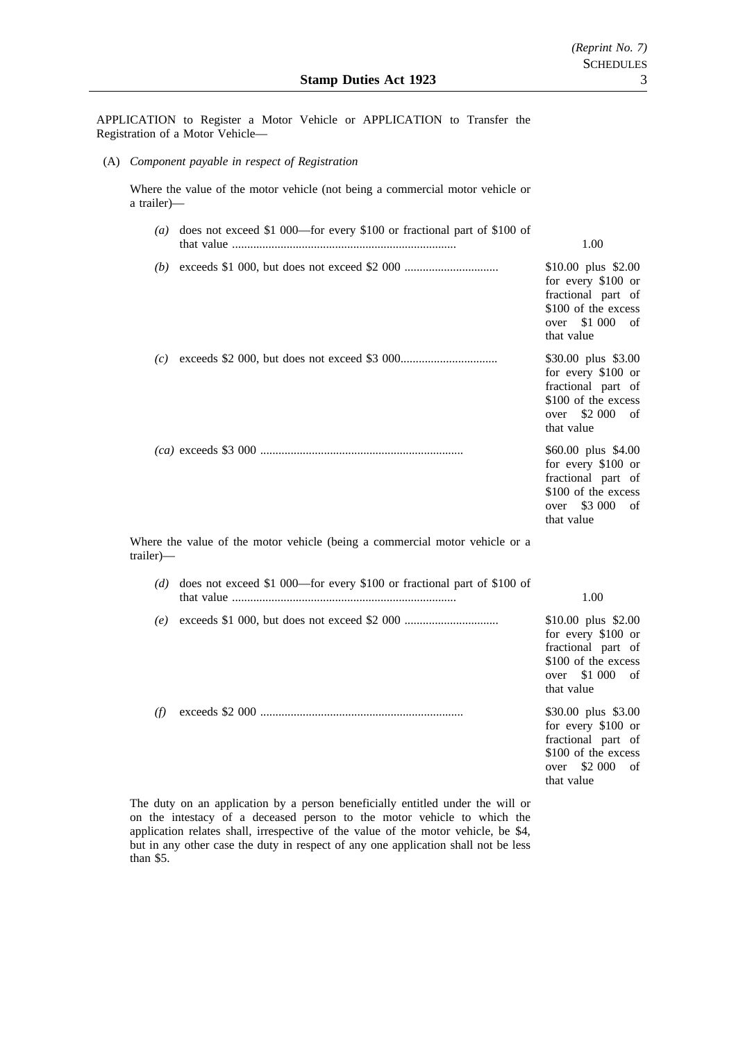APPLICATION to Register a Motor Vehicle or APPLICATION to Transfer the Registration of a Motor Vehicle—

(A) *Component payable in respect of Registration*

Where the value of the motor vehicle (not being a commercial motor vehicle or a trailer)—

| | |
|---|---|
| *(a)* does not exceed $1 000—for every $100 or fractional part of $100 of that value | 1.00 |
| *(b)* exceeds $1 000, but does not exceed $2 000 | $10.00 plus $2.00 for every $100 or fractional part of $100 of the excess over $1 000 of that value |
| *(c)* exceeds $2 000, but does not exceed $3 000 | $30.00 plus $3.00 for every $100 or fractional part of $100 of the excess over $2 000 of that value |
| *(ca)* exceeds $3 000 | $60.00 plus $4.00 for every $100 or fractional part of $100 of the excess over $3 000 of that value |

Where the value of the motor vehicle (being a commercial motor vehicle or a trailer)—

| | |
|---|---|
| *(d)* does not exceed $1 000—for every $100 or fractional part of $100 of that value | 1.00 |
| *(e)* exceeds $1 000, but does not exceed $2 000 | $10.00 plus $2.00 for every $100 or fractional part of $100 of the excess over $1 000 of that value |
| *(f)* exceeds $2 000 | $30.00 plus $3.00 for every $100 or fractional part of $100 of the excess over $2 000 of that value |

The duty on an application by a person beneficially entitled under the will or on the intestacy of a deceased person to the motor vehicle to which the application relates shall, irrespective of the value of the motor vehicle, be $4, but in any other case the duty in respect of any one application shall not be less than $5.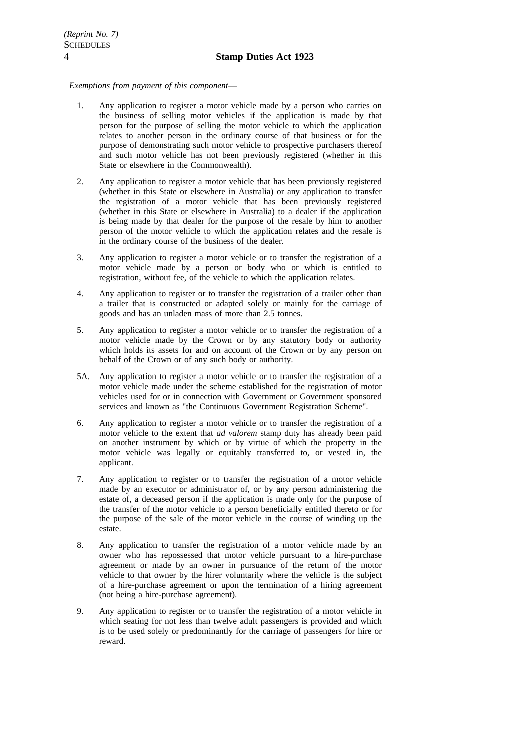*Exemptions from payment of this component*—

1. Any application to register a motor vehicle made by a person who carries on the business of selling motor vehicles if the application is made by that person for the purpose of selling the motor vehicle to which the application relates to another person in the ordinary course of that business or for the purpose of demonstrating such motor vehicle to prospective purchasers thereof and such motor vehicle has not been previously registered (whether in this State or elsewhere in the Commonwealth).

2. Any application to register a motor vehicle that has been previously registered (whether in this State or elsewhere in Australia) or any application to transfer the registration of a motor vehicle that has been previously registered (whether in this State or elsewhere in Australia) to a dealer if the application is being made by that dealer for the purpose of the resale by him to another person of the motor vehicle to which the application relates and the resale is in the ordinary course of the business of the dealer.

3. Any application to register a motor vehicle or to transfer the registration of a motor vehicle made by a person or body who or which is entitled to registration, without fee, of the vehicle to which the application relates.

4. Any application to register or to transfer the registration of a trailer other than a trailer that is constructed or adapted solely or mainly for the carriage of goods and has an unladen mass of more than 2.5 tonnes.

5. Any application to register a motor vehicle or to transfer the registration of a motor vehicle made by the Crown or by any statutory body or authority which holds its assets for and on account of the Crown or by any person on behalf of the Crown or of any such body or authority.

5A. Any application to register a motor vehicle or to transfer the registration of a motor vehicle made under the scheme established for the registration of motor vehicles used for or in connection with Government or Government sponsored services and known as "the Continuous Government Registration Scheme".

6. Any application to register a motor vehicle or to transfer the registration of a motor vehicle to the extent that *ad valorem* stamp duty has already been paid on another instrument by which or by virtue of which the property in the motor vehicle was legally or equitably transferred to, or vested in, the applicant.

7. Any application to register or to transfer the registration of a motor vehicle made by an executor or administrator of, or by any person administering the estate of, a deceased person if the application is made only for the purpose of the transfer of the motor vehicle to a person beneficially entitled thereto or for the purpose of the sale of the motor vehicle in the course of winding up the estate.

8. Any application to transfer the registration of a motor vehicle made by an owner who has repossessed that motor vehicle pursuant to a hire-purchase agreement or made by an owner in pursuance of the return of the motor vehicle to that owner by the hirer voluntarily where the vehicle is the subject of a hire-purchase agreement or upon the termination of a hiring agreement (not being a hire-purchase agreement).

9. Any application to register or to transfer the registration of a motor vehicle in which seating for not less than twelve adult passengers is provided and which is to be used solely or predominantly for the carriage of passengers for hire or reward.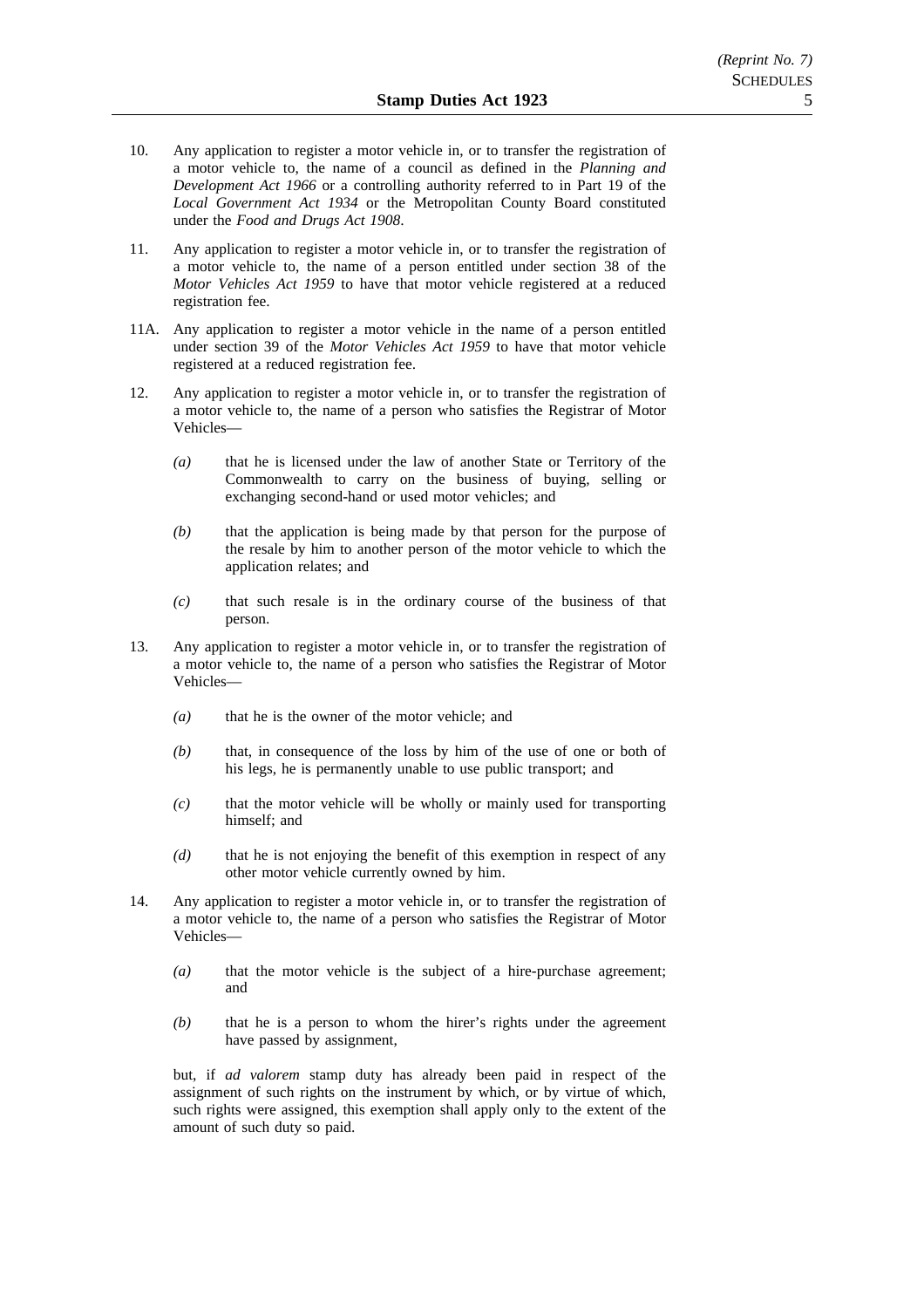10. Any application to register a motor vehicle in, or to transfer the registration of a motor vehicle to, the name of a council as defined in the *Planning and Development Act 1966* or a controlling authority referred to in Part 19 of the *Local Government Act 1934* or the Metropolitan County Board constituted under the *Food and Drugs Act 1908*.

11. Any application to register a motor vehicle in, or to transfer the registration of a motor vehicle to, the name of a person entitled under section 38 of the *Motor Vehicles Act 1959* to have that motor vehicle registered at a reduced registration fee.

11A. Any application to register a motor vehicle in the name of a person entitled under section 39 of the *Motor Vehicles Act 1959* to have that motor vehicle registered at a reduced registration fee.

12. Any application to register a motor vehicle in, or to transfer the registration of a motor vehicle to, the name of a person who satisfies the Registrar of Motor Vehicles—

    *(a)* that he is licensed under the law of another State or Territory of the Commonwealth to carry on the business of buying, selling or exchanging second-hand or used motor vehicles; and

    *(b)* that the application is being made by that person for the purpose of the resale by him to another person of the motor vehicle to which the application relates; and

    *(c)* that such resale is in the ordinary course of the business of that person.

13. Any application to register a motor vehicle in, or to transfer the registration of a motor vehicle to, the name of a person who satisfies the Registrar of Motor Vehicles—

    *(a)* that he is the owner of the motor vehicle; and

    *(b)* that, in consequence of the loss by him of the use of one or both of his legs, he is permanently unable to use public transport; and

    *(c)* that the motor vehicle will be wholly or mainly used for transporting himself; and

    *(d)* that he is not enjoying the benefit of this exemption in respect of any other motor vehicle currently owned by him.

14. Any application to register a motor vehicle in, or to transfer the registration of a motor vehicle to, the name of a person who satisfies the Registrar of Motor Vehicles—

    *(a)* that the motor vehicle is the subject of a hire-purchase agreement; and

    *(b)* that he is a person to whom the hirer's rights under the agreement have passed by assignment,

    but, if *ad valorem* stamp duty has already been paid in respect of the assignment of such rights on the instrument by which, or by virtue of which, such rights were assigned, this exemption shall apply only to the extent of the amount of such duty so paid.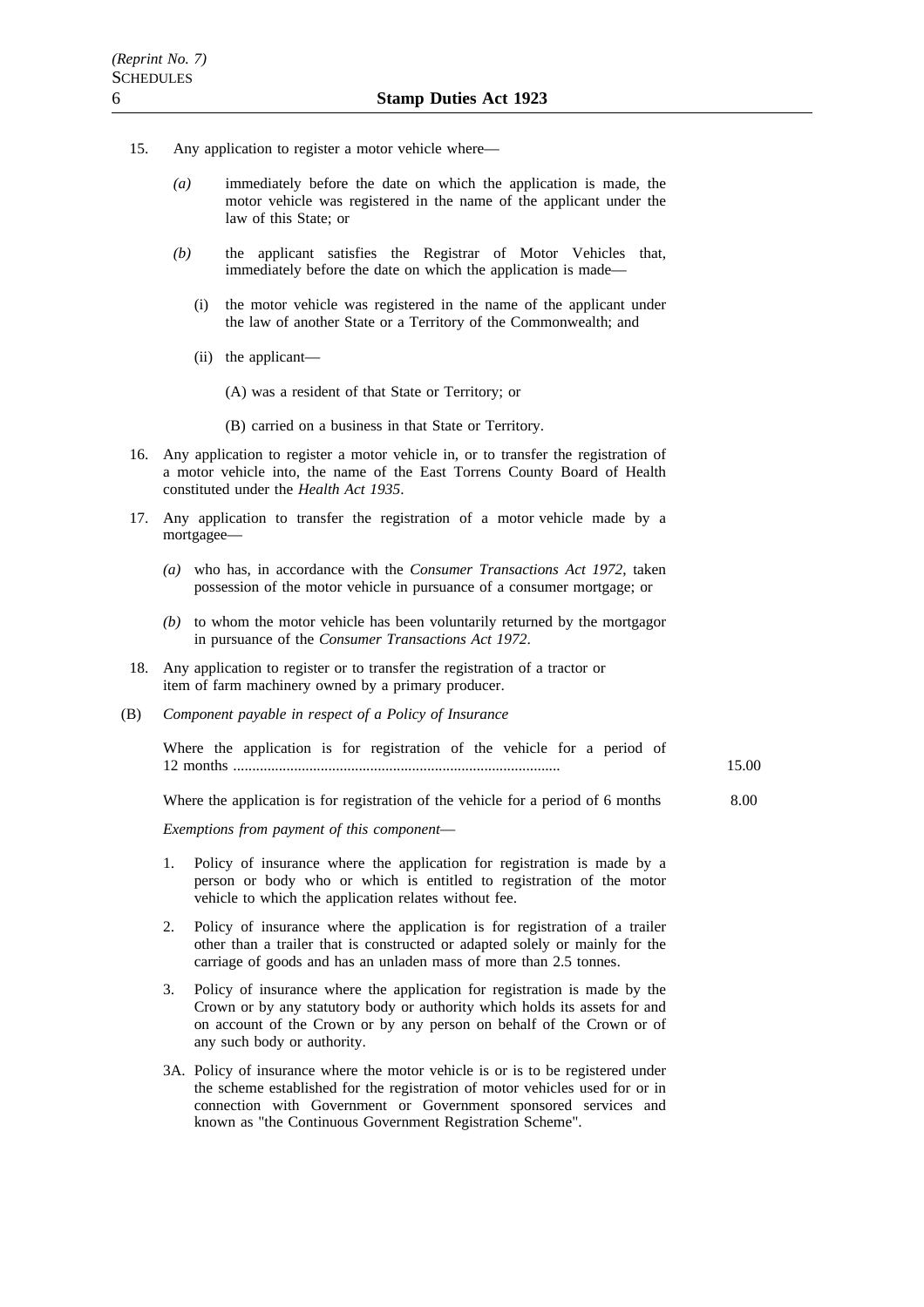15. Any application to register a motor vehicle where—

   *(a)* immediately before the date on which the application is made, the motor vehicle was registered in the name of the applicant under the law of this State; or

   *(b)* the applicant satisfies the Registrar of Motor Vehicles that, immediately before the date on which the application is made—

      (i) the motor vehicle was registered in the name of the applicant under the law of another State or a Territory of the Commonwealth; and

      (ii) the applicant—

         (A) was a resident of that State or Territory; or

         (B) carried on a business in that State or Territory.

16. Any application to register a motor vehicle in, or to transfer the registration of a motor vehicle into, the name of the East Torrens County Board of Health constituted under the *Health Act 1935*.

17. Any application to transfer the registration of a motor vehicle made by a mortgagee—

   *(a)* who has, in accordance with the *Consumer Transactions Act 1972*, taken possession of the motor vehicle in pursuance of a consumer mortgage; or

   *(b)* to whom the motor vehicle has been voluntarily returned by the mortgagor in pursuance of the *Consumer Transactions Act 1972*.

18. Any application to register or to transfer the registration of a tractor or item of farm machinery owned by a primary producer.

(B) *Component payable in respect of a Policy of Insurance*

| | |
|---|---|
| Where the application is for registration of the vehicle for a period of 12 months ..................................................................................... | 15.00 |
| Where the application is for registration of the vehicle for a period of 6 months | 8.00 |

*Exemptions from payment of this component*—

1. Policy of insurance where the application for registration is made by a person or body who or which is entitled to registration of the motor vehicle to which the application relates without fee.

2. Policy of insurance where the application is for registration of a trailer other than a trailer that is constructed or adapted solely or mainly for the carriage of goods and has an unladen mass of more than 2.5 tonnes.

3. Policy of insurance where the application for registration is made by the Crown or by any statutory body or authority which holds its assets for and on account of the Crown or by any person on behalf of the Crown or of any such body or authority.

3A. Policy of insurance where the motor vehicle is or is to be registered under the scheme established for the registration of motor vehicles used for or in connection with Government or Government sponsored services and known as "the Continuous Government Registration Scheme".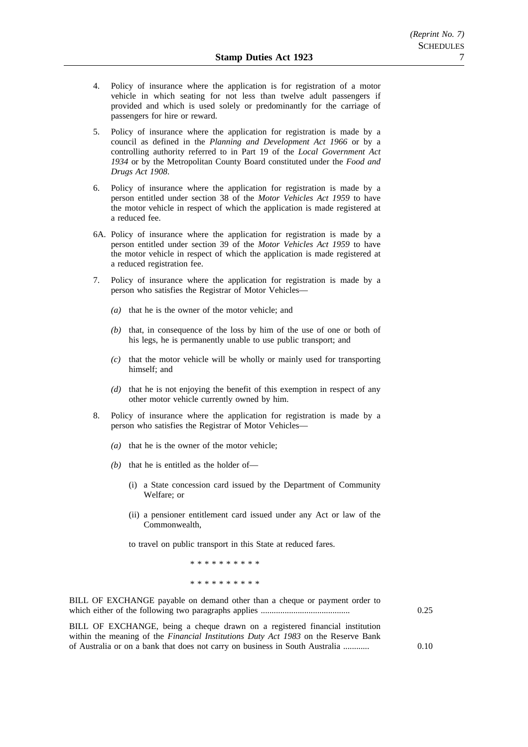4. Policy of insurance where the application is for registration of a motor vehicle in which seating for not less than twelve adult passengers if provided and which is used solely or predominantly for the carriage of passengers for hire or reward.

5. Policy of insurance where the application for registration is made by a council as defined in the *Planning and Development Act 1966* or by a controlling authority referred to in Part 19 of the *Local Government Act 1934* or by the Metropolitan County Board constituted under the *Food and Drugs Act 1908*.

6. Policy of insurance where the application for registration is made by a person entitled under section 38 of the *Motor Vehicles Act 1959* to have the motor vehicle in respect of which the application is made registered at a reduced fee.

6A. Policy of insurance where the application for registration is made by a person entitled under section 39 of the *Motor Vehicles Act 1959* to have the motor vehicle in respect of which the application is made registered at a reduced registration fee.

7. Policy of insurance where the application for registration is made by a person who satisfies the Registrar of Motor Vehicles—

   *(a)* that he is the owner of the motor vehicle; and

   *(b)* that, in consequence of the loss by him of the use of one or both of his legs, he is permanently unable to use public transport; and

   *(c)* that the motor vehicle will be wholly or mainly used for transporting himself; and

   *(d)* that he is not enjoying the benefit of this exemption in respect of any other motor vehicle currently owned by him.

8. Policy of insurance where the application for registration is made by a person who satisfies the Registrar of Motor Vehicles—

   *(a)* that he is the owner of the motor vehicle;

   *(b)* that he is entitled as the holder of—

      (i) a State concession card issued by the Department of Community Welfare; or

      (ii) a pensioner entitlement card issued under any Act or law of the Commonwealth,

   to travel on public transport in this State at reduced fares.

\* \* \* \* \* \* \* \* \* \*

\* \* \* \* \* \* \* \* \* \*

BILL OF EXCHANGE payable on demand other than a cheque or payment order to which either of the following two paragraphs applies ........................................ 0.25

BILL OF EXCHANGE, being a cheque drawn on a registered financial institution within the meaning of the *Financial Institutions Duty Act 1983* on the Reserve Bank of Australia or on a bank that does not carry on business in South Australia ............ 0.10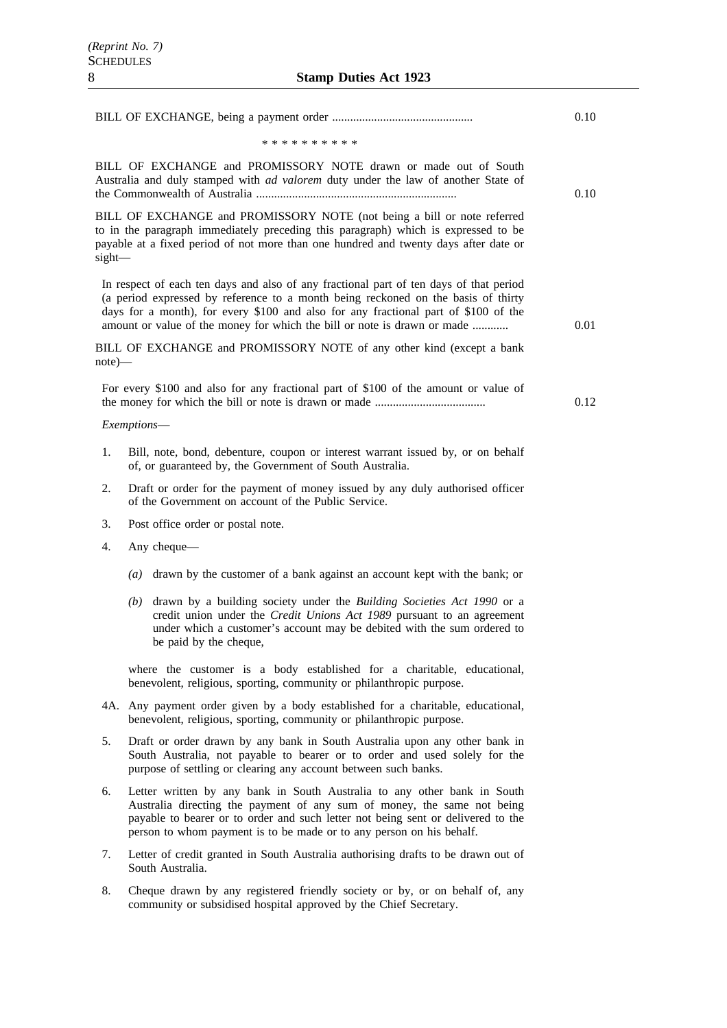BILL OF EXCHANGE, being a payment order .............................................. 0.10

\* \* \* \* \* \* \* \* \* \*

BILL OF EXCHANGE and PROMISSORY NOTE drawn or made out of South Australia and duly stamped with *ad valorem* duty under the law of another State of the Commonwealth of Australia .................................................................. 0.10

BILL OF EXCHANGE and PROMISSORY NOTE (not being a bill or note referred to in the paragraph immediately preceding this paragraph) which is expressed to be payable at a fixed period of not more than one hundred and twenty days after date or sight—

In respect of each ten days and also of any fractional part of ten days of that period (a period expressed by reference to a month being reckoned on the basis of thirty days for a month), for every $100 and also for any fractional part of $100 of the amount or value of the money for which the bill or note is drawn or made ............ 0.01

BILL OF EXCHANGE and PROMISSORY NOTE of any other kind (except a bank note)—

For every $100 and also for any fractional part of $100 of the amount or value of the money for which the bill or note is drawn or made .................................... 0.12

*Exemptions*—

1. Bill, note, bond, debenture, coupon or interest warrant issued by, or on behalf of, or guaranteed by, the Government of South Australia.
2. Draft or order for the payment of money issued by any duly authorised officer of the Government on account of the Public Service.
3. Post office order or postal note.
4. Any cheque—

   *(a)* drawn by the customer of a bank against an account kept with the bank; or

   *(b)* drawn by a building society under the *Building Societies Act 1990* or a credit union under the *Credit Unions Act 1989* pursuant to an agreement under which a customer's account may be debited with the sum ordered to be paid by the cheque,

   where the customer is a body established for a charitable, educational, benevolent, religious, sporting, community or philanthropic purpose.

4A. Any payment order given by a body established for a charitable, educational, benevolent, religious, sporting, community or philanthropic purpose.

5. Draft or order drawn by any bank in South Australia upon any other bank in South Australia, not payable to bearer or to order and used solely for the purpose of settling or clearing any account between such banks.
6. Letter written by any bank in South Australia to any other bank in South Australia directing the payment of any sum of money, the same not being payable to bearer or to order and such letter not being sent or delivered to the person to whom payment is to be made or to any person on his behalf.
7. Letter of credit granted in South Australia authorising drafts to be drawn out of South Australia.
8. Cheque drawn by any registered friendly society or by, or on behalf of, any community or subsidised hospital approved by the Chief Secretary.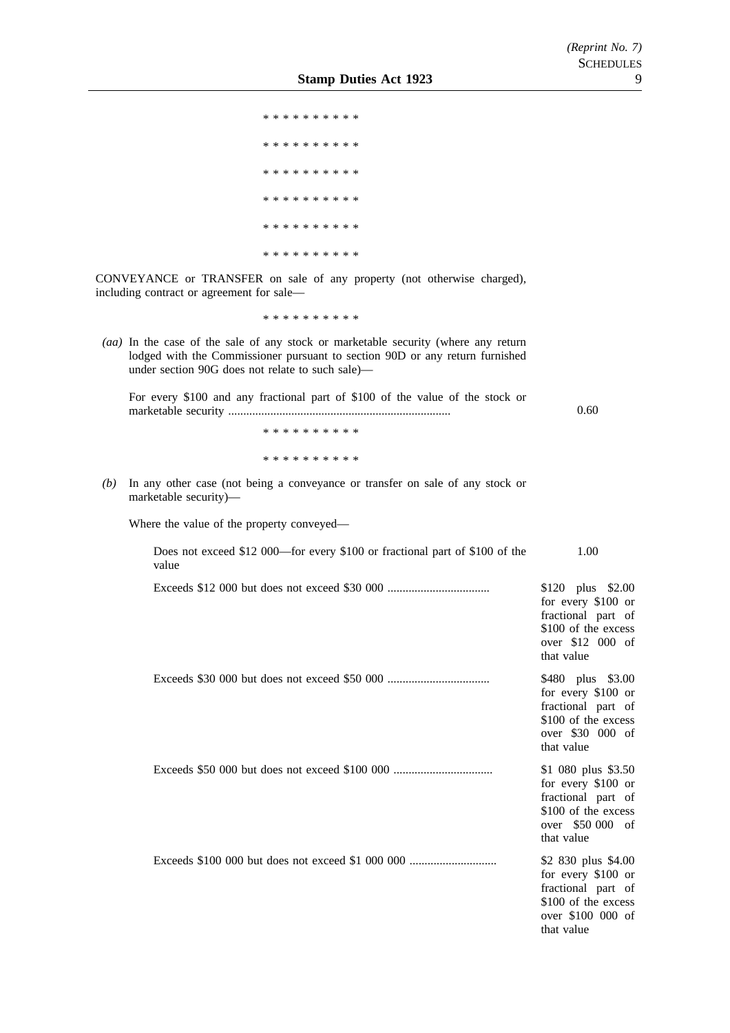\* \* \* \* \* \* \* \* \* \*

\* \* \* \* \* \* \* \* \* \*

\* \* \* \* \* \* \* \* \* \*

\* \* \* \* \* \* \* \* \* \*

\* \* \* \* \* \* \* \* \* \*

\* \* \* \* \* \* \* \* \* \*

CONVEYANCE or TRANSFER on sale of any property (not otherwise charged), including contract or agreement for sale—

\* \* \* \* \* \* \* \* \* \*

*(aa)* In the case of the sale of any stock or marketable security (where any return lodged with the Commissioner pursuant to section 90D or any return furnished under section 90G does not relate to such sale)—

For every $100 and any fractional part of $100 of the value of the stock or marketable security .......................................................................... 0.60

\* \* \* \* \* \* \* \* \* \*

\* \* \* \* \* \* \* \* \* \*

*(b)* In any other case (not being a conveyance or transfer on sale of any stock or marketable security)—

Where the value of the property conveyed—

| | |
|---|---|
| Does not exceed $12 000—for every $100 or fractional part of $100 of the value | 1.00 |
| Exceeds $12 000 but does not exceed $30 000 ................................. | $120 plus $2.00 for every $100 or fractional part of $100 of the excess over $12 000 of that value |
| Exceeds $30 000 but does not exceed $50 000 ................................. | $480 plus $3.00 for every $100 or fractional part of $100 of the excess over $30 000 of that value |
| Exceeds $50 000 but does not exceed $100 000 ................................ | $1 080 plus $3.50 for every $100 or fractional part of $100 of the excess over $50 000 of that value |
| Exceeds $100 000 but does not exceed $1 000 000 ............................ | $2 830 plus $4.00 for every $100 or fractional part of $100 of the excess over $100 000 of that value |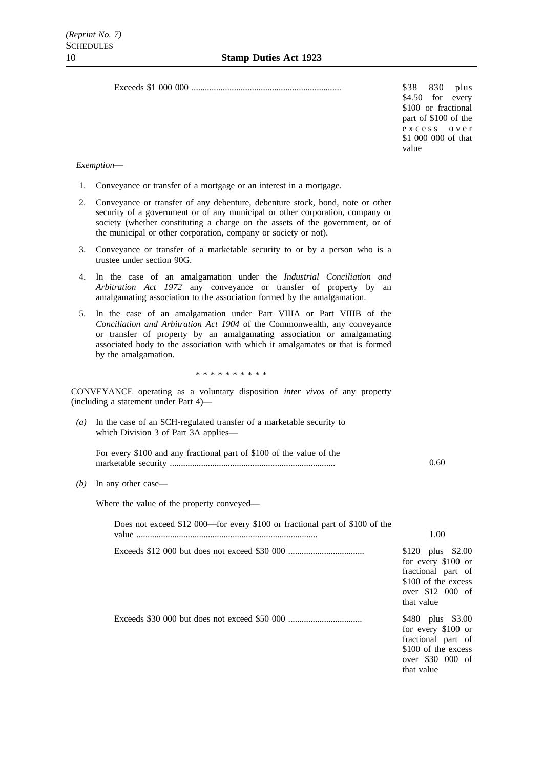| | |
|---|---|
| Exceeds $1 000 000 ................................................................. | $38 830 plus $4.50 for every $100 or fractional part of $100 of the excess over $1 000 000 of that value |

*Exemption*—

1. Conveyance or transfer of a mortgage or an interest in a mortgage.

2. Conveyance or transfer of any debenture, debenture stock, bond, note or other security of a government or of any municipal or other corporation, company or society (whether constituting a charge on the assets of the government, or of the municipal or other corporation, company or society or not).

3. Conveyance or transfer of a marketable security to or by a person who is a trustee under section 90G.

4. In the case of an amalgamation under the *Industrial Conciliation and Arbitration Act 1972* any conveyance or transfer of property by an amalgamating association to the association formed by the amalgamation.

5. In the case of an amalgamation under Part VIIIA or Part VIIIB of the *Conciliation and Arbitration Act 1904* of the Commonwealth, any conveyance or transfer of property by an amalgamating association or amalgamating associated body to the association with which it amalgamates or that is formed by the amalgamation.

\* \* \* \* \* \* \* \* \* \*

CONVEYANCE operating as a voluntary disposition *inter vivos* of any property (including a statement under Part 4)—

*(a)* In the case of an SCH-regulated transfer of a marketable security to which Division 3 of Part 3A applies—

| | |
|---|---|
| For every $100 and any fractional part of $100 of the value of the marketable security ......................................................................... | 0.60 |

*(b)* In any other case—

Where the value of the property conveyed—

| | |
|---|---|
| Does not exceed $12 000—for every $100 or fractional part of $100 of the value ................................................................................ | 1.00 |
| Exceeds $12 000 but does not exceed $30 000 ................................. | $120 plus $2.00 for every $100 or fractional part of $100 of the excess over $12 000 of that value |
| Exceeds $30 000 but does not exceed $50 000 ................................ | $480 plus $3.00 for every $100 or fractional part of $100 of the excess over $30 000 of that value |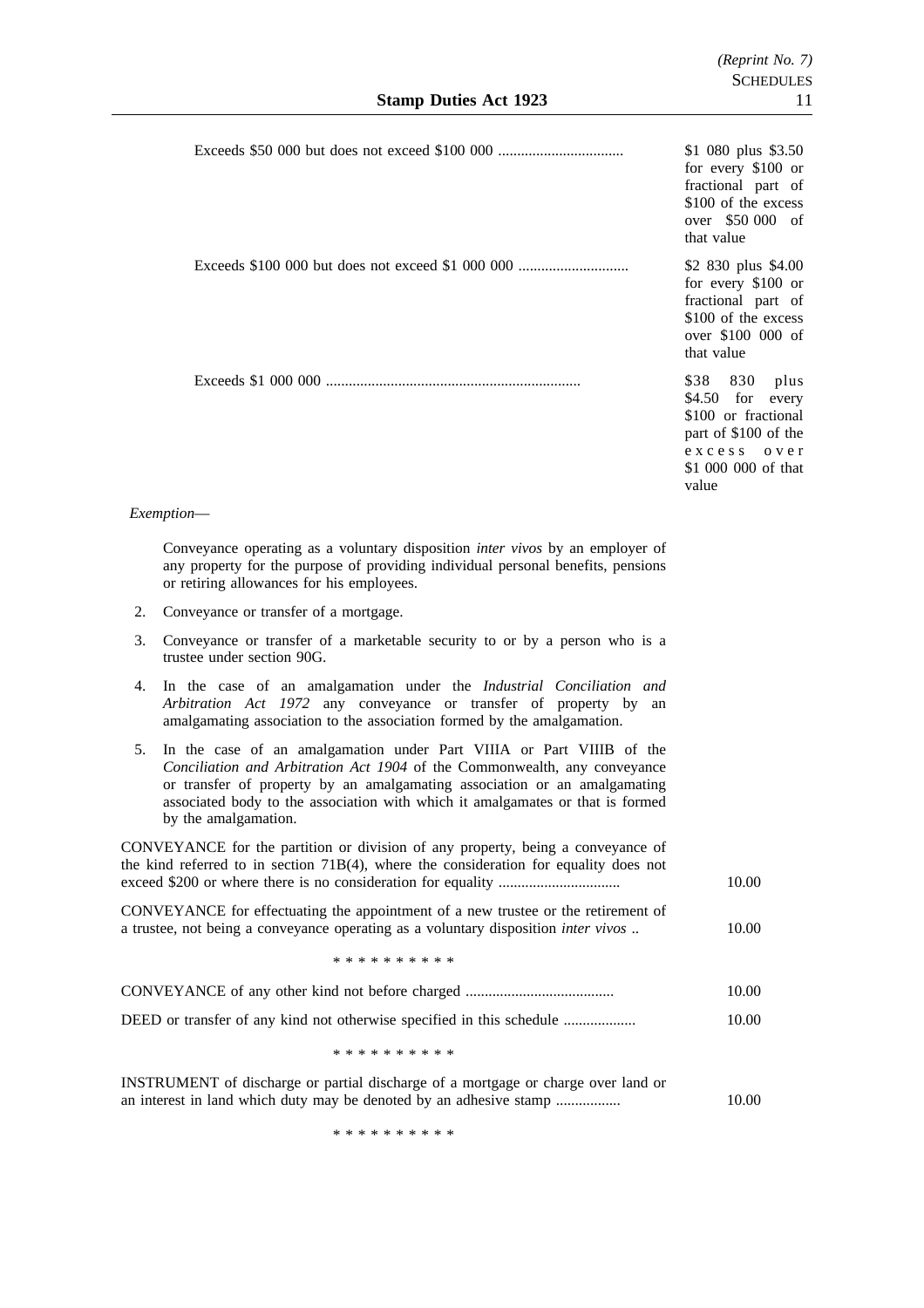| | |
|---|---|
| Exceeds \$50 000 but does not exceed \$100 000 ................................. | \$1 080 plus \$3.50 for every \$100 or fractional part of \$100 of the excess over \$50 000 of that value |
| Exceeds \$100 000 but does not exceed \$1 000 000 ............................. | \$2 830 plus \$4.00 for every \$100 or fractional part of \$100 of the excess over \$100 000 of that value |
| Exceeds \$1 000 000 .................................................................. | \$38 830 plus \$4.50 for every \$100 or fractional part of \$100 of the excess over \$1 000 000 of that value |

*Exemption*—

Conveyance operating as a voluntary disposition *inter vivos* by an employer of any property for the purpose of providing individual personal benefits, pensions or retiring allowances for his employees.

2. Conveyance or transfer of a mortgage.

3. Conveyance or transfer of a marketable security to or by a person who is a trustee under section 90G.

4. In the case of an amalgamation under the *Industrial Conciliation and Arbitration Act 1972* any conveyance or transfer of property by an amalgamating association to the association formed by the amalgamation.

5. In the case of an amalgamation under Part VIIIA or Part VIIIB of the *Conciliation and Arbitration Act 1904* of the Commonwealth, any conveyance or transfer of property by an amalgamating association or an amalgamating associated body to the association with which it amalgamates or that is formed by the amalgamation.

| | |
|---|---|
| CONVEYANCE for the partition or division of any property, being a conveyance of the kind referred to in section 71B(4), where the consideration for equality does not exceed \$200 or where there is no consideration for equality ................................ | 10.00 |
| CONVEYANCE for effectuating the appointment of a new trustee or the retirement of a trustee, not being a conveyance operating as a voluntary disposition *inter vivos* .. | 10.00 |

\* \* \* \* \* \* \* \* \* \*

| | |
|---|---|
| CONVEYANCE of any other kind not before charged ....................................... | 10.00 |
| DEED or transfer of any kind not otherwise specified in this schedule ................... | 10.00 |

\* \* \* \* \* \* \* \* \* \*

| | |
|---|---|
| INSTRUMENT of discharge or partial discharge of a mortgage or charge over land or an interest in land which duty may be denoted by an adhesive stamp ................. | 10.00 |

\* \* \* \* \* \* \* \* \* \*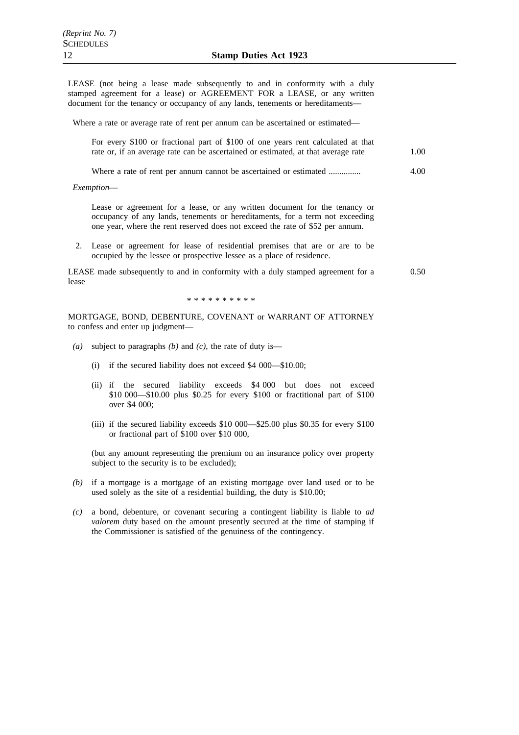LEASE (not being a lease made subsequently to and in conformity with a duly stamped agreement for a lease) or AGREEMENT FOR a LEASE, or any written document for the tenancy or occupancy of any lands, tenements or hereditaments—

Where a rate or average rate of rent per annum can be ascertained or estimated—

| | |
|---|---|
| For every $100 or fractional part of $100 of one years rent calculated at that rate or, if an average rate can be ascertained or estimated, at that average rate | 1.00 |
| Where a rate of rent per annum cannot be ascertained or estimated .............. | 4.00 |

*Exemption*—

Lease or agreement for a lease, or any written document for the tenancy or occupancy of any lands, tenements or hereditaments, for a term not exceeding one year, where the rent reserved does not exceed the rate of $52 per annum.

2. Lease or agreement for lease of residential premises that are or are to be occupied by the lessee or prospective lessee as a place of residence.

| | |
|---|---|
| LEASE made subsequently to and in conformity with a duly stamped agreement for a lease | 0.50 |

\* \* \* \* \* \* \* \* \* \*

MORTGAGE, BOND, DEBENTURE, COVENANT or WARRANT OF ATTORNEY to confess and enter up judgment—

*(a)* subject to paragraphs *(b)* and *(c)*, the rate of duty is—

(i) if the secured liability does not exceed $4 000—$10.00;

(ii) if the secured liability exceeds $4 000 but does not exceed $10 000—$10.00 plus $0.25 for every $100 or fractitional part of $100 over $4 000;

(iii) if the secured liability exceeds $10 000—$25.00 plus $0.35 for every $100 or fractional part of $100 over $10 000,

(but any amount representing the premium on an insurance policy over property subject to the security is to be excluded);

*(b)* if a mortgage is a mortgage of an existing mortgage over land used or to be used solely as the site of a residential building, the duty is $10.00;

*(c)* a bond, debenture, or covenant securing a contingent liability is liable to *ad valorem* duty based on the amount presently secured at the time of stamping if the Commissioner is satisfied of the genuiness of the contingency.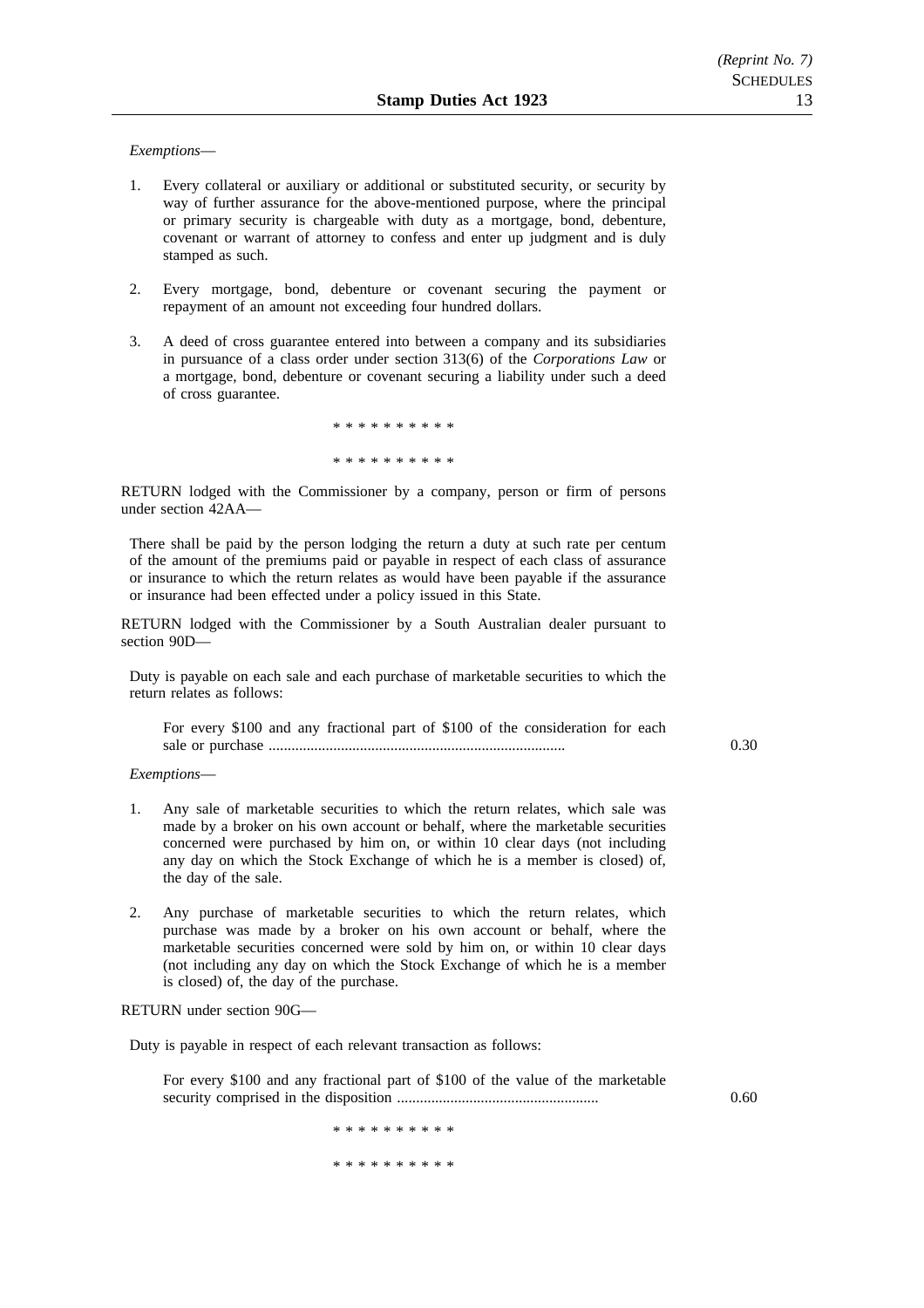*Exemptions*—

1. Every collateral or auxiliary or additional or substituted security, or security by way of further assurance for the above-mentioned purpose, where the principal or primary security is chargeable with duty as a mortgage, bond, debenture, covenant or warrant of attorney to confess and enter up judgment and is duly stamped as such.

2. Every mortgage, bond, debenture or covenant securing the payment or repayment of an amount not exceeding four hundred dollars.

3. A deed of cross guarantee entered into between a company and its subsidiaries in pursuance of a class order under section 313(6) of the *Corporations Law* or a mortgage, bond, debenture or covenant securing a liability under such a deed of cross guarantee.

\* \* \* \* \* \* \* \* \* \*

\* \* \* \* \* \* \* \* \* \*

RETURN lodged with the Commissioner by a company, person or firm of persons under section 42AA—

There shall be paid by the person lodging the return a duty at such rate per centum of the amount of the premiums paid or payable in respect of each class of assurance or insurance to which the return relates as would have been payable if the assurance or insurance had been effected under a policy issued in this State.

RETURN lodged with the Commissioner by a South Australian dealer pursuant to section 90D—

Duty is payable on each sale and each purchase of marketable securities to which the return relates as follows:

For every $100 and any fractional part of $100 of the consideration for each sale or purchase ............................................................................. 0.30

*Exemptions*—

1. Any sale of marketable securities to which the return relates, which sale was made by a broker on his own account or behalf, where the marketable securities concerned were purchased by him on, or within 10 clear days (not including any day on which the Stock Exchange of which he is a member is closed) of, the day of the sale.

2. Any purchase of marketable securities to which the return relates, which purchase was made by a broker on his own account or behalf, where the marketable securities concerned were sold by him on, or within 10 clear days (not including any day on which the Stock Exchange of which he is a member is closed) of, the day of the purchase.

RETURN under section 90G—

Duty is payable in respect of each relevant transaction as follows:

For every $100 and any fractional part of $100 of the value of the marketable security comprised in the disposition .................................................... 0.60

\* \* \* \* \* \* \* \* \* \*

\* \* \* \* \* \* \* \* \* \*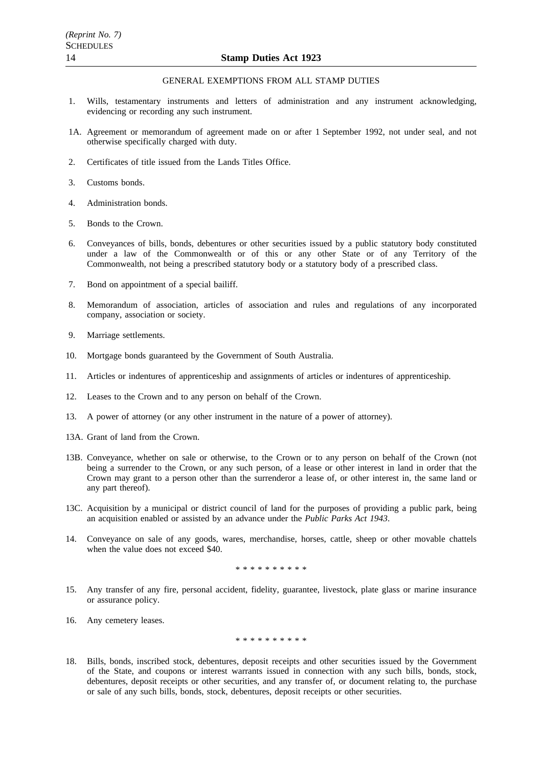GENERAL EXEMPTIONS FROM ALL STAMP DUTIES

1. Wills, testamentary instruments and letters of administration and any instrument acknowledging, evidencing or recording any such instrument.

1A. Agreement or memorandum of agreement made on or after 1 September 1992, not under seal, and not otherwise specifically charged with duty.

2. Certificates of title issued from the Lands Titles Office.

3. Customs bonds.

4. Administration bonds.

5. Bonds to the Crown.

6. Conveyances of bills, bonds, debentures or other securities issued by a public statutory body constituted under a law of the Commonwealth or of this or any other State or of any Territory of the Commonwealth, not being a prescribed statutory body or a statutory body of a prescribed class.

7. Bond on appointment of a special bailiff.

8. Memorandum of association, articles of association and rules and regulations of any incorporated company, association or society.

9. Marriage settlements.

10. Mortgage bonds guaranteed by the Government of South Australia.

11. Articles or indentures of apprenticeship and assignments of articles or indentures of apprenticeship.

12. Leases to the Crown and to any person on behalf of the Crown.

13. A power of attorney (or any other instrument in the nature of a power of attorney).

13A. Grant of land from the Crown.

13B. Conveyance, whether on sale or otherwise, to the Crown or to any person on behalf of the Crown (not being a surrender to the Crown, or any such person, of a lease or other interest in land in order that the Crown may grant to a person other than the surrenderor a lease of, or other interest in, the same land or any part thereof).

13C. Acquisition by a municipal or district council of land for the purposes of providing a public park, being an acquisition enabled or assisted by an advance under the *Public Parks Act 1943*.

14. Conveyance on sale of any goods, wares, merchandise, horses, cattle, sheep or other movable chattels when the value does not exceed $40.

\* \* \* \* \* \* \* \* \* \*

15. Any transfer of any fire, personal accident, fidelity, guarantee, livestock, plate glass or marine insurance or assurance policy.

16. Any cemetery leases.

\* \* \* \* \* \* \* \* \* \*

18. Bills, bonds, inscribed stock, debentures, deposit receipts and other securities issued by the Government of the State, and coupons or interest warrants issued in connection with any such bills, bonds, stock, debentures, deposit receipts or other securities, and any transfer of, or document relating to, the purchase or sale of any such bills, bonds, stock, debentures, deposit receipts or other securities.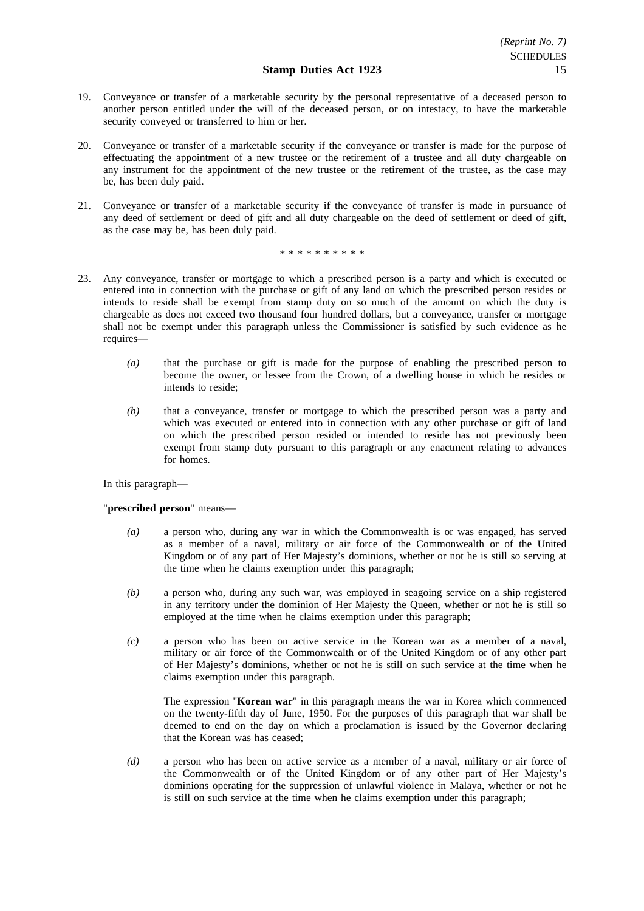19. Conveyance or transfer of a marketable security by the personal representative of a deceased person to another person entitled under the will of the deceased person, or on intestacy, to have the marketable security conveyed or transferred to him or her.

20. Conveyance or transfer of a marketable security if the conveyance or transfer is made for the purpose of effectuating the appointment of a new trustee or the retirement of a trustee and all duty chargeable on any instrument for the appointment of the new trustee or the retirement of the trustee, as the case may be, has been duly paid.

21. Conveyance or transfer of a marketable security if the conveyance of transfer is made in pursuance of any deed of settlement or deed of gift and all duty chargeable on the deed of settlement or deed of gift, as the case may be, has been duly paid.

\* \* \* \* \* \* \* \* \* \*

23. Any conveyance, transfer or mortgage to which a prescribed person is a party and which is executed or entered into in connection with the purchase or gift of any land on which the prescribed person resides or intends to reside shall be exempt from stamp duty on so much of the amount on which the duty is chargeable as does not exceed two thousand four hundred dollars, but a conveyance, transfer or mortgage shall not be exempt under this paragraph unless the Commissioner is satisfied by such evidence as he requires—

    *(a)* that the purchase or gift is made for the purpose of enabling the prescribed person to become the owner, or lessee from the Crown, of a dwelling house in which he resides or intends to reside;

    *(b)* that a conveyance, transfer or mortgage to which the prescribed person was a party and which was executed or entered into in connection with any other purchase or gift of land on which the prescribed person resided or intended to reside has not previously been exempt from stamp duty pursuant to this paragraph or any enactment relating to advances for homes.

    In this paragraph—

    "**prescribed person**" means—

    *(a)* a person who, during any war in which the Commonwealth is or was engaged, has served as a member of a naval, military or air force of the Commonwealth or of the United Kingdom or of any part of Her Majesty's dominions, whether or not he is still so serving at the time when he claims exemption under this paragraph;

    *(b)* a person who, during any such war, was employed in seagoing service on a ship registered in any territory under the dominion of Her Majesty the Queen, whether or not he is still so employed at the time when he claims exemption under this paragraph;

    *(c)* a person who has been on active service in the Korean war as a member of a naval, military or air force of the Commonwealth or of the United Kingdom or of any other part of Her Majesty's dominions, whether or not he is still on such service at the time when he claims exemption under this paragraph.

    The expression "**Korean war**" in this paragraph means the war in Korea which commenced on the twenty-fifth day of June, 1950. For the purposes of this paragraph that war shall be deemed to end on the day on which a proclamation is issued by the Governor declaring that the Korean was has ceased;

    *(d)* a person who has been on active service as a member of a naval, military or air force of the Commonwealth or of the United Kingdom or of any other part of Her Majesty's dominions operating for the suppression of unlawful violence in Malaya, whether or not he is still on such service at the time when he claims exemption under this paragraph;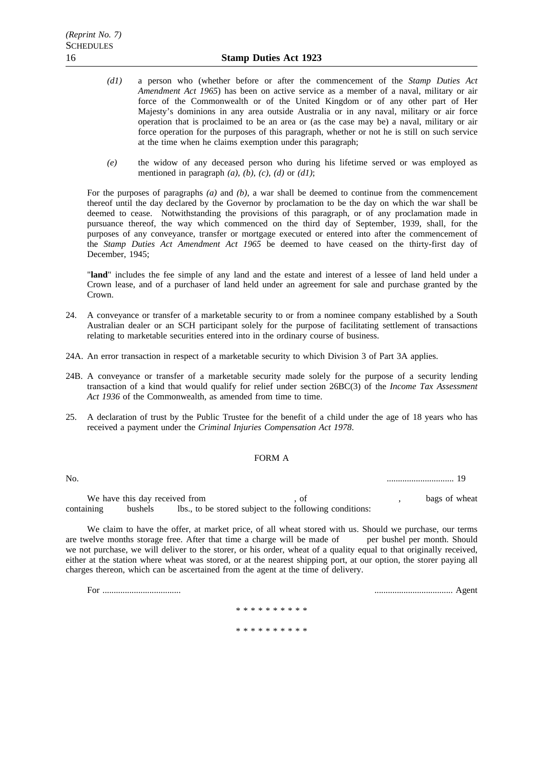*(d1)* a person who (whether before or after the commencement of the *Stamp Duties Act Amendment Act 1965*) has been on active service as a member of a naval, military or air force of the Commonwealth or of the United Kingdom or of any other part of Her Majesty's dominions in any area outside Australia or in any naval, military or air force operation that is proclaimed to be an area or (as the case may be) a naval, military or air force operation for the purposes of this paragraph, whether or not he is still on such service at the time when he claims exemption under this paragraph;

*(e)* the widow of any deceased person who during his lifetime served or was employed as mentioned in paragraph *(a)*, *(b)*, *(c)*, *(d)* or *(d1)*;

For the purposes of paragraphs *(a)* and *(b)*, a war shall be deemed to continue from the commencement thereof until the day declared by the Governor by proclamation to be the day on which the war shall be deemed to cease. Notwithstanding the provisions of this paragraph, or of any proclamation made in pursuance thereof, the way which commenced on the third day of September, 1939, shall, for the purposes of any conveyance, transfer or mortgage executed or entered into after the commencement of the *Stamp Duties Act Amendment Act 1965* be deemed to have ceased on the thirty-first day of December, 1945;

"**land**" includes the fee simple of any land and the estate and interest of a lessee of land held under a Crown lease, and of a purchaser of land held under an agreement for sale and purchase granted by the Crown.

24. A conveyance or transfer of a marketable security to or from a nominee company established by a South Australian dealer or an SCH participant solely for the purpose of facilitating settlement of transactions relating to marketable securities entered into in the ordinary course of business.

24A. An error transaction in respect of a marketable security to which Division 3 of Part 3A applies.

24B. A conveyance or transfer of a marketable security made solely for the purpose of a security lending transaction of a kind that would qualify for relief under section 26BC(3) of the *Income Tax Assessment Act 1936* of the Commonwealth, as amended from time to time.

25. A declaration of trust by the Public Trustee for the benefit of a child under the age of 18 years who has received a payment under the *Criminal Injuries Compensation Act 1978*.

FORM A

No. .............................. 19

We have this day received from , of , bags of wheat containing bushels lbs., to be stored subject to the following conditions:

We claim to have the offer, at market price, of all wheat stored with us. Should we purchase, our terms are twelve months storage free. After that time a charge will be made of per bushel per month. Should we not purchase, we will deliver to the storer, or his order, wheat of a quality equal to that originally received, either at the station where wheat was stored, or at the nearest shipping port, at our option, the storer paying all charges thereon, which can be ascertained from the agent at the time of delivery.

For .................................. .................................. Agent

\* \* \* \* \* \* \* \* \* \*

\* \* \* \* \* \* \* \* \* \*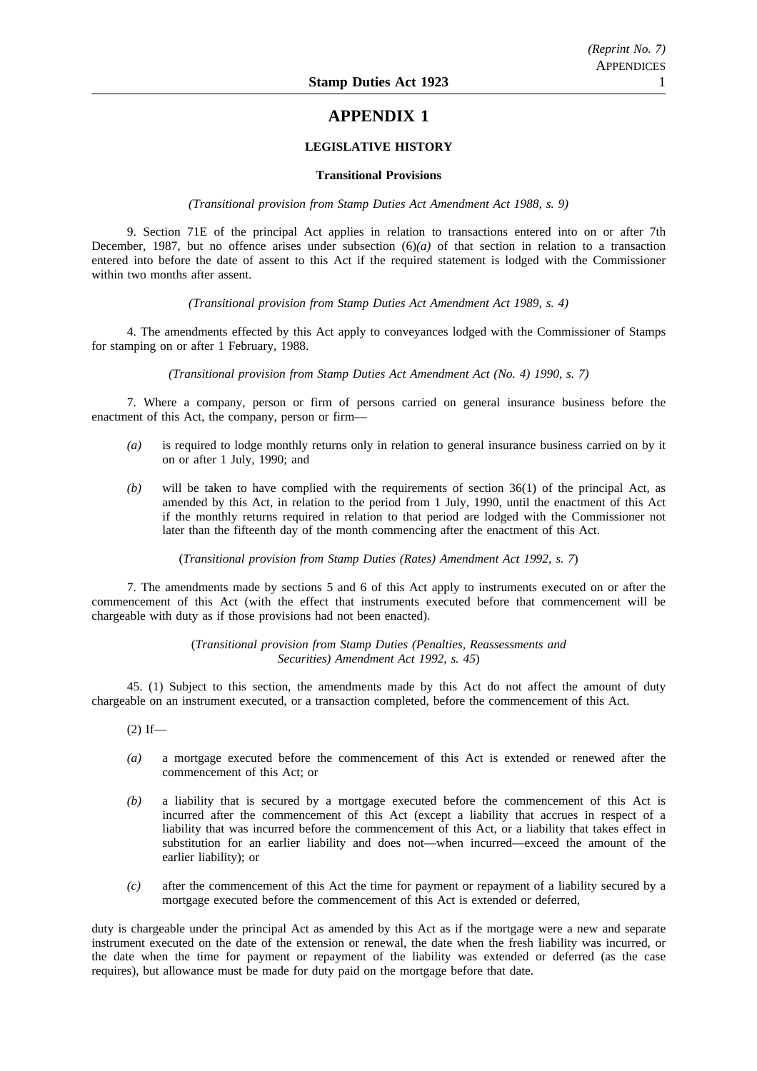# APPENDIX 1

## LEGISLATIVE HISTORY

### Transitional Provisions

*(Transitional provision from Stamp Duties Act Amendment Act 1988, s. 9)*

9. Section 71E of the principal Act applies in relation to transactions entered into on or after 7th December, 1987, but no offence arises under subsection (6)*(a)* of that section in relation to a transaction entered into before the date of assent to this Act if the required statement is lodged with the Commissioner within two months after assent.

*(Transitional provision from Stamp Duties Act Amendment Act 1989, s. 4)*

4. The amendments effected by this Act apply to conveyances lodged with the Commissioner of Stamps for stamping on or after 1 February, 1988.

*(Transitional provision from Stamp Duties Act Amendment Act (No. 4) 1990, s. 7)*

7. Where a company, person or firm of persons carried on general insurance business before the enactment of this Act, the company, person or firm—

*(a)* is required to lodge monthly returns only in relation to general insurance business carried on by it on or after 1 July, 1990; and

*(b)* will be taken to have complied with the requirements of section 36(1) of the principal Act, as amended by this Act, in relation to the period from 1 July, 1990, until the enactment of this Act if the monthly returns required in relation to that period are lodged with the Commissioner not later than the fifteenth day of the month commencing after the enactment of this Act.

(*Transitional provision from Stamp Duties (Rates) Amendment Act 1992, s. 7*)

7. The amendments made by sections 5 and 6 of this Act apply to instruments executed on or after the commencement of this Act (with the effect that instruments executed before that commencement will be chargeable with duty as if those provisions had not been enacted).

(*Transitional provision from Stamp Duties (Penalties, Reassessments and Securities) Amendment Act 1992, s. 45*)

45. (1) Subject to this section, the amendments made by this Act do not affect the amount of duty chargeable on an instrument executed, or a transaction completed, before the commencement of this Act.

(2) If—

*(a)* a mortgage executed before the commencement of this Act is extended or renewed after the commencement of this Act; or

*(b)* a liability that is secured by a mortgage executed before the commencement of this Act is incurred after the commencement of this Act (except a liability that accrues in respect of a liability that was incurred before the commencement of this Act, or a liability that takes effect in substitution for an earlier liability and does not—when incurred—exceed the amount of the earlier liability); or

*(c)* after the commencement of this Act the time for payment or repayment of a liability secured by a mortgage executed before the commencement of this Act is extended or deferred,

duty is chargeable under the principal Act as amended by this Act as if the mortgage were a new and separate instrument executed on the date of the extension or renewal, the date when the fresh liability was incurred, or the date when the time for payment or repayment of the liability was extended or deferred (as the case requires), but allowance must be made for duty paid on the mortgage before that date.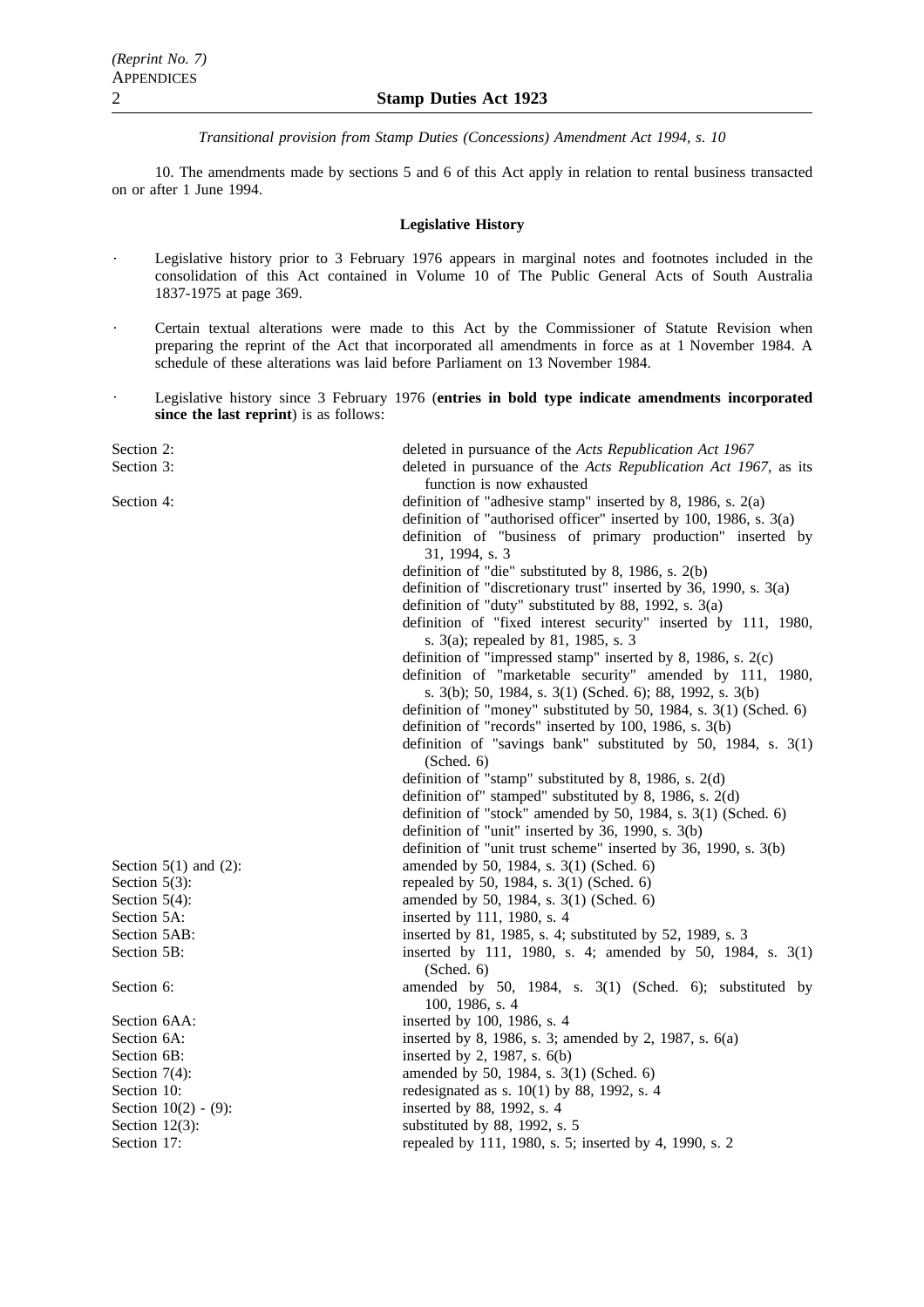*Transitional provision from Stamp Duties (Concessions) Amendment Act 1994, s. 10*

10. The amendments made by sections 5 and 6 of this Act apply in relation to rental business transacted on or after 1 June 1994.

**Legislative History**

- Legislative history prior to 3 February 1976 appears in marginal notes and footnotes included in the consolidation of this Act contained in Volume 10 of The Public General Acts of South Australia 1837-1975 at page 369.
- Certain textual alterations were made to this Act by the Commissioner of Statute Revision when preparing the reprint of the Act that incorporated all amendments in force as at 1 November 1984. A schedule of these alterations was laid before Parliament on 13 November 1984.
- Legislative history since 3 February 1976 (**entries in bold type indicate amendments incorporated since the last reprint**) is as follows:

| | |
|---|---|
| Section 2: | deleted in pursuance of the *Acts Republication Act 1967* |
| Section 3: | deleted in pursuance of the *Acts Republication Act 1967*, as its function is now exhausted |
| Section 4: | definition of "adhesive stamp" inserted by 8, 1986, s. 2(a) |
| | definition of "authorised officer" inserted by 100, 1986, s. 3(a) |
| | definition of "business of primary production" inserted by 31, 1994, s. 3 |
| | definition of "die" substituted by 8, 1986, s. 2(b) |
| | definition of "discretionary trust" inserted by 36, 1990, s. 3(a) |
| | definition of "duty" substituted by 88, 1992, s. 3(a) |
| | definition of "fixed interest security" inserted by 111, 1980, s. 3(a); repealed by 81, 1985, s. 3 |
| | definition of "impressed stamp" inserted by 8, 1986, s. 2(c) |
| | definition of "marketable security" amended by 111, 1980, s. 3(b); 50, 1984, s. 3(1) (Sched. 6); 88, 1992, s. 3(b) |
| | definition of "money" substituted by 50, 1984, s. 3(1) (Sched. 6) |
| | definition of "records" inserted by 100, 1986, s. 3(b) |
| | definition of "savings bank" substituted by 50, 1984, s. 3(1) (Sched. 6) |
| | definition of "stamp" substituted by 8, 1986, s. 2(d) |
| | definition of" stamped" substituted by 8, 1986, s. 2(d) |
| | definition of "stock" amended by 50, 1984, s. 3(1) (Sched. 6) |
| | definition of "unit" inserted by 36, 1990, s. 3(b) |
| | definition of "unit trust scheme" inserted by 36, 1990, s. 3(b) |
| Section 5(1) and (2): | amended by 50, 1984, s. 3(1) (Sched. 6) |
| Section 5(3): | repealed by 50, 1984, s. 3(1) (Sched. 6) |
| Section 5(4): | amended by 50, 1984, s. 3(1) (Sched. 6) |
| Section 5A: | inserted by 111, 1980, s. 4 |
| Section 5AB: | inserted by 81, 1985, s. 4; substituted by 52, 1989, s. 3 |
| Section 5B: | inserted by 111, 1980, s. 4; amended by 50, 1984, s. 3(1) (Sched. 6) |
| Section 6: | amended by 50, 1984, s. 3(1) (Sched. 6); substituted by 100, 1986, s. 4 |
| Section 6AA: | inserted by 100, 1986, s. 4 |
| Section 6A: | inserted by 8, 1986, s. 3; amended by 2, 1987, s. 6(a) |
| Section 6B: | inserted by 2, 1987, s. 6(b) |
| Section 7(4): | amended by 50, 1984, s. 3(1) (Sched. 6) |
| Section 10: | redesignated as s. 10(1) by 88, 1992, s. 4 |
| Section 10(2) - (9): | inserted by 88, 1992, s. 4 |
| Section 12(3): | substituted by 88, 1992, s. 5 |
| Section 17: | repealed by 111, 1980, s. 5; inserted by 4, 1990, s. 2 |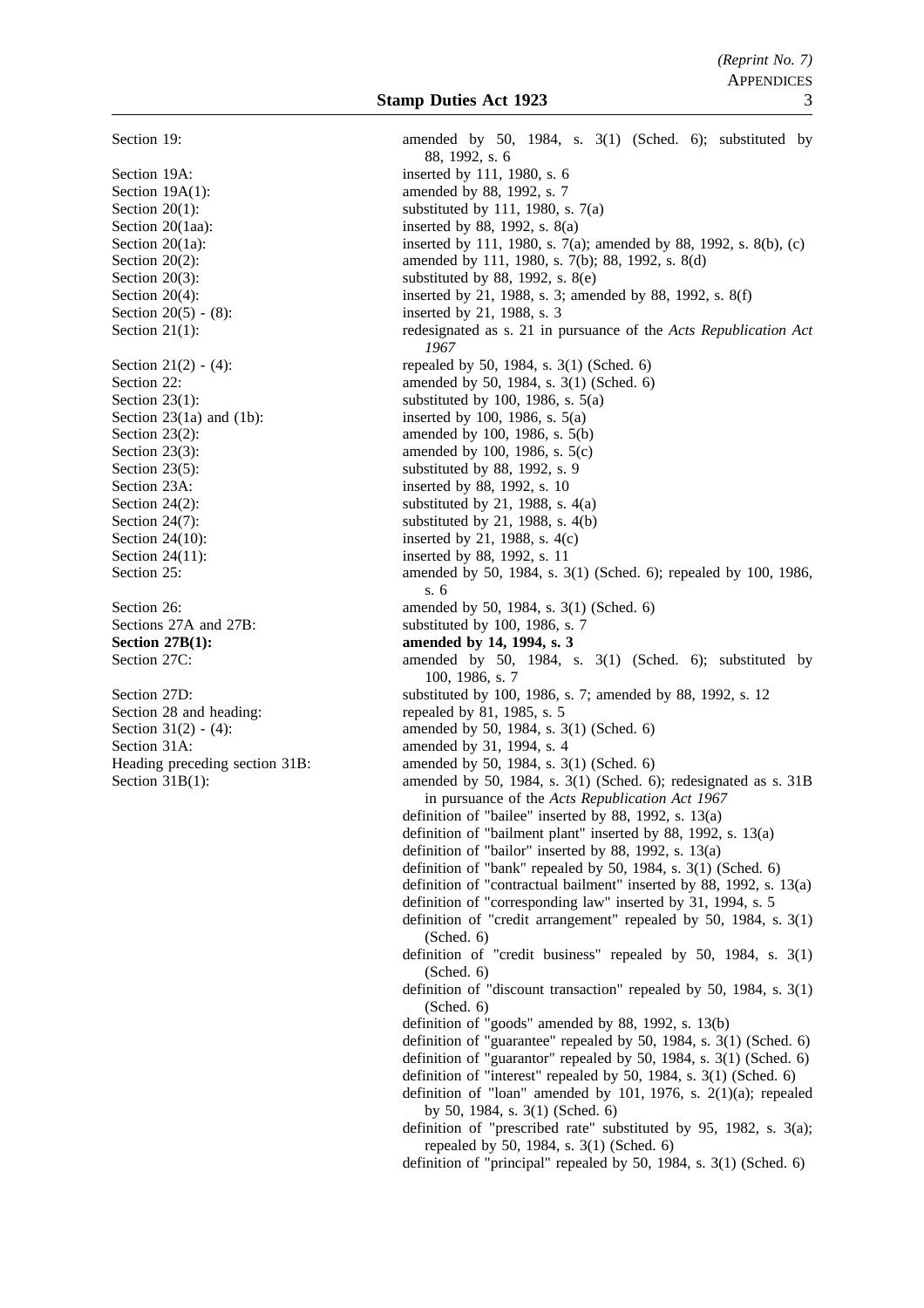| | |
|---|---|
| Section 19: | amended by 50, 1984, s. 3(1) (Sched. 6); substituted by 88, 1992, s. 6 |
| Section 19A: | inserted by 111, 1980, s. 6 |
| Section 19A(1): | amended by 88, 1992, s. 7 |
| Section 20(1): | substituted by 111, 1980, s. 7(a) |
| Section 20(1aa): | inserted by 88, 1992, s. 8(a) |
| Section 20(1a): | inserted by 111, 1980, s. 7(a); amended by 88, 1992, s. 8(b), (c) |
| Section 20(2): | amended by 111, 1980, s. 7(b); 88, 1992, s. 8(d) |
| Section 20(3): | substituted by 88, 1992, s. 8(e) |
| Section 20(4): | inserted by 21, 1988, s. 3; amended by 88, 1992, s. 8(f) |
| Section 20(5) - (8): | inserted by 21, 1988, s. 3 |
| Section 21(1): | redesignated as s. 21 in pursuance of the *Acts Republication Act 1967* |
| Section 21(2) - (4): | repealed by 50, 1984, s. 3(1) (Sched. 6) |
| Section 22: | amended by 50, 1984, s. 3(1) (Sched. 6) |
| Section 23(1): | substituted by 100, 1986, s. 5(a) |
| Section 23(1a) and (1b): | inserted by 100, 1986, s. 5(a) |
| Section 23(2): | amended by 100, 1986, s. 5(b) |
| Section 23(3): | amended by 100, 1986, s. 5(c) |
| Section 23(5): | substituted by 88, 1992, s. 9 |
| Section 23A: | inserted by 88, 1992, s. 10 |
| Section 24(2): | substituted by 21, 1988, s. 4(a) |
| Section 24(7): | substituted by 21, 1988, s. 4(b) |
| Section 24(10): | inserted by 21, 1988, s. 4(c) |
| Section 24(11): | inserted by 88, 1992, s. 11 |
| Section 25: | amended by 50, 1984, s. 3(1) (Sched. 6); repealed by 100, 1986, s. 6 |
| Section 26: | amended by 50, 1984, s. 3(1) (Sched. 6) |
| Sections 27A and 27B: | substituted by 100, 1986, s. 7 |
| **Section 27B(1):** | **amended by 14, 1994, s. 3** |
| Section 27C: | amended by 50, 1984, s. 3(1) (Sched. 6); substituted by 100, 1986, s. 7 |
| Section 27D: | substituted by 100, 1986, s. 7; amended by 88, 1992, s. 12 |
| Section 28 and heading: | repealed by 81, 1985, s. 5 |
| Section 31(2) - (4): | amended by 50, 1984, s. 3(1) (Sched. 6) |
| Section 31A: | amended by 31, 1994, s. 4 |
| Heading preceding section 31B: | amended by 50, 1984, s. 3(1) (Sched. 6) |
| Section 31B(1): | amended by 50, 1984, s. 3(1) (Sched. 6); redesignated as s. 31B in pursuance of the *Acts Republication Act 1967* |
| | definition of "bailee" inserted by 88, 1992, s. 13(a) |
| | definition of "bailment plant" inserted by 88, 1992, s. 13(a) |
| | definition of "bailor" inserted by 88, 1992, s. 13(a) |
| | definition of "bank" repealed by 50, 1984, s. 3(1) (Sched. 6) |
| | definition of "contractual bailment" inserted by 88, 1992, s. 13(a) |
| | definition of "corresponding law" inserted by 31, 1994, s. 5 |
| | definition of "credit arrangement" repealed by 50, 1984, s. 3(1) (Sched. 6) |
| | definition of "credit business" repealed by 50, 1984, s. 3(1) (Sched. 6) |
| | definition of "discount transaction" repealed by 50, 1984, s. 3(1) (Sched. 6) |
| | definition of "goods" amended by 88, 1992, s. 13(b) |
| | definition of "guarantee" repealed by 50, 1984, s. 3(1) (Sched. 6) |
| | definition of "guarantor" repealed by 50, 1984, s. 3(1) (Sched. 6) |
| | definition of "interest" repealed by 50, 1984, s. 3(1) (Sched. 6) |
| | definition of "loan" amended by 101, 1976, s. 2(1)(a); repealed by 50, 1984, s. 3(1) (Sched. 6) |
| | definition of "prescribed rate" substituted by 95, 1982, s. 3(a); repealed by 50, 1984, s. 3(1) (Sched. 6) |
| | definition of "principal" repealed by 50, 1984, s. 3(1) (Sched. 6) |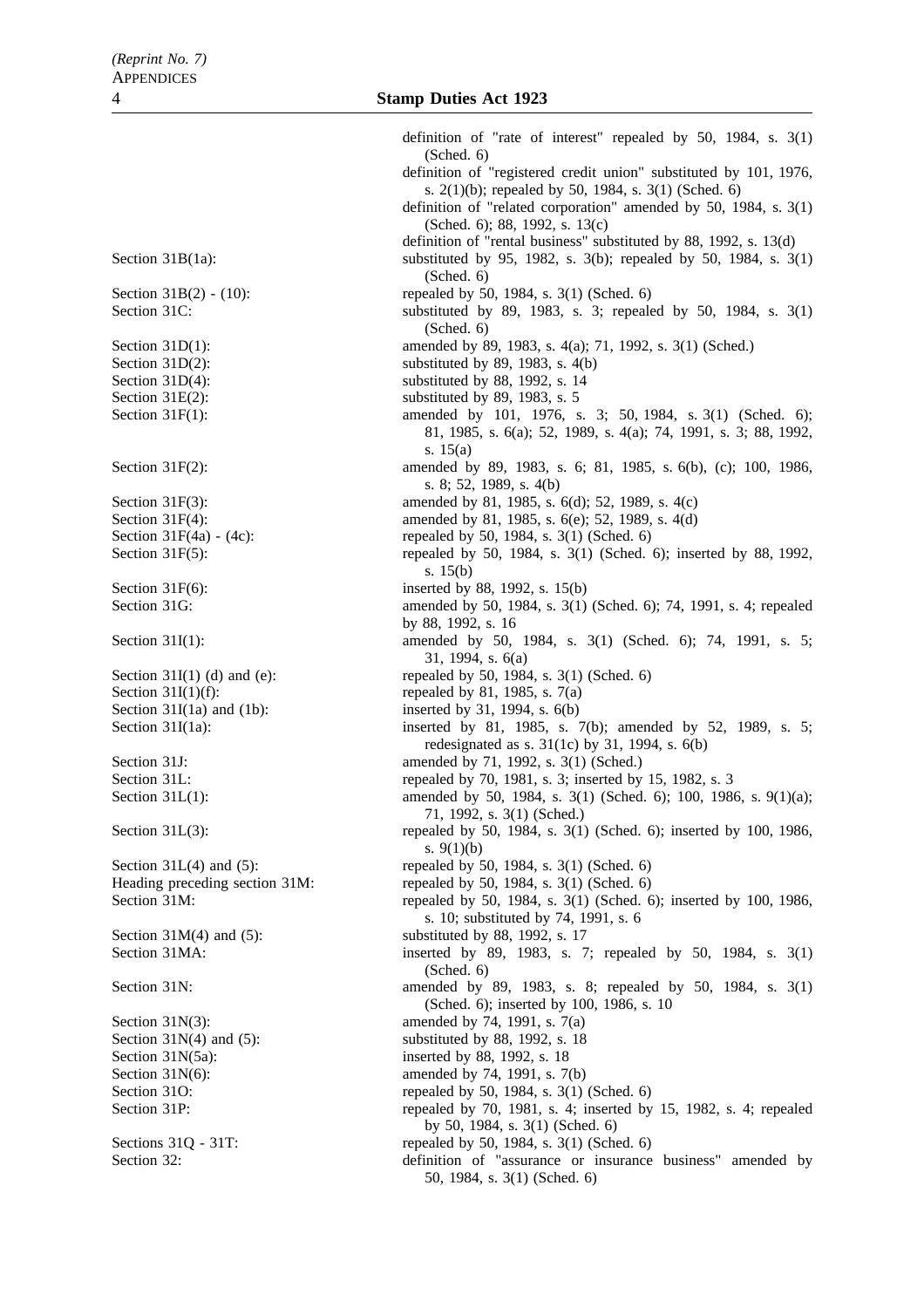| | |
|---|---|
| | definition of "rate of interest" repealed by 50, 1984, s. 3(1) (Sched. 6) |
| | definition of "registered credit union" substituted by 101, 1976, s. 2(1)(b); repealed by 50, 1984, s. 3(1) (Sched. 6) |
| | definition of "related corporation" amended by 50, 1984, s. 3(1) (Sched. 6); 88, 1992, s. 13(c) |
| | definition of "rental business" substituted by 88, 1992, s. 13(d) |
| Section 31B(1a): | substituted by 95, 1982, s. 3(b); repealed by 50, 1984, s. 3(1) (Sched. 6) |
| Section 31B(2) - (10): | repealed by 50, 1984, s. 3(1) (Sched. 6) |
| Section 31C: | substituted by 89, 1983, s. 3; repealed by 50, 1984, s. 3(1) (Sched. 6) |
| Section 31D(1): | amended by 89, 1983, s. 4(a); 71, 1992, s. 3(1) (Sched.) |
| Section 31D(2): | substituted by 89, 1983, s. 4(b) |
| Section 31D(4): | substituted by 88, 1992, s. 14 |
| Section 31E(2): | substituted by 89, 1983, s. 5 |
| Section 31F(1): | amended by 101, 1976, s. 3; 50, 1984, s. 3(1) (Sched. 6); 81, 1985, s. 6(a); 52, 1989, s. 4(a); 74, 1991, s. 3; 88, 1992, s. 15(a) |
| Section 31F(2): | amended by 89, 1983, s. 6; 81, 1985, s. 6(b), (c); 100, 1986, s. 8; 52, 1989, s. 4(b) |
| Section 31F(3): | amended by 81, 1985, s. 6(d); 52, 1989, s. 4(c) |
| Section 31F(4): | amended by 81, 1985, s. 6(e); 52, 1989, s. 4(d) |
| Section 31F(4a) - (4c): | repealed by 50, 1984, s. 3(1) (Sched. 6) |
| Section 31F(5): | repealed by 50, 1984, s. 3(1) (Sched. 6); inserted by 88, 1992, s. 15(b) |
| Section 31F(6): | inserted by 88, 1992, s. 15(b) |
| Section 31G: | amended by 50, 1984, s. 3(1) (Sched. 6); 74, 1991, s. 4; repealed by 88, 1992, s. 16 |
| Section 31I(1): | amended by 50, 1984, s. 3(1) (Sched. 6); 74, 1991, s. 5; 31, 1994, s. 6(a) |
| Section 31I(1) (d) and (e): | repealed by 50, 1984, s. 3(1) (Sched. 6) |
| Section 31I(1)(f): | repealed by 81, 1985, s. 7(a) |
| Section 31I(1a) and (1b): | inserted by 31, 1994, s. 6(b) |
| Section 31I(1a): | inserted by 81, 1985, s. 7(b); amended by 52, 1989, s. 5; redesignated as s. 31(1c) by 31, 1994, s. 6(b) |
| Section 31J: | amended by 71, 1992, s. 3(1) (Sched.) |
| Section 31L: | repealed by 70, 1981, s. 3; inserted by 15, 1982, s. 3 |
| Section 31L(1): | amended by 50, 1984, s. 3(1) (Sched. 6); 100, 1986, s. 9(1)(a); 71, 1992, s. 3(1) (Sched.) |
| Section 31L(3): | repealed by 50, 1984, s. 3(1) (Sched. 6); inserted by 100, 1986, s. 9(1)(b) |
| Section 31L(4) and (5): | repealed by 50, 1984, s. 3(1) (Sched. 6) |
| Heading preceding section 31M: | repealed by 50, 1984, s. 3(1) (Sched. 6) |
| Section 31M: | repealed by 50, 1984, s. 3(1) (Sched. 6); inserted by 100, 1986, s. 10; substituted by 74, 1991, s. 6 |
| Section 31M(4) and (5): | substituted by 88, 1992, s. 17 |
| Section 31MA: | inserted by 89, 1983, s. 7; repealed by 50, 1984, s. 3(1) (Sched. 6) |
| Section 31N: | amended by 89, 1983, s. 8; repealed by 50, 1984, s. 3(1) (Sched. 6); inserted by 100, 1986, s. 10 |
| Section 31N(3): | amended by 74, 1991, s. 7(a) |
| Section 31N(4) and (5): | substituted by 88, 1992, s. 18 |
| Section 31N(5a): | inserted by 88, 1992, s. 18 |
| Section 31N(6): | amended by 74, 1991, s. 7(b) |
| Section 31O: | repealed by 50, 1984, s. 3(1) (Sched. 6) |
| Section 31P: | repealed by 70, 1981, s. 4; inserted by 15, 1982, s. 4; repealed by 50, 1984, s. 3(1) (Sched. 6) |
| Sections 31Q - 31T: | repealed by 50, 1984, s. 3(1) (Sched. 6) |
| Section 32: | definition of "assurance or insurance business" amended by 50, 1984, s. 3(1) (Sched. 6) |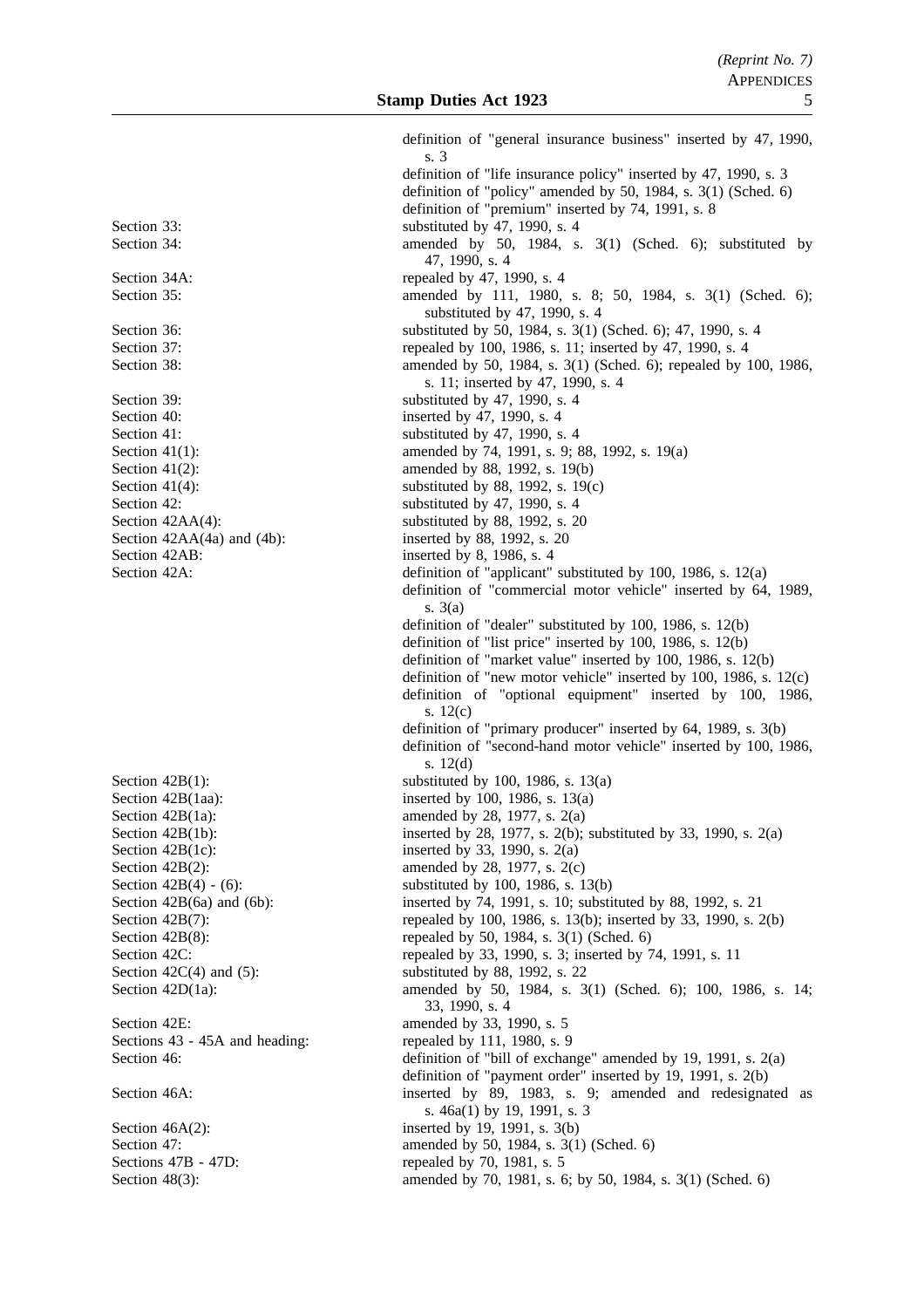| | |
|---|---|
| | definition of "general insurance business" inserted by 47, 1990, s. 3 |
| | definition of "life insurance policy" inserted by 47, 1990, s. 3 |
| | definition of "policy" amended by 50, 1984, s. 3(1) (Sched. 6) |
| | definition of "premium" inserted by 74, 1991, s. 8 |
| Section 33: | substituted by 47, 1990, s. 4 |
| Section 34: | amended by 50, 1984, s. 3(1) (Sched. 6); substituted by 47, 1990, s. 4 |
| Section 34A: | repealed by 47, 1990, s. 4 |
| Section 35: | amended by 111, 1980, s. 8; 50, 1984, s. 3(1) (Sched. 6); substituted by 47, 1990, s. 4 |
| Section 36: | substituted by 50, 1984, s. 3(1) (Sched. 6); 47, 1990, s. 4 |
| Section 37: | repealed by 100, 1986, s. 11; inserted by 47, 1990, s. 4 |
| Section 38: | amended by 50, 1984, s. 3(1) (Sched. 6); repealed by 100, 1986, s. 11; inserted by 47, 1990, s. 4 |
| Section 39: | substituted by 47, 1990, s. 4 |
| Section 40: | inserted by 47, 1990, s. 4 |
| Section 41: | substituted by 47, 1990, s. 4 |
| Section 41(1): | amended by 74, 1991, s. 9; 88, 1992, s. 19(a) |
| Section 41(2): | amended by 88, 1992, s. 19(b) |
| Section 41(4): | substituted by 88, 1992, s. 19(c) |
| Section 42: | substituted by 47, 1990, s. 4 |
| Section 42AA(4): | substituted by 88, 1992, s. 20 |
| Section 42AA(4a) and (4b): | inserted by 88, 1992, s. 20 |
| Section 42AB: | inserted by 8, 1986, s. 4 |
| Section 42A: | definition of "applicant" substituted by 100, 1986, s. 12(a) |
| | definition of "commercial motor vehicle" inserted by 64, 1989, s. 3(a) |
| | definition of "dealer" substituted by 100, 1986, s. 12(b) |
| | definition of "list price" inserted by 100, 1986, s. 12(b) |
| | definition of "market value" inserted by 100, 1986, s. 12(b) |
| | definition of "new motor vehicle" inserted by 100, 1986, s. 12(c) |
| | definition of "optional equipment" inserted by 100, 1986, s. 12(c) |
| | definition of "primary producer" inserted by 64, 1989, s. 3(b) |
| | definition of "second-hand motor vehicle" inserted by 100, 1986, s. 12(d) |
| Section 42B(1): | substituted by 100, 1986, s. 13(a) |
| Section 42B(1aa): | inserted by 100, 1986, s. 13(a) |
| Section 42B(1a): | amended by 28, 1977, s. 2(a) |
| Section 42B(1b): | inserted by 28, 1977, s. 2(b); substituted by 33, 1990, s. 2(a) |
| Section 42B(1c): | inserted by 33, 1990, s. 2(a) |
| Section 42B(2): | amended by 28, 1977, s. 2(c) |
| Section 42B(4) - (6): | substituted by 100, 1986, s. 13(b) |
| Section 42B(6a) and (6b): | inserted by 74, 1991, s. 10; substituted by 88, 1992, s. 21 |
| Section 42B(7): | repealed by 100, 1986, s. 13(b); inserted by 33, 1990, s. 2(b) |
| Section 42B(8): | repealed by 50, 1984, s. 3(1) (Sched. 6) |
| Section 42C: | repealed by 33, 1990, s. 3; inserted by 74, 1991, s. 11 |
| Section 42C(4) and (5): | substituted by 88, 1992, s. 22 |
| Section 42D(1a): | amended by 50, 1984, s. 3(1) (Sched. 6); 100, 1986, s. 14; 33, 1990, s. 4 |
| Section 42E: | amended by 33, 1990, s. 5 |
| Sections 43 - 45A and heading: | repealed by 111, 1980, s. 9 |
| Section 46: | definition of "bill of exchange" amended by 19, 1991, s. 2(a) |
| | definition of "payment order" inserted by 19, 1991, s. 2(b) |
| Section 46A: | inserted by 89, 1983, s. 9; amended and redesignated as s. 46a(1) by 19, 1991, s. 3 |
| Section 46A(2): | inserted by 19, 1991, s. 3(b) |
| Section 47: | amended by 50, 1984, s. 3(1) (Sched. 6) |
| Sections 47B - 47D: | repealed by 70, 1981, s. 5 |
| Section 48(3): | amended by 70, 1981, s. 6; by 50, 1984, s. 3(1) (Sched. 6) |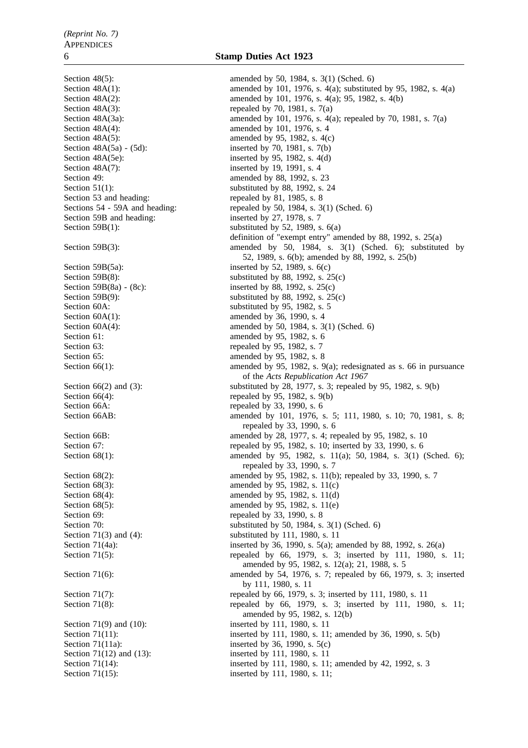| | |
|---|---|
| Section 48(5): | amended by 50, 1984, s. 3(1) (Sched. 6) |
| Section 48A(1): | amended by 101, 1976, s. 4(a); substituted by 95, 1982, s. 4(a) |
| Section 48A(2): | amended by 101, 1976, s. 4(a); 95, 1982, s. 4(b) |
| Section 48A(3): | repealed by 70, 1981, s. 7(a) |
| Section 48A(3a): | amended by 101, 1976, s. 4(a); repealed by 70, 1981, s. 7(a) |
| Section 48A(4): | amended by 101, 1976, s. 4 |
| Section 48A(5): | amended by 95, 1982, s. 4(c) |
| Section 48A(5a) - (5d): | inserted by 70, 1981, s. 7(b) |
| Section 48A(5e): | inserted by 95, 1982, s. 4(d) |
| Section 48A(7): | inserted by 19, 1991, s. 4 |
| Section 49: | amended by 88, 1992, s. 23 |
| Section 51(1): | substituted by 88, 1992, s. 24 |
| Section 53 and heading: | repealed by 81, 1985, s. 8 |
| Sections 54 - 59A and heading: | repealed by 50, 1984, s. 3(1) (Sched. 6) |
| Section 59B and heading: | inserted by 27, 1978, s. 7 |
| Section 59B(1): | substituted by 52, 1989, s. 6(a) definition of "exempt entry" amended by 88, 1992, s. 25(a) |
| Section 59B(3): | amended by 50, 1984, s. 3(1) (Sched. 6); substituted by 52, 1989, s. 6(b); amended by 88, 1992, s. 25(b) |
| Section 59B(5a): | inserted by 52, 1989, s. 6(c) |
| Section 59B(8): | substituted by 88, 1992, s. 25(c) |
| Section 59B(8a) - (8c): | inserted by 88, 1992, s. 25(c) |
| Section 59B(9): | substituted by 88, 1992, s. 25(c) |
| Section 60A: | substituted by 95, 1982, s. 5 |
| Section 60A(1): | amended by 36, 1990, s. 4 |
| Section 60A(4): | amended by 50, 1984, s. 3(1) (Sched. 6) |
| Section 61: | amended by 95, 1982, s. 6 |
| Section 63: | repealed by 95, 1982, s. 7 |
| Section 65: | amended by 95, 1982, s. 8 |
| Section 66(1): | amended by 95, 1982, s. 9(a); redesignated as s. 66 in pursuance of the *Acts Republication Act 1967* |
| Section 66(2) and (3): | substituted by 28, 1977, s. 3; repealed by 95, 1982, s. 9(b) |
| Section 66(4): | repealed by 95, 1982, s. 9(b) |
| Section 66A: | repealed by 33, 1990, s. 6 |
| Section 66AB: | amended by 101, 1976, s. 5; 111, 1980, s. 10; 70, 1981, s. 8; repealed by 33, 1990, s. 6 |
| Section 66B: | amended by 28, 1977, s. 4; repealed by 95, 1982, s. 10 |
| Section 67: | repealed by 95, 1982, s. 10; inserted by 33, 1990, s. 6 |
| Section 68(1): | amended by 95, 1982, s. 11(a); 50, 1984, s. 3(1) (Sched. 6); repealed by 33, 1990, s. 7 |
| Section 68(2): | amended by 95, 1982, s. 11(b); repealed by 33, 1990, s. 7 |
| Section 68(3): | amended by 95, 1982, s. 11(c) |
| Section 68(4): | amended by 95, 1982, s. 11(d) |
| Section 68(5): | amended by 95, 1982, s. 11(e) |
| Section 69: | repealed by 33, 1990, s. 8 |
| Section 70: | substituted by 50, 1984, s. 3(1) (Sched. 6) |
| Section 71(3) and (4): | substituted by 111, 1980, s. 11 |
| Section 71(4a): | inserted by 36, 1990, s. 5(a); amended by 88, 1992, s. 26(a) |
| Section 71(5): | repealed by 66, 1979, s. 3; inserted by 111, 1980, s. 11; amended by 95, 1982, s. 12(a); 21, 1988, s. 5 |
| Section 71(6): | amended by 54, 1976, s. 7; repealed by 66, 1979, s. 3; inserted by 111, 1980, s. 11 |
| Section 71(7): | repealed by 66, 1979, s. 3; inserted by 111, 1980, s. 11 |
| Section 71(8): | repealed by 66, 1979, s. 3; inserted by 111, 1980, s. 11; amended by 95, 1982, s. 12(b) |
| Section 71(9) and (10): | inserted by 111, 1980, s. 11 |
| Section 71(11): | inserted by 111, 1980, s. 11; amended by 36, 1990, s. 5(b) |
| Section 71(11a): | inserted by 36, 1990, s. 5(c) |
| Section 71(12) and (13): | inserted by 111, 1980, s. 11 |
| Section 71(14): | inserted by 111, 1980, s. 11; amended by 42, 1992, s. 3 |
| Section 71(15): | inserted by 111, 1980, s. 11; |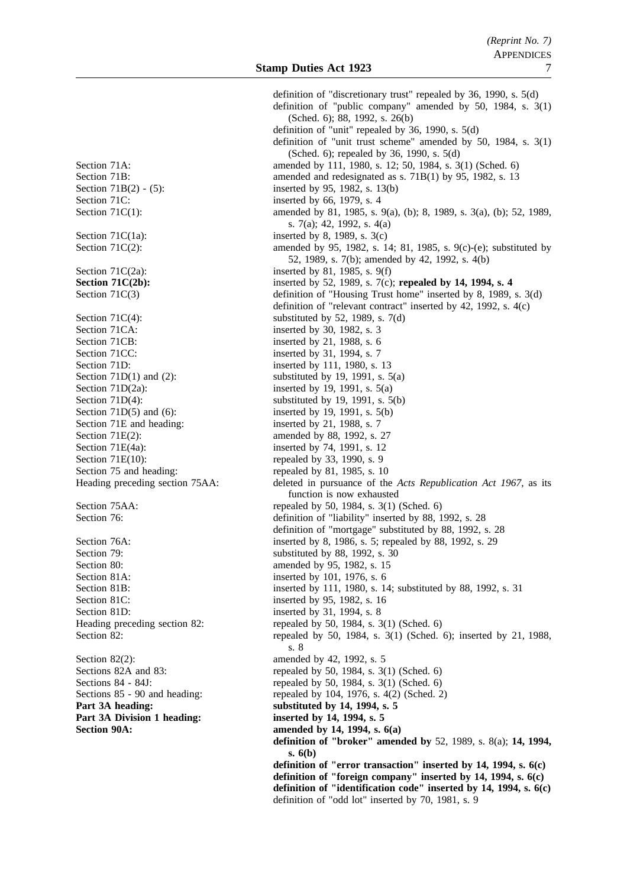| | |
|---|---|
| | definition of "discretionary trust" repealed by 36, 1990, s. 5(d) |
| | definition of "public company" amended by 50, 1984, s. 3(1) (Sched. 6); 88, 1992, s. 26(b) |
| | definition of "unit" repealed by 36, 1990, s. 5(d) |
| | definition of "unit trust scheme" amended by 50, 1984, s. 3(1) (Sched. 6); repealed by 36, 1990, s. 5(d) |
| Section 71A: | amended by 111, 1980, s. 12; 50, 1984, s. 3(1) (Sched. 6) |
| Section 71B: | amended and redesignated as s. 71B(1) by 95, 1982, s. 13 |
| Section 71B(2) - (5): | inserted by 95, 1982, s. 13(b) |
| Section 71C: | inserted by 66, 1979, s. 4 |
| Section 71C(1): | amended by 81, 1985, s. 9(a), (b); 8, 1989, s. 3(a), (b); 52, 1989, s. 7(a); 42, 1992, s. 4(a) |
| Section 71C(1a): | inserted by 8, 1989, s. 3(c) |
| Section 71C(2): | amended by 95, 1982, s. 14; 81, 1985, s. 9(c)-(e); substituted by 52, 1989, s. 7(b); amended by 42, 1992, s. 4(b) |
| Section 71C(2a): | inserted by 81, 1985, s. 9(f) |
| **Section 71C(2b):** | inserted by 52, 1989, s. 7(c); **repealed by 14, 1994, s. 4** |
| Section 71C(3) | definition of "Housing Trust home" inserted by 8, 1989, s. 3(d) |
| | definition of "relevant contract" inserted by 42, 1992, s. 4(c) |
| Section 71C(4): | substituted by 52, 1989, s. 7(d) |
| Section 71CA: | inserted by 30, 1982, s. 3 |
| Section 71CB: | inserted by 21, 1988, s. 6 |
| Section 71CC: | inserted by 31, 1994, s. 7 |
| Section 71D: | inserted by 111, 1980, s. 13 |
| Section 71D(1) and (2): | substituted by 19, 1991, s. 5(a) |
| Section 71D(2a): | inserted by 19, 1991, s. 5(a) |
| Section 71D(4): | substituted by 19, 1991, s. 5(b) |
| Section 71D(5) and (6): | inserted by 19, 1991, s. 5(b) |
| Section 71E and heading: | inserted by 21, 1988, s. 7 |
| Section 71E(2): | amended by 88, 1992, s. 27 |
| Section 71E(4a): | inserted by 74, 1991, s. 12 |
| Section 71E(10): | repealed by 33, 1990, s. 9 |
| Section 75 and heading: | repealed by 81, 1985, s. 10 |
| Heading preceding section 75AA: | deleted in pursuance of the *Acts Republication Act 1967*, as its function is now exhausted |
| Section 75AA: | repealed by 50, 1984, s. 3(1) (Sched. 6) |
| Section 76: | definition of "liability" inserted by 88, 1992, s. 28 |
| | definition of "mortgage" substituted by 88, 1992, s. 28 |
| Section 76A: | inserted by 8, 1986, s. 5; repealed by 88, 1992, s. 29 |
| Section 79: | substituted by 88, 1992, s. 30 |
| Section 80: | amended by 95, 1982, s. 15 |
| Section 81A: | inserted by 101, 1976, s. 6 |
| Section 81B: | inserted by 111, 1980, s. 14; substituted by 88, 1992, s. 31 |
| Section 81C: | inserted by 95, 1982, s. 16 |
| Section 81D: | inserted by 31, 1994, s. 8 |
| Heading preceding section 82: | repealed by 50, 1984, s. 3(1) (Sched. 6) |
| Section 82: | repealed by 50, 1984, s. 3(1) (Sched. 6); inserted by 21, 1988, s. 8 |
| Section 82(2): | amended by 42, 1992, s. 5 |
| Sections 82A and 83: | repealed by 50, 1984, s. 3(1) (Sched. 6) |
| Sections 84 - 84J: | repealed by 50, 1984, s. 3(1) (Sched. 6) |
| Sections 85 - 90 and heading: | repealed by 104, 1976, s. 4(2) (Sched. 2) |
| **Part 3A heading:** | **substituted by 14, 1994, s. 5** |
| **Part 3A Division 1 heading:** | **inserted by 14, 1994, s. 5** |
| **Section 90A:** | **amended by 14, 1994, s. 6(a)** |
| | **definition of "broker" amended by** 52, 1989, s. 8(a); **14, 1994, s. 6(b)** |
| | **definition of "error transaction" inserted by 14, 1994, s. 6(c)** |
| | **definition of "foreign company" inserted by 14, 1994, s. 6(c)** |
| | **definition of "identification code" inserted by 14, 1994, s. 6(c)** |
| | definition of "odd lot" inserted by 70, 1981, s. 9 |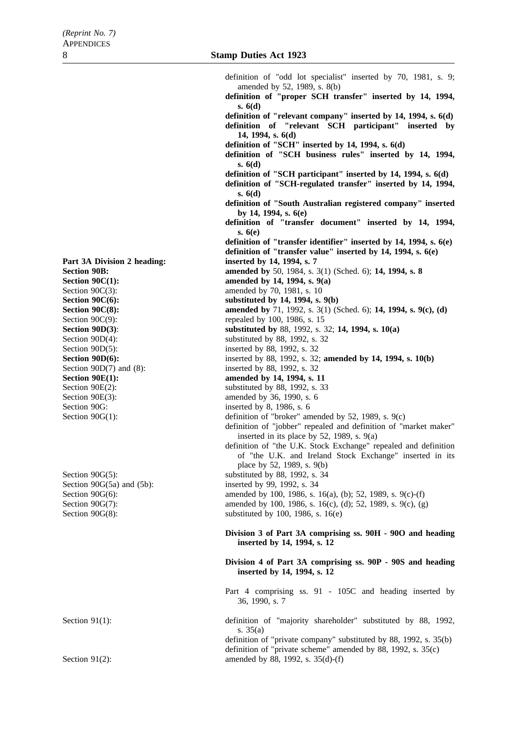definition of "odd lot specialist" inserted by 70, 1981, s. 9; amended by 52, 1989, s. 8(b)

**definition of "proper SCH transfer" inserted by 14, 1994, s. 6(d)**

**definition of "relevant company" inserted by 14, 1994, s. 6(d)**

**definition of "relevant SCH participant" inserted by 14, 1994, s. 6(d)**

**definition of "SCH" inserted by 14, 1994, s. 6(d)**

**definition of "SCH business rules" inserted by 14, 1994, s. 6(d)**

**definition of "SCH participant" inserted by 14, 1994, s. 6(d)**

**definition of "SCH-regulated transfer" inserted by 14, 1994, s. 6(d)**

**definition of "South Australian registered company" inserted by 14, 1994, s. 6(e)**

**definition of "transfer document" inserted by 14, 1994, s. 6(e)**

**definition of "transfer identifier" inserted by 14, 1994, s. 6(e)**

**definition of "transfer value" inserted by 14, 1994, s. 6(e)**

| | |
|---|---|
| **Part 3A Division 2 heading:** | **inserted by 14, 1994, s. 7** |
| **Section 90B:** | **amended by** 50, 1984, s. 3(1) (Sched. 6); **14, 1994, s. 8** |
| **Section 90C(1):** | **amended by 14, 1994, s. 9(a)** |
| Section 90C(3): | amended by 70, 1981, s. 10 |
| **Section 90C(6):** | **substituted by 14, 1994, s. 9(b)** |
| **Section 90C(8):** | **amended by** 71, 1992, s. 3(1) (Sched. 6); **14, 1994, s. 9(c), (d)** |
| Section 90C(9): | repealed by 100, 1986, s. 15 |
| **Section 90D(3)**: | **substituted by** 88, 1992, s. 32; **14, 1994, s. 10(a)** |
| Section 90D(4): | substituted by 88, 1992, s. 32 |
| Section 90D(5): | inserted by 88, 1992, s. 32 |
| **Section 90D(6):** | inserted by 88, 1992, s. 32; **amended by 14, 1994, s. 10(b)** |
| Section 90D(7) and (8): | inserted by 88, 1992, s. 32 |
| **Section 90E(1):** | **amended by 14, 1994, s. 11** |
| Section 90E(2): | substituted by 88, 1992, s. 33 |
| Section 90E(3): | amended by 36, 1990, s. 6 |
| Section 90G: | inserted by 8, 1986, s. 6 |
| Section 90G(1): | definition of "broker" amended by 52, 1989, s. 9(c) |
| | definition of "jobber" repealed and definition of "market maker" inserted in its place by 52, 1989, s. 9(a) |
| | definition of "the U.K. Stock Exchange" repealed and definition of "the U.K. and Ireland Stock Exchange" inserted in its place by 52, 1989, s. 9(b) |
| Section 90G(5): | substituted by 88, 1992, s. 34 |
| Section 90G(5a) and (5b): | inserted by 99, 1992, s. 34 |
| Section 90G(6): | amended by 100, 1986, s. 16(a), (b); 52, 1989, s. 9(c)-(f) |
| Section 90G(7): | amended by 100, 1986, s. 16(c), (d); 52, 1989, s. 9(c), (g) |
| Section 90G(8): | substituted by 100, 1986, s. 16(e) |

**Division 3 of Part 3A comprising ss. 90H - 90O and heading inserted by 14, 1994, s. 12**

**Division 4 of Part 3A comprising ss. 90P - 90S and heading inserted by 14, 1994, s. 12**

Part 4 comprising ss. 91 - 105C and heading inserted by 36, 1990, s. 7

| | |
|---|---|
| Section 91(1): | definition of "majority shareholder" substituted by 88, 1992, s. 35(a) |
| | definition of "private company" substituted by 88, 1992, s. 35(b) |
| | definition of "private scheme" amended by 88, 1992, s. 35(c) |
| Section 91(2): | amended by 88, 1992, s. 35(d)-(f) |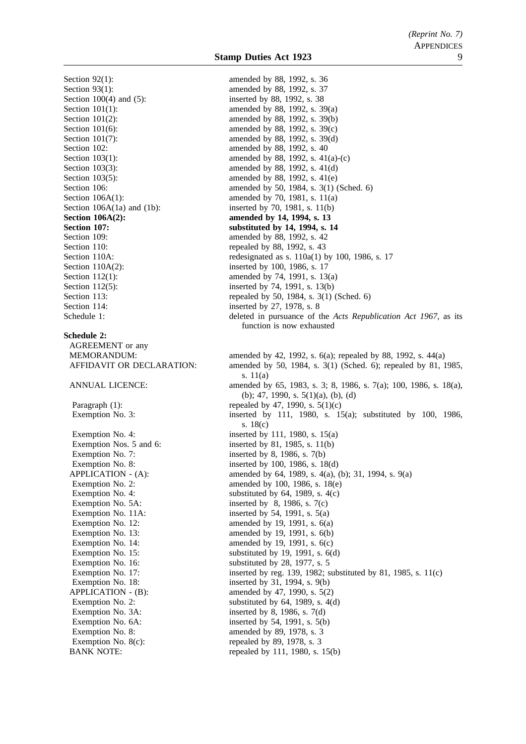Section 92(1): amended by 88, 1992, s. 36
Section 93(1): amended by 88, 1992, s. 37
Section 100(4) and (5): inserted by 88, 1992, s. 38
Section 101(1): amended by 88, 1992, s. 39(a)
Section 101(2): amended by 88, 1992, s. 39(b)
Section 101(6): amended by 88, 1992, s. 39(c)
Section 101(7): amended by 88, 1992, s. 39(d)
Section 102: amended by 88, 1992, s. 40
Section 103(1): amended by 88, 1992, s. 41(a)-(c)
Section 103(3): amended by 88, 1992, s. 41(d)
Section 103(5): amended by 88, 1992, s. 41(e)
Section 106: amended by 50, 1984, s. 3(1) (Sched. 6)
Section 106A(1): amended by 70, 1981, s. 11(a)
Section 106A(1a) and (1b): inserted by 70, 1981, s. 11(b)
**Section 106A(2): amended by 14, 1994, s. 13**
**Section 107: substituted by 14, 1994, s. 14**
Section 109: amended by 88, 1992, s. 42
Section 110: repealed by 88, 1992, s. 43
Section 110A: redesignated as s. 110a(1) by 100, 1986, s. 17
Section 110A(2): inserted by 100, 1986, s. 17
Section 112(1): amended by 74, 1991, s. 13(a)
Section 112(5): inserted by 74, 1991, s. 13(b)
Section 113: repealed by 50, 1984, s. 3(1) (Sched. 6)
Section 114: inserted by 27, 1978, s. 8
Schedule 1: deleted in pursuance of the *Acts Republication Act 1967*, as its function is now exhausted

**Schedule 2:**

AGREEMENT or any MEMORANDUM: amended by 42, 1992, s. 6(a); repealed by 88, 1992, s. 44(a)
AFFIDAVIT OR DECLARATION: amended by 50, 1984, s. 3(1) (Sched. 6); repealed by 81, 1985, s. 11(a)
ANNUAL LICENCE: amended by 65, 1983, s. 3; 8, 1986, s. 7(a); 100, 1986, s. 18(a), (b); 47, 1990, s. 5(1)(a), (b), (d)
Paragraph (1): repealed by 47, 1990, s. 5(1)(c)
Exemption No. 3: inserted by 111, 1980, s. 15(a); substituted by 100, 1986, s. 18(c)
Exemption No. 4: inserted by 111, 1980, s. 15(a)
Exemption Nos. 5 and 6: inserted by 81, 1985, s. 11(b)
Exemption No. 7: inserted by 8, 1986, s. 7(b)
Exemption No. 8: inserted by 100, 1986, s. 18(d)
APPLICATION - (A): amended by 64, 1989, s. 4(a), (b); 31, 1994, s. 9(a)
Exemption No. 2: amended by 100, 1986, s. 18(e)
Exemption No. 4: substituted by 64, 1989, s. 4(c)
Exemption No. 5A: inserted by 8, 1986, s. 7(c)
Exemption No. 11A: inserted by 54, 1991, s. 5(a)
Exemption No. 12: amended by 19, 1991, s. 6(a)
Exemption No. 13: amended by 19, 1991, s. 6(b)
Exemption No. 14: amended by 19, 1991, s. 6(c)
Exemption No. 15: substituted by 19, 1991, s. 6(d)
Exemption No. 16: substituted by 28, 1977, s. 5
Exemption No. 17: inserted by reg. 139, 1982; substituted by 81, 1985, s. 11(c)
Exemption No. 18: inserted by 31, 1994, s. 9(b)
APPLICATION - (B): amended by 47, 1990, s. 5(2)
Exemption No. 2: substituted by 64, 1989, s. 4(d)
Exemption No. 3A: inserted by 8, 1986, s. 7(d)
Exemption No. 6A: inserted by 54, 1991, s. 5(b)
Exemption No. 8: amended by 89, 1978, s. 3
Exemption No. 8(c): repealed by 89, 1978, s. 3
BANK NOTE: repealed by 111, 1980, s. 15(b)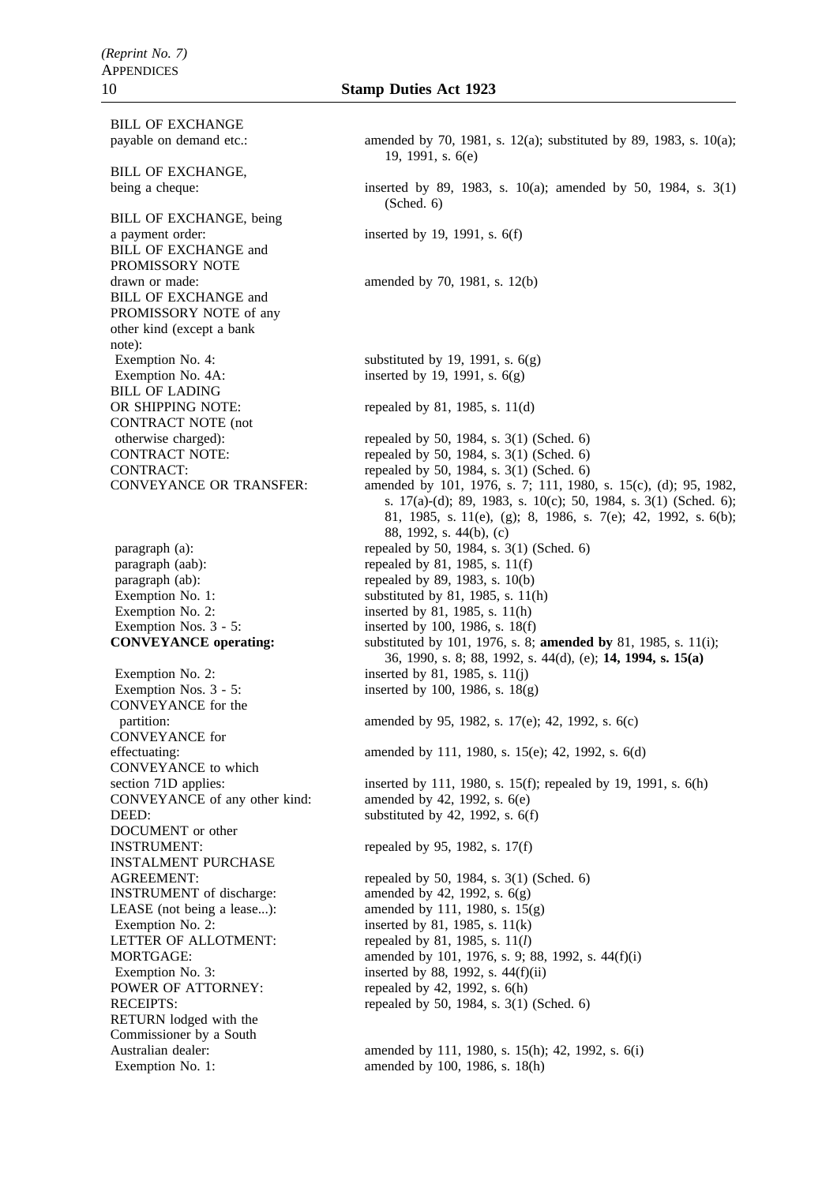| | |
|---|---|
| BILL OF EXCHANGE payable on demand etc.: | amended by 70, 1981, s. 12(a); substituted by 89, 1983, s. 10(a); 19, 1991, s. 6(e) |
| BILL OF EXCHANGE, being a cheque: | inserted by 89, 1983, s. 10(a); amended by 50, 1984, s. 3(1) (Sched. 6) |
| BILL OF EXCHANGE, being a payment order: | inserted by 19, 1991, s. 6(f) |
| BILL OF EXCHANGE and PROMISSORY NOTE drawn or made: | amended by 70, 1981, s. 12(b) |
| BILL OF EXCHANGE and PROMISSORY NOTE of any other kind (except a bank note): | |
| Exemption No. 4: | substituted by 19, 1991, s. 6(g) |
| Exemption No. 4A: | inserted by 19, 1991, s. 6(g) |
| BILL OF LADING OR SHIPPING NOTE: | repealed by 81, 1985, s. 11(d) |
| CONTRACT NOTE (not otherwise charged): | repealed by 50, 1984, s. 3(1) (Sched. 6) |
| CONTRACT NOTE: | repealed by 50, 1984, s. 3(1) (Sched. 6) |
| CONTRACT: | repealed by 50, 1984, s. 3(1) (Sched. 6) |
| CONVEYANCE OR TRANSFER: | amended by 101, 1976, s. 7; 111, 1980, s. 15(c), (d); 95, 1982, s. 17(a)-(d); 89, 1983, s. 10(c); 50, 1984, s. 3(1) (Sched. 6); 81, 1985, s. 11(e), (g); 8, 1986, s. 7(e); 42, 1992, s. 6(b); 88, 1992, s. 44(b), (c) |
| paragraph (a): | repealed by 50, 1984, s. 3(1) (Sched. 6) |
| paragraph (aab): | repealed by 81, 1985, s. 11(f) |
| paragraph (ab): | repealed by 89, 1983, s. 10(b) |
| Exemption No. 1: | substituted by 81, 1985, s. 11(h) |
| Exemption No. 2: | inserted by 81, 1985, s. 11(h) |
| Exemption Nos. 3 - 5: | inserted by 100, 1986, s. 18(f) |
| **CONVEYANCE operating:** | substituted by 101, 1976, s. 8; **amended by** 81, 1985, s. 11(i); 36, 1990, s. 8; 88, 1992, s. 44(d), (e); **14, 1994, s. 15(a)** |
| Exemption No. 2: | inserted by 81, 1985, s. 11(j) |
| Exemption Nos. 3 - 5: | inserted by 100, 1986, s. 18(g) |
| CONVEYANCE for the partition: | amended by 95, 1982, s. 17(e); 42, 1992, s. 6(c) |
| CONVEYANCE for effectuating: | amended by 111, 1980, s. 15(e); 42, 1992, s. 6(d) |
| CONVEYANCE to which section 71D applies: | inserted by 111, 1980, s. 15(f); repealed by 19, 1991, s. 6(h) |
| CONVEYANCE of any other kind: | amended by 42, 1992, s. 6(e) |
| DEED: | substituted by 42, 1992, s. 6(f) |
| DOCUMENT or other INSTRUMENT: | repealed by 95, 1982, s. 17(f) |
| INSTALMENT PURCHASE AGREEMENT: | repealed by 50, 1984, s. 3(1) (Sched. 6) |
| INSTRUMENT of discharge: | amended by 42, 1992, s. 6(g) |
| LEASE (not being a lease...): | amended by 111, 1980, s. 15(g) |
| Exemption No. 2: | inserted by 81, 1985, s. 11(k) |
| LETTER OF ALLOTMENT: | repealed by 81, 1985, s. 11(*l*) |
| MORTGAGE: | amended by 101, 1976, s. 9; 88, 1992, s. 44(f)(i) |
| Exemption No. 3: | inserted by 88, 1992, s. 44(f)(ii) |
| POWER OF ATTORNEY: | repealed by 42, 1992, s. 6(h) |
| RECEIPTS: | repealed by 50, 1984, s. 3(1) (Sched. 6) |
| RETURN lodged with the Commissioner by a South Australian dealer: | amended by 111, 1980, s. 15(h); 42, 1992, s. 6(i) |
| Exemption No. 1: | amended by 100, 1986, s. 18(h) |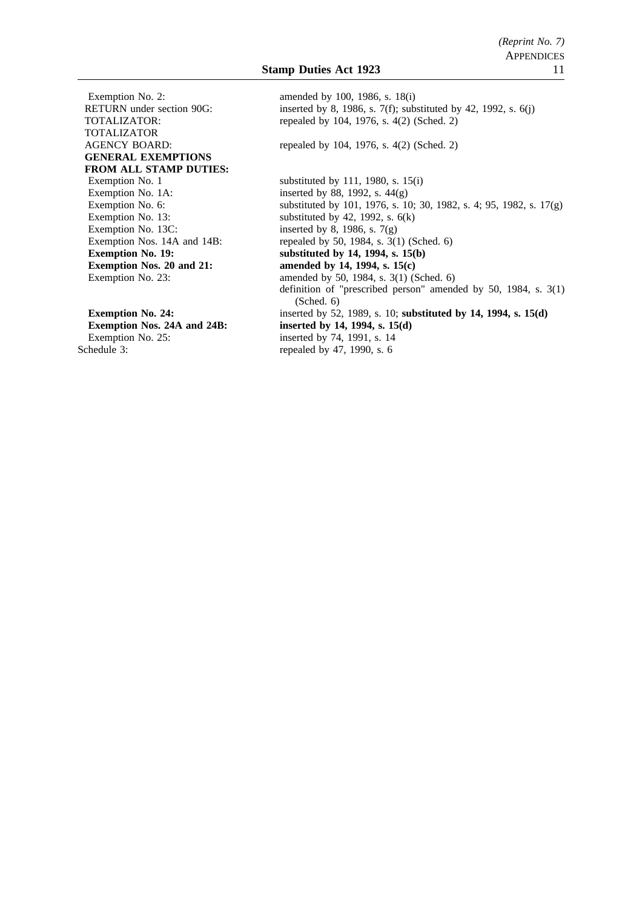| | |
|---|---|
| Exemption No. 2: | amended by 100, 1986, s. 18(i) |
| RETURN under section 90G: | inserted by 8, 1986, s. 7(f); substituted by 42, 1992, s. 6(j) |
| TOTALIZATOR: | repealed by 104, 1976, s. 4(2) (Sched. 2) |
| TOTALIZATOR AGENCY BOARD: | repealed by 104, 1976, s. 4(2) (Sched. 2) |
| **GENERAL EXEMPTIONS FROM ALL STAMP DUTIES:** | |
| Exemption No. 1 | substituted by 111, 1980, s. 15(i) |
| Exemption No. 1A: | inserted by 88, 1992, s. 44(g) |
| Exemption No. 6: | substituted by 101, 1976, s. 10; 30, 1982, s. 4; 95, 1982, s. 17(g) |
| Exemption No. 13: | substituted by 42, 1992, s. 6(k) |
| Exemption No. 13C: | inserted by 8, 1986, s. 7(g) |
| Exemption Nos. 14A and 14B: | repealed by 50, 1984, s. 3(1) (Sched. 6) |
| **Exemption No. 19:** | **substituted by 14, 1994, s. 15(b)** |
| **Exemption Nos. 20 and 21:** | **amended by 14, 1994, s. 15(c)** |
| Exemption No. 23: | amended by 50, 1984, s. 3(1) (Sched. 6) definition of "prescribed person" amended by 50, 1984, s. 3(1) (Sched. 6) |
| **Exemption No. 24:** | inserted by 52, 1989, s. 10; **substituted by 14, 1994, s. 15(d)** |
| **Exemption Nos. 24A and 24B:** | **inserted by 14, 1994, s. 15(d)** |
| Exemption No. 25: | inserted by 74, 1991, s. 14 |
| Schedule 3: | repealed by 47, 1990, s. 6 |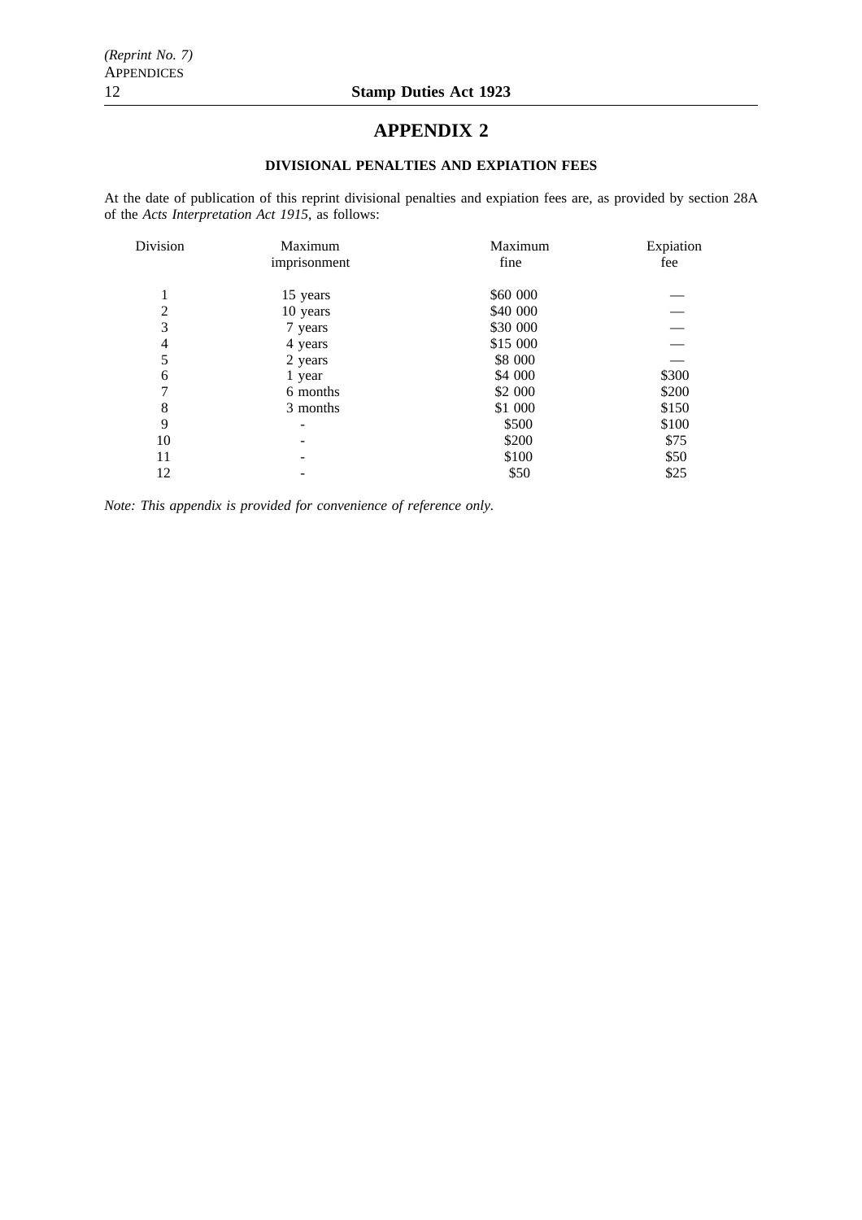# APPENDIX 2

### DIVISIONAL PENALTIES AND EXPIATION FEES

At the date of publication of this reprint divisional penalties and expiation fees are, as provided by section 28A of the *Acts Interpretation Act 1915*, as follows:

| Division | Maximum imprisonment | Maximum fine | Expiation fee |
|---|---|---|---|
| 1 | 15 years | $60 000 | — |
| 2 | 10 years | $40 000 | — |
| 3 | 7 years | $30 000 | — |
| 4 | 4 years | $15 000 | — |
| 5 | 2 years | $8 000 | — |
| 6 | 1 year | $4 000 | $300 |
| 7 | 6 months | $2 000 | $200 |
| 8 | 3 months | $1 000 | $150 |
| 9 | - | $500 | $100 |
| 10 | - | $200 | $75 |
| 11 | - | $100 | $50 |
| 12 | - | $50 | $25 |

*Note: This appendix is provided for convenience of reference only.*